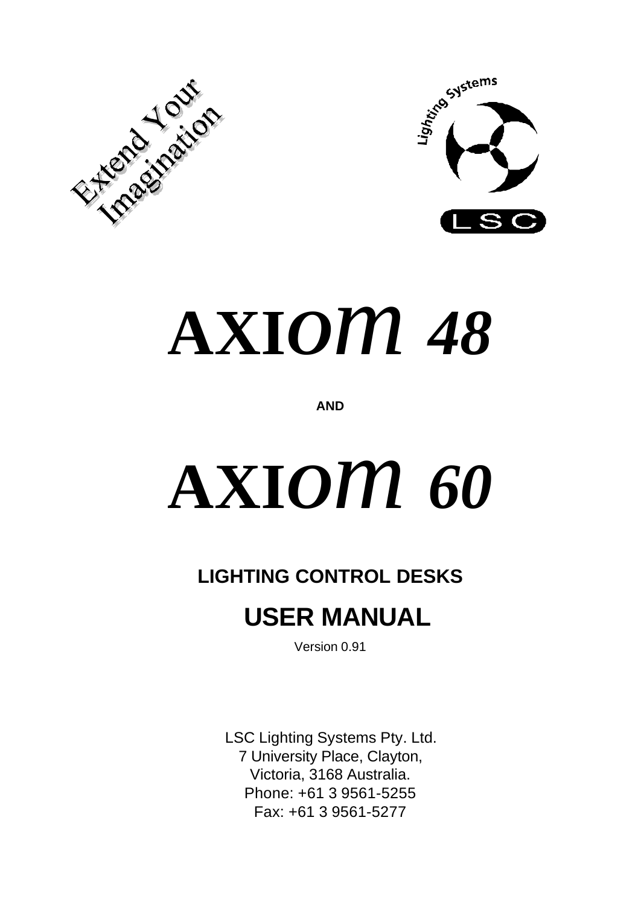Extend Your Imagination

Lighting Systems

LSC

# AXIOM 48

**AND**

# AXIOM 60

## LIGHTING CONTROL DESKS

## USER MANUAL

Version 0.91

LSC Lighting Systems Pty. Ltd.
7 University Place, Clayton,
Victoria, 3168 Australia.
Phone: +61 3 9561-5255
Fax: +61 3 9561-5277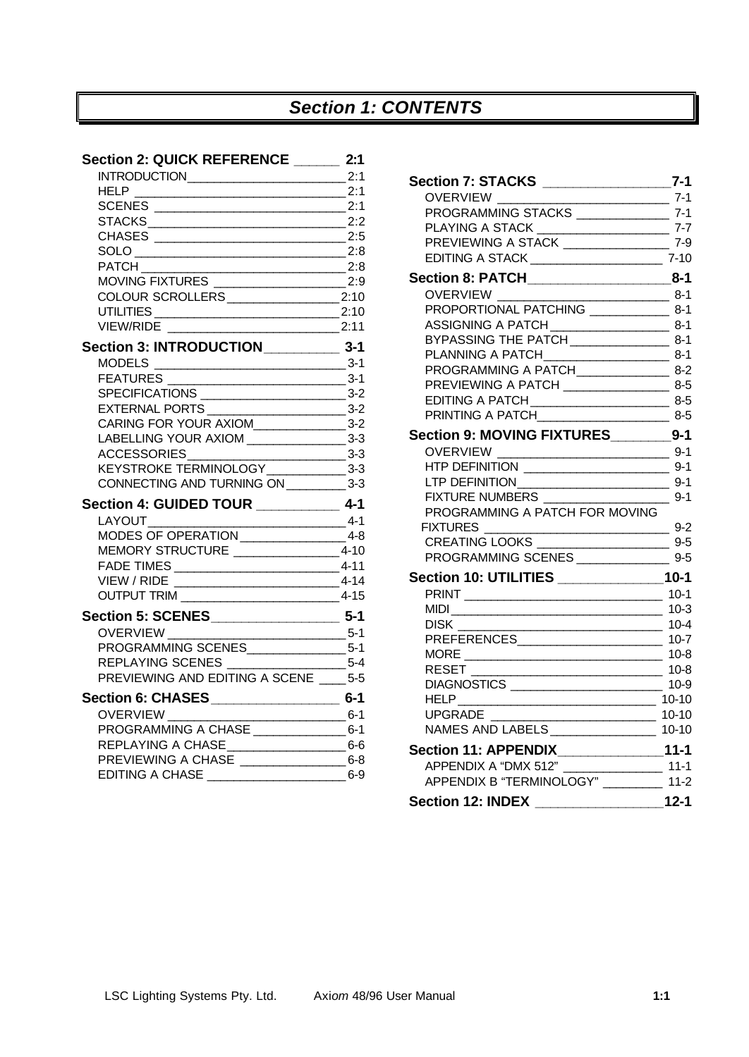# Section 1: CONTENTS

**Section 2: QUICK REFERENCE ______ 2:1**
- INTRODUCTION ______ 2:1
- HELP ______ 2:1
- SCENES ______ 2:1
- STACKS ______ 2:2
- CHASES ______ 2:5
- SOLO ______ 2:8
- PATCH ______ 2:8
- MOVING FIXTURES ______ 2:9
- COLOUR SCROLLERS ______ 2:10
- UTILITIES ______ 2:10
- VIEW/RIDE ______ 2:11

**Section 3: INTRODUCTION ______ 3-1**
- MODELS ______ 3-1
- FEATURES ______ 3-1
- SPECIFICATIONS ______ 3-2
- EXTERNAL PORTS ______ 3-2
- CARING FOR YOUR AXIOM ______ 3-2
- LABELLING YOUR AXIOM ______ 3-3
- ACCESSORIES ______ 3-3
- KEYSTROKE TERMINOLOGY ______ 3-3
- CONNECTING AND TURNING ON ______ 3-3

**Section 4: GUIDED TOUR ______ 4-1**
- LAYOUT ______ 4-1
- MODES OF OPERATION ______ 4-8
- MEMORY STRUCTURE ______ 4-10
- FADE TIMES ______ 4-11
- VIEW / RIDE ______ 4-14
- OUTPUT TRIM ______ 4-15

**Section 5: SCENES ______ 5-1**
- OVERVIEW ______ 5-1
- PROGRAMMING SCENES ______ 5-1
- REPLAYING SCENES ______ 5-4
- PREVIEWING AND EDITING A SCENE ______ 5-5

**Section 6: CHASES ______ 6-1**
- OVERVIEW ______ 6-1
- PROGRAMMING A CHASE ______ 6-1
- REPLAYING A CHASE ______ 6-6
- PREVIEWING A CHASE ______ 6-8
- EDITING A CHASE ______ 6-9

**Section 7: STACKS ______ 7-1**
- OVERVIEW ______ 7-1
- PROGRAMMING STACKS ______ 7-1
- PLAYING A STACK ______ 7-7
- PREVIEWING A STACK ______ 7-9
- EDITING A STACK ______ 7-10

**Section 8: PATCH ______ 8-1**
- OVERVIEW ______ 8-1
- PROPORTIONAL PATCHING ______ 8-1
- ASSIGNING A PATCH ______ 8-1
- BYPASSING THE PATCH ______ 8-1
- PLANNING A PATCH ______ 8-1
- PROGRAMMING A PATCH ______ 8-2
- PREVIEWING A PATCH ______ 8-5
- EDITING A PATCH ______ 8-5
- PRINTING A PATCH ______ 8-5

**Section 9: MOVING FIXTURES ______ 9-1**
- OVERVIEW ______ 9-1
- HTP DEFINITION ______ 9-1
- LTP DEFINITION ______ 9-1
- FIXTURE NUMBERS ______ 9-1
- PROGRAMMING A PATCH FOR MOVING FIXTURES ______ 9-2
- CREATING LOOKS ______ 9-5
- PROGRAMMING SCENES ______ 9-5

**Section 10: UTILITIES ______ 10-1**
- PRINT ______ 10-1
- MIDI ______ 10-3
- DISK ______ 10-4
- PREFERENCES ______ 10-7
- MORE ______ 10-8
- RESET ______ 10-8
- DIAGNOSTICS ______ 10-9
- HELP ______ 10-10
- UPGRADE ______ 10-10
- NAMES AND LABELS ______ 10-10

**Section 11: APPENDIX ______ 11-1**
- APPENDIX A "DMX 512" ______ 11-1
- APPENDIX B "TERMINOLOGY" ______ 11-2

**Section 12: INDEX ______ 12-1**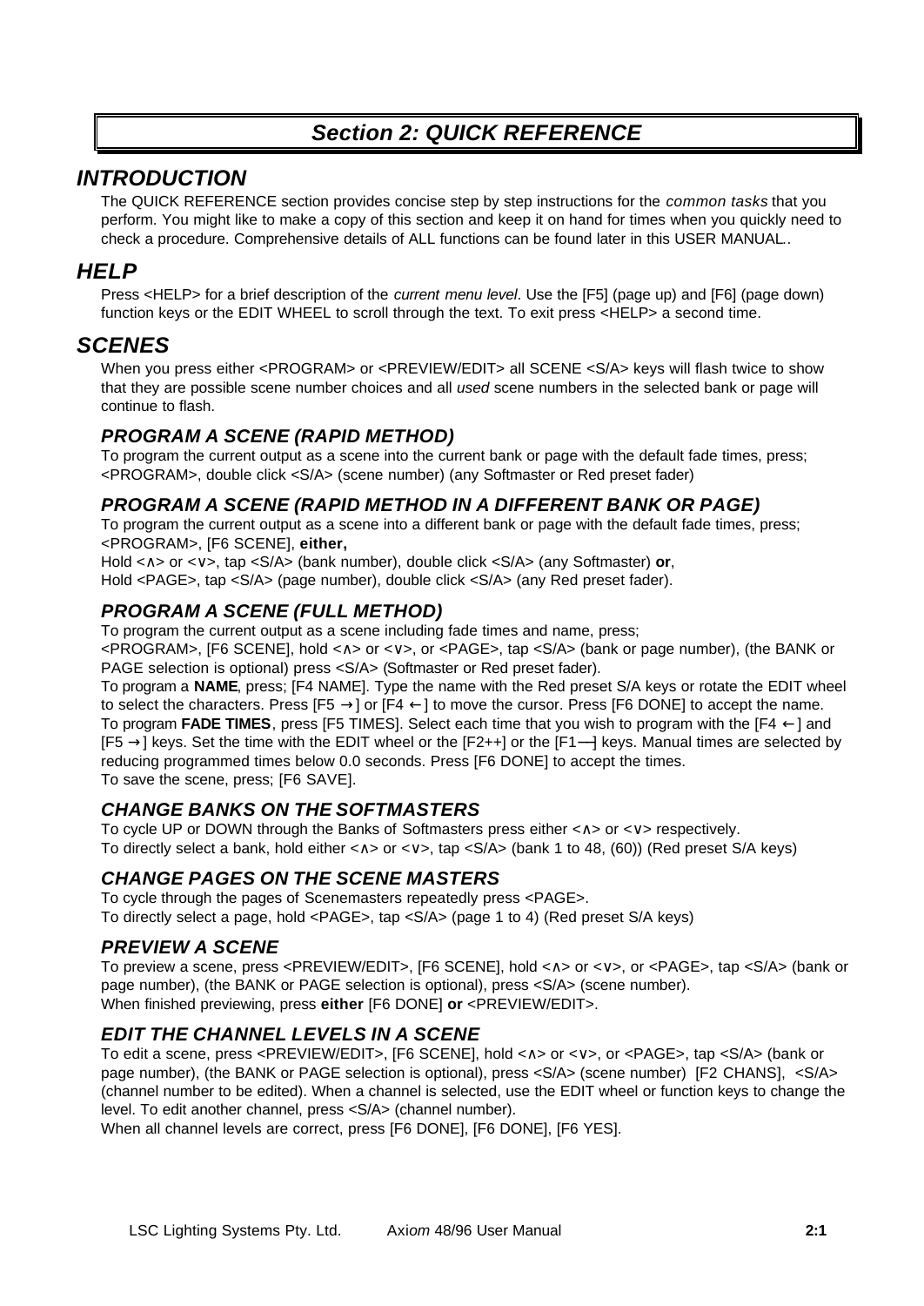# Section 2: QUICK REFERENCE

## INTRODUCTION

The QUICK REFERENCE section provides concise step by step instructions for the *common tasks* that you perform. You might like to make a copy of this section and keep it on hand for times when you quickly need to check a procedure. Comprehensive details of ALL functions can be found later in this USER MANUAL..

## HELP

Press <HELP> for a brief description of the *current menu level*. Use the [F5] (page up) and [F6] (page down) function keys or the EDIT WHEEL to scroll through the text. To exit press <HELP> a second time.

## SCENES

When you press either <PROGRAM> or <PREVIEW/EDIT> all SCENE <S/A> keys will flash twice to show that they are possible scene number choices and all *used* scene numbers in the selected bank or page will continue to flash.

### PROGRAM A SCENE (RAPID METHOD)

To program the current output as a scene into the current bank or page with the default fade times, press; <PROGRAM>, double click <S/A> (scene number) (any Softmaster or Red preset fader)

### PROGRAM A SCENE (RAPID METHOD IN A DIFFERENT BANK OR PAGE)

To program the current output as a scene into a different bank or page with the default fade times, press; <PROGRAM>, [F6 SCENE], **either,**
Hold <∧> or <∨>, tap <S/A> (bank number), double click <S/A> (any Softmaster) **or**,
Hold <PAGE>, tap <S/A> (page number), double click <S/A> (any Red preset fader).

### PROGRAM A SCENE (FULL METHOD)

To program the current output as a scene including fade times and name, press;
<PROGRAM>, [F6 SCENE], hold <∧> or <∨>, or <PAGE>, tap <S/A> (bank or page number), (the BANK or PAGE selection is optional) press <S/A> (Softmaster or Red preset fader).
To program a **NAME**, press; [F4 NAME]. Type the name with the Red preset S/A keys or rotate the EDIT wheel to select the characters. Press [F5 →] or [F4 ←] to move the cursor. Press [F6 DONE] to accept the name.
To program **FADE TIMES**, press [F5 TIMES]. Select each time that you wish to program with the [F4 ←] and [F5 →] keys. Set the time with the EDIT wheel or the [F2++] or the [F1—] keys. Manual times are selected by reducing programmed times below 0.0 seconds. Press [F6 DONE] to accept the times.
To save the scene, press; [F6 SAVE].

### CHANGE BANKS ON THE SOFTMASTERS

To cycle UP or DOWN through the Banks of Softmasters press either <∧> or <∨> respectively.
To directly select a bank, hold either <∧> or <∨>, tap <S/A> (bank 1 to 48, (60)) (Red preset S/A keys)

### CHANGE PAGES ON THE SCENE MASTERS

To cycle through the pages of Scenemasters repeatedly press <PAGE>.
To directly select a page, hold <PAGE>, tap <S/A> (page 1 to 4) (Red preset S/A keys)

### PREVIEW A SCENE

To preview a scene, press <PREVIEW/EDIT>, [F6 SCENE], hold <∧> or <∨>, or <PAGE>, tap <S/A> (bank or page number), (the BANK or PAGE selection is optional), press <S/A> (scene number).
When finished previewing, press **either** [F6 DONE] **or** <PREVIEW/EDIT>.

### EDIT THE CHANNEL LEVELS IN A SCENE

To edit a scene, press <PREVIEW/EDIT>, [F6 SCENE], hold <∧> or <∨>, or <PAGE>, tap <S/A> (bank or page number), (the BANK or PAGE selection is optional), press <S/A> (scene number) [F2 CHANS], <S/A> (channel number to be edited). When a channel is selected, use the EDIT wheel or function keys to change the level. To edit another channel, press <S/A> (channel number).
When all channel levels are correct, press [F6 DONE], [F6 DONE], [F6 YES].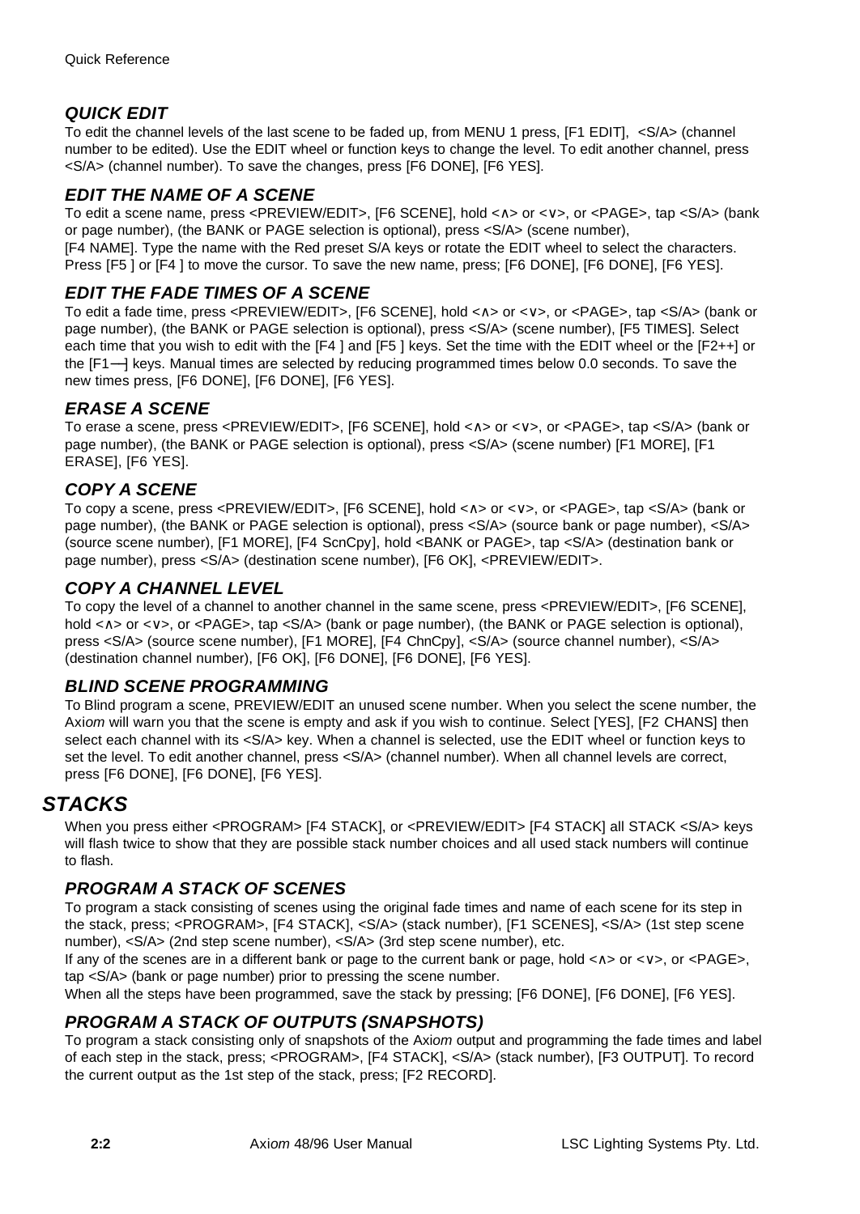### *QUICK EDIT*

To edit the channel levels of the last scene to be faded up, from MENU 1 press, [F1 EDIT], <S/A> (channel number to be edited). Use the EDIT wheel or function keys to change the level. To edit another channel, press <S/A> (channel number). To save the changes, press [F6 DONE], [F6 YES].

### *EDIT THE NAME OF A SCENE*

To edit a scene name, press <PREVIEW/EDIT>, [F6 SCENE], hold <∧> or <∨>, or <PAGE>, tap <S/A> (bank or page number), (the BANK or PAGE selection is optional), press <S/A> (scene number), [F4 NAME]. Type the name with the Red preset S/A keys or rotate the EDIT wheel to select the characters. Press [F5 ] or [F4 ] to move the cursor. To save the new name, press; [F6 DONE], [F6 DONE], [F6 YES].

### *EDIT THE FADE TIMES OF A SCENE*

To edit a fade time, press <PREVIEW/EDIT>, [F6 SCENE], hold <∧> or <∨>, or <PAGE>, tap <S/A> (bank or page number), (the BANK or PAGE selection is optional), press <S/A> (scene number), [F5 TIMES]. Select each time that you wish to edit with the [F4 ] and [F5 ] keys. Set the time with the EDIT wheel or the [F2++] or the [F1—] keys. Manual times are selected by reducing programmed times below 0.0 seconds. To save the new times press, [F6 DONE], [F6 DONE], [F6 YES].

### *ERASE A SCENE*

To erase a scene, press <PREVIEW/EDIT>, [F6 SCENE], hold <∧> or <∨>, or <PAGE>, tap <S/A> (bank or page number), (the BANK or PAGE selection is optional), press <S/A> (scene number) [F1 MORE], [F1 ERASE], [F6 YES].

### *COPY A SCENE*

To copy a scene, press <PREVIEW/EDIT>, [F6 SCENE], hold <∧> or <∨>, or <PAGE>, tap <S/A> (bank or page number), (the BANK or PAGE selection is optional), press <S/A> (source bank or page number), <S/A> (source scene number), [F1 MORE], [F4 ScnCpy], hold <BANK or PAGE>, tap <S/A> (destination bank or page number), press <S/A> (destination scene number), [F6 OK], <PREVIEW/EDIT>.

### *COPY A CHANNEL LEVEL*

To copy the level of a channel to another channel in the same scene, press <PREVIEW/EDIT>, [F6 SCENE], hold <∧> or <∨>, or <PAGE>, tap <S/A> (bank or page number), (the BANK or PAGE selection is optional), press <S/A> (source scene number), [F1 MORE], [F4 ChnCpy], <S/A> (source channel number), <S/A> (destination channel number), [F6 OK], [F6 DONE], [F6 DONE], [F6 YES].

### *BLIND SCENE PROGRAMMING*

To Blind program a scene, PREVIEW/EDIT an unused scene number. When you select the scene number, the Axi*om* will warn you that the scene is empty and ask if you wish to continue. Select [YES], [F2 CHANS] then select each channel with its <S/A> key. When a channel is selected, use the EDIT wheel or function keys to set the level. To edit another channel, press <S/A> (channel number). When all channel levels are correct, press [F6 DONE], [F6 DONE], [F6 YES].

## *STACKS*

When you press either <PROGRAM> [F4 STACK], or <PREVIEW/EDIT> [F4 STACK] all STACK <S/A> keys will flash twice to show that they are possible stack number choices and all used stack numbers will continue to flash.

### *PROGRAM A STACK OF SCENES*

To program a stack consisting of scenes using the original fade times and name of each scene for its step in the stack, press; <PROGRAM>, [F4 STACK], <S/A> (stack number), [F1 SCENES], <S/A> (1st step scene number), <S/A> (2nd step scene number), <S/A> (3rd step scene number), etc.

If any of the scenes are in a different bank or page to the current bank or page, hold <∧> or <∨>, or <PAGE>, tap <S/A> (bank or page number) prior to pressing the scene number.

When all the steps have been programmed, save the stack by pressing; [F6 DONE], [F6 DONE], [F6 YES].

### *PROGRAM A STACK OF OUTPUTS (SNAPSHOTS)*

To program a stack consisting only of snapshots of the Axi*om* output and programming the fade times and label of each step in the stack, press; <PROGRAM>, [F4 STACK], <S/A> (stack number), [F3 OUTPUT]. To record the current output as the 1st step of the stack, press; [F2 RECORD].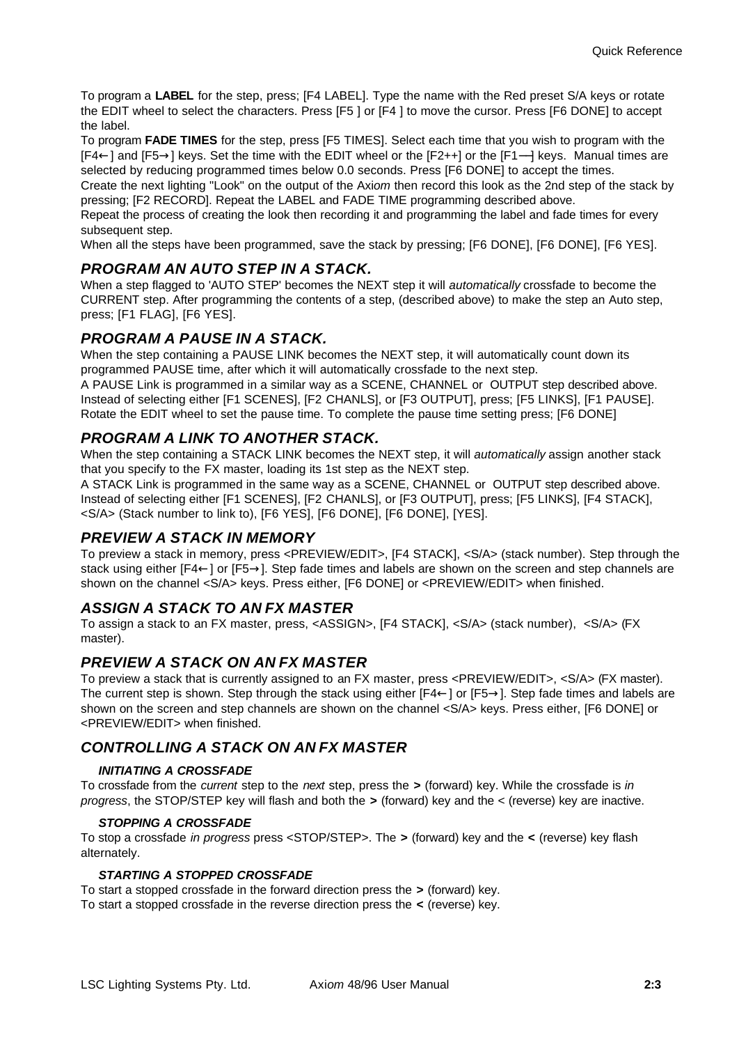To program a **LABEL** for the step, press; [F4 LABEL]. Type the name with the Red preset S/A keys or rotate the EDIT wheel to select the characters. Press [F5 ] or [F4 ] to move the cursor. Press [F6 DONE] to accept the label.

To program **FADE TIMES** for the step, press [F5 TIMES]. Select each time that you wish to program with the [F4←] and [F5→] keys. Set the time with the EDIT wheel or the [F2++] or the [F1—] keys. Manual times are selected by reducing programmed times below 0.0 seconds. Press [F6 DONE] to accept the times.

Create the next lighting "Look" on the output of the Axi*om* then record this look as the 2nd step of the stack by pressing; [F2 RECORD]. Repeat the LABEL and FADE TIME programming described above.

Repeat the process of creating the look then recording it and programming the label and fade times for every subsequent step.

When all the steps have been programmed, save the stack by pressing; [F6 DONE], [F6 DONE], [F6 YES].

## *PROGRAM AN AUTO STEP IN A STACK.*

When a step flagged to 'AUTO STEP' becomes the NEXT step it will *automatically* crossfade to become the CURRENT step. After programming the contents of a step, (described above) to make the step an Auto step, press; [F1 FLAG], [F6 YES].

## *PROGRAM A PAUSE IN A STACK.*

When the step containing a PAUSE LINK becomes the NEXT step, it will automatically count down its programmed PAUSE time, after which it will automatically crossfade to the next step.

A PAUSE Link is programmed in a similar way as a SCENE, CHANNEL or OUTPUT step described above. Instead of selecting either [F1 SCENES], [F2 CHANLS], or [F3 OUTPUT], press; [F5 LINKS], [F1 PAUSE]. Rotate the EDIT wheel to set the pause time. To complete the pause time setting press; [F6 DONE]

## *PROGRAM A LINK TO ANOTHER STACK.*

When the step containing a STACK LINK becomes the NEXT step, it will *automatically* assign another stack that you specify to the FX master, loading its 1st step as the NEXT step.

A STACK Link is programmed in the same way as a SCENE, CHANNEL or OUTPUT step described above. Instead of selecting either [F1 SCENES], [F2 CHANLS], or [F3 OUTPUT], press; [F5 LINKS], [F4 STACK], <S/A> (Stack number to link to), [F6 YES], [F6 DONE], [F6 DONE], [YES].

## *PREVIEW A STACK IN MEMORY*

To preview a stack in memory, press <PREVIEW/EDIT>, [F4 STACK], <S/A> (stack number). Step through the stack using either [F4←] or [F5→]. Step fade times and labels are shown on the screen and step channels are shown on the channel <S/A> keys. Press either, [F6 DONE] or <PREVIEW/EDIT> when finished.

## *ASSIGN A STACK TO AN FX MASTER*

To assign a stack to an FX master, press, <ASSIGN>, [F4 STACK], <S/A> (stack number), <S/A> (FX master).

## *PREVIEW A STACK ON AN FX MASTER*

To preview a stack that is currently assigned to an FX master, press <PREVIEW/EDIT>, <S/A> (FX master). The current step is shown. Step through the stack using either [F4←] or [F5→]. Step fade times and labels are shown on the screen and step channels are shown on the channel <S/A> keys. Press either, [F6 DONE] or <PREVIEW/EDIT> when finished.

## *CONTROLLING A STACK ON AN FX MASTER*

#### *INITIATING A CROSSFADE*

To crossfade from the *current* step to the *next* step, press the **>** (forward) key. While the crossfade is *in progress*, the STOP/STEP key will flash and both the **>** (forward) key and the < (reverse) key are inactive.

#### *STOPPING A CROSSFADE*

To stop a crossfade *in progress* press <STOP/STEP>. The **>** (forward) key and the **<** (reverse) key flash alternately.

#### *STARTING A STOPPED CROSSFADE*

To start a stopped crossfade in the forward direction press the **>** (forward) key.
To start a stopped crossfade in the reverse direction press the **<** (reverse) key.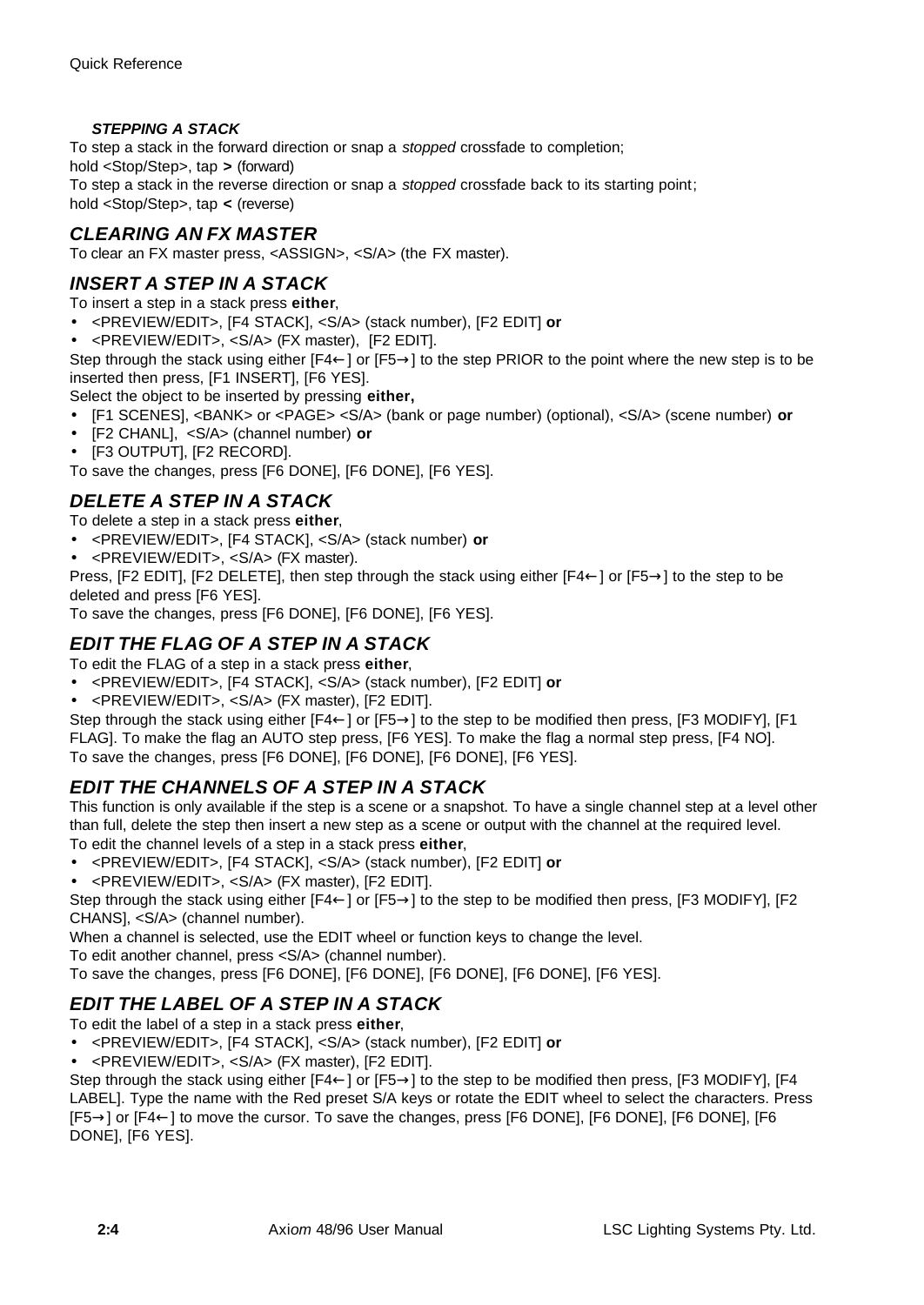#### *STEPPING A STACK*

To step a stack in the forward direction or snap a *stopped* crossfade to completion;
hold <Stop/Step>, tap **>** (forward)
To step a stack in the reverse direction or snap a *stopped* crossfade back to its starting point;
hold <Stop/Step>, tap **<** (reverse)

### *CLEARING AN FX MASTER*

To clear an FX master press, <ASSIGN>, <S/A> (the FX master).

### *INSERT A STEP IN A STACK*

To insert a step in a stack press **either**,

- <PREVIEW/EDIT>, [F4 STACK], <S/A> (stack number), [F2 EDIT] **or**
- <PREVIEW/EDIT>, <S/A> (FX master), [F2 EDIT].

Step through the stack using either [F4←] or [F5→] to the step PRIOR to the point where the new step is to be inserted then press, [F1 INSERT], [F6 YES].
Select the object to be inserted by pressing **either,**

- [F1 SCENES], <BANK> or <PAGE> <S/A> (bank or page number) (optional), <S/A> (scene number) **or**
- [F2 CHANL], <S/A> (channel number) **or**
- [F3 OUTPUT], [F2 RECORD].

To save the changes, press [F6 DONE], [F6 DONE], [F6 YES].

### *DELETE A STEP IN A STACK*

To delete a step in a stack press **either**,

- <PREVIEW/EDIT>, [F4 STACK], <S/A> (stack number) **or**
- <PREVIEW/EDIT>, <S/A> (FX master).

Press, [F2 EDIT], [F2 DELETE], then step through the stack using either [F4←] or [F5→] to the step to be deleted and press [F6 YES].
To save the changes, press [F6 DONE], [F6 DONE], [F6 YES].

### *EDIT THE FLAG OF A STEP IN A STACK*

To edit the FLAG of a step in a stack press **either**,

- <PREVIEW/EDIT>, [F4 STACK], <S/A> (stack number), [F2 EDIT] **or**
- <PREVIEW/EDIT>, <S/A> (FX master), [F2 EDIT].

Step through the stack using either [F4←] or [F5→] to the step to be modified then press, [F3 MODIFY], [F1 FLAG]. To make the flag an AUTO step press, [F6 YES]. To make the flag a normal step press, [F4 NO].
To save the changes, press [F6 DONE], [F6 DONE], [F6 DONE], [F6 YES].

### *EDIT THE CHANNELS OF A STEP IN A STACK*

This function is only available if the step is a scene or a snapshot. To have a single channel step at a level other than full, delete the step then insert a new step as a scene or output with the channel at the required level.
To edit the channel levels of a step in a stack press **either**,

- <PREVIEW/EDIT>, [F4 STACK], <S/A> (stack number), [F2 EDIT] **or**
- <PREVIEW/EDIT>, <S/A> (FX master), [F2 EDIT].

Step through the stack using either [F4←] or [F5→] to the step to be modified then press, [F3 MODIFY], [F2 CHANS], <S/A> (channel number).
When a channel is selected, use the EDIT wheel or function keys to change the level.
To edit another channel, press <S/A> (channel number).
To save the changes, press [F6 DONE], [F6 DONE], [F6 DONE], [F6 DONE], [F6 YES].

### *EDIT THE LABEL OF A STEP IN A STACK*

To edit the label of a step in a stack press **either**,

- <PREVIEW/EDIT>, [F4 STACK], <S/A> (stack number), [F2 EDIT] **or**
- <PREVIEW/EDIT>, <S/A> (FX master), [F2 EDIT].

Step through the stack using either [F4←] or [F5→] to the step to be modified then press, [F3 MODIFY], [F4 LABEL]. Type the name with the Red preset S/A keys or rotate the EDIT wheel to select the characters. Press [F5→] or [F4←] to move the cursor. To save the changes, press [F6 DONE], [F6 DONE], [F6 DONE], [F6 DONE], [F6 YES].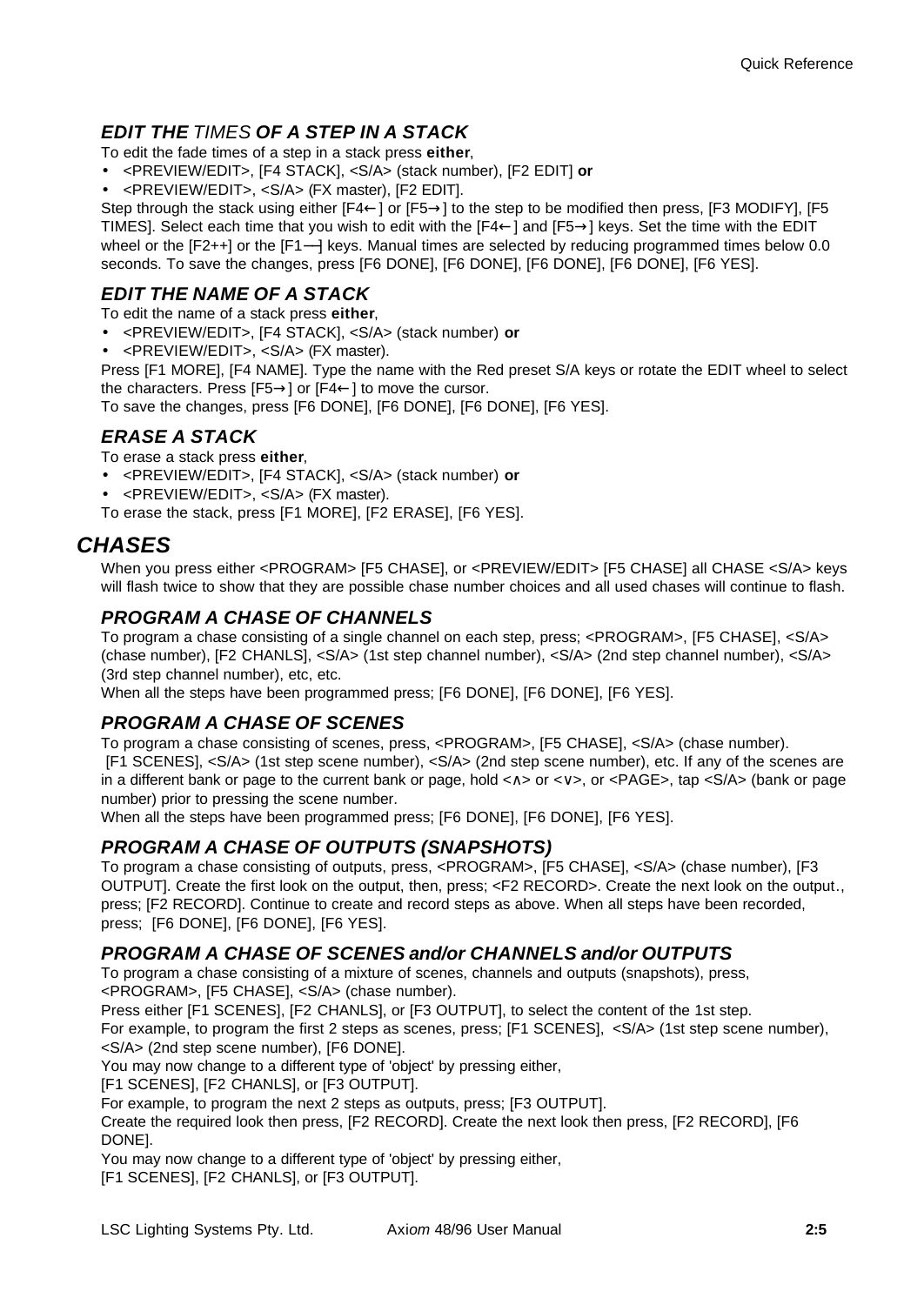### *EDIT THE TIMES OF A STEP IN A STACK*

To edit the fade times of a step in a stack press **either**,

- <PREVIEW/EDIT>, [F4 STACK], <S/A> (stack number), [F2 EDIT] **or**
- <PREVIEW/EDIT>, <S/A> (FX master), [F2 EDIT].

Step through the stack using either [F4←] or [F5→] to the step to be modified then press, [F3 MODIFY], [F5 TIMES]. Select each time that you wish to edit with the [F4←] and [F5→] keys. Set the time with the EDIT wheel or the [F2++] or the [F1—] keys. Manual times are selected by reducing programmed times below 0.0 seconds. To save the changes, press [F6 DONE], [F6 DONE], [F6 DONE], [F6 DONE], [F6 YES].

### *EDIT THE NAME OF A STACK*

To edit the name of a stack press **either**,

- <PREVIEW/EDIT>, [F4 STACK], <S/A> (stack number) **or**
- <PREVIEW/EDIT>, <S/A> (FX master).

Press [F1 MORE], [F4 NAME]. Type the name with the Red preset S/A keys or rotate the EDIT wheel to select the characters. Press [F5→] or [F4←] to move the cursor.

To save the changes, press [F6 DONE], [F6 DONE], [F6 DONE], [F6 YES].

### *ERASE A STACK*

To erase a stack press **either**,

- <PREVIEW/EDIT>, [F4 STACK], <S/A> (stack number) **or**
- <PREVIEW/EDIT>, <S/A> (FX master).

To erase the stack, press [F1 MORE], [F2 ERASE], [F6 YES].

## *CHASES*

When you press either <PROGRAM> [F5 CHASE], or <PREVIEW/EDIT> [F5 CHASE] all CHASE <S/A> keys will flash twice to show that they are possible chase number choices and all used chases will continue to flash.

### *PROGRAM A CHASE OF CHANNELS*

To program a chase consisting of a single channel on each step, press; <PROGRAM>, [F5 CHASE], <S/A> (chase number), [F2 CHANLS], <S/A> (1st step channel number), <S/A> (2nd step channel number), <S/A> (3rd step channel number), etc, etc.

When all the steps have been programmed press; [F6 DONE], [F6 DONE], [F6 YES].

### *PROGRAM A CHASE OF SCENES*

To program a chase consisting of scenes, press, <PROGRAM>, [F5 CHASE], <S/A> (chase number). [F1 SCENES], <S/A> (1st step scene number), <S/A> (2nd step scene number), etc. If any of the scenes are in a different bank or page to the current bank or page, hold <∧> or <∨>, or <PAGE>, tap <S/A> (bank or page number) prior to pressing the scene number.

When all the steps have been programmed press; [F6 DONE], [F6 DONE], [F6 YES].

### *PROGRAM A CHASE OF OUTPUTS (SNAPSHOTS)*

To program a chase consisting of outputs, press, <PROGRAM>, [F5 CHASE], <S/A> (chase number), [F3 OUTPUT]. Create the first look on the output, then, press; <F2 RECORD>. Create the next look on the output., press; [F2 RECORD]. Continue to create and record steps as above. When all steps have been recorded, press; [F6 DONE], [F6 DONE], [F6 YES].

### *PROGRAM A CHASE OF SCENES and/or CHANNELS and/or OUTPUTS*

To program a chase consisting of a mixture of scenes, channels and outputs (snapshots), press, <PROGRAM>, [F5 CHASE], <S/A> (chase number).

Press either [F1 SCENES], [F2 CHANLS], or [F3 OUTPUT], to select the content of the 1st step.

For example, to program the first 2 steps as scenes, press; [F1 SCENES], <S/A> (1st step scene number), <S/A> (2nd step scene number), [F6 DONE].

You may now change to a different type of 'object' by pressing either,

[F1 SCENES], [F2 CHANLS], or [F3 OUTPUT].

For example, to program the next 2 steps as outputs, press; [F3 OUTPUT].

Create the required look then press, [F2 RECORD]. Create the next look then press, [F2 RECORD], [F6 DONE].

You may now change to a different type of 'object' by pressing either,

[F1 SCENES], [F2 CHANLS], or [F3 OUTPUT].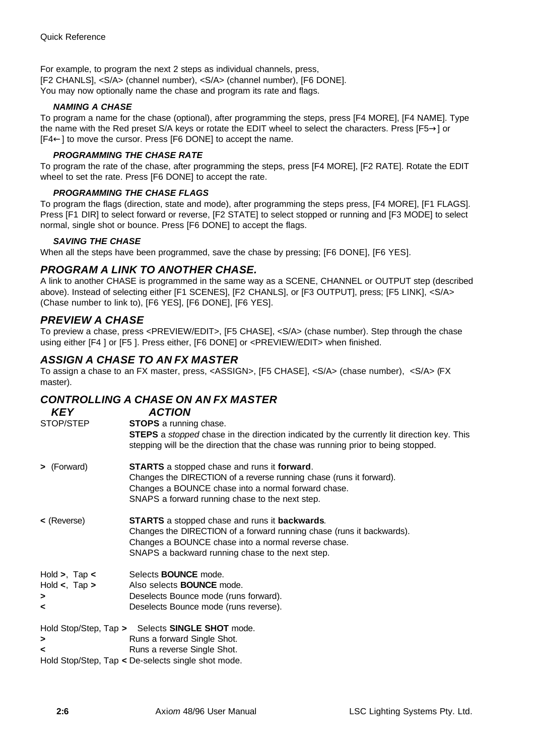For example, to program the next 2 steps as individual channels, press,
[F2 CHANLS], <S/A> (channel number), <S/A> (channel number), [F6 DONE].
You may now optionally name the chase and program its rate and flags.

#### *NAMING A CHASE*

To program a name for the chase (optional), after programming the steps, press [F4 MORE], [F4 NAME]. Type the name with the Red preset S/A keys or rotate the EDIT wheel to select the characters. Press [F5→] or [F4←] to move the cursor. Press [F6 DONE] to accept the name.

#### *PROGRAMMING THE CHASE RATE*

To program the rate of the chase, after programming the steps, press [F4 MORE], [F2 RATE]. Rotate the EDIT wheel to set the rate. Press [F6 DONE] to accept the rate.

#### *PROGRAMMING THE CHASE FLAGS*

To program the flags (direction, state and mode), after programming the steps press, [F4 MORE], [F1 FLAGS]. Press [F1 DIR] to select forward or reverse, [F2 STATE] to select stopped or running and [F3 MODE] to select normal, single shot or bounce. Press [F6 DONE] to accept the flags.

#### *SAVING THE CHASE*

When all the steps have been programmed, save the chase by pressing; [F6 DONE], [F6 YES].

## *PROGRAM A LINK TO ANOTHER CHASE.*

A link to another CHASE is programmed in the same way as a SCENE, CHANNEL or OUTPUT step (described above). Instead of selecting either [F1 SCENES], [F2 CHANLS], or [F3 OUTPUT], press; [F5 LINK], <S/A> (Chase number to link to), [F6 YES], [F6 DONE], [F6 YES].

## *PREVIEW A CHASE*

To preview a chase, press <PREVIEW/EDIT>, [F5 CHASE], <S/A> (chase number). Step through the chase using either [F4 ] or [F5 ]. Press either, [F6 DONE] or <PREVIEW/EDIT> when finished.

## *ASSIGN A CHASE TO AN FX MASTER*

To assign a chase to an FX master, press, <ASSIGN>, [F5 CHASE], <S/A> (chase number), <S/A> (FX master).

## *CONTROLLING A CHASE ON AN FX MASTER*

| *KEY* | *ACTION* |
|---|---|
| STOP/STEP | **STOPS** a running chase.<br>**STEPS** a *stopped* chase in the direction indicated by the currently lit direction key. This stepping will be the direction that the chase was running prior to being stopped. |
| **>** (Forward) | **STARTS** a stopped chase and runs it **forward**.<br>Changes the DIRECTION of a reverse running chase (runs it forward).<br>Changes a BOUNCE chase into a normal forward chase.<br>SNAPS a forward running chase to the next step. |
| **<** (Reverse) | **STARTS** a stopped chase and runs it **backwards**.<br>Changes the DIRECTION of a forward running chase (runs it backwards).<br>Changes a BOUNCE chase into a normal reverse chase.<br>SNAPS a backward running chase to the next step. |
| Hold **>**, Tap **<** | Selects **BOUNCE** mode. |
| Hold **<**, Tap **>** | Also selects **BOUNCE** mode. |
| **>** | Deselects Bounce mode (runs forward). |
| **<** | Deselects Bounce mode (runs reverse). |
| Hold Stop/Step, Tap **>** | Selects **SINGLE SHOT** mode. |
| **>** | Runs a forward Single Shot. |
| **<** | Runs a reverse Single Shot. |
| Hold Stop/Step, Tap **<** | De-selects single shot mode. |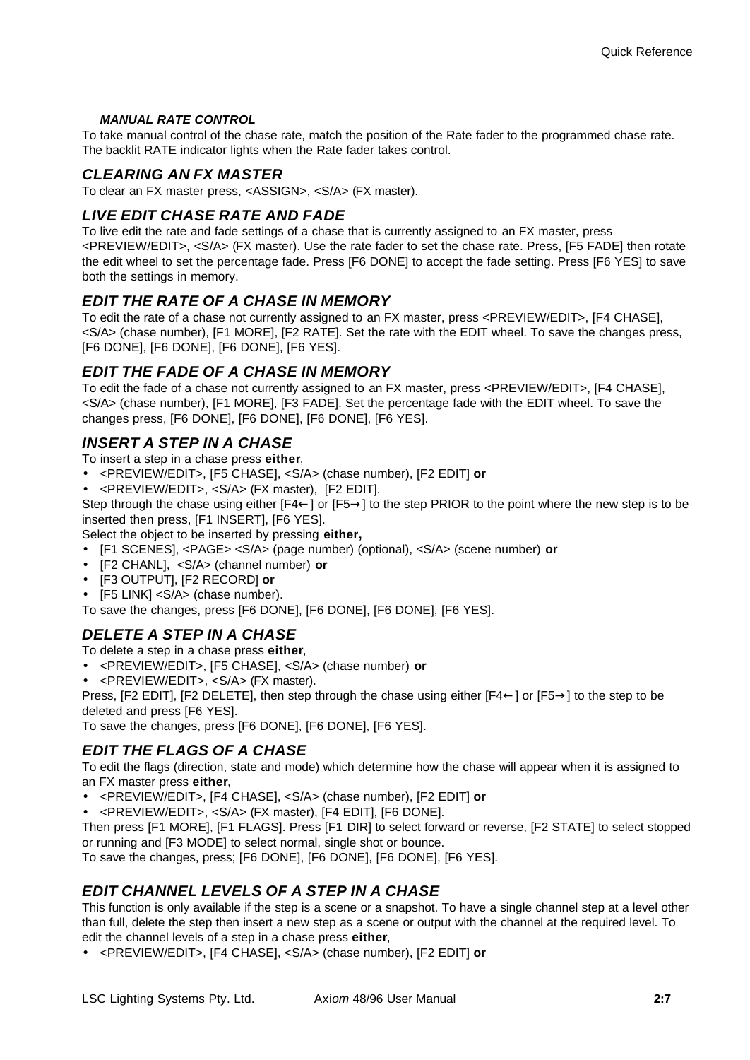#### *MANUAL RATE CONTROL*

To take manual control of the chase rate, match the position of the Rate fader to the programmed chase rate. The backlit RATE indicator lights when the Rate fader takes control.

### *CLEARING AN FX MASTER*

To clear an FX master press, <ASSIGN>, <S/A> (FX master).

### *LIVE EDIT CHASE RATE AND FADE*

To live edit the rate and fade settings of a chase that is currently assigned to an FX master, press <PREVIEW/EDIT>, <S/A> (FX master). Use the rate fader to set the chase rate. Press, [F5 FADE] then rotate the edit wheel to set the percentage fade. Press [F6 DONE] to accept the fade setting. Press [F6 YES] to save both the settings in memory.

### *EDIT THE RATE OF A CHASE IN MEMORY*

To edit the rate of a chase not currently assigned to an FX master, press <PREVIEW/EDIT>, [F4 CHASE], <S/A> (chase number), [F1 MORE], [F2 RATE]. Set the rate with the EDIT wheel. To save the changes press, [F6 DONE], [F6 DONE], [F6 DONE], [F6 YES].

### *EDIT THE FADE OF A CHASE IN MEMORY*

To edit the fade of a chase not currently assigned to an FX master, press <PREVIEW/EDIT>, [F4 CHASE], <S/A> (chase number), [F1 MORE], [F3 FADE]. Set the percentage fade with the EDIT wheel. To save the changes press, [F6 DONE], [F6 DONE], [F6 DONE], [F6 YES].

### *INSERT A STEP IN A CHASE*

To insert a step in a chase press **either**,

- <PREVIEW/EDIT>, [F5 CHASE], <S/A> (chase number), [F2 EDIT] **or**
- <PREVIEW/EDIT>, <S/A> (FX master), [F2 EDIT].

Step through the chase using either [F4←] or [F5→] to the step PRIOR to the point where the new step is to be inserted then press, [F1 INSERT], [F6 YES].

Select the object to be inserted by pressing **either,**

- [F1 SCENES], <PAGE> <S/A> (page number) (optional), <S/A> (scene number) **or**
- [F2 CHANL], <S/A> (channel number) **or**
- [F3 OUTPUT], [F2 RECORD] **or**
- [F5 LINK] <S/A> (chase number).

To save the changes, press [F6 DONE], [F6 DONE], [F6 DONE], [F6 YES].

### *DELETE A STEP IN A CHASE*

To delete a step in a chase press **either**,

- <PREVIEW/EDIT>, [F5 CHASE], <S/A> (chase number) **or**
- <PREVIEW/EDIT>, <S/A> (FX master).

Press, [F2 EDIT], [F2 DELETE], then step through the chase using either [F4←] or [F5→] to the step to be deleted and press [F6 YES].

To save the changes, press [F6 DONE], [F6 DONE], [F6 YES].

### *EDIT THE FLAGS OF A CHASE*

To edit the flags (direction, state and mode) which determine how the chase will appear when it is assigned to an FX master press **either**,

- <PREVIEW/EDIT>, [F4 CHASE], <S/A> (chase number), [F2 EDIT] **or**
- <PREVIEW/EDIT>, <S/A> (FX master), [F4 EDIT], [F6 DONE].

Then press [F1 MORE], [F1 FLAGS]. Press [F1 DIR] to select forward or reverse, [F2 STATE] to select stopped or running and [F3 MODE] to select normal, single shot or bounce.

To save the changes, press; [F6 DONE], [F6 DONE], [F6 DONE], [F6 YES].

### *EDIT CHANNEL LEVELS OF A STEP IN A CHASE*

This function is only available if the step is a scene or a snapshot. To have a single channel step at a level other than full, delete the step then insert a new step as a scene or output with the channel at the required level. To edit the channel levels of a step in a chase press **either**,

- <PREVIEW/EDIT>, [F4 CHASE], <S/A> (chase number), [F2 EDIT] **or**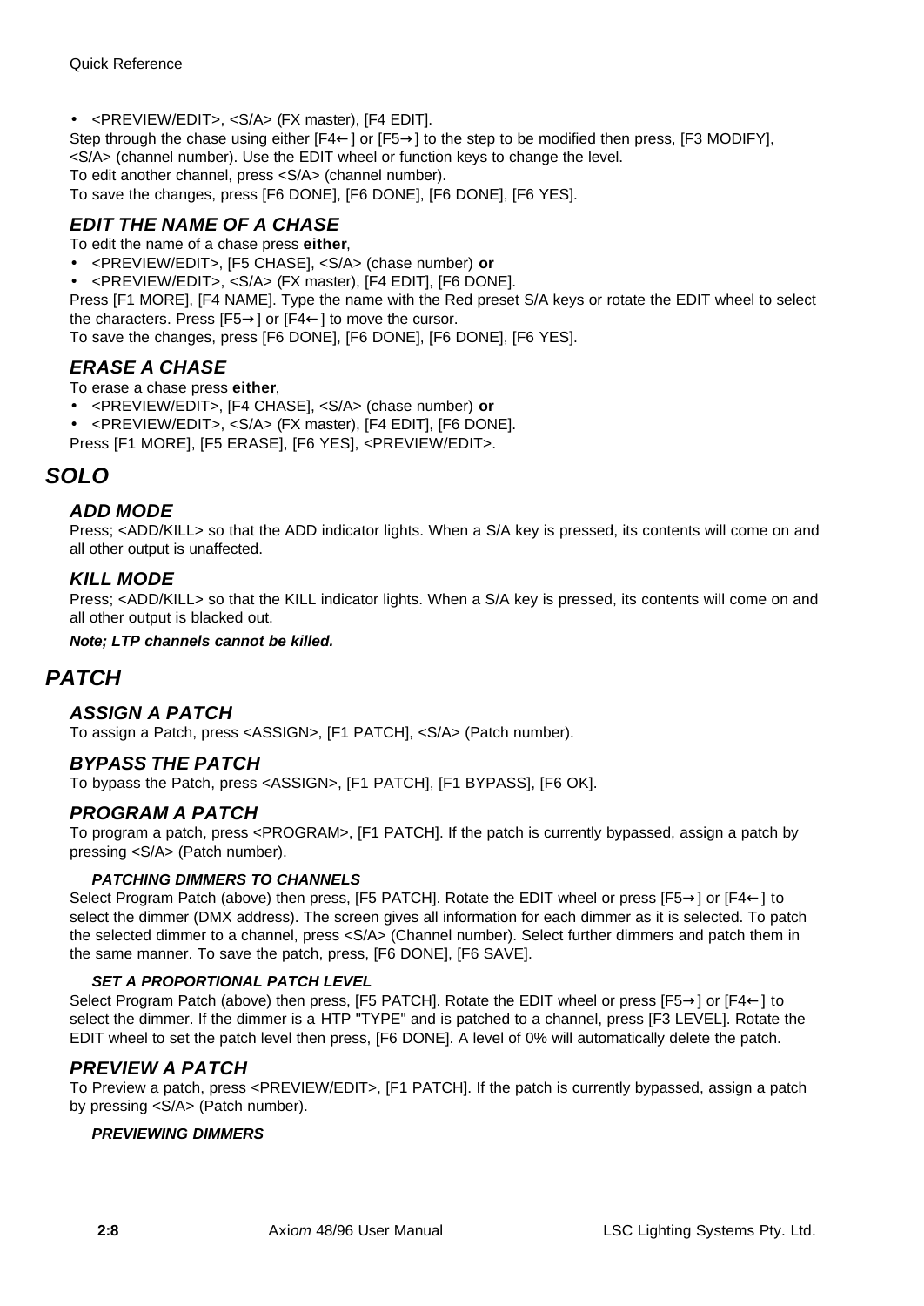- <PREVIEW/EDIT>, <S/A> (FX master), [F4 EDIT].

Step through the chase using either [F4←] or [F5→] to the step to be modified then press, [F3 MODIFY], <S/A> (channel number). Use the EDIT wheel or function keys to change the level.
To edit another channel, press <S/A> (channel number).
To save the changes, press [F6 DONE], [F6 DONE], [F6 DONE], [F6 YES].

### *EDIT THE NAME OF A CHASE*

To edit the name of a chase press **either**,

- <PREVIEW/EDIT>, [F5 CHASE], <S/A> (chase number) **or**
- <PREVIEW/EDIT>, <S/A> (FX master), [F4 EDIT], [F6 DONE].

Press [F1 MORE], [F4 NAME]. Type the name with the Red preset S/A keys or rotate the EDIT wheel to select the characters. Press [F5→] or [F4←] to move the cursor.
To save the changes, press [F6 DONE], [F6 DONE], [F6 DONE], [F6 YES].

### *ERASE A CHASE*

To erase a chase press **either**,

- <PREVIEW/EDIT>, [F4 CHASE], <S/A> (chase number) **or**
- <PREVIEW/EDIT>, <S/A> (FX master), [F4 EDIT], [F6 DONE].

Press [F1 MORE], [F5 ERASE], [F6 YES], <PREVIEW/EDIT>.

## *SOLO*

### *ADD MODE*

Press; <ADD/KILL> so that the ADD indicator lights. When a S/A key is pressed, its contents will come on and all other output is unaffected.

### *KILL MODE*

Press; <ADD/KILL> so that the KILL indicator lights. When a S/A key is pressed, its contents will come on and all other output is blacked out.

***Note; LTP channels cannot be killed.***

## *PATCH*

### *ASSIGN A PATCH*

To assign a Patch, press <ASSIGN>, [F1 PATCH], <S/A> (Patch number).

### *BYPASS THE PATCH*

To bypass the Patch, press <ASSIGN>, [F1 PATCH], [F1 BYPASS], [F6 OK].

### *PROGRAM A PATCH*

To program a patch, press <PROGRAM>, [F1 PATCH]. If the patch is currently bypassed, assign a patch by pressing <S/A> (Patch number).

#### *PATCHING DIMMERS TO CHANNELS*

Select Program Patch (above) then press, [F5 PATCH]. Rotate the EDIT wheel or press [F5→] or [F4←] to select the dimmer (DMX address). The screen gives all information for each dimmer as it is selected. To patch the selected dimmer to a channel, press <S/A> (Channel number). Select further dimmers and patch them in the same manner. To save the patch, press, [F6 DONE], [F6 SAVE].

#### *SET A PROPORTIONAL PATCH LEVEL*

Select Program Patch (above) then press, [F5 PATCH]. Rotate the EDIT wheel or press [F5→] or [F4←] to select the dimmer. If the dimmer is a HTP "TYPE" and is patched to a channel, press [F3 LEVEL]. Rotate the EDIT wheel to set the patch level then press, [F6 DONE]. A level of 0% will automatically delete the patch.

### *PREVIEW A PATCH*

To Preview a patch, press <PREVIEW/EDIT>, [F1 PATCH]. If the patch is currently bypassed, assign a patch by pressing <S/A> (Patch number).

#### *PREVIEWING DIMMERS*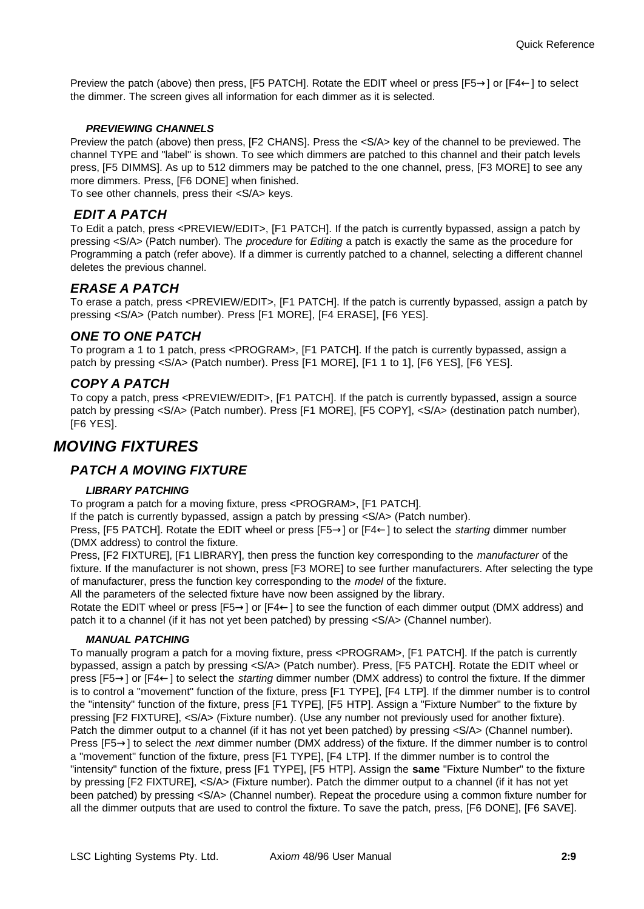Preview the patch (above) then press, [F5 PATCH]. Rotate the EDIT wheel or press [F5→] or [F4←] to select the dimmer. The screen gives all information for each dimmer as it is selected.

#### *PREVIEWING CHANNELS*

Preview the patch (above) then press, [F2 CHANS]. Press the <S/A> key of the channel to be previewed. The channel TYPE and "label" is shown. To see which dimmers are patched to this channel and their patch levels press, [F5 DIMMS]. As up to 512 dimmers may be patched to the one channel, press, [F3 MORE] to see any more dimmers. Press, [F6 DONE] when finished.
To see other channels, press their <S/A> keys.

### *EDIT A PATCH*

To Edit a patch, press <PREVIEW/EDIT>, [F1 PATCH]. If the patch is currently bypassed, assign a patch by pressing <S/A> (Patch number). The *procedure* for *Editing* a patch is exactly the same as the procedure for Programming a patch (refer above). If a dimmer is currently patched to a channel, selecting a different channel deletes the previous channel.

### *ERASE A PATCH*

To erase a patch, press <PREVIEW/EDIT>, [F1 PATCH]. If the patch is currently bypassed, assign a patch by pressing <S/A> (Patch number). Press [F1 MORE], [F4 ERASE], [F6 YES].

### *ONE TO ONE PATCH*

To program a 1 to 1 patch, press <PROGRAM>, [F1 PATCH]. If the patch is currently bypassed, assign a patch by pressing <S/A> (Patch number). Press [F1 MORE], [F1 1 to 1], [F6 YES], [F6 YES].

### *COPY A PATCH*

To copy a patch, press <PREVIEW/EDIT>, [F1 PATCH]. If the patch is currently bypassed, assign a source patch by pressing <S/A> (Patch number). Press [F1 MORE], [F5 COPY], <S/A> (destination patch number), [F6 YES].

## *MOVING FIXTURES*

### *PATCH A MOVING FIXTURE*

#### *LIBRARY PATCHING*

To program a patch for a moving fixture, press <PROGRAM>, [F1 PATCH].
If the patch is currently bypassed, assign a patch by pressing <S/A> (Patch number).
Press, [F5 PATCH]. Rotate the EDIT wheel or press [F5→] or [F4←] to select the *starting* dimmer number (DMX address) to control the fixture.
Press, [F2 FIXTURE], [F1 LIBRARY], then press the function key corresponding to the *manufacturer* of the fixture. If the manufacturer is not shown, press [F3 MORE] to see further manufacturers. After selecting the type of manufacturer, press the function key corresponding to the *model* of the fixture.
All the parameters of the selected fixture have now been assigned by the library.
Rotate the EDIT wheel or press [F5→] or [F4←] to see the function of each dimmer output (DMX address) and patch it to a channel (if it has not yet been patched) by pressing <S/A> (Channel number).

#### *MANUAL PATCHING*

To manually program a patch for a moving fixture, press <PROGRAM>, [F1 PATCH]. If the patch is currently bypassed, assign a patch by pressing <S/A> (Patch number). Press, [F5 PATCH]. Rotate the EDIT wheel or press [F5→] or [F4←] to select the *starting* dimmer number (DMX address) to control the fixture. If the dimmer is to control a "movement" function of the fixture, press [F1 TYPE], [F4 LTP]. If the dimmer number is to control the "intensity" function of the fixture, press [F1 TYPE], [F5 HTP]. Assign a "Fixture Number" to the fixture by pressing [F2 FIXTURE], <S/A> (Fixture number). (Use any number not previously used for another fixture). Patch the dimmer output to a channel (if it has not yet been patched) by pressing <S/A> (Channel number). Press [F5→] to select the *next* dimmer number (DMX address) of the fixture. If the dimmer number is to control a "movement" function of the fixture, press [F1 TYPE], [F4 LTP]. If the dimmer number is to control the "intensity" function of the fixture, press [F1 TYPE], [F5 HTP]. Assign the **same** "Fixture Number" to the fixture by pressing [F2 FIXTURE], <S/A> (Fixture number). Patch the dimmer output to a channel (if it has not yet been patched) by pressing <S/A> (Channel number). Repeat the procedure using a common fixture number for all the dimmer outputs that are used to control the fixture. To save the patch, press, [F6 DONE], [F6 SAVE].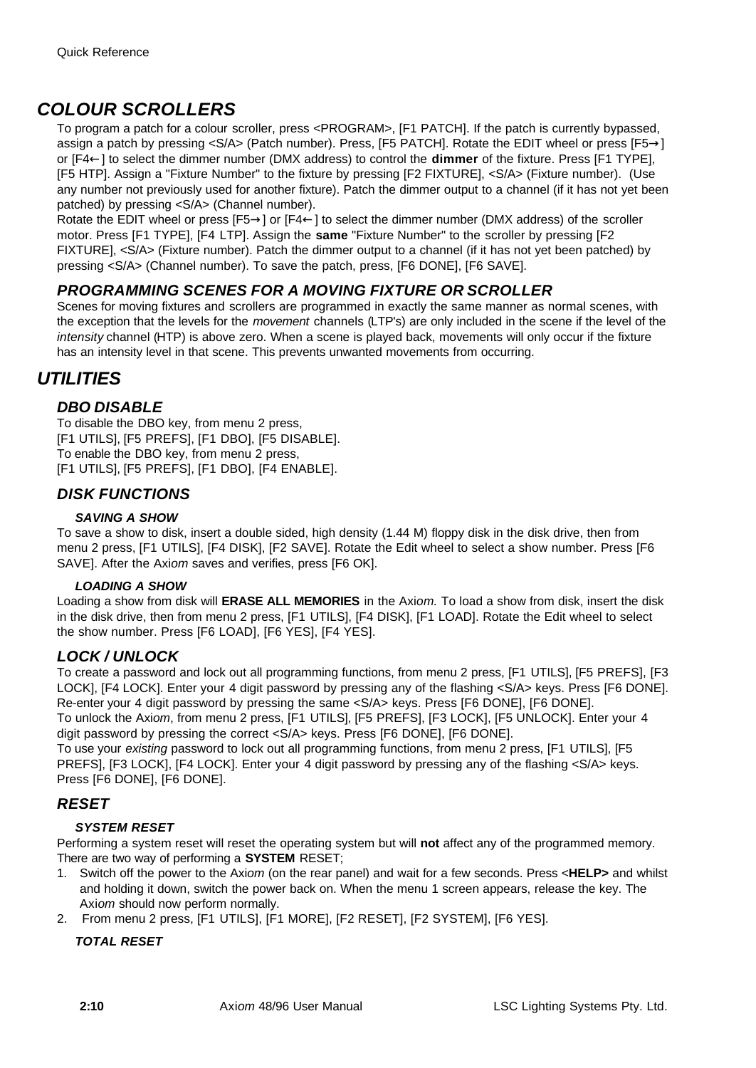## *COLOUR SCROLLERS*

To program a patch for a colour scroller, press <PROGRAM>, [F1 PATCH]. If the patch is currently bypassed, assign a patch by pressing <S/A> (Patch number). Press, [F5 PATCH]. Rotate the EDIT wheel or press [F5→] or [F4←] to select the dimmer number (DMX address) to control the **dimmer** of the fixture. Press [F1 TYPE], [F5 HTP]. Assign a "Fixture Number" to the fixture by pressing [F2 FIXTURE], <S/A> (Fixture number). (Use any number not previously used for another fixture). Patch the dimmer output to a channel (if it has not yet been patched) by pressing <S/A> (Channel number).

Rotate the EDIT wheel or press [F5→] or [F4←] to select the dimmer number (DMX address) of the scroller motor. Press [F1 TYPE], [F4 LTP]. Assign the **same** "Fixture Number" to the scroller by pressing [F2 FIXTURE], <S/A> (Fixture number). Patch the dimmer output to a channel (if it has not yet been patched) by pressing <S/A> (Channel number). To save the patch, press, [F6 DONE], [F6 SAVE].

### *PROGRAMMING SCENES FOR A MOVING FIXTURE OR SCROLLER*

Scenes for moving fixtures and scrollers are programmed in exactly the same manner as normal scenes, with the exception that the levels for the *movement* channels (LTP's) are only included in the scene if the level of the *intensity* channel (HTP) is above zero. When a scene is played back, movements will only occur if the fixture has an intensity level in that scene. This prevents unwanted movements from occurring.

## *UTILITIES*

### *DBO DISABLE*

To disable the DBO key, from menu 2 press,
[F1 UTILS], [F5 PREFS], [F1 DBO], [F5 DISABLE].
To enable the DBO key, from menu 2 press,
[F1 UTILS], [F5 PREFS], [F1 DBO], [F4 ENABLE].

### *DISK FUNCTIONS*

#### *SAVING A SHOW*

To save a show to disk, insert a double sided, high density (1.44 M) floppy disk in the disk drive, then from menu 2 press, [F1 UTILS], [F4 DISK], [F2 SAVE]. Rotate the Edit wheel to select a show number. Press [F6 SAVE]. After the Axi*om* saves and verifies, press [F6 OK].

#### *LOADING A SHOW*

Loading a show from disk will **ERASE ALL MEMORIES** in the Axi*om.* To load a show from disk, insert the disk in the disk drive, then from menu 2 press, [F1 UTILS], [F4 DISK], [F1 LOAD]. Rotate the Edit wheel to select the show number. Press [F6 LOAD], [F6 YES], [F4 YES].

### *LOCK / UNLOCK*

To create a password and lock out all programming functions, from menu 2 press, [F1 UTILS], [F5 PREFS], [F3 LOCK], [F4 LOCK]. Enter your 4 digit password by pressing any of the flashing <S/A> keys. Press [F6 DONE]. Re-enter your 4 digit password by pressing the same <S/A> keys. Press [F6 DONE], [F6 DONE].
To unlock the Axi*om*, from menu 2 press, [F1 UTILS], [F5 PREFS], [F3 LOCK], [F5 UNLOCK]. Enter your 4 digit password by pressing the correct <S/A> keys. Press [F6 DONE], [F6 DONE].
To use your *existing* password to lock out all programming functions, from menu 2 press, [F1 UTILS], [F5 PREFS], [F3 LOCK], [F4 LOCK]. Enter your 4 digit password by pressing any of the flashing <S/A> keys. Press [F6 DONE], [F6 DONE].

### *RESET*

#### *SYSTEM RESET*

Performing a system reset will reset the operating system but will **not** affect any of the programmed memory. There are two way of performing a **SYSTEM** RESET;

1. Switch off the power to the Axi*om* (on the rear panel) and wait for a few seconds. Press <**HELP>** and whilst and holding it down, switch the power back on. When the menu 1 screen appears, release the key. The Axi*om* should now perform normally.
2. From menu 2 press, [F1 UTILS], [F1 MORE], [F2 RESET], [F2 SYSTEM], [F6 YES].

#### *TOTAL RESET*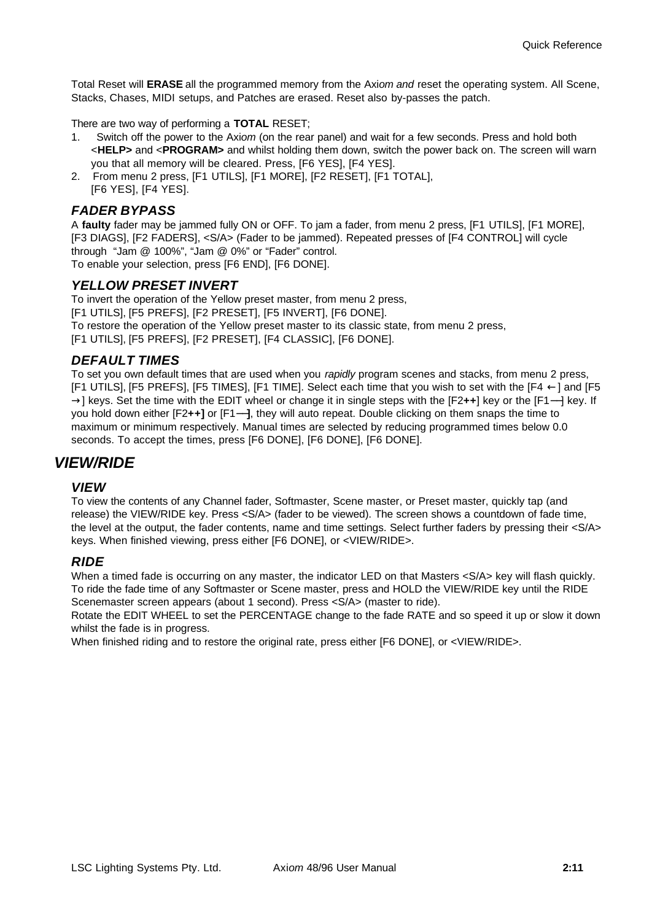Total Reset will **ERASE** all the programmed memory from the Axi*om and* reset the operating system. All Scene, Stacks, Chases, MIDI setups, and Patches are erased. Reset also by-passes the patch.

There are two way of performing a **TOTAL** RESET;

1. Switch off the power to the Axi*om* (on the rear panel) and wait for a few seconds. Press and hold both <**HELP>** and <**PROGRAM>** and whilst holding them down, switch the power back on. The screen will warn you that all memory will be cleared. Press, [F6 YES], [F4 YES].
2. From menu 2 press, [F1 UTILS], [F1 MORE], [F2 RESET], [F1 TOTAL], [F6 YES], [F4 YES].

### *FADER BYPASS*

A **faulty** fader may be jammed fully ON or OFF. To jam a fader, from menu 2 press, [F1 UTILS], [F1 MORE], [F3 DIAGS], [F2 FADERS], <S/A> (Fader to be jammed). Repeated presses of [F4 CONTROL] will cycle through "Jam @ 100%", "Jam @ 0%" or "Fader" control.
To enable your selection, press [F6 END], [F6 DONE].

### *YELLOW PRESET INVERT*

To invert the operation of the Yellow preset master, from menu 2 press,
[F1 UTILS], [F5 PREFS], [F2 PRESET], [F5 INVERT], [F6 DONE].
To restore the operation of the Yellow preset master to its classic state, from menu 2 press,
[F1 UTILS], [F5 PREFS], [F2 PRESET], [F4 CLASSIC], [F6 DONE].

### *DEFAULT TIMES*

To set you own default times that are used when you *rapidly* program scenes and stacks, from menu 2 press, [F1 UTILS], [F5 PREFS], [F5 TIMES], [F1 TIME]. Select each time that you wish to set with the [F4 ←] and [F5 →] keys. Set the time with the EDIT wheel or change it in single steps with the [F2**++**] key or the [F1**—**] key. If you hold down either [F2**++]** or [F1**—]**, they will auto repeat. Double clicking on them snaps the time to maximum or minimum respectively. Manual times are selected by reducing programmed times below 0.0 seconds. To accept the times, press [F6 DONE], [F6 DONE], [F6 DONE].

## *VIEW/RIDE*

### *VIEW*

To view the contents of any Channel fader, Softmaster, Scene master, or Preset master, quickly tap (and release) the VIEW/RIDE key. Press <S/A> (fader to be viewed). The screen shows a countdown of fade time, the level at the output, the fader contents, name and time settings. Select further faders by pressing their <S/A> keys. When finished viewing, press either [F6 DONE], or <VIEW/RIDE>.

### *RIDE*

When a timed fade is occurring on any master, the indicator LED on that Masters <S/A> key will flash quickly. To ride the fade time of any Softmaster or Scene master, press and HOLD the VIEW/RIDE key until the RIDE Scenemaster screen appears (about 1 second). Press <S/A> (master to ride).
Rotate the EDIT WHEEL to set the PERCENTAGE change to the fade RATE and so speed it up or slow it down whilst the fade is in progress.
When finished riding and to restore the original rate, press either [F6 DONE], or <VIEW/RIDE>.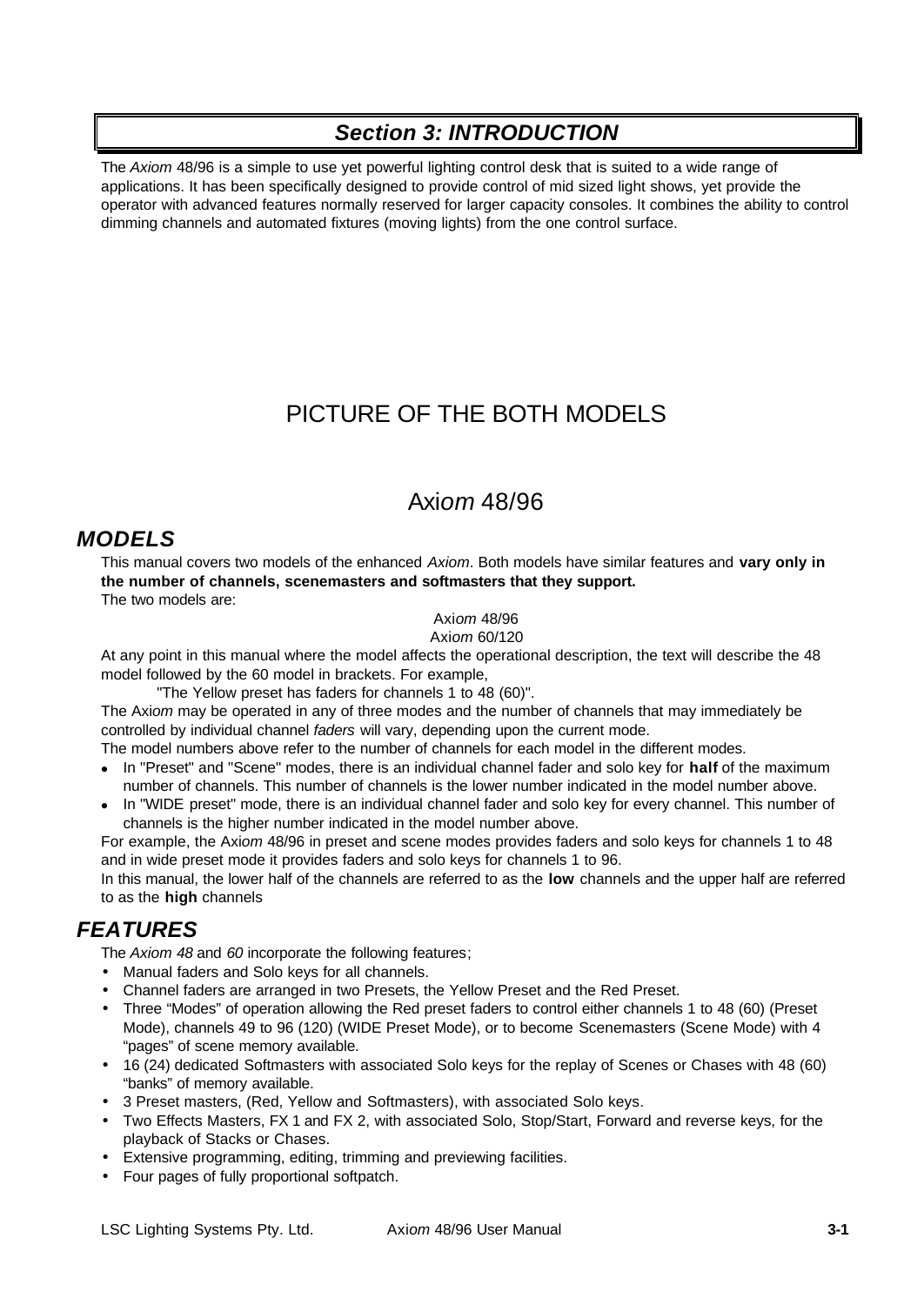# Section 3: INTRODUCTION

The *Axiom* 48/96 is a simple to use yet powerful lighting control desk that is suited to a wide range of applications. It has been specifically designed to provide control of mid sized light shows, yet provide the operator with advanced features normally reserved for larger capacity consoles. It combines the ability to control dimming channels and automated fixtures (moving lights) from the one control surface.

PICTURE OF THE BOTH MODELS

Axi*om* 48/96

## MODELS

This manual covers two models of the enhanced *Axiom*. Both models have similar features and **vary only in the number of channels, scenemasters and softmasters that they support.**

The two models are:

Axi*om* 48/96
Axi*om* 60/120

At any point in this manual where the model affects the operational description, the text will describe the 48 model followed by the 60 model in brackets. For example,

"The Yellow preset has faders for channels 1 to 48 (60)".

The Axi*om* may be operated in any of three modes and the number of channels that may immediately be controlled by individual channel *faders* will vary, depending upon the current mode.

The model numbers above refer to the number of channels for each model in the different modes.

- In "Preset" and "Scene" modes, there is an individual channel fader and solo key for **half** of the maximum number of channels. This number of channels is the lower number indicated in the model number above.
- In "WIDE preset" mode, there is an individual channel fader and solo key for every channel. This number of channels is the higher number indicated in the model number above.

For example, the Axi*om* 48/96 in preset and scene modes provides faders and solo keys for channels 1 to 48 and in wide preset mode it provides faders and solo keys for channels 1 to 96.

In this manual, the lower half of the channels are referred to as the **low** channels and the upper half are referred to as the **high** channels

## FEATURES

The *Axiom 48* and *60* incorporate the following features;

- Manual faders and Solo keys for all channels.
- Channel faders are arranged in two Presets, the Yellow Preset and the Red Preset.
- Three "Modes" of operation allowing the Red preset faders to control either channels 1 to 48 (60) (Preset Mode), channels 49 to 96 (120) (WIDE Preset Mode), or to become Scenemasters (Scene Mode) with 4 "pages" of scene memory available.
- 16 (24) dedicated Softmasters with associated Solo keys for the replay of Scenes or Chases with 48 (60) "banks" of memory available.
- 3 Preset masters, (Red, Yellow and Softmasters), with associated Solo keys.
- Two Effects Masters, FX 1 and FX 2, with associated Solo, Stop/Start, Forward and reverse keys, for the playback of Stacks or Chases.
- Extensive programming, editing, trimming and previewing facilities.
- Four pages of fully proportional softpatch.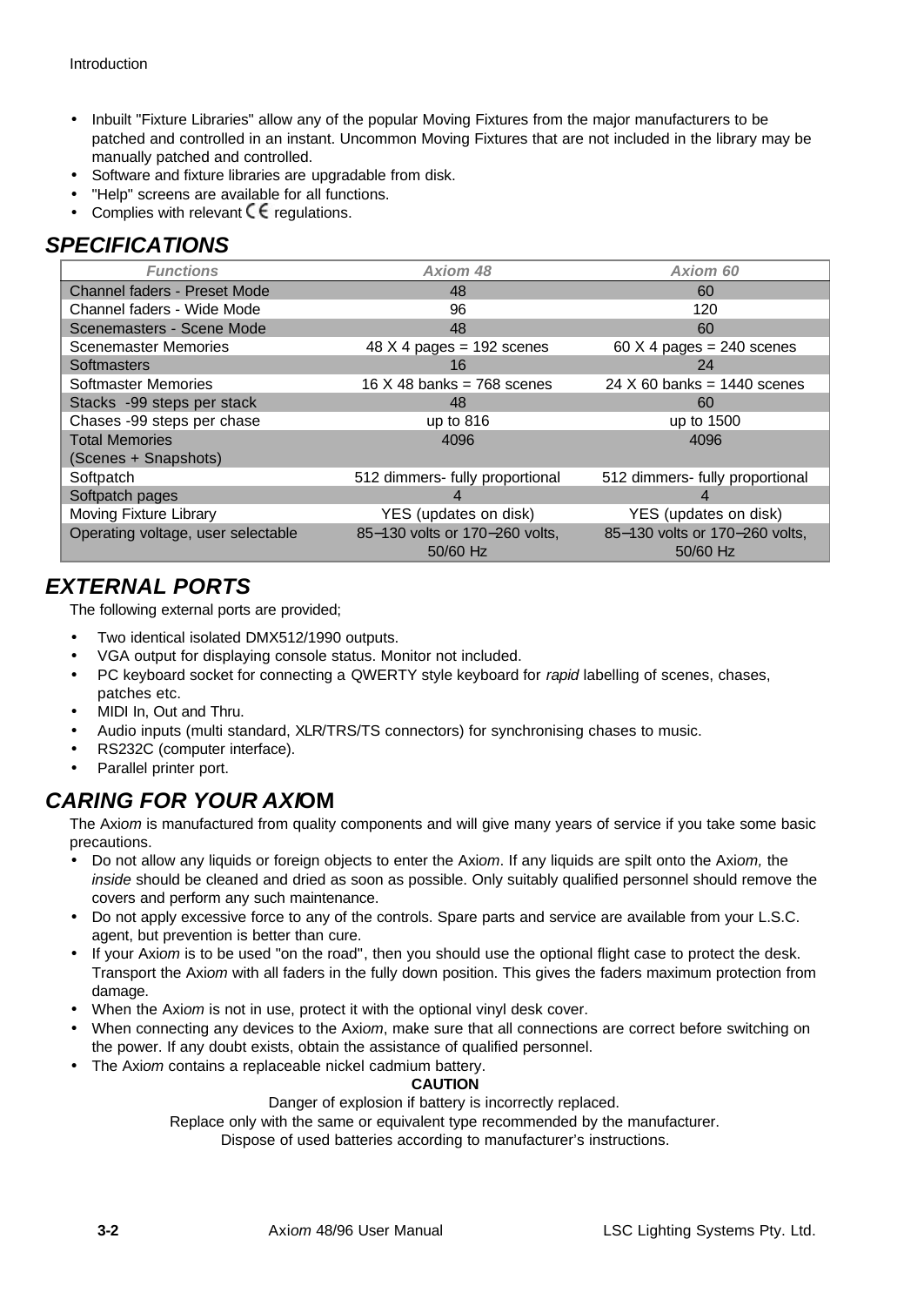- Inbuilt "Fixture Libraries" allow any of the popular Moving Fixtures from the major manufacturers to be patched and controlled in an instant. Uncommon Moving Fixtures that are not included in the library may be manually patched and controlled.
- Software and fixture libraries are upgradable from disk.
- "Help" screens are available for all functions.
- Complies with relevant CE regulations.

## SPECIFICATIONS

| Functions | Axiom 48 | Axiom 60 |
|---|---|---|
| Channel faders - Preset Mode | 48 | 60 |
| Channel faders - Wide Mode | 96 | 120 |
| Scenemasters - Scene Mode | 48 | 60 |
| Scenemaster Memories | 48 X 4 pages = 192 scenes | 60 X 4 pages = 240 scenes |
| Softmasters | 16 | 24 |
| Softmaster Memories | 16 X 48 banks = 768 scenes | 24 X 60 banks = 1440 scenes |
| Stacks -99 steps per stack | 48 | 60 |
| Chases -99 steps per chase | up to 816 | up to 1500 |
| Total Memories (Scenes + Snapshots) | 4096 | 4096 |
| Softpatch | 512 dimmers- fully proportional | 512 dimmers- fully proportional |
| Softpatch pages | 4 | 4 |
| Moving Fixture Library | YES (updates on disk) | YES (updates on disk) |
| Operating voltage, user selectable | 85–130 volts or 170–260 volts, 50/60 Hz | 85–130 volts or 170–260 volts, 50/60 Hz |

## EXTERNAL PORTS

The following external ports are provided;

- Two identical isolated DMX512/1990 outputs.
- VGA output for displaying console status. Monitor not included.
- PC keyboard socket for connecting a QWERTY style keyboard for *rapid* labelling of scenes, chases, patches etc.
- MIDI In, Out and Thru.
- Audio inputs (multi standard, XLR/TRS/TS connectors) for synchronising chases to music.
- RS232C (computer interface).
- Parallel printer port.

## CARING FOR YOUR AXIOM

The Axi*om* is manufactured from quality components and will give many years of service if you take some basic precautions.

- Do not allow any liquids or foreign objects to enter the Axi*om*. If any liquids are spilt onto the Axi*om,* the *inside* should be cleaned and dried as soon as possible. Only suitably qualified personnel should remove the covers and perform any such maintenance.
- Do not apply excessive force to any of the controls. Spare parts and service are available from your L.S.C. agent, but prevention is better than cure.
- If your Axi*om* is to be used "on the road", then you should use the optional flight case to protect the desk. Transport the Axi*om* with all faders in the fully down position. This gives the faders maximum protection from damage.
- When the Axi*om* is not in use, protect it with the optional vinyl desk cover.
- When connecting any devices to the Axi*om*, make sure that all connections are correct before switching on the power. If any doubt exists, obtain the assistance of qualified personnel.
- The Axi*om* contains a replaceable nickel cadmium battery.

**CAUTION**

Danger of explosion if battery is incorrectly replaced.
Replace only with the same or equivalent type recommended by the manufacturer.
Dispose of used batteries according to manufacturer's instructions.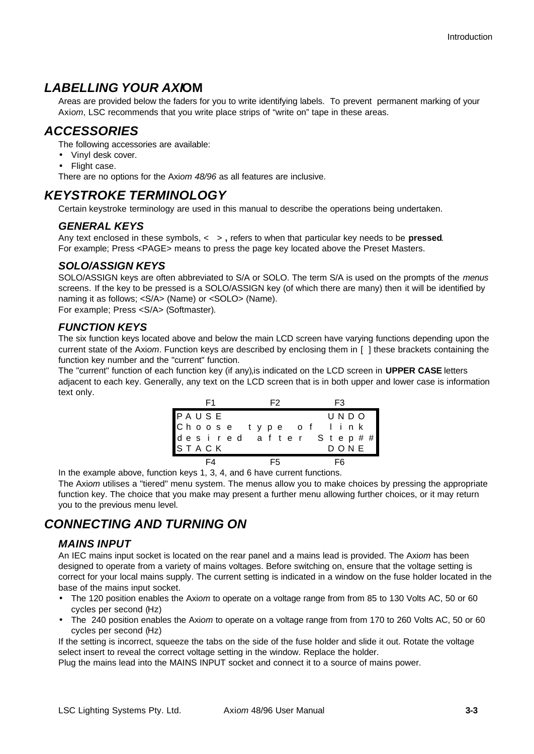## *LABELLING YOUR AXIOM*

Areas are provided below the faders for you to write identifying labels. To prevent permanent marking of your Axi*om*, LSC recommends that you write place strips of "write on" tape in these areas.

## *ACCESSORIES*

The following accessories are available:

- Vinyl desk cover.
- Flight case.

There are no options for the Axi*om 48/96* as all features are inclusive.

## *KEYSTROKE TERMINOLOGY*

Certain keystroke terminology are used in this manual to describe the operations being undertaken.

### *GENERAL KEYS*

Any text enclosed in these symbols, < > **,** refers to when that particular key needs to be **pressed**.
For example; Press <PAGE> means to press the page key located above the Preset Masters.

### *SOLO/ASSIGN KEYS*

SOLO/ASSIGN keys are often abbreviated to S/A or SOLO. The term S/A is used on the prompts of the *menus* screens. If the key to be pressed is a SOLO/ASSIGN key (of which there are many) then it will be identified by naming it as follows; <S/A> (Name) or <SOLO> (Name).
For example; Press <S/A> (Softmaster).

### *FUNCTION KEYS*

The six function keys located above and below the main LCD screen have varying functions depending upon the current state of the Axi*om*. Function keys are described by enclosing them in [ ] these brackets containing the function key number and the "current" function.

The "current" function of each function key (if any),is indicated on the LCD screen in **UPPER CASE** letters adjacent to each key. Generally, any text on the LCD screen that is in both upper and lower case is information text only.

```
     F1              F2              F3
PAUSE                           UNDO
Choose  type  of  link
desired  after  Step##
STACK                           DONE
     F4              F5              F6
```

In the example above, function keys 1, 3, 4, and 6 have current functions.

The Axi*om* utilises a "tiered" menu system. The menus allow you to make choices by pressing the appropriate function key. The choice that you make may present a further menu allowing further choices, or it may return you to the previous menu level.

## *CONNECTING AND TURNING ON*

### *MAINS INPUT*

An IEC mains input socket is located on the rear panel and a mains lead is provided. The Axi*om* has been designed to operate from a variety of mains voltages. Before switching on, ensure that the voltage setting is correct for your local mains supply. The current setting is indicated in a window on the fuse holder located in the base of the mains input socket.

- The 120 position enables the Axi*om* to operate on a voltage range from from 85 to 130 Volts AC, 50 or 60 cycles per second (Hz)
- The 240 position enables the Axi*om* to operate on a voltage range from from 170 to 260 Volts AC, 50 or 60 cycles per second (Hz)

If the setting is incorrect, squeeze the tabs on the side of the fuse holder and slide it out. Rotate the voltage select insert to reveal the correct voltage setting in the window. Replace the holder.

Plug the mains lead into the MAINS INPUT socket and connect it to a source of mains power.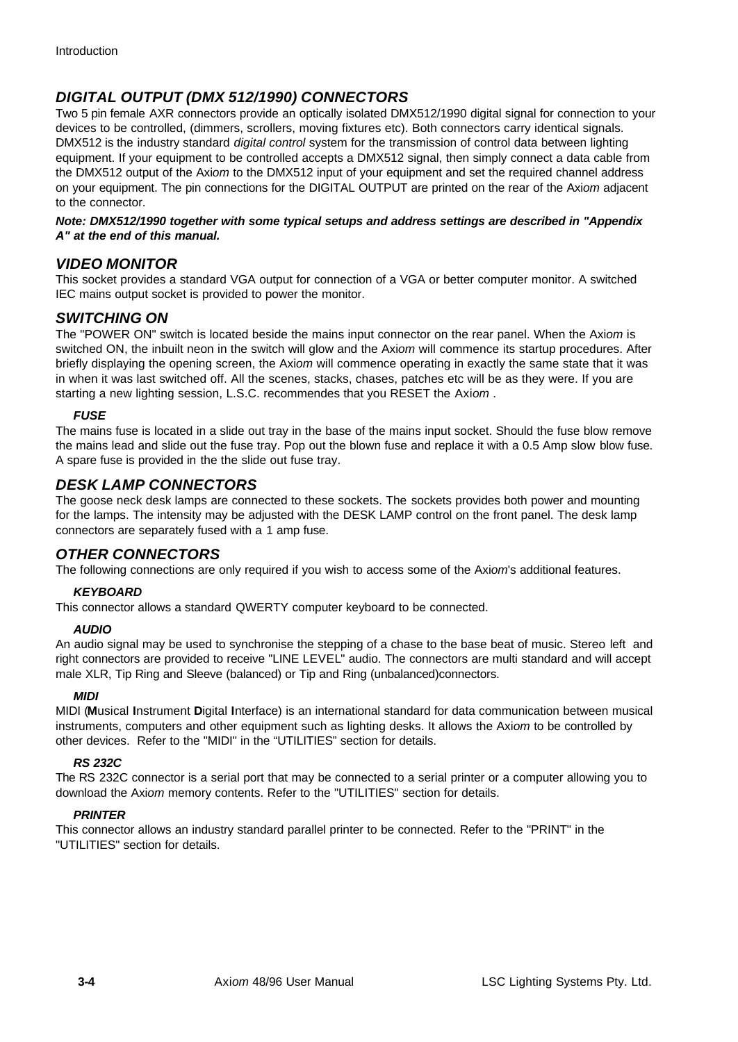## *DIGITAL OUTPUT (DMX 512/1990) CONNECTORS*

Two 5 pin female AXR connectors provide an optically isolated DMX512/1990 digital signal for connection to your devices to be controlled, (dimmers, scrollers, moving fixtures etc). Both connectors carry identical signals. DMX512 is the industry standard *digital control* system for the transmission of control data between lighting equipment. If your equipment to be controlled accepts a DMX512 signal, then simply connect a data cable from the DMX512 output of the Axi*om* to the DMX512 input of your equipment and set the required channel address on your equipment. The pin connections for the DIGITAL OUTPUT are printed on the rear of the Axi*om* adjacent to the connector.

***Note: DMX512/1990 together with some typical setups and address settings are described in "Appendix A" at the end of this manual.***

## *VIDEO MONITOR*

This socket provides a standard VGA output for connection of a VGA or better computer monitor. A switched IEC mains output socket is provided to power the monitor.

## *SWITCHING ON*

The "POWER ON" switch is located beside the mains input connector on the rear panel. When the Axi*om* is switched ON, the inbuilt neon in the switch will glow and the Axi*om* will commence its startup procedures. After briefly displaying the opening screen, the Axi*om* will commence operating in exactly the same state that it was in when it was last switched off. All the scenes, stacks, chases, patches etc will be as they were. If you are starting a new lighting session, L.S.C. recommendes that you RESET the Axi*om* .

### *FUSE*

The mains fuse is located in a slide out tray in the base of the mains input socket. Should the fuse blow remove the mains lead and slide out the fuse tray. Pop out the blown fuse and replace it with a 0.5 Amp slow blow fuse. A spare fuse is provided in the the slide out fuse tray.

## *DESK LAMP CONNECTORS*

The goose neck desk lamps are connected to these sockets. The sockets provides both power and mounting for the lamps. The intensity may be adjusted with the DESK LAMP control on the front panel. The desk lamp connectors are separately fused with a 1 amp fuse.

## *OTHER CONNECTORS*

The following connections are only required if you wish to access some of the Axi*om*'s additional features.

### *KEYBOARD*

This connector allows a standard QWERTY computer keyboard to be connected.

### *AUDIO*

An audio signal may be used to synchronise the stepping of a chase to the base beat of music. Stereo left and right connectors are provided to receive "LINE LEVEL" audio. The connectors are multi standard and will accept male XLR, Tip Ring and Sleeve (balanced) or Tip and Ring (unbalanced)connectors.

### *MIDI*

MIDI (**M**usical **I**nstrument **D**igital **I**nterface) is an international standard for data communication between musical instruments, computers and other equipment such as lighting desks. It allows the Axi*om* to be controlled by other devices. Refer to the "MIDI" in the “UTILITIES” section for details.

### *RS 232C*

The RS 232C connector is a serial port that may be connected to a serial printer or a computer allowing you to download the Axi*om* memory contents. Refer to the "UTILITIES" section for details.

### *PRINTER*

This connector allows an industry standard parallel printer to be connected. Refer to the "PRINT" in the "UTILITIES" section for details.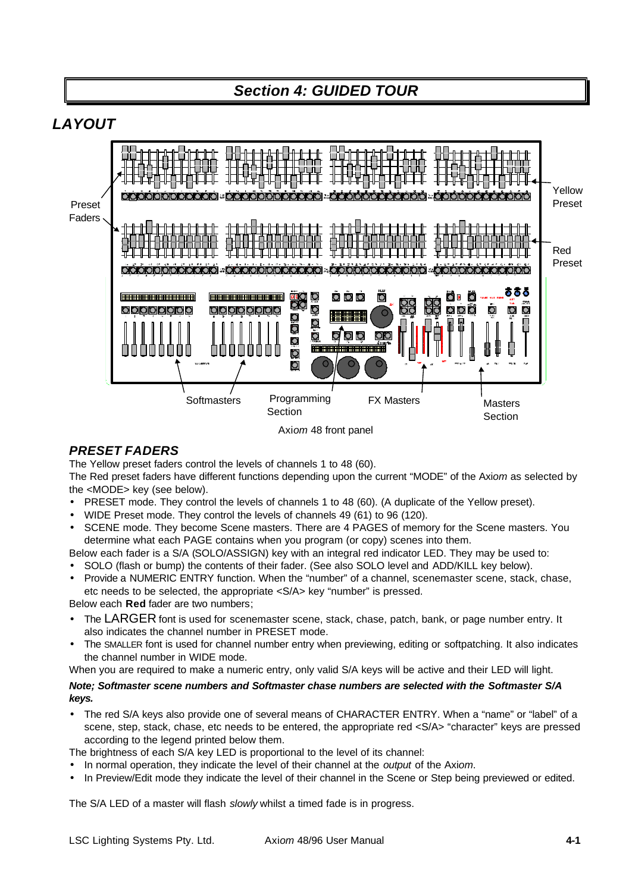# Section 4: GUIDED TOUR

## LAYOUT

Preset Faders

Yellow Preset

Red Preset

Softmasters

Programming Section

FX Masters

Masters Section

Axi*om* 48 front panel

## PRESET FADERS

The Yellow preset faders control the levels of channels 1 to 48 (60).

The Red preset faders have different functions depending upon the current "MODE" of the Axi*om* as selected by the <MODE> key (see below).

- PRESET mode. They control the levels of channels 1 to 48 (60). (A duplicate of the Yellow preset).
- WIDE Preset mode. They control the levels of channels 49 (61) to 96 (120).
- SCENE mode. They become Scene masters. There are 4 PAGES of memory for the Scene masters. You determine what each PAGE contains when you program (or copy) scenes into them.

Below each fader is a S/A (SOLO/ASSIGN) key with an integral red indicator LED. They may be used to:

- SOLO (flash or bump) the contents of their fader. (See also SOLO level and ADD/KILL key below).
- Provide a NUMERIC ENTRY function. When the "number" of a channel, scenemaster scene, stack, chase, etc needs to be selected, the appropriate <S/A> key "number" is pressed.

Below each **Red** fader are two numbers;

- The LARGER font is used for scenemaster scene, stack, chase, patch, bank, or page number entry. It also indicates the channel number in PRESET mode.
- The SMALLER font is used for channel number entry when previewing, editing or softpatching. It also indicates the channel number in WIDE mode.

When you are required to make a numeric entry, only valid S/A keys will be active and their LED will light.

***Note; Softmaster scene numbers and Softmaster chase numbers are selected with the Softmaster S/A keys.***

- The red S/A keys also provide one of several means of CHARACTER ENTRY. When a "name" or "label" of a scene, step, stack, chase, etc needs to be entered, the appropriate red <S/A> "character" keys are pressed according to the legend printed below them.

The brightness of each S/A key LED is proportional to the level of its channel:

- In normal operation, they indicate the level of their channel at the *output* of the Axi*om*.
- In Preview/Edit mode they indicate the level of their channel in the Scene or Step being previewed or edited.

The S/A LED of a master will flash *slowly* whilst a timed fade is in progress.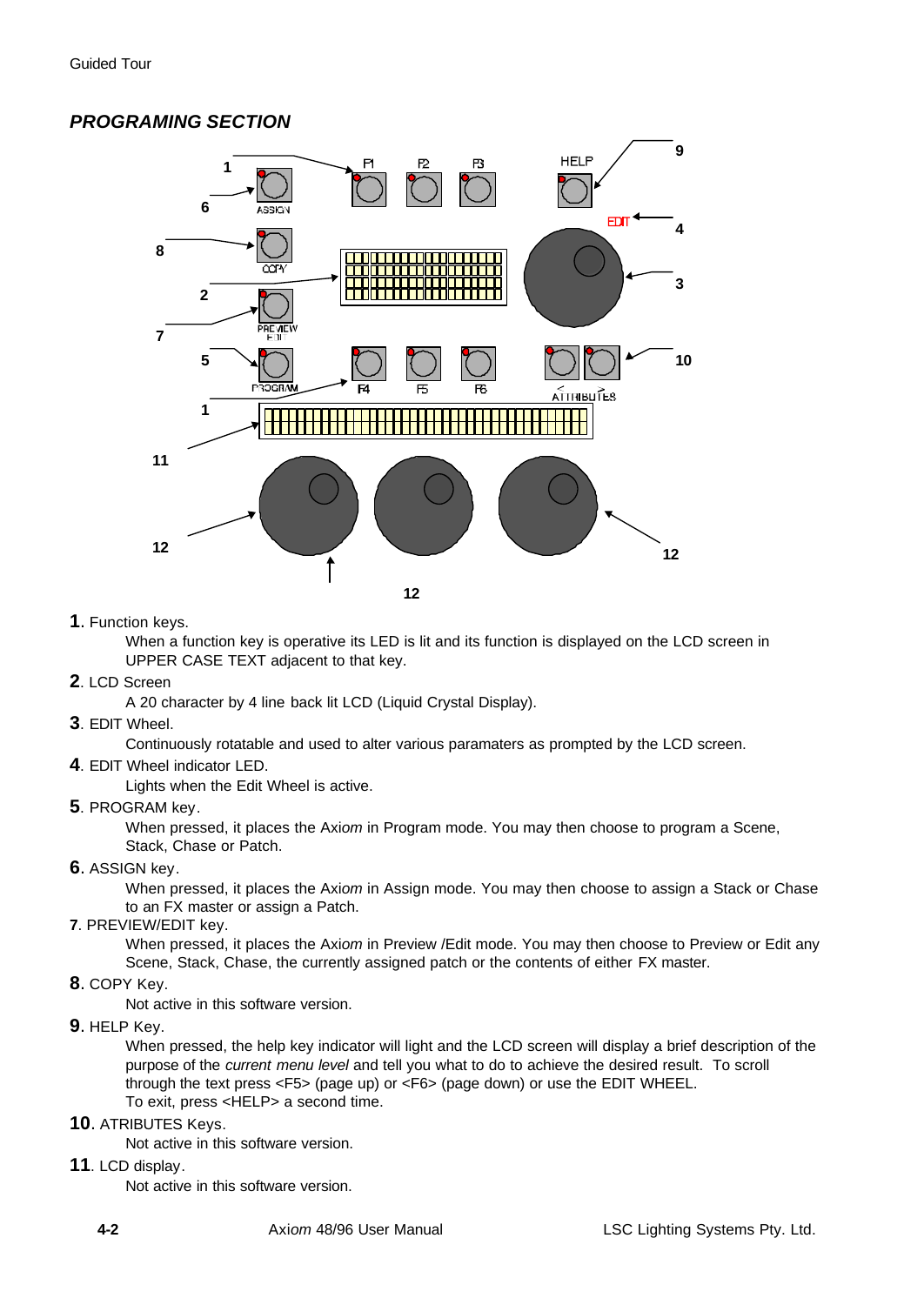## *PROGRAMING SECTION*

**1**. Function keys.

When a function key is operative its LED is lit and its function is displayed on the LCD screen in UPPER CASE TEXT adjacent to that key.

**2**. LCD Screen

A 20 character by 4 line back lit LCD (Liquid Crystal Display).

**3**. EDIT Wheel.

Continuously rotatable and used to alter various paramaters as prompted by the LCD screen.

**4**. EDIT Wheel indicator LED.

Lights when the Edit Wheel is active.

**5**. PROGRAM key.

When pressed, it places the Axi*om* in Program mode. You may then choose to program a Scene, Stack, Chase or Patch.

**6**. ASSIGN key.

When pressed, it places the Axi*om* in Assign mode. You may then choose to assign a Stack or Chase to an FX master or assign a Patch.

**7**. PREVIEW/EDIT key.

When pressed, it places the Axi*om* in Preview /Edit mode. You may then choose to Preview or Edit any Scene, Stack, Chase, the currently assigned patch or the contents of either FX master.

**8**. COPY Key.

Not active in this software version.

**9**. HELP Key.

When pressed, the help key indicator will light and the LCD screen will display a brief description of the purpose of the *current menu level* and tell you what to do to achieve the desired result. To scroll through the text press <F5> (page up) or <F6> (page down) or use the EDIT WHEEL.
To exit, press <HELP> a second time.

**10**. ATRIBUTES Keys.

Not active in this software version.

**11**. LCD display.

Not active in this software version.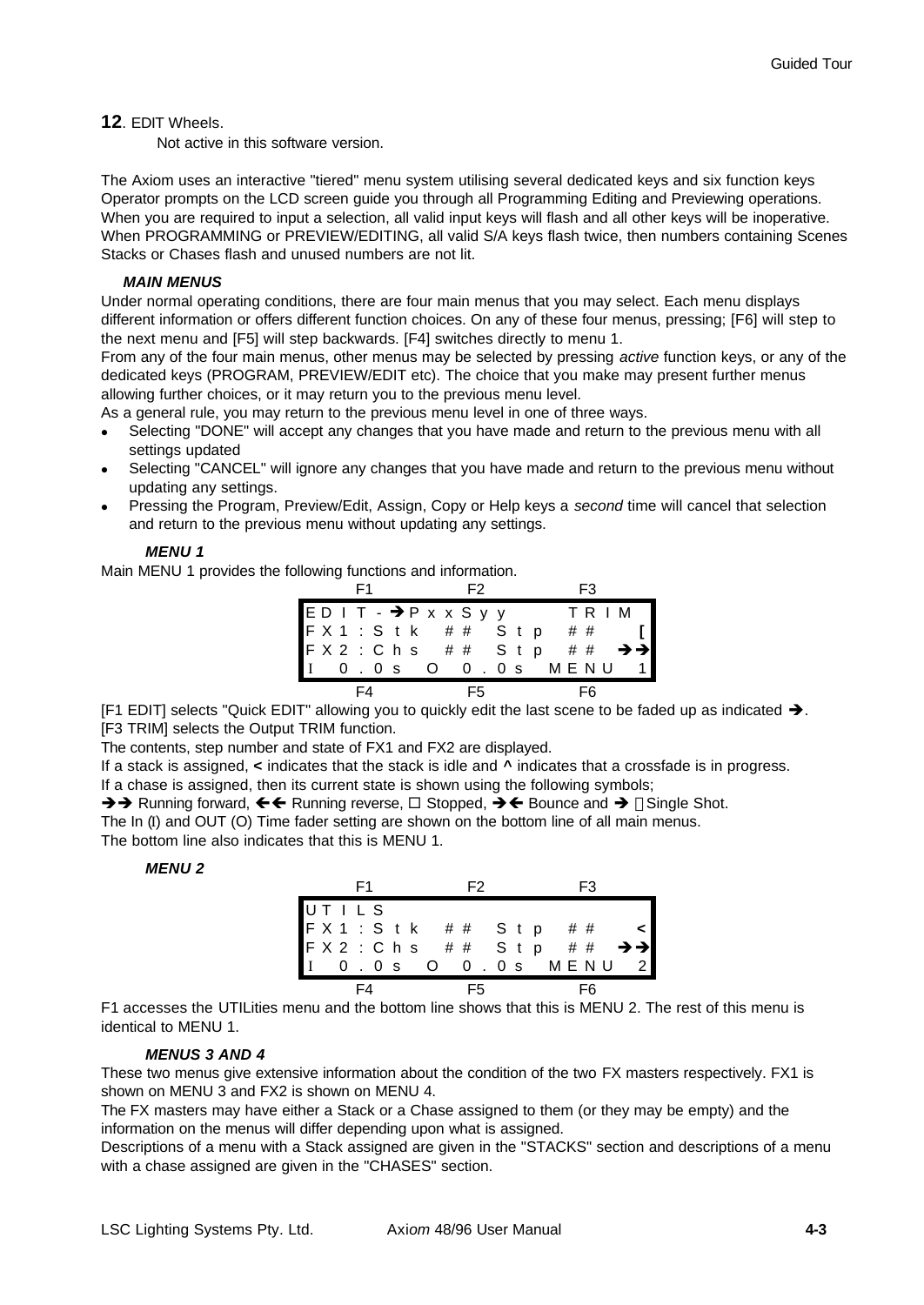**12**. EDIT Wheels.

Not active in this software version.

The Axiom uses an interactive "tiered" menu system utilising several dedicated keys and six function keys Operator prompts on the LCD screen guide you through all Programming Editing and Previewing operations. When you are required to input a selection, all valid input keys will flash and all other keys will be inoperative. When PROGRAMMING or PREVIEW/EDITING, all valid S/A keys flash twice, then numbers containing Scenes Stacks or Chases flash and unused numbers are not lit.

***MAIN MENUS***

Under normal operating conditions, there are four main menus that you may select. Each menu displays different information or offers different function choices. On any of these four menus, pressing; [F6] will step to the next menu and [F5] will step backwards. [F4] switches directly to menu 1.

From any of the four main menus, other menus may be selected by pressing *active* function keys, or any of the dedicated keys (PROGRAM, PREVIEW/EDIT etc). The choice that you make may present further menus allowing further choices, or it may return you to the previous menu level.

As a general rule, you may return to the previous menu level in one of three ways.

- Selecting "DONE" will accept any changes that you have made and return to the previous menu with all settings updated
- Selecting "CANCEL" will ignore any changes that you have made and return to the previous menu without updating any settings.
- Pressing the Program, Preview/Edit, Assign, Copy or Help keys a *second* time will cancel that selection and return to the previous menu without updating any settings.

***MENU 1***

Main MENU 1 provides the following functions and information.

```
     F1              F2              F3
 EDIT-➔PxxSyy            TRIM
 FX1:Stk  ##  Stp  ##       [
 FX2:Chs  ##  Stp  ##      ➔➔
 I  0.0s  O  0.0s  MENU     1
     F4              F5              F6
```

[F1 EDIT] selects "Quick EDIT" allowing you to quickly edit the last scene to be faded up as indicated ➔.

[F3 TRIM] selects the Output TRIM function.

The contents, step number and state of FX1 and FX2 are displayed.

If a stack is assigned, **<** indicates that the stack is idle and **^** indicates that a crossfade is in progress.

If a chase is assigned, then its current state is shown using the following symbols;

➔➔ Running forward, ←← Running reverse, ☐ Stopped, ➔← Bounce and ➔ ▯Single Shot.

The In (I) and OUT (O) Time fader setting are shown on the bottom line of all main menus.

The bottom line also indicates that this is MENU 1.

***MENU 2***

```
     F1              F2              F3
 UTILS
 FX1:Stk  ##  Stp  ##       <
 FX2:Chs  ##  Stp  ##      ➔➔
 I  0.0s  O  0.0s  MENU     2
     F4              F5              F6
```

F1 accesses the UTILities menu and the bottom line shows that this is MENU 2. The rest of this menu is identical to MENU 1.

***MENUS 3 AND 4***

These two menus give extensive information about the condition of the two FX masters respectively. FX1 is shown on MENU 3 and FX2 is shown on MENU 4.

The FX masters may have either a Stack or a Chase assigned to them (or they may be empty) and the information on the menus will differ depending upon what is assigned.

Descriptions of a menu with a Stack assigned are given in the "STACKS" section and descriptions of a menu with a chase assigned are given in the "CHASES" section.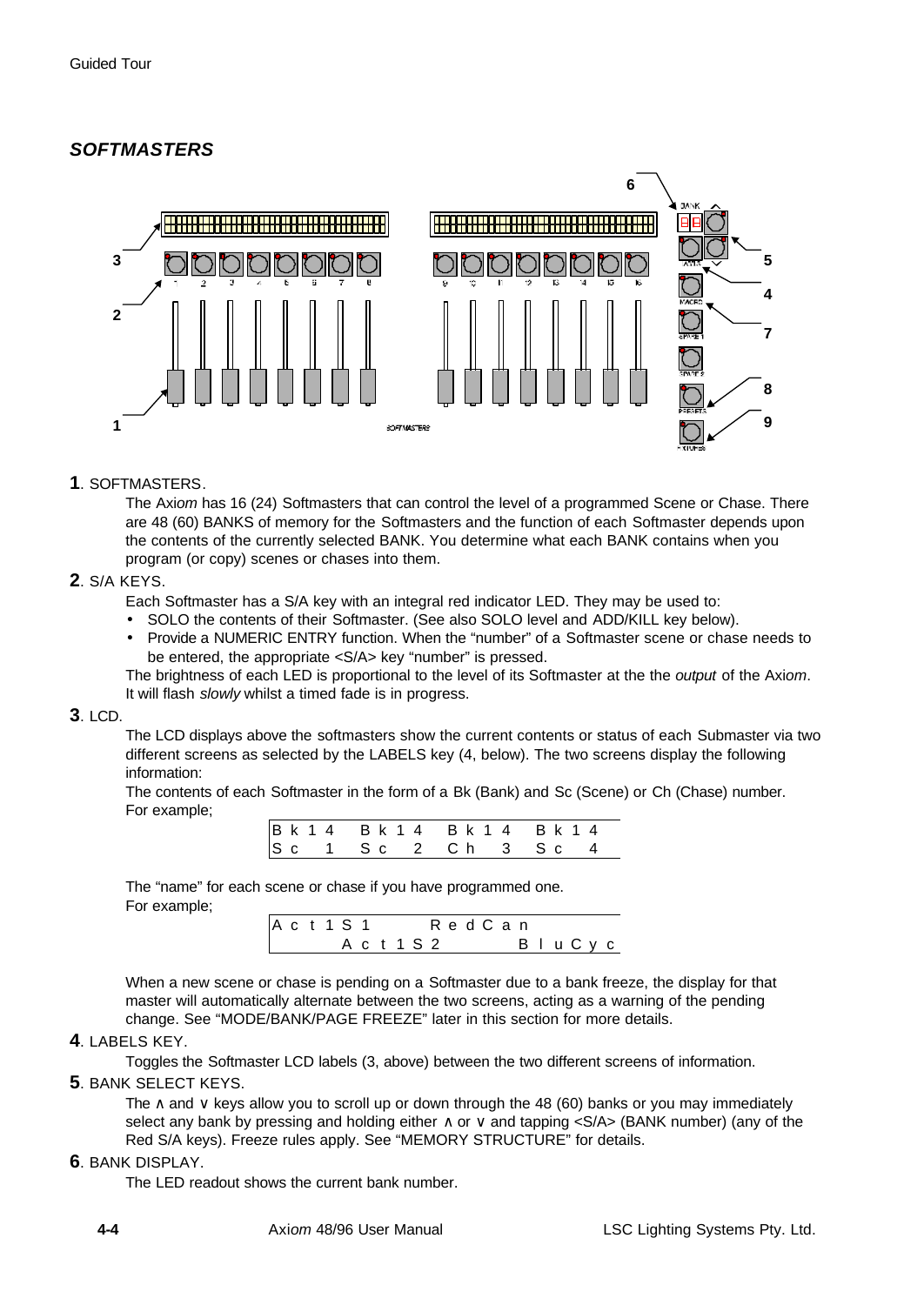## *SOFTMASTERS*

**1**. SOFTMASTERS.

The Axi*om* has 16 (24) Softmasters that can control the level of a programmed Scene or Chase. There are 48 (60) BANKS of memory for the Softmasters and the function of each Softmaster depends upon the contents of the currently selected BANK. You determine what each BANK contains when you program (or copy) scenes or chases into them.

**2**. S/A KEYS.

Each Softmaster has a S/A key with an integral red indicator LED. They may be used to:

- SOLO the contents of their Softmaster. (See also SOLO level and ADD/KILL key below).
- Provide a NUMERIC ENTRY function. When the "number" of a Softmaster scene or chase needs to be entered, the appropriate <S/A> key "number" is pressed.

The brightness of each LED is proportional to the level of its Softmaster at the the *output* of the Axi*om*. It will flash *slowly* whilst a timed fade is in progress.

**3**. LCD.

The LCD displays above the softmasters show the current contents or status of each Submaster via two different screens as selected by the LABELS key (4, below). The two screens display the following information:

The contents of each Softmaster in the form of a Bk (Bank) and Sc (Scene) or Ch (Chase) number. For example;

```
Bk14  Bk14  Bk14  Bk14
Sc 1  Sc 2  Ch 3  Sc 4
```

The "name" for each scene or chase if you have programmed one.
For example;

```
Act1S1      RedCan
      Act1S2      BluCyc
```

When a new scene or chase is pending on a Softmaster due to a bank freeze, the display for that master will automatically alternate between the two screens, acting as a warning of the pending change. See "MODE/BANK/PAGE FREEZE" later in this section for more details.

**4**. LABELS KEY.

Toggles the Softmaster LCD labels (3, above) between the two different screens of information.

**5**. BANK SELECT KEYS.

The ∧ and ∨ keys allow you to scroll up or down through the 48 (60) banks or you may immediately select any bank by pressing and holding either ∧ or ∨ and tapping <S/A> (BANK number) (any of the Red S/A keys). Freeze rules apply. See "MEMORY STRUCTURE" for details.

**6**. BANK DISPLAY.

The LED readout shows the current bank number.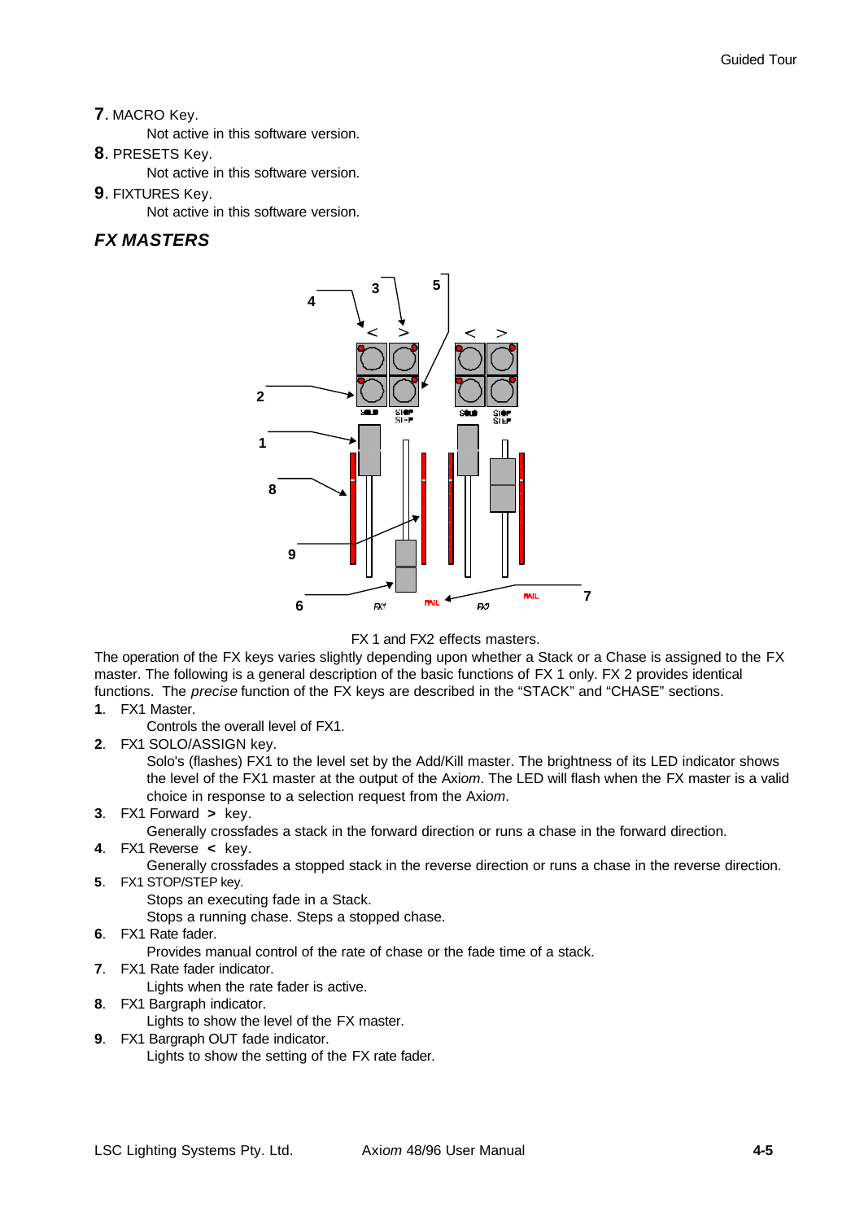**7**. MACRO Key.

Not active in this software version.

**8**. PRESETS Key.

Not active in this software version.

**9**. FIXTURES Key.

Not active in this software version.

## *FX MASTERS*

FX 1 and FX2 effects masters.

The operation of the FX keys varies slightly depending upon whether a Stack or a Chase is assigned to the FX master. The following is a general description of the basic functions of FX 1 only. FX 2 provides identical functions. The *precise* function of the FX keys are described in the "STACK" and "CHASE" sections.

**1**. FX1 Master.

Controls the overall level of FX1.

**2**. FX1 SOLO/ASSIGN key.

Solo's (flashes) FX1 to the level set by the Add/Kill master. The brightness of its LED indicator shows the level of the FX1 master at the output of the Axi*om*. The LED will flash when the FX master is a valid choice in response to a selection request from the Axi*om*.

**3**. FX1 Forward **>** key.

Generally crossfades a stack in the forward direction or runs a chase in the forward direction.

**4**. FX1 Reverse **<** key.

Generally crossfades a stopped stack in the reverse direction or runs a chase in the reverse direction.

**5**. FX1 STOP/STEP key.

Stops an executing fade in a Stack.

Stops a running chase. Steps a stopped chase.

**6**. FX1 Rate fader.

Provides manual control of the rate of chase or the fade time of a stack.

**7**. FX1 Rate fader indicator.

Lights when the rate fader is active.

**8**. FX1 Bargraph indicator.

Lights to show the level of the FX master.

**9**. FX1 Bargraph OUT fade indicator.

Lights to show the setting of the FX rate fader.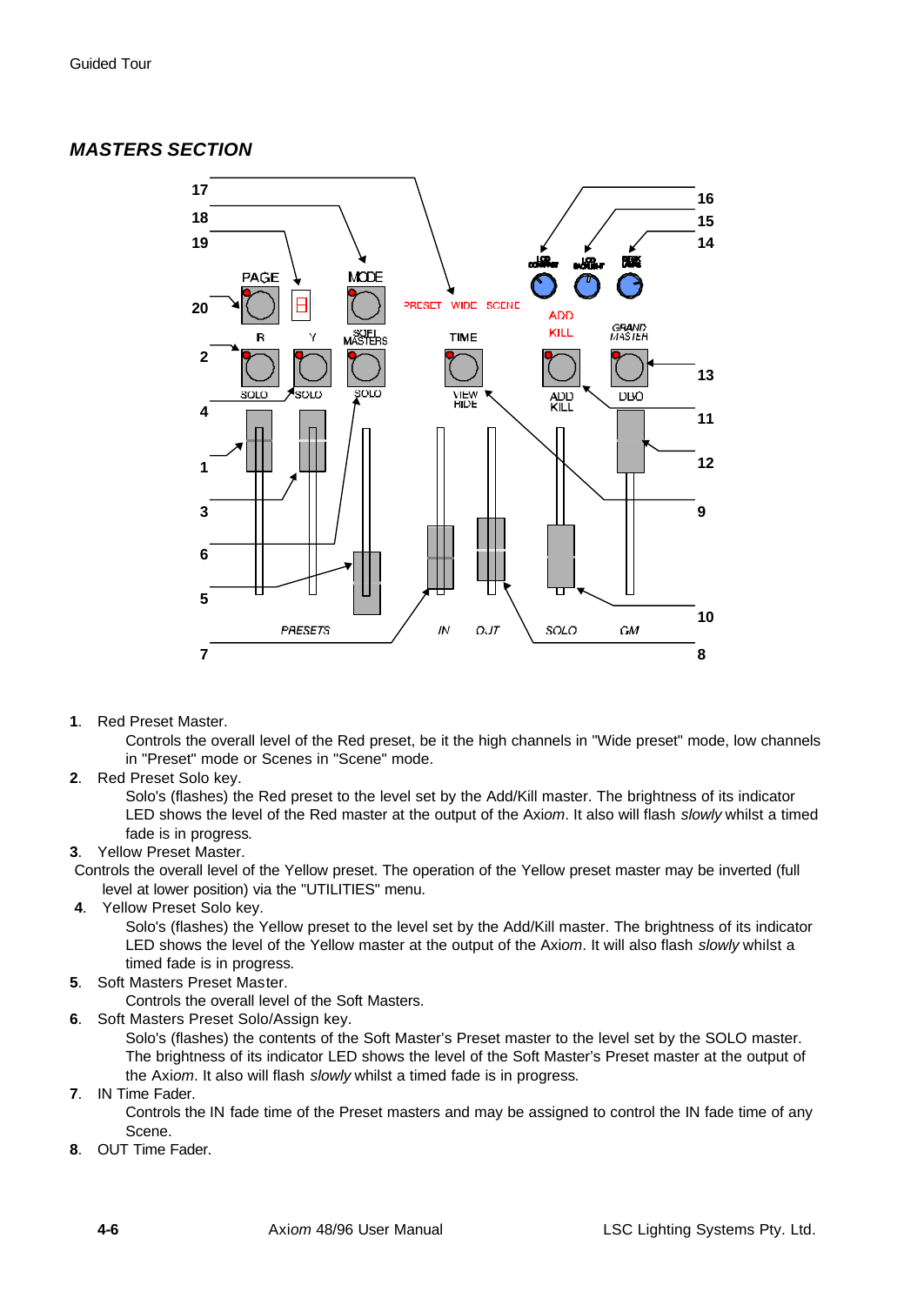## *MASTERS SECTION*

1. Red Preset Master.

   Controls the overall level of the Red preset, be it the high channels in "Wide preset" mode, low channels in "Preset" mode or Scenes in "Scene" mode.

2. Red Preset Solo key.

   Solo's (flashes) the Red preset to the level set by the Add/Kill master. The brightness of its indicator LED shows the level of the Red master at the output of the Ax*iom*. It also will flash *slowly* whilst a timed fade is in progress.

3. Yellow Preset Master.

   Controls the overall level of the Yellow preset. The operation of the Yellow preset master may be inverted (full level at lower position) via the "UTILITIES" menu.

4. Yellow Preset Solo key.

   Solo's (flashes) the Yellow preset to the level set by the Add/Kill master. The brightness of its indicator LED shows the level of the Yellow master at the output of the Ax*iom*. It will also flash *slowly* whilst a timed fade is in progress.

5. Soft Masters Preset Master.

   Controls the overall level of the Soft Masters.

6. Soft Masters Preset Solo/Assign key.

   Solo's (flashes) the contents of the Soft Master's Preset master to the level set by the SOLO master. The brightness of its indicator LED shows the level of the Soft Master's Preset master at the output of the Ax*iom*. It also will flash *slowly* whilst a timed fade is in progress.

7. IN Time Fader.

   Controls the IN fade time of the Preset masters and may be assigned to control the IN fade time of any Scene.

8. OUT Time Fader.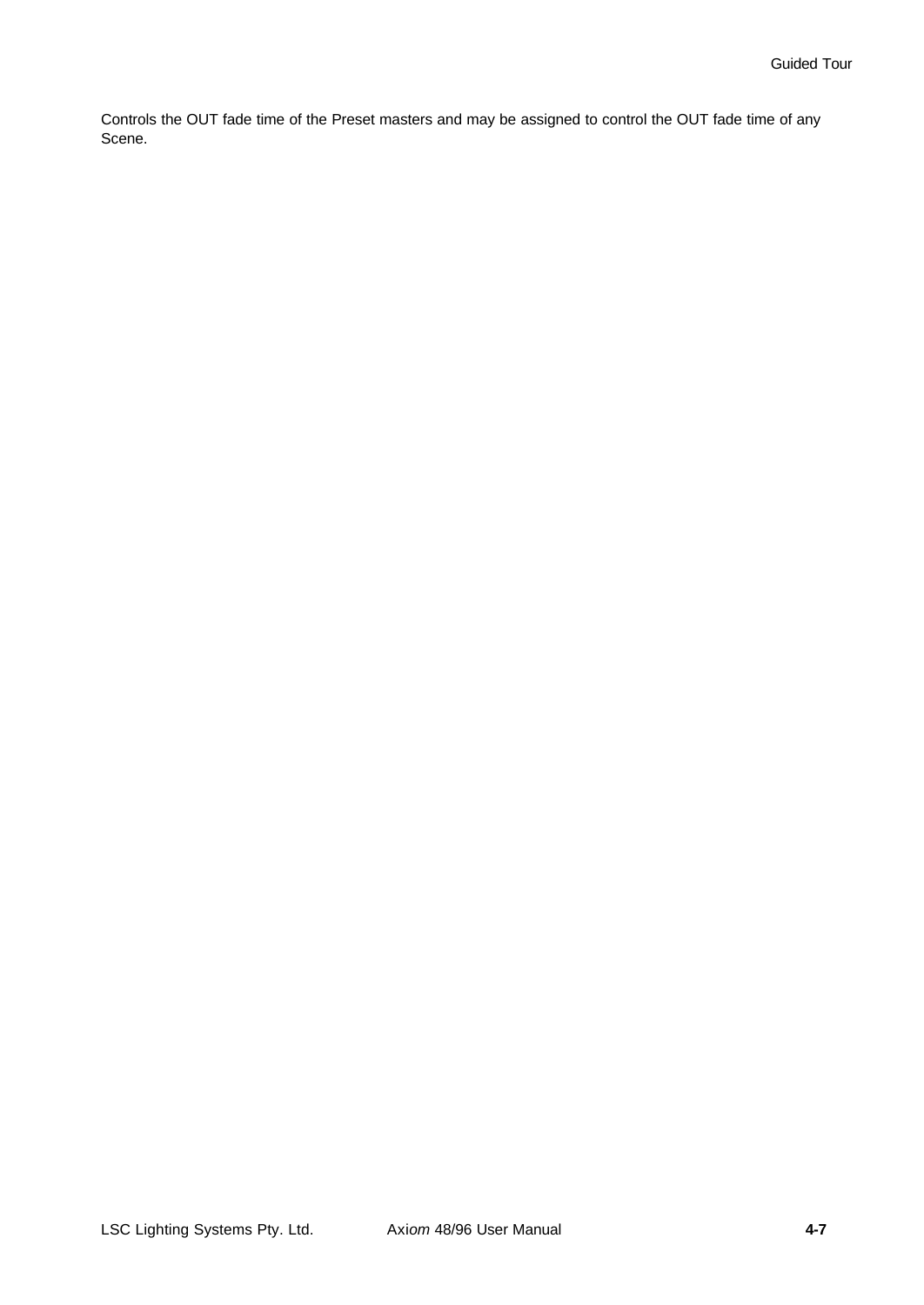Controls the OUT fade time of the Preset masters and may be assigned to control the OUT fade time of any Scene.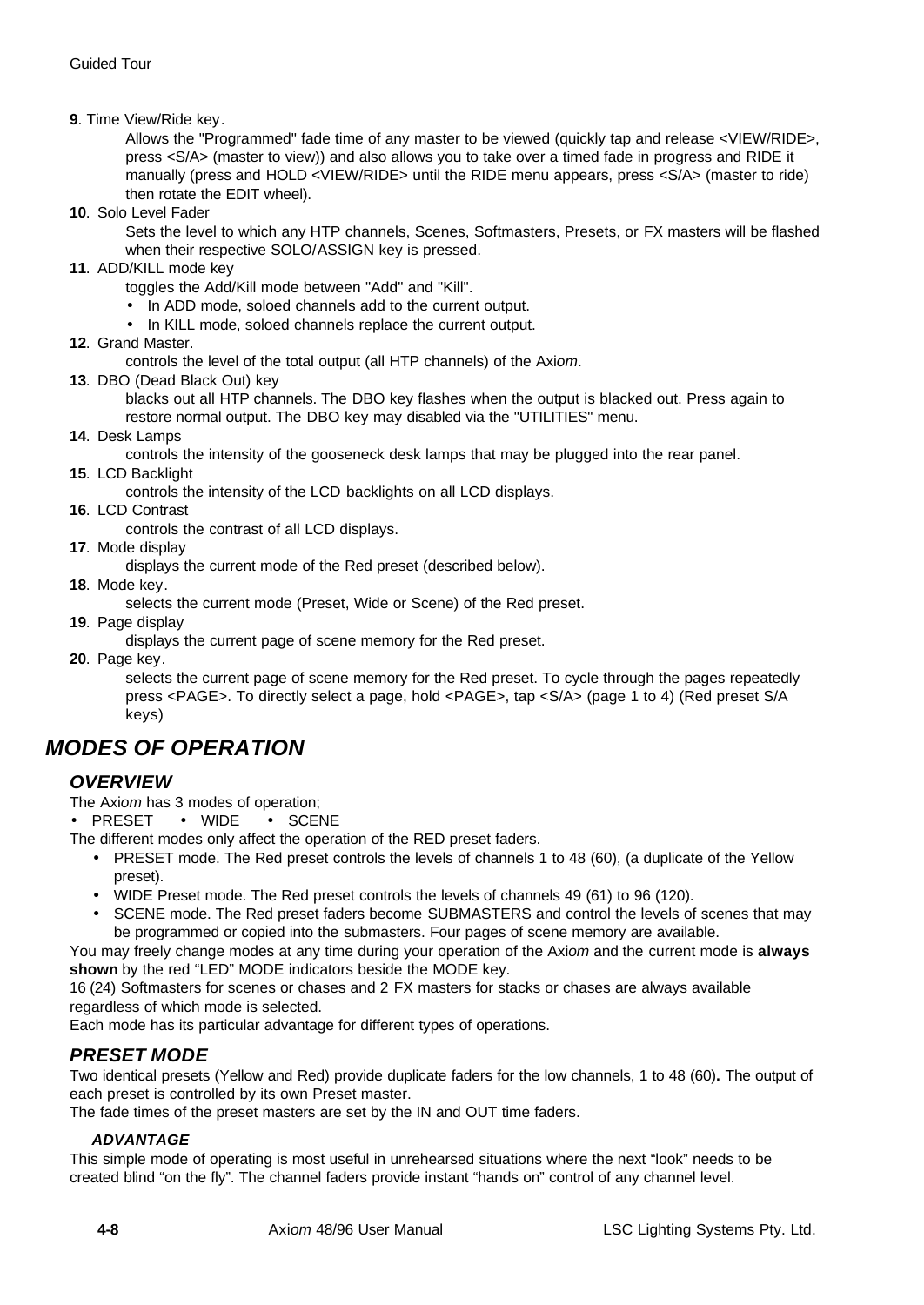**9**. Time View/Ride key.

Allows the "Programmed" fade time of any master to be viewed (quickly tap and release <VIEW/RIDE>, press <S/A> (master to view)) and also allows you to take over a timed fade in progress and RIDE it manually (press and HOLD <VIEW/RIDE> until the RIDE menu appears, press <S/A> (master to ride) then rotate the EDIT wheel).

**10**. Solo Level Fader

Sets the level to which any HTP channels, Scenes, Softmasters, Presets, or FX masters will be flashed when their respective SOLO/ASSIGN key is pressed.

**11**. ADD/KILL mode key

toggles the Add/Kill mode between "Add" and "Kill".

- In ADD mode, soloed channels add to the current output.
- In KILL mode, soloed channels replace the current output.

**12**. Grand Master.

controls the level of the total output (all HTP channels) of the Axi*om*.

**13**. DBO (Dead Black Out) key

blacks out all HTP channels. The DBO key flashes when the output is blacked out. Press again to restore normal output. The DBO key may disabled via the "UTILITIES" menu.

**14**. Desk Lamps

controls the intensity of the gooseneck desk lamps that may be plugged into the rear panel.

**15**. LCD Backlight

controls the intensity of the LCD backlights on all LCD displays.

**16**. LCD Contrast

controls the contrast of all LCD displays.

**17**. Mode display

displays the current mode of the Red preset (described below).

**18**. Mode key.

selects the current mode (Preset, Wide or Scene) of the Red preset.

**19**. Page display

displays the current page of scene memory for the Red preset.

**20**. Page key.

selects the current page of scene memory for the Red preset. To cycle through the pages repeatedly press <PAGE>. To directly select a page, hold <PAGE>, tap <S/A> (page 1 to 4) (Red preset S/A keys)

# MODES OF OPERATION

## OVERVIEW

The Axi*om* has 3 modes of operation;

- PRESET • WIDE • SCENE

The different modes only affect the operation of the RED preset faders.

- PRESET mode. The Red preset controls the levels of channels 1 to 48 (60), (a duplicate of the Yellow preset).
- WIDE Preset mode. The Red preset controls the levels of channels 49 (61) to 96 (120).
- SCENE mode. The Red preset faders become SUBMASTERS and control the levels of scenes that may be programmed or copied into the submasters. Four pages of scene memory are available.

You may freely change modes at any time during your operation of the Axi*om* and the current mode is **always shown** by the red "LED" MODE indicators beside the MODE key.

16 (24) Softmasters for scenes or chases and 2 FX masters for stacks or chases are always available regardless of which mode is selected.

Each mode has its particular advantage for different types of operations.

## PRESET MODE

Two identical presets (Yellow and Red) provide duplicate faders for the low channels, 1 to 48 (60)**.** The output of each preset is controlled by its own Preset master.

The fade times of the preset masters are set by the IN and OUT time faders.

### ADVANTAGE

This simple mode of operating is most useful in unrehearsed situations where the next "look" needs to be created blind "on the fly". The channel faders provide instant "hands on" control of any channel level.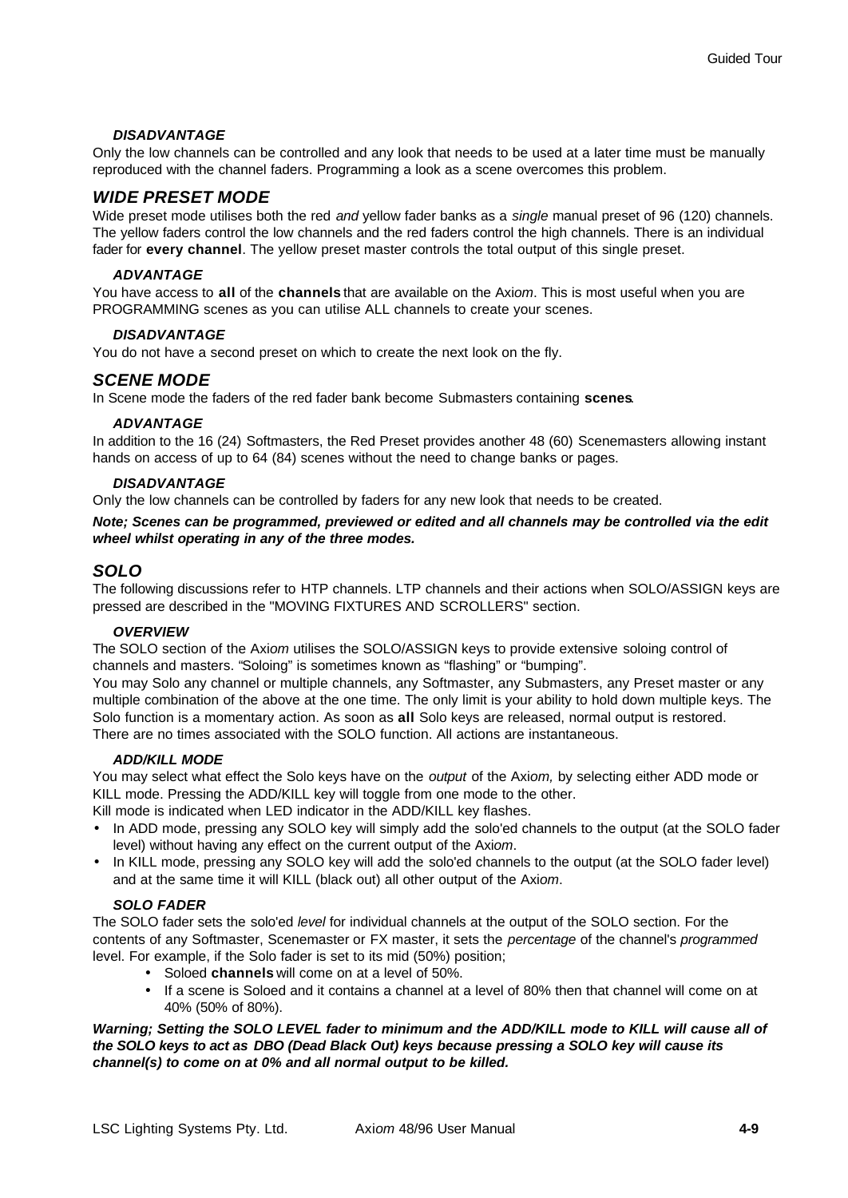#### *DISADVANTAGE*

Only the low channels can be controlled and any look that needs to be used at a later time must be manually reproduced with the channel faders. Programming a look as a scene overcomes this problem.

### *WIDE PRESET MODE*

Wide preset mode utilises both the red *and* yellow fader banks as a *single* manual preset of 96 (120) channels. The yellow faders control the low channels and the red faders control the high channels. There is an individual fader for **every channel**. The yellow preset master controls the total output of this single preset.

#### *ADVANTAGE*

You have access to **all** of the **channels** that are available on the Axi*om*. This is most useful when you are PROGRAMMING scenes as you can utilise ALL channels to create your scenes.

#### *DISADVANTAGE*

You do not have a second preset on which to create the next look on the fly.

### *SCENE MODE*

In Scene mode the faders of the red fader bank become Submasters containing **scenes**.

#### *ADVANTAGE*

In addition to the 16 (24) Softmasters, the Red Preset provides another 48 (60) Scenemasters allowing instant hands on access of up to 64 (84) scenes without the need to change banks or pages.

#### *DISADVANTAGE*

Only the low channels can be controlled by faders for any new look that needs to be created.

***Note; Scenes can be programmed, previewed or edited and all channels may be controlled via the edit wheel whilst operating in any of the three modes.***

## *SOLO*

The following discussions refer to HTP channels. LTP channels and their actions when SOLO/ASSIGN keys are pressed are described in the "MOVING FIXTURES AND SCROLLERS" section.

#### *OVERVIEW*

The SOLO section of the Axi*om* utilises the SOLO/ASSIGN keys to provide extensive soloing control of channels and masters. "Soloing" is sometimes known as "flashing" or "bumping".

You may Solo any channel or multiple channels, any Softmaster, any Submasters, any Preset master or any multiple combination of the above at the one time. The only limit is your ability to hold down multiple keys. The Solo function is a momentary action. As soon as **all** Solo keys are released, normal output is restored. There are no times associated with the SOLO function. All actions are instantaneous.

#### *ADD/KILL MODE*

You may select what effect the Solo keys have on the *output* of the Axi*om,* by selecting either ADD mode or KILL mode. Pressing the ADD/KILL key will toggle from one mode to the other.

Kill mode is indicated when LED indicator in the ADD/KILL key flashes.

- In ADD mode, pressing any SOLO key will simply add the solo'ed channels to the output (at the SOLO fader level) without having any effect on the current output of the Axi*om*.
- In KILL mode, pressing any SOLO key will add the solo'ed channels to the output (at the SOLO fader level) and at the same time it will KILL (black out) all other output of the Axi*om*.

#### *SOLO FADER*

The SOLO fader sets the solo'ed *level* for individual channels at the output of the SOLO section. For the contents of any Softmaster, Scenemaster or FX master, it sets the *percentage* of the channel's *programmed* level. For example, if the Solo fader is set to its mid (50%) position;

- Soloed **channels** will come on at a level of 50%.
- If a scene is Soloed and it contains a channel at a level of 80% then that channel will come on at 40% (50% of 80%).

***Warning; Setting the SOLO LEVEL fader to minimum and the ADD/KILL mode to KILL will cause all of the SOLO keys to act as DBO (Dead Black Out) keys because pressing a SOLO key will cause its channel(s) to come on at 0% and all normal output to be killed.***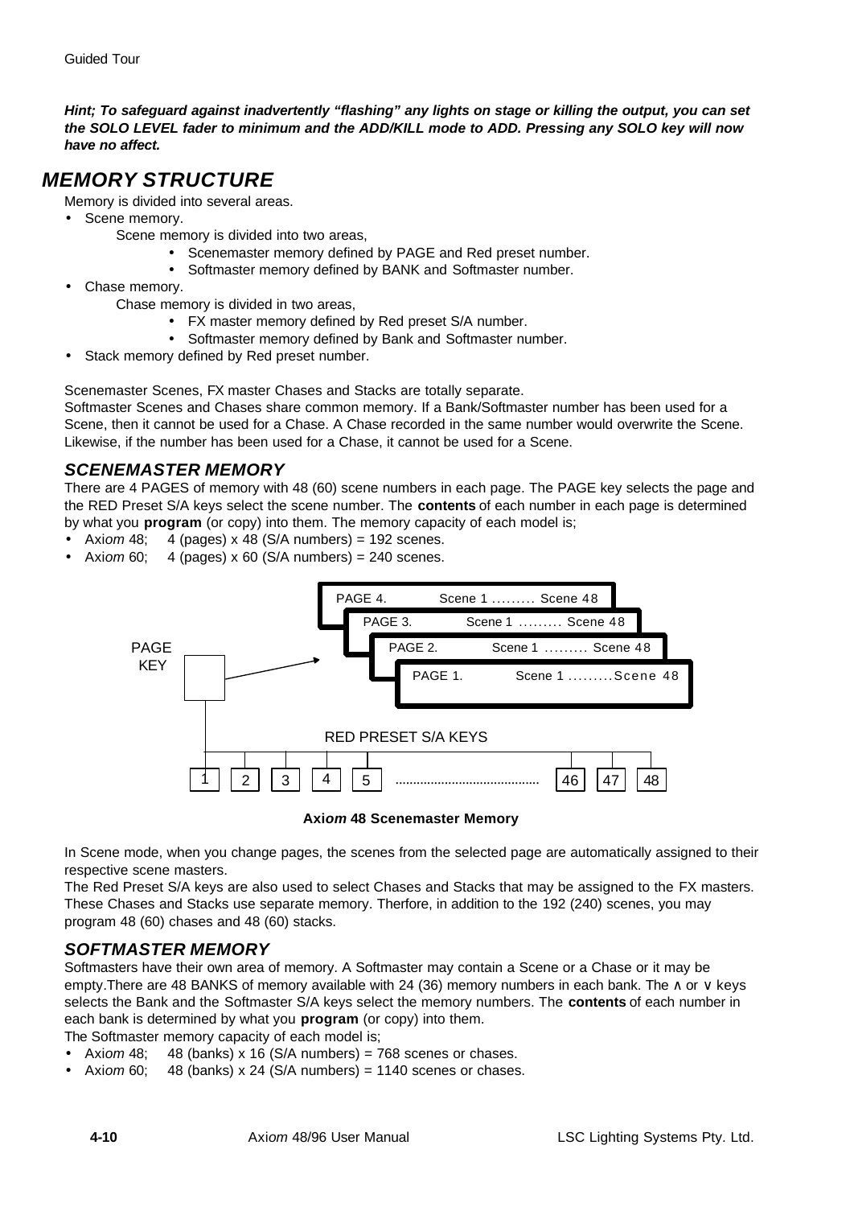***Hint; To safeguard against inadvertently "flashing" any lights on stage or killing the output, you can set the SOLO LEVEL fader to minimum and the ADD/KILL mode to ADD. Pressing any SOLO key will now have no affect.***

## *MEMORY STRUCTURE*

Memory is divided into several areas.

- Scene memory.

  Scene memory is divided into two areas,

  - Scenemaster memory defined by PAGE and Red preset number.
  - Softmaster memory defined by BANK and Softmaster number.
- Chase memory.

  Chase memory is divided in two areas,

  - FX master memory defined by Red preset S/A number.
  - Softmaster memory defined by Bank and Softmaster number.
- Stack memory defined by Red preset number.

Scenemaster Scenes, FX master Chases and Stacks are totally separate.
Softmaster Scenes and Chases share common memory. If a Bank/Softmaster number has been used for a Scene, then it cannot be used for a Chase. A Chase recorded in the same number would overwrite the Scene. Likewise, if the number has been used for a Chase, it cannot be used for a Scene.

### *SCENEMASTER MEMORY*

There are 4 PAGES of memory with 48 (60) scene numbers in each page. The PAGE key selects the page and the RED Preset S/A keys select the scene number. The **contents** of each number in each page is determined by what you **program** (or copy) into them. The memory capacity of each model is;

- Axi*om* 48;  4 (pages) x 48 (S/A numbers) = 192 scenes.
- Axi*om* 60;  4 (pages) x 60 (S/A numbers) = 240 scenes.

PAGE 4. Scene 1 ......... Scene 48
PAGE 3. Scene 1 ......... Scene 48
PAGE 2. Scene 1 ......... Scene 48
PAGE 1. Scene 1 .........Scene 48

PAGE KEY

RED PRESET S/A KEYS

1 2 3 4 5 ........................................ 46 47 48

**Axi*om* 48 Scenemaster Memory**

In Scene mode, when you change pages, the scenes from the selected page are automatically assigned to their respective scene masters.
The Red Preset S/A keys are also used to select Chases and Stacks that may be assigned to the FX masters. These Chases and Stacks use separate memory. Therfore, in addition to the 192 (240) scenes, you may program 48 (60) chases and 48 (60) stacks.

### *SOFTMASTER MEMORY*

Softmasters have their own area of memory. A Softmaster may contain a Scene or a Chase or it may be empty.There are 48 BANKS of memory available with 24 (36) memory numbers in each bank. The ∧ or ∨ keys selects the Bank and the Softmaster S/A keys select the memory numbers. The **contents** of each number in each bank is determined by what you **program** (or copy) into them.
The Softmaster memory capacity of each model is;

- Axi*om* 48;  48 (banks) x 16 (S/A numbers) = 768 scenes or chases.
- Axi*om* 60;  48 (banks) x 24 (S/A numbers) = 1140 scenes or chases.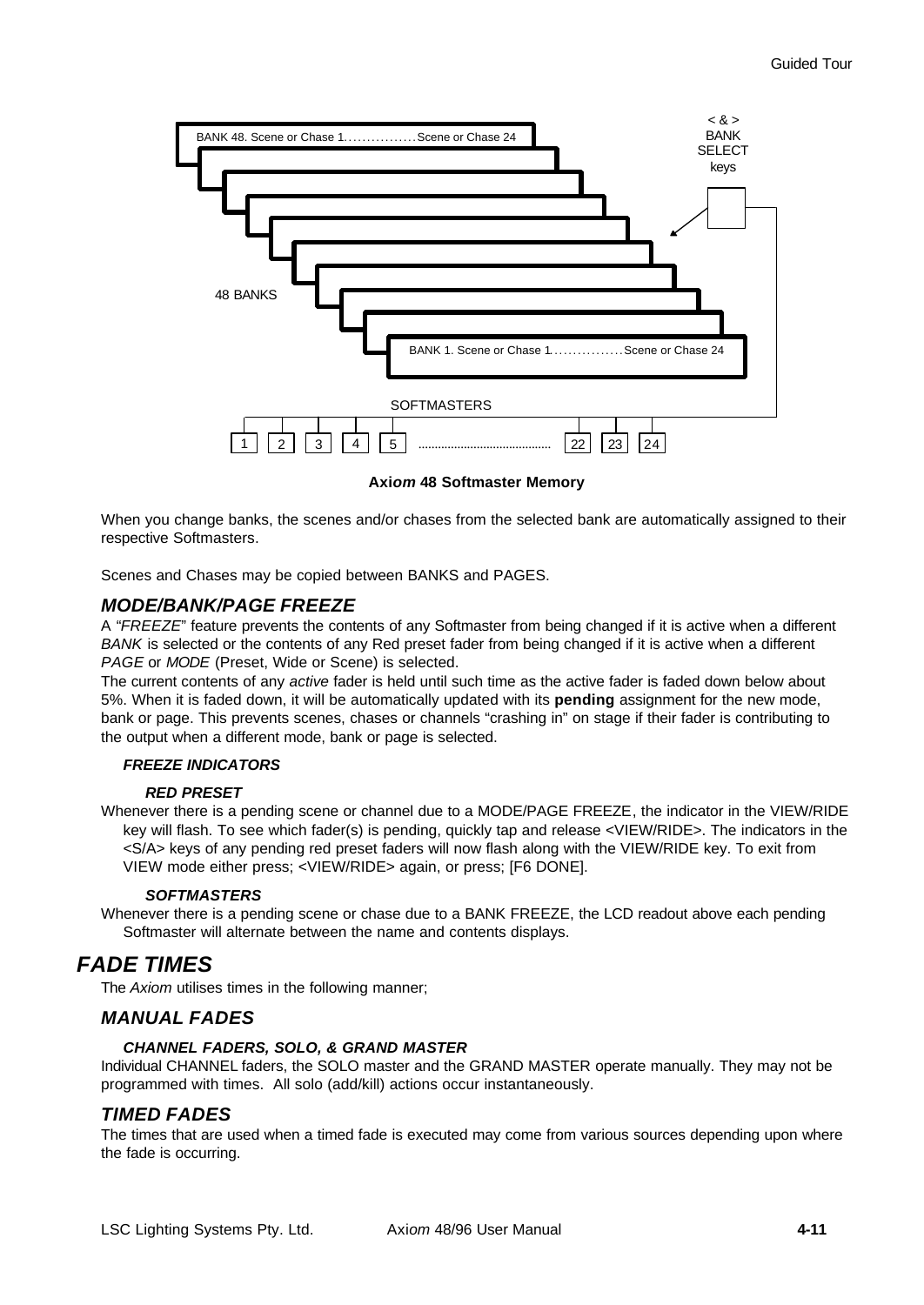BANK 48. Scene or Chase 1................Scene or Chase 24

< & > BANK SELECT keys

48 BANKS

BANK 1. Scene or Chase 1................Scene or Chase 24

SOFTMASTERS

1 2 3 4 5 ........................................ 22 23 24

**Axi*om* 48 Softmaster Memory**

When you change banks, the scenes and/or chases from the selected bank are automatically assigned to their respective Softmasters.

Scenes and Chases may be copied between BANKS and PAGES.

### *MODE/BANK/PAGE FREEZE*

A "*FREEZE*" feature prevents the contents of any Softmaster from being changed if it is active when a different *BANK* is selected or the contents of any Red preset fader from being changed if it is active when a different *PAGE* or *MODE* (Preset, Wide or Scene) is selected.

The current contents of any *active* fader is held until such time as the active fader is faded down below about 5%. When it is faded down, it will be automatically updated with its **pending** assignment for the new mode, bank or page. This prevents scenes, chases or channels "crashing in" on stage if their fader is contributing to the output when a different mode, bank or page is selected.

#### *FREEZE INDICATORS*

##### *RED PRESET*

Whenever there is a pending scene or channel due to a MODE/PAGE FREEZE, the indicator in the VIEW/RIDE key will flash. To see which fader(s) is pending, quickly tap and release <VIEW/RIDE>. The indicators in the <S/A> keys of any pending red preset faders will now flash along with the VIEW/RIDE key. To exit from VIEW mode either press; <VIEW/RIDE> again, or press; [F6 DONE].

##### *SOFTMASTERS*

Whenever there is a pending scene or chase due to a BANK FREEZE, the LCD readout above each pending Softmaster will alternate between the name and contents displays.

## *FADE TIMES*

The *Axiom* utilises times in the following manner;

### *MANUAL FADES*

#### *CHANNEL FADERS, SOLO, & GRAND MASTER*

Individual CHANNEL faders, the SOLO master and the GRAND MASTER operate manually. They may not be programmed with times. All solo (add/kill) actions occur instantaneously.

### *TIMED FADES*

The times that are used when a timed fade is executed may come from various sources depending upon where the fade is occurring.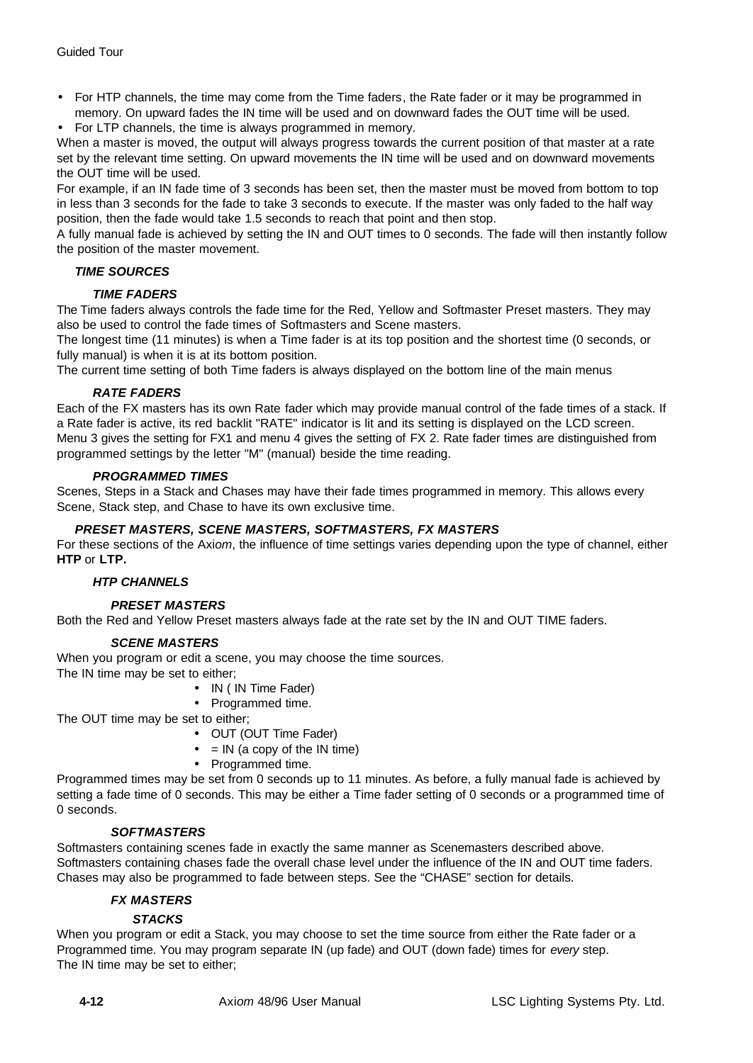- For HTP channels, the time may come from the Time faders, the Rate fader or it may be programmed in memory. On upward fades the IN time will be used and on downward fades the OUT time will be used.
- For LTP channels, the time is always programmed in memory.

When a master is moved, the output will always progress towards the current position of that master at a rate set by the relevant time setting. On upward movements the IN time will be used and on downward movements the OUT time will be used.

For example, if an IN fade time of 3 seconds has been set, then the master must be moved from bottom to top in less than 3 seconds for the fade to take 3 seconds to execute. If the master was only faded to the half way position, then the fade would take 1.5 seconds to reach that point and then stop.

A fully manual fade is achieved by setting the IN and OUT times to 0 seconds. The fade will then instantly follow the position of the master movement.

### *TIME SOURCES*

#### *TIME FADERS*

The Time faders always controls the fade time for the Red, Yellow and Softmaster Preset masters. They may also be used to control the fade times of Softmasters and Scene masters.

The longest time (11 minutes) is when a Time fader is at its top position and the shortest time (0 seconds, or fully manual) is when it is at its bottom position.

The current time setting of both Time faders is always displayed on the bottom line of the main menus

#### *RATE FADERS*

Each of the FX masters has its own Rate fader which may provide manual control of the fade times of a stack. If a Rate fader is active, its red backlit "RATE" indicator is lit and its setting is displayed on the LCD screen. Menu 3 gives the setting for FX1 and menu 4 gives the setting of FX 2. Rate fader times are distinguished from programmed settings by the letter "M" (manual) beside the time reading.

#### *PROGRAMMED TIMES*

Scenes, Steps in a Stack and Chases may have their fade times programmed in memory. This allows every Scene, Stack step, and Chase to have its own exclusive time.

### *PRESET MASTERS, SCENE MASTERS, SOFTMASTERS, FX MASTERS*

For these sections of the Axi*om*, the influence of time settings varies depending upon the type of channel, either **HTP** or **LTP.**

#### *HTP CHANNELS*

##### *PRESET MASTERS*

Both the Red and Yellow Preset masters always fade at the rate set by the IN and OUT TIME faders.

##### *SCENE MASTERS*

When you program or edit a scene, you may choose the time sources.

The IN time may be set to either;

- IN ( IN Time Fader)
- Programmed time.

The OUT time may be set to either;

- OUT (OUT Time Fader)
- = IN (a copy of the IN time)
- Programmed time.

Programmed times may be set from 0 seconds up to 11 minutes. As before, a fully manual fade is achieved by setting a fade time of 0 seconds. This may be either a Time fader setting of 0 seconds or a programmed time of 0 seconds.

##### *SOFTMASTERS*

Softmasters containing scenes fade in exactly the same manner as Scenemasters described above.

Softmasters containing chases fade the overall chase level under the influence of the IN and OUT time faders. Chases may also be programmed to fade between steps. See the “CHASE” section for details.

##### *FX MASTERS*

###### *STACKS*

When you program or edit a Stack, you may choose to set the time source from either the Rate fader or a Programmed time. You may program separate IN (up fade) and OUT (down fade) times for *every* step.

The IN time may be set to either;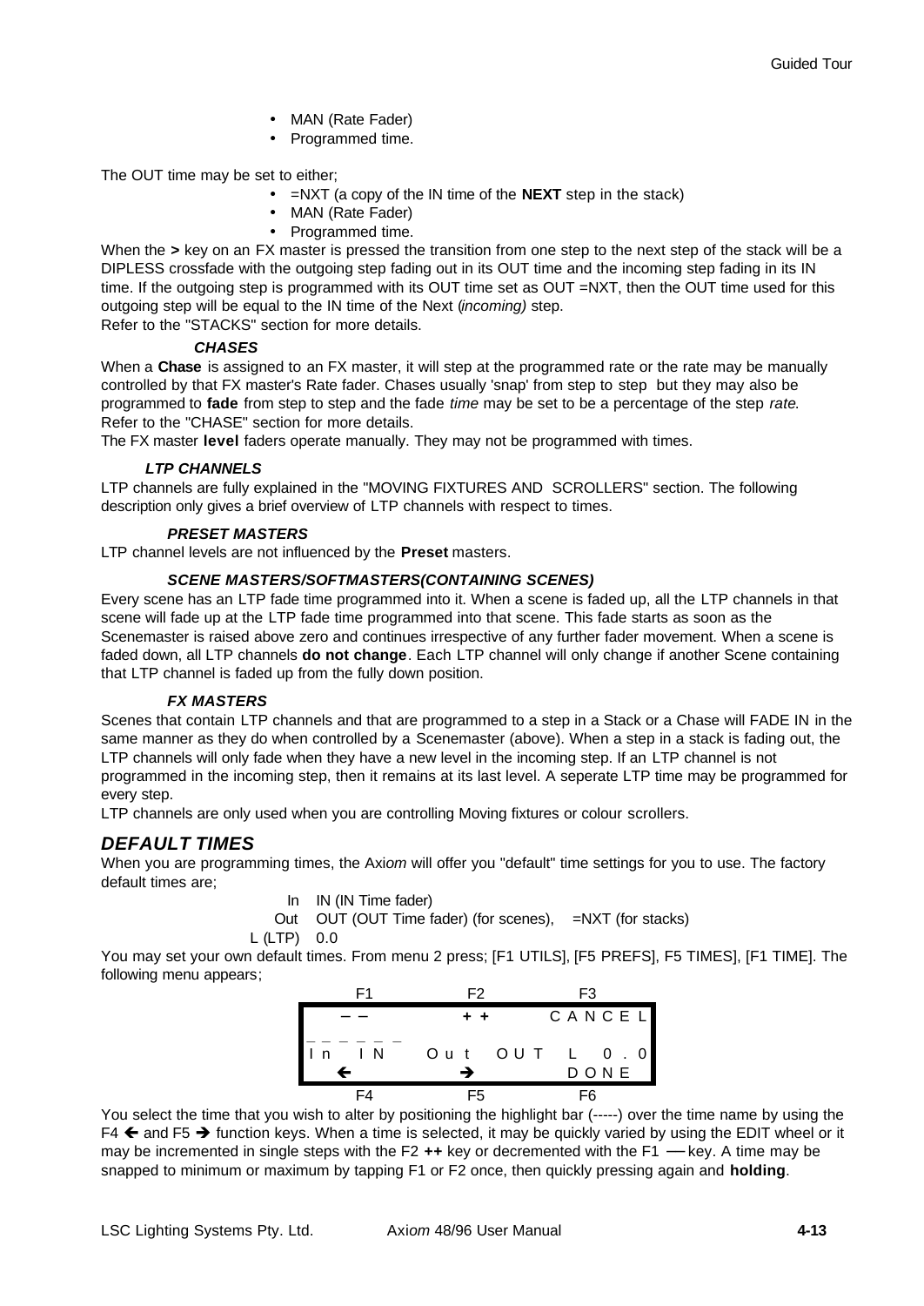- MAN (Rate Fader)
- Programmed time.

The OUT time may be set to either;

- =NXT (a copy of the IN time of the **NEXT** step in the stack)
- MAN (Rate Fader)
- Programmed time.

When the **>** key on an FX master is pressed the transition from one step to the next step of the stack will be a DIPLESS crossfade with the outgoing step fading out in its OUT time and the incoming step fading in its IN time. If the outgoing step is programmed with its OUT time set as OUT =NXT, then the OUT time used for this outgoing step will be equal to the IN time of the Next (*incoming)* step.
Refer to the "STACKS" section for more details.

#### *CHASES*

When a **Chase** is assigned to an FX master, it will step at the programmed rate or the rate may be manually controlled by that FX master's Rate fader. Chases usually 'snap' from step to step but they may also be programmed to **fade** from step to step and the fade *time* may be set to be a percentage of the step *rate*. Refer to the "CHASE" section for more details.
The FX master **level** faders operate manually. They may not be programmed with times.

### *LTP CHANNELS*

LTP channels are fully explained in the "MOVING FIXTURES AND SCROLLERS" section. The following description only gives a brief overview of LTP channels with respect to times.

#### *PRESET MASTERS*

LTP channel levels are not influenced by the **Preset** masters.

#### *SCENE MASTERS/SOFTMASTERS(CONTAINING SCENES)*

Every scene has an LTP fade time programmed into it. When a scene is faded up, all the LTP channels in that scene will fade up at the LTP fade time programmed into that scene. This fade starts as soon as the Scenemaster is raised above zero and continues irrespective of any further fader movement. When a scene is faded down, all LTP channels **do not change**. Each LTP channel will only change if another Scene containing that LTP channel is faded up from the fully down position.

#### *FX MASTERS*

Scenes that contain LTP channels and that are programmed to a step in a Stack or a Chase will FADE IN in the same manner as they do when controlled by a Scenemaster (above). When a step in a stack is fading out, the LTP channels will only fade when they have a new level in the incoming step. If an LTP channel is not programmed in the incoming step, then it remains at its last level. A seperate LTP time may be programmed for every step.
LTP channels are only used when you are controlling Moving fixtures or colour scrollers.

## *DEFAULT TIMES*

When you are programming times, the Axi*om* will offer you "default" time settings for you to use. The factory default times are;

In IN (IN Time fader)
Out OUT (OUT Time fader) (for scenes), =NXT (for stacks)
L (LTP) 0.0

You may set your own default times. From menu 2 press; [F1 UTILS], [F5 PREFS], F5 TIMES], [F1 TIME]. The following menu appears;

| F1 | F2 | F3 |
|---|---|---|
| – – | + + | CANCEL |
| In IN | Out OUT | L 0.0 |
| ← | → | DONE |
| F4 | F5 | F6 |

You select the time that you wish to alter by positioning the highlight bar (-----) over the time name by using the F4 ← and F5 → function keys. When a time is selected, it may be quickly varied by using the EDIT wheel or it may be incremented in single steps with the F2 **++** key or decremented with the F1 **––** key. A time may be snapped to minimum or maximum by tapping F1 or F2 once, then quickly pressing again and **holding**.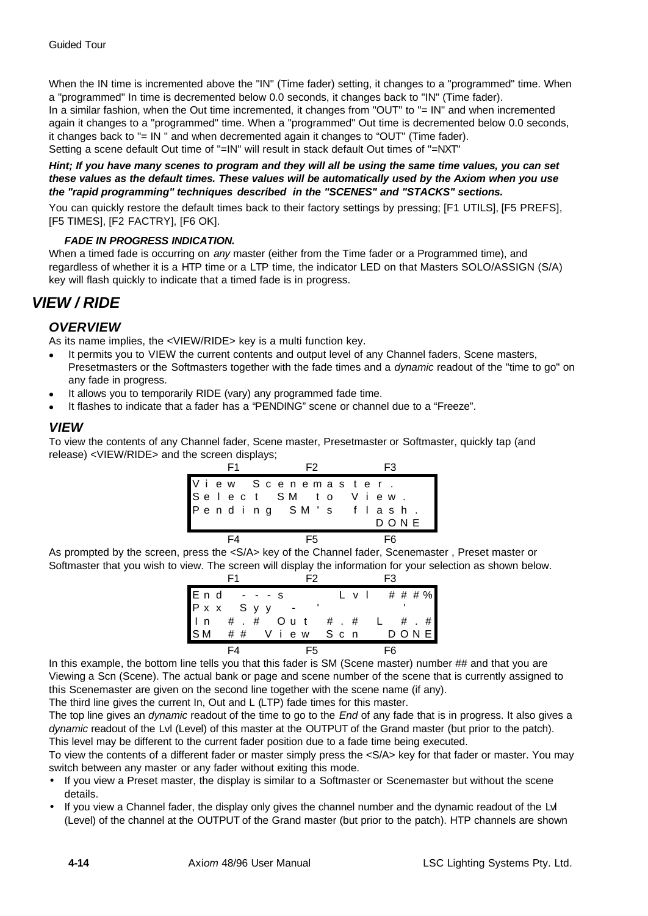When the IN time is incremented above the "IN" (Time fader) setting, it changes to a "programmed" time. When a "programmed" In time is decremented below 0.0 seconds, it changes back to "IN" (Time fader).
In a similar fashion, when the Out time incremented, it changes from "OUT" to "= IN" and when incremented again it changes to a "programmed" time. When a "programmed" Out time is decremented below 0.0 seconds, it changes back to "= IN " and when decremented again it changes to "OUT" (Time fader).
Setting a scene default Out time of "=IN" will result in stack default Out times of "=NXT"

***Hint; If you have many scenes to program and they will all be using the same time values, you can set these values as the default times. These values will be automatically used by the Axiom when you use the "rapid programming" techniques described in the "SCENES" and "STACKS" sections.***

You can quickly restore the default times back to their factory settings by pressing; [F1 UTILS], [F5 PREFS], [F5 TIMES], [F2 FACTRY], [F6 OK].

#### *FADE IN PROGRESS INDICATION.*

When a timed fade is occurring on *any* master (either from the Time fader or a Programmed time), and regardless of whether it is a HTP time or a LTP time, the indicator LED on that Masters SOLO/ASSIGN (S/A) key will flash quickly to indicate that a timed fade is in progress.

## *VIEW / RIDE*

### *OVERVIEW*

As its name implies, the <VIEW/RIDE> key is a multi function key.

- It permits you to VIEW the current contents and output level of any Channel faders, Scene masters, Presetmasters or the Softmasters together with the fade times and a *dynamic* readout of the "time to go" on any fade in progress.
- It allows you to temporarily RIDE (vary) any programmed fade time.
- It flashes to indicate that a fader has a "PENDING" scene or channel due to a "Freeze".

### *VIEW*

To view the contents of any Channel fader, Scene master, Presetmaster or Softmaster, quickly tap (and release) <VIEW/RIDE> and the screen displays;

```
     F1              F2              F3
View Scenemaster.
Select SM to View.
Pending SM's flash.
                                   DONE
     F4              F5              F6
```

As prompted by the screen, press the <S/A> key of the Channel fader, Scenemaster , Preset master or Softmaster that you wish to view. The screen will display the information for your selection as shown below.

```
     F1              F2              F3
End ---s          Lvl ###%
Pxx Syy -  '              '
In #.# Out #.# L #.#
SM ## View Scn         DONE
     F4              F5              F6
```

In this example, the bottom line tells you that this fader is SM (Scene master) number ## and that you are Viewing a Scn (Scene). The actual bank or page and scene number of the scene that is currently assigned to this Scenemaster are given on the second line together with the scene name (if any).
The third line gives the current In, Out and L (LTP) fade times for this master.
The top line gives an *dynamic* readout of the time to go to the *End* of any fade that is in progress. It also gives a *dynamic* readout of the Lvl (Level) of this master at the OUTPUT of the Grand master (but prior to the patch). This level may be different to the current fader position due to a fade time being executed.
To view the contents of a different fader or master simply press the <S/A> key for that fader or master. You may switch between any master or any fader without exiting this mode.

- If you view a Preset master, the display is similar to a Softmaster or Scenemaster but without the scene details.
- If you view a Channel fader, the display only gives the channel number and the dynamic readout of the Lvl (Level) of the channel at the OUTPUT of the Grand master (but prior to the patch). HTP channels are shown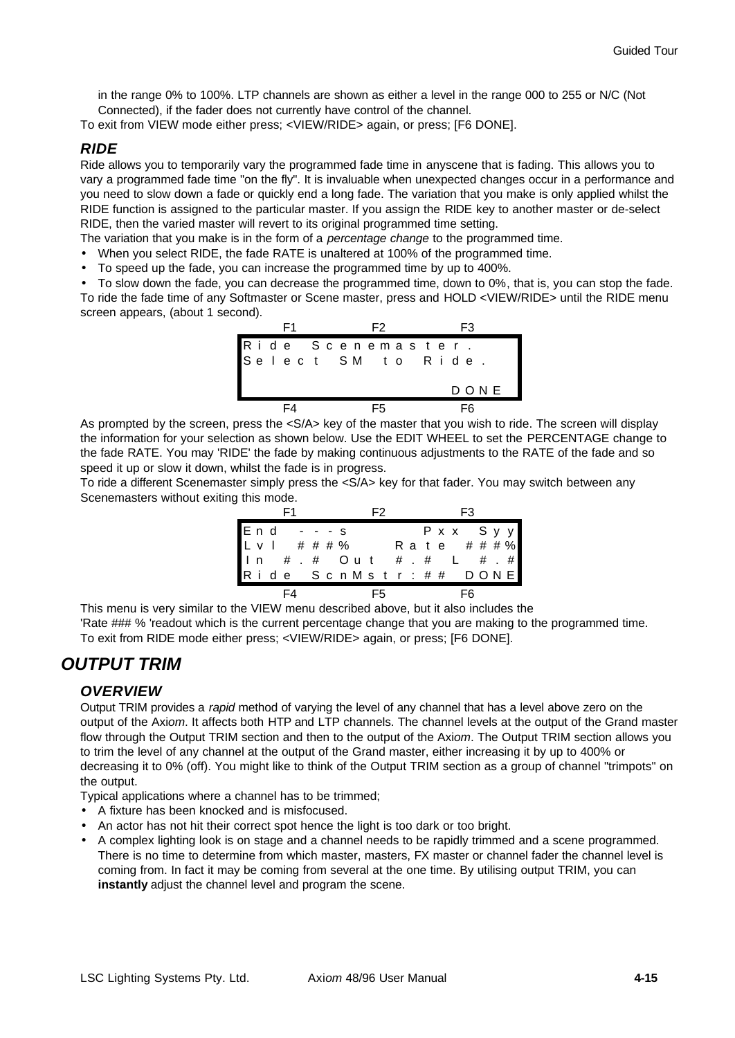in the range 0% to 100%. LTP channels are shown as either a level in the range 000 to 255 or N/C (Not Connected), if the fader does not currently have control of the channel.

To exit from VIEW mode either press; <VIEW/RIDE> again, or press; [F6 DONE].

### *RIDE*

Ride allows you to temporarily vary the programmed fade time in anyscene that is fading. This allows you to vary a programmed fade time "on the fly". It is invaluable when unexpected changes occur in a performance and you need to slow down a fade or quickly end a long fade. The variation that you make is only applied whilst the RIDE function is assigned to the particular master. If you assign the RIDE key to another master or de-select RIDE, then the varied master will revert to its original programmed time setting.

The variation that you make is in the form of a *percentage change* to the programmed time.

- When you select RIDE, the fade RATE is unaltered at 100% of the programmed time.
- To speed up the fade, you can increase the programmed time by up to 400%.
- To slow down the fade, you can decrease the programmed time, down to 0%, that is, you can stop the fade.

To ride the fade time of any Softmaster or Scene master, press and HOLD <VIEW/RIDE> until the RIDE menu screen appears, (about 1 second).

```
      F1            F2            F3
Ride Scenemaster.
Select SM to Ride.

                              DONE
      F4            F5            F6
```

As prompted by the screen, press the <S/A> key of the master that you wish to ride. The screen will display the information for your selection as shown below. Use the EDIT WHEEL to set the PERCENTAGE change to the fade RATE. You may 'RIDE' the fade by making continuous adjustments to the RATE of the fade and so speed it up or slow it down, whilst the fade is in progress.

To ride a different Scenemaster simply press the <S/A> key for that fader. You may switch between any Scenemasters without exiting this mode.

```
      F1            F2            F3
End ---s           Pxx Syy
Lvl ###%       Rate ###%
In #.# Out #.# L #.#
Ride ScnMstr:## DONE
      F4            F5            F6
```

This menu is very similar to the VIEW menu described above, but it also includes the 'Rate ### % 'readout which is the current percentage change that you are making to the programmed time.

To exit from RIDE mode either press; <VIEW/RIDE> again, or press; [F6 DONE].

## *OUTPUT TRIM*

### *OVERVIEW*

Output TRIM provides a *rapid* method of varying the level of any channel that has a level above zero on the output of the Axi*om*. It affects both HTP and LTP channels. The channel levels at the output of the Grand master flow through the Output TRIM section and then to the output of the Axi*om*. The Output TRIM section allows you to trim the level of any channel at the output of the Grand master, either increasing it by up to 400% or decreasing it to 0% (off). You might like to think of the Output TRIM section as a group of channel "trimpots" on the output.

Typical applications where a channel has to be trimmed;

- A fixture has been knocked and is misfocused.
- An actor has not hit their correct spot hence the light is too dark or too bright.
- A complex lighting look is on stage and a channel needs to be rapidly trimmed and a scene programmed. There is no time to determine from which master, masters, FX master or channel fader the channel level is coming from. In fact it may be coming from several at the one time. By utilising output TRIM, you can **instantly** adjust the channel level and program the scene.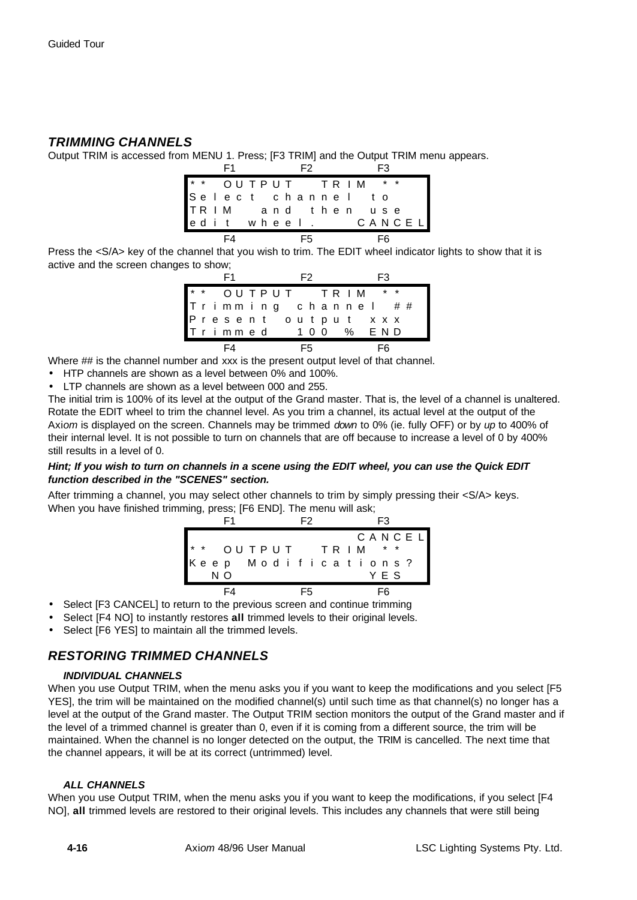## TRIMMING CHANNELS

Output TRIM is accessed from MENU 1. Press; [F3 TRIM] and the Output TRIM menu appears.

```
        F1            F2            F3
** OUTPUT  TRIM **
Select channel to
TRIM  and then use
edit wheel.     CANCEL
        F4            F5            F6
```

Press the <S/A> key of the channel that you wish to trim. The EDIT wheel indicator lights to show that it is active and the screen changes to show;

```
        F1            F2            F3
** OUTPUT  TRIM **
Trimming channel ##
Present output xxx
Trimmed  100 % END
        F4            F5            F6
```

Where ## is the channel number and xxx is the present output level of that channel.

- HTP channels are shown as a level between 0% and 100%.
- LTP channels are shown as a level between 000 and 255.

The initial trim is 100% of its level at the output of the Grand master. That is, the level of a channel is unaltered. Rotate the EDIT wheel to trim the channel level. As you trim a channel, its actual level at the output of the Axi*om* is displayed on the screen. Channels may be trimmed *down* to 0% (ie. fully OFF) or by *up* to 400% of their internal level. It is not possible to turn on channels that are off because to increase a level of 0 by 400% still results in a level of 0.

***Hint; If you wish to turn on channels in a scene using the EDIT wheel, you can use the Quick EDIT function described in the "SCENES" section.***

After trimming a channel, you may select other channels to trim by simply pressing their <S/A> keys. When you have finished trimming, press; [F6 END]. The menu will ask;

```
        F1            F2            F3
                       CANCEL
** OUTPUT  TRIM **
Keep Modifications?
  NO                YES
        F4            F5            F6
```

- Select [F3 CANCEL] to return to the previous screen and continue trimming
- Select [F4 NO] to instantly restores **all** trimmed levels to their original levels.
- Select [F6 YES] to maintain all the trimmed levels.

## RESTORING TRIMMED CHANNELS

### INDIVIDUAL CHANNELS

When you use Output TRIM, when the menu asks you if you want to keep the modifications and you select [F5 YES], the trim will be maintained on the modified channel(s) until such time as that channel(s) no longer has a level at the output of the Grand master. The Output TRIM section monitors the output of the Grand master and if the level of a trimmed channel is greater than 0, even if it is coming from a different source, the trim will be maintained. When the channel is no longer detected on the output, the TRIM is cancelled. The next time that the channel appears, it will be at its correct (untrimmed) level.

### ALL CHANNELS

When you use Output TRIM, when the menu asks you if you want to keep the modifications, if you select [F4 NO], **all** trimmed levels are restored to their original levels. This includes any channels that were still being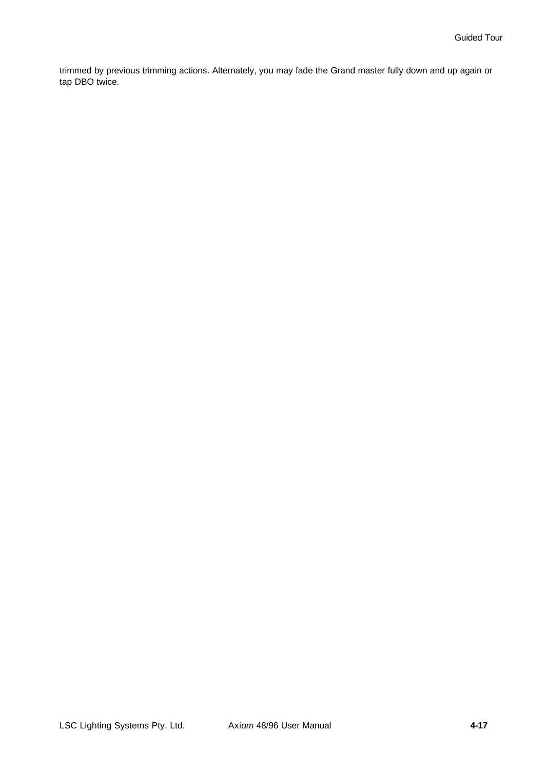trimmed by previous trimming actions. Alternately, you may fade the Grand master fully down and up again or tap DBO twice.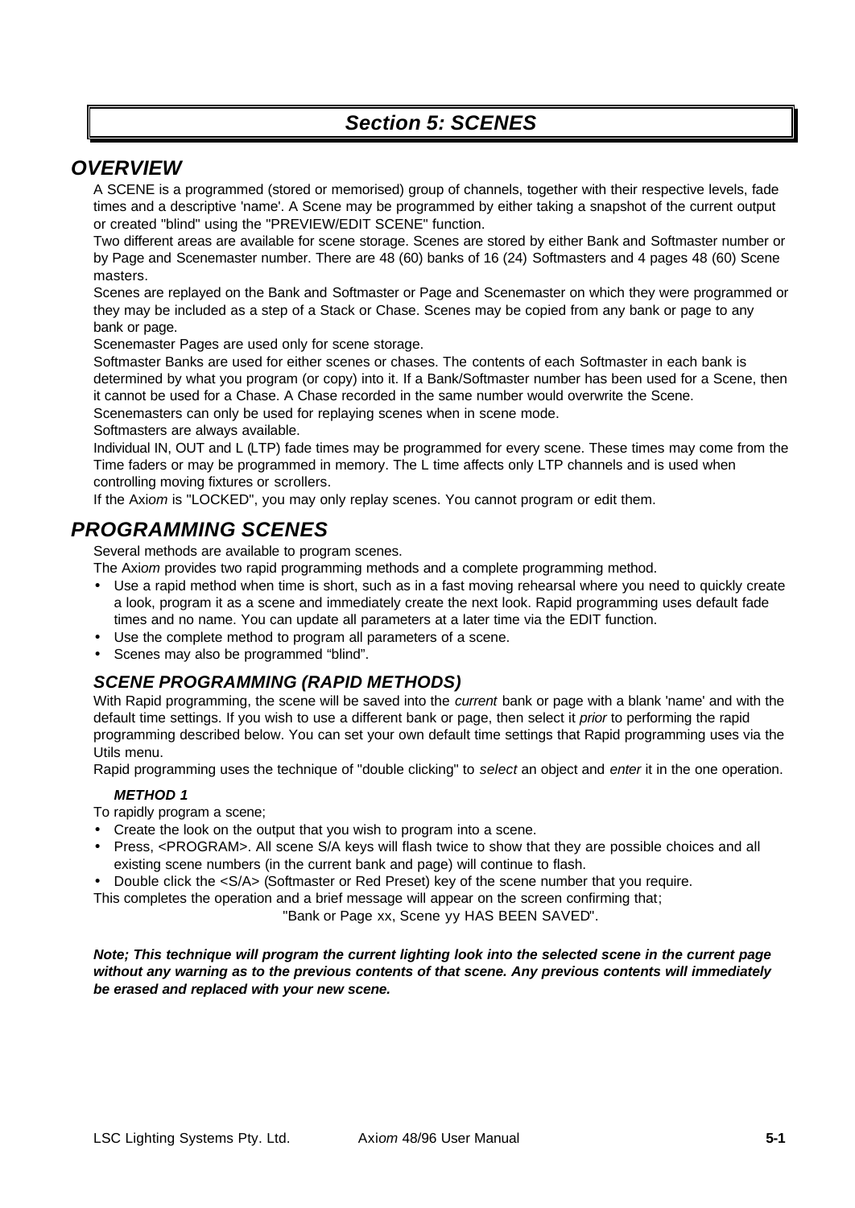# *Section 5: SCENES*

## *OVERVIEW*

A SCENE is a programmed (stored or memorised) group of channels, together with their respective levels, fade times and a descriptive 'name'. A Scene may be programmed by either taking a snapshot of the current output or created "blind" using the "PREVIEW/EDIT SCENE" function.

Two different areas are available for scene storage. Scenes are stored by either Bank and Softmaster number or by Page and Scenemaster number. There are 48 (60) banks of 16 (24) Softmasters and 4 pages 48 (60) Scene masters.

Scenes are replayed on the Bank and Softmaster or Page and Scenemaster on which they were programmed or they may be included as a step of a Stack or Chase. Scenes may be copied from any bank or page to any bank or page.

Scenemaster Pages are used only for scene storage.

Softmaster Banks are used for either scenes or chases. The contents of each Softmaster in each bank is determined by what you program (or copy) into it. If a Bank/Softmaster number has been used for a Scene, then it cannot be used for a Chase. A Chase recorded in the same number would overwrite the Scene.

Scenemasters can only be used for replaying scenes when in scene mode.

Softmasters are always available.

Individual IN, OUT and L (LTP) fade times may be programmed for every scene. These times may come from the Time faders or may be programmed in memory. The L time affects only LTP channels and is used when controlling moving fixtures or scrollers.

If the Axi*om* is "LOCKED", you may only replay scenes. You cannot program or edit them.

## *PROGRAMMING SCENES*

Several methods are available to program scenes.

The Axi*om* provides two rapid programming methods and a complete programming method.

- Use a rapid method when time is short, such as in a fast moving rehearsal where you need to quickly create a look, program it as a scene and immediately create the next look. Rapid programming uses default fade times and no name. You can update all parameters at a later time via the EDIT function.
- Use the complete method to program all parameters of a scene.
- Scenes may also be programmed “blind”.

### *SCENE PROGRAMMING (RAPID METHODS)*

With Rapid programming, the scene will be saved into the *current* bank or page with a blank 'name' and with the default time settings. If you wish to use a different bank or page, then select it *prior* to performing the rapid programming described below. You can set your own default time settings that Rapid programming uses via the Utils menu.

Rapid programming uses the technique of "double clicking" to *select* an object and *enter* it in the one operation.

#### *METHOD 1*

To rapidly program a scene;

- Create the look on the output that you wish to program into a scene.
- Press, <PROGRAM>. All scene S/A keys will flash twice to show that they are possible choices and all existing scene numbers (in the current bank and page) will continue to flash.
- Double click the <S/A> (Softmaster or Red Preset) key of the scene number that you require.

This completes the operation and a brief message will appear on the screen confirming that;

"Bank or Page xx, Scene yy HAS BEEN SAVED".

***Note; This technique will program the current lighting look into the selected scene in the current page without any warning as to the previous contents of that scene. Any previous contents will immediately be erased and replaced with your new scene.***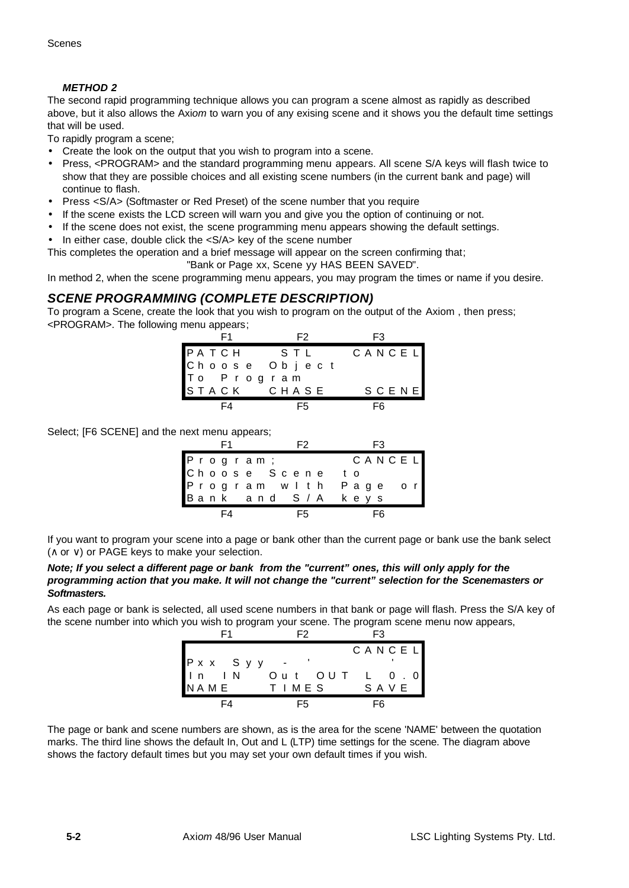***METHOD 2***

The second rapid programming technique allows you can program a scene almost as rapidly as described above, but it also allows the Ax*iom* to warn you of any exising scene and it shows you the default time settings that will be used.

To rapidly program a scene;

- Create the look on the output that you wish to program into a scene.
- Press, <PROGRAM> and the standard programming menu appears. All scene S/A keys will flash twice to show that they are possible choices and all existing scene numbers (in the current bank and page) will continue to flash.
- Press <S/A> (Softmaster or Red Preset) of the scene number that you require
- If the scene exists the LCD screen will warn you and give you the option of continuing or not.
- If the scene does not exist, the scene programming menu appears showing the default settings.
- In either case, double click the <S/A> key of the scene number

This completes the operation and a brief message will appear on the screen confirming that;

"Bank or Page xx, Scene yy HAS BEEN SAVED".

In method 2, when the scene programming menu appears, you may program the times or name if you desire.

## *SCENE PROGRAMMING (COMPLETE DESCRIPTION)*

To program a Scene, create the look that you wish to program on the output of the Axiom , then press; <PROGRAM>. The following menu appears;

```
F1          F2          F3
PATCH       STL         CANCEL
Choose Object
To Program
STACK       CHASE       SCENE
F4          F5          F6
```

Select; [F6 SCENE] and the next menu appears;

```
F1          F2          F3
Program;                CANCEL
Choose Scene to
Program wIth Page or
Bank and S/A keys
F4          F5          F6
```

If you want to program your scene into a page or bank other than the current page or bank use the bank select (∧ or ∨) or PAGE keys to make your selection.

***Note; If you select a different page or bank from the "current" ones, this will only apply for the programming action that you make. It will not change the "current" selection for the Scenemasters or Softmasters.***

As each page or bank is selected, all used scene numbers in that bank or page will flash. Press the S/A key of the scene number into which you wish to program your scene. The program scene menu now appears,

```
F1          F2          F3
                        CANCEL
Pxx Syy - '             '
In IN   Out OUT   L 0.0
NAME        TIMES       SAVE
F4          F5          F6
```

The page or bank and scene numbers are shown, as is the area for the scene 'NAME' between the quotation marks. The third line shows the default In, Out and L (LTP) time settings for the scene. The diagram above shows the factory default times but you may set your own default times if you wish.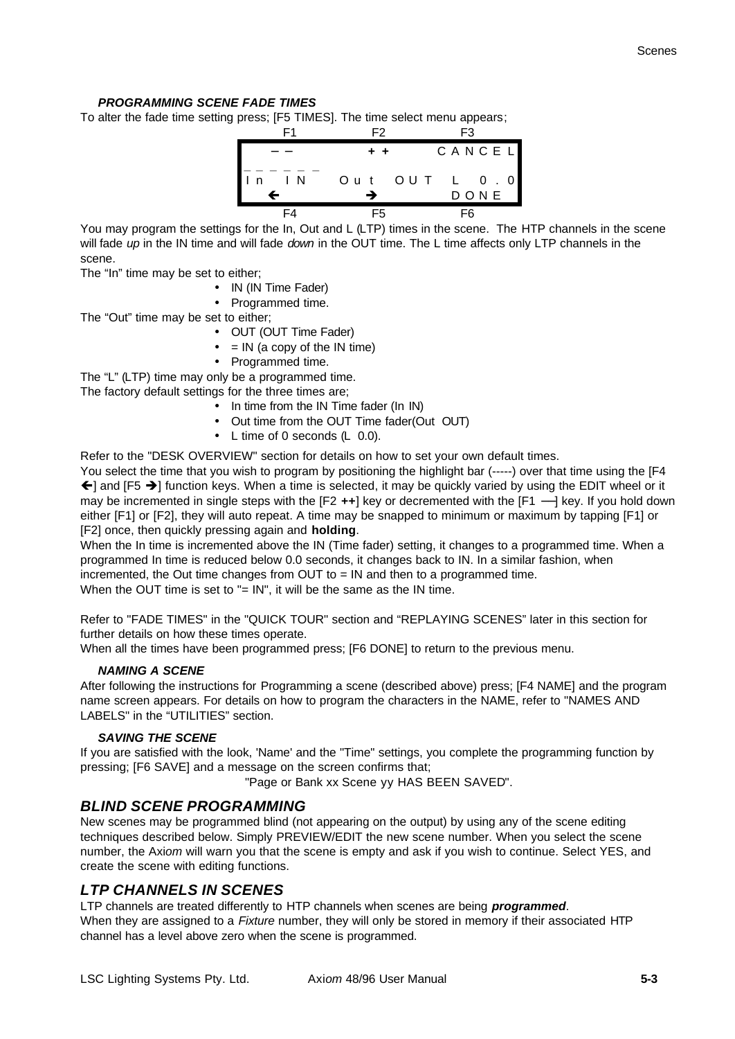#### *PROGRAMMING SCENE FADE TIMES*

To alter the fade time setting press; [F5 TIMES]. The time select menu appears;

```
     F1            F2           F3
     ––            ++         CANCEL
_ _ _ _ _ _
In  IN      Out  OUT   L  0.0
     ←             →           DONE
     F4            F5           F6
```

You may program the settings for the In, Out and L (LTP) times in the scene. The HTP channels in the scene will fade *up* in the IN time and will fade *down* in the OUT time. The L time affects only LTP channels in the scene.

The “In” time may be set to either;

- IN (IN Time Fader)
- Programmed time.

The “Out” time may be set to either;

- OUT (OUT Time Fader)
- = IN (a copy of the IN time)
- Programmed time.

The “L” (LTP) time may only be a programmed time.

The factory default settings for the three times are;

- In time from the IN Time fader (In IN)
- Out time from the OUT Time fader(Out OUT)
- L time of 0 seconds (L 0.0).

Refer to the "DESK OVERVIEW" section for details on how to set your own default times.

You select the time that you wish to program by positioning the highlight bar (-----) over that time using the [F4 ←] and [F5 →] function keys. When a time is selected, it may be quickly varied by using the EDIT wheel or it may be incremented in single steps with the [F2 **++**] key or decremented with the [F1 ––] key. If you hold down either [F1] or [F2], they will auto repeat. A time may be snapped to minimum or maximum by tapping [F1] or [F2] once, then quickly pressing again and **holding**.

When the In time is incremented above the IN (Time fader) setting, it changes to a programmed time. When a programmed In time is reduced below 0.0 seconds, it changes back to IN. In a similar fashion, when incremented, the Out time changes from OUT to = IN and then to a programmed time.

When the OUT time is set to "= IN", it will be the same as the IN time.

Refer to "FADE TIMES" in the "QUICK TOUR" section and “REPLAYING SCENES” later in this section for further details on how these times operate.

When all the times have been programmed press; [F6 DONE] to return to the previous menu.

#### *NAMING A SCENE*

After following the instructions for Programming a scene (described above) press; [F4 NAME] and the program name screen appears. For details on how to program the characters in the NAME, refer to "NAMES AND LABELS" in the “UTILITIES” section.

#### *SAVING THE SCENE*

If you are satisfied with the look, 'Name' and the "Time" settings, you complete the programming function by pressing; [F6 SAVE] and a message on the screen confirms that;

"Page or Bank xx Scene yy HAS BEEN SAVED".

## *BLIND SCENE PROGRAMMING*

New scenes may be programmed blind (not appearing on the output) by using any of the scene editing techniques described below. Simply PREVIEW/EDIT the new scene number. When you select the scene number, the Axi*om* will warn you that the scene is empty and ask if you wish to continue. Select YES, and create the scene with editing functions.

## *LTP CHANNELS IN SCENES*

LTP channels are treated differently to HTP channels when scenes are being ***programmed***.

When they are assigned to a *Fixture* number, they will only be stored in memory if their associated HTP channel has a level above zero when the scene is programmed.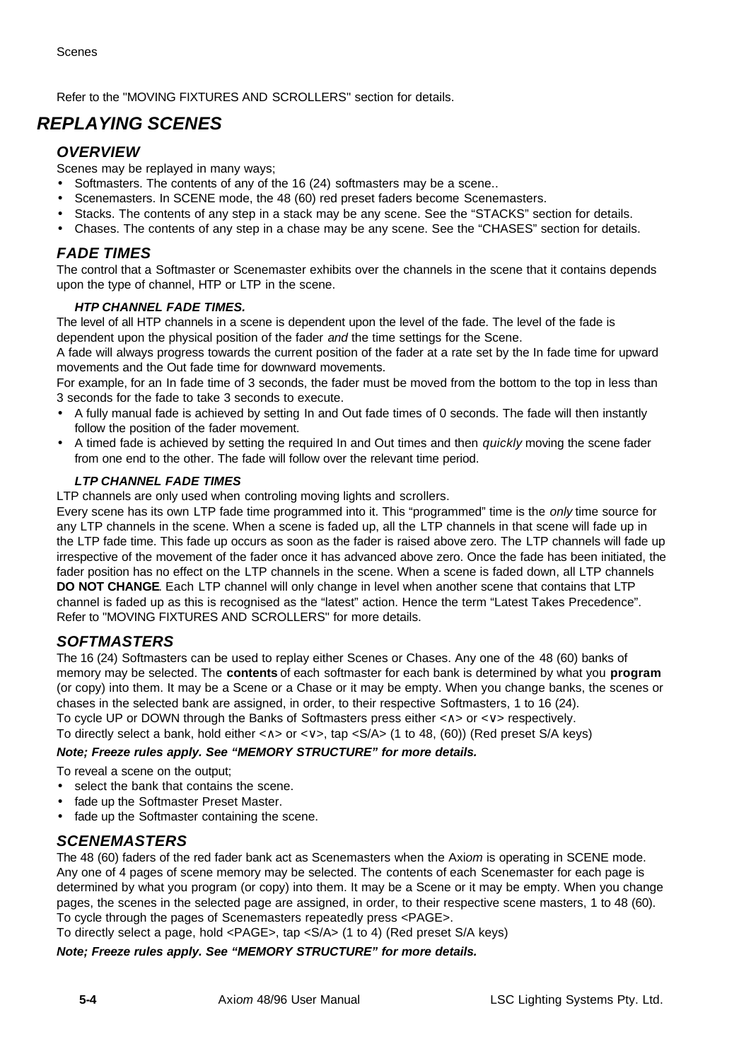Refer to the "MOVING FIXTURES AND SCROLLERS" section for details.

# *REPLAYING SCENES*

## *OVERVIEW*

Scenes may be replayed in many ways;

- Softmasters. The contents of any of the 16 (24) softmasters may be a scene..
- Scenemasters. In SCENE mode, the 48 (60) red preset faders become Scenemasters.
- Stacks. The contents of any step in a stack may be any scene. See the "STACKS" section for details.
- Chases. The contents of any step in a chase may be any scene. See the "CHASES" section for details.

## *FADE TIMES*

The control that a Softmaster or Scenemaster exhibits over the channels in the scene that it contains depends upon the type of channel, HTP or LTP in the scene.

### *HTP CHANNEL FADE TIMES.*

The level of all HTP channels in a scene is dependent upon the level of the fade. The level of the fade is dependent upon the physical position of the fader *and* the time settings for the Scene.

A fade will always progress towards the current position of the fader at a rate set by the In fade time for upward movements and the Out fade time for downward movements.

For example, for an In fade time of 3 seconds, the fader must be moved from the bottom to the top in less than 3 seconds for the fade to take 3 seconds to execute.

- A fully manual fade is achieved by setting In and Out fade times of 0 seconds. The fade will then instantly follow the position of the fader movement.
- A timed fade is achieved by setting the required In and Out times and then *quickly* moving the scene fader from one end to the other. The fade will follow over the relevant time period.

### *LTP CHANNEL FADE TIMES*

LTP channels are only used when controling moving lights and scrollers.

Every scene has its own LTP fade time programmed into it. This "programmed" time is the *only* time source for any LTP channels in the scene. When a scene is faded up, all the LTP channels in that scene will fade up in the LTP fade time. This fade up occurs as soon as the fader is raised above zero. The LTP channels will fade up irrespective of the movement of the fader once it has advanced above zero. Once the fade has been initiated, the fader position has no effect on the LTP channels in the scene. When a scene is faded down, all LTP channels **DO NOT CHANGE**. Each LTP channel will only change in level when another scene that contains that LTP channel is faded up as this is recognised as the "latest" action. Hence the term "Latest Takes Precedence". Refer to "MOVING FIXTURES AND SCROLLERS" for more details.

## *SOFTMASTERS*

The 16 (24) Softmasters can be used to replay either Scenes or Chases. Any one of the 48 (60) banks of memory may be selected. The **contents** of each softmaster for each bank is determined by what you **program** (or copy) into them. It may be a Scene or a Chase or it may be empty. When you change banks, the scenes or chases in the selected bank are assigned, in order, to their respective Softmasters, 1 to 16 (24).

To cycle UP or DOWN through the Banks of Softmasters press either <∧> or <∨> respectively.

To directly select a bank, hold either <∧> or <∨>, tap <S/A> (1 to 48, (60)) (Red preset S/A keys)

***Note; Freeze rules apply. See "MEMORY STRUCTURE" for more details.***

To reveal a scene on the output;

- select the bank that contains the scene.
- fade up the Softmaster Preset Master.
- fade up the Softmaster containing the scene.

## *SCENEMASTERS*

The 48 (60) faders of the red fader bank act as Scenemasters when the Axi*om* is operating in SCENE mode. Any one of 4 pages of scene memory may be selected. The contents of each Scenemaster for each page is determined by what you program (or copy) into them. It may be a Scene or it may be empty. When you change pages, the scenes in the selected page are assigned, in order, to their respective scene masters, 1 to 48 (60).

To cycle through the pages of Scenemasters repeatedly press <PAGE>.

To directly select a page, hold <PAGE>, tap <S/A> (1 to 4) (Red preset S/A keys)

***Note; Freeze rules apply. See "MEMORY STRUCTURE" for more details.***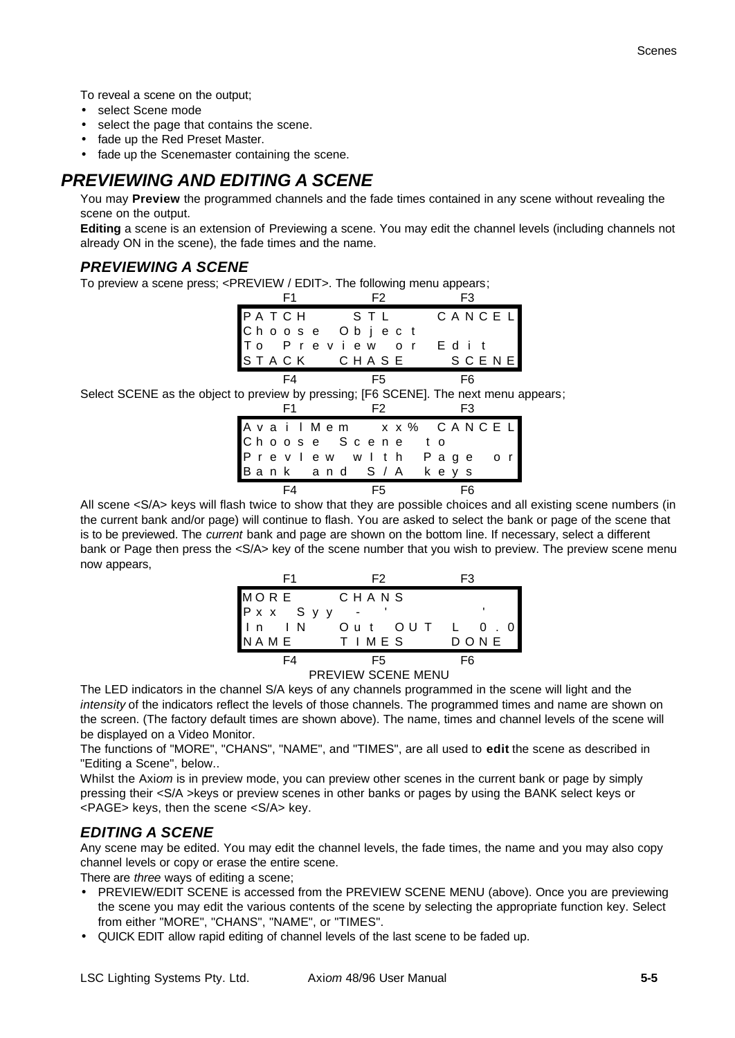To reveal a scene on the output;

- select Scene mode
- select the page that contains the scene.
- fade up the Red Preset Master.
- fade up the Scenemaster containing the scene.

## PREVIEWING AND EDITING A SCENE

You may **Preview** the programmed channels and the fade times contained in any scene without revealing the scene on the output.

**Editing** a scene is an extension of Previewing a scene. You may edit the channel levels (including channels not already ON in the scene), the fade times and the name.

### PREVIEWING A SCENE

To preview a scene press; <PREVIEW / EDIT>. The following menu appears;

```
    F1            F2            F3
PATCH        STL         CANCEL
Choose  Object
To  Preview  or  Edit
STACK     CHASE        SCENE
    F4            F5            F6
```

Select SCENE as the object to preview by pressing; [F6 SCENE]. The next menu appears;

```
    F1            F2            F3
AvailMem    xx%  CANCEL
Choose  Scene  to
PrevIew  wIth  Page  or
Bank  and  S/A  keys
    F4            F5            F6
```

All scene <S/A> keys will flash twice to show that they are possible choices and all existing scene numbers (in the current bank and/or page) will continue to flash. You are asked to select the bank or page of the scene that is to be previewed. The *current* bank and page are shown on the bottom line. If necessary, select a different bank or Page then press the <S/A> key of the scene number that you wish to preview. The preview scene menu now appears,

```
    F1            F2            F3
MORE       CHANS
Pxx  Syy   -  '           '
In  IN    Out  OUT  L  0.0
NAME       TIMES       DONE
    F4            F5            F6
```

PREVIEW SCENE MENU

The LED indicators in the channel S/A keys of any channels programmed in the scene will light and the *intensity* of the indicators reflect the levels of those channels. The programmed times and name are shown on the screen. (The factory default times are shown above). The name, times and channel levels of the scene will be displayed on a Video Monitor.

The functions of "MORE", "CHANS", "NAME", and "TIMES", are all used to **edit** the scene as described in "Editing a Scene", below..

Whilst the Axi*om* is in preview mode, you can preview other scenes in the current bank or page by simply pressing their <S/A >keys or preview scenes in other banks or pages by using the BANK select keys or <PAGE> keys, then the scene <S/A> key.

### EDITING A SCENE

Any scene may be edited. You may edit the channel levels, the fade times, the name and you may also copy channel levels or copy or erase the entire scene.

There are *three* ways of editing a scene;

- PREVIEW/EDIT SCENE is accessed from the PREVIEW SCENE MENU (above). Once you are previewing the scene you may edit the various contents of the scene by selecting the appropriate function key. Select from either "MORE", "CHANS", "NAME", or "TIMES".
- QUICK EDIT allow rapid editing of channel levels of the last scene to be faded up.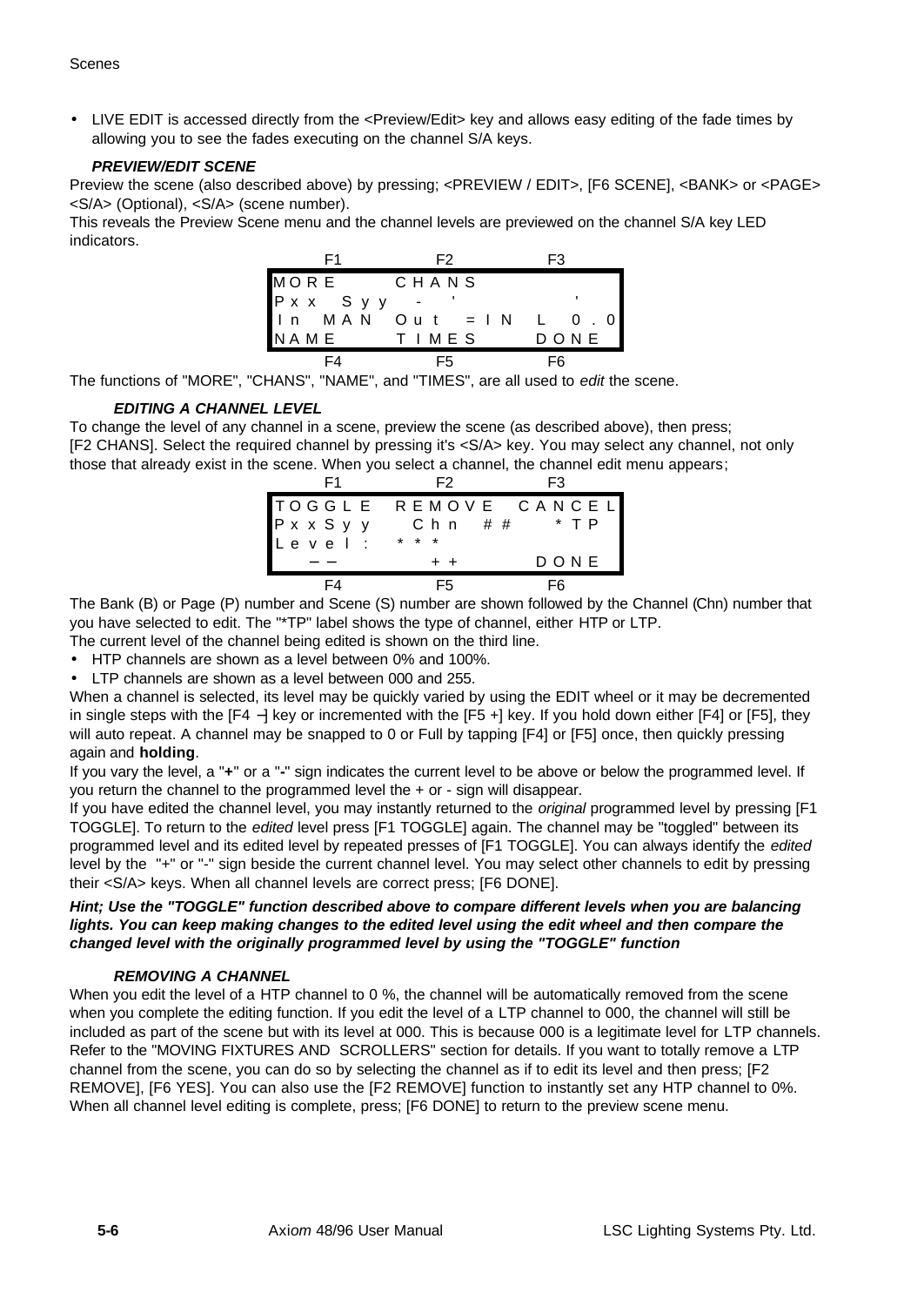- LIVE EDIT is accessed directly from the <Preview/Edit> key and allows easy editing of the fade times by allowing you to see the fades executing on the channel S/A keys.

### *PREVIEW/EDIT SCENE*

Preview the scene (also described above) by pressing; <PREVIEW / EDIT>, [F6 SCENE], <BANK> or <PAGE> <S/A> (Optional), <S/A> (scene number).

This reveals the Preview Scene menu and the channel levels are previewed on the channel S/A key LED indicators.

```
     F1          F2          F3
MORE       CHANS
Pxx  Syy   -  '            '
In  MAN  Out  = IN   L   0.0
NAME       TIMES       DONE
     F4          F5          F6
```

The functions of "MORE", "CHANS", "NAME", and "TIMES", are all used to *edit* the scene.

### *EDITING A CHANNEL LEVEL*

To change the level of any channel in a scene, preview the scene (as described above), then press; [F2 CHANS]. Select the required channel by pressing it's <S/A> key. You may select any channel, not only those that already exist in the scene. When you select a channel, the channel edit menu appears;

```
     F1          F2          F3
TOGGLE   REMOVE   CANCEL
PxxSyy    Chn ##    *TP
Level:  ***
   --         ++       DONE
     F4          F5          F6
```

The Bank (B) or Page (P) number and Scene (S) number are shown followed by the Channel (Chn) number that you have selected to edit. The "*TP" label shows the type of channel, either HTP or LTP.

The current level of the channel being edited is shown on the third line.

- HTP channels are shown as a level between 0% and 100%.
- LTP channels are shown as a level between 000 and 255.

When a channel is selected, its level may be quickly varied by using the EDIT wheel or it may be decremented in single steps with the [F4 –] key or incremented with the [F5 +] key. If you hold down either [F4] or [F5], they will auto repeat. A channel may be snapped to 0 or Full by tapping [F4] or [F5] once, then quickly pressing again and **holding**.

If you vary the level, a "**+**" or a "**-**" sign indicates the current level to be above or below the programmed level. If you return the channel to the programmed level the + or - sign will disappear.

If you have edited the channel level, you may instantly returned to the *original* programmed level by pressing [F1 TOGGLE]. To return to the *edited* level press [F1 TOGGLE] again. The channel may be "toggled" between its programmed level and its edited level by repeated presses of [F1 TOGGLE]. You can always identify the *edited* level by the "+" or "-" sign beside the current channel level. You may select other channels to edit by pressing their <S/A> keys. When all channel levels are correct press; [F6 DONE].

***Hint; Use the "TOGGLE" function described above to compare different levels when you are balancing lights. You can keep making changes to the edited level using the edit wheel and then compare the changed level with the originally programmed level by using the "TOGGLE" function***

### *REMOVING A CHANNEL*

When you edit the level of a HTP channel to 0 %, the channel will be automatically removed from the scene when you complete the editing function. If you edit the level of a LTP channel to 000, the channel will still be included as part of the scene but with its level at 000. This is because 000 is a legitimate level for LTP channels. Refer to the "MOVING FIXTURES AND SCROLLERS" section for details. If you want to totally remove a LTP channel from the scene, you can do so by selecting the channel as if to edit its level and then press; [F2 REMOVE], [F6 YES]. You can also use the [F2 REMOVE] function to instantly set any HTP channel to 0%. When all channel level editing is complete, press; [F6 DONE] to return to the preview scene menu.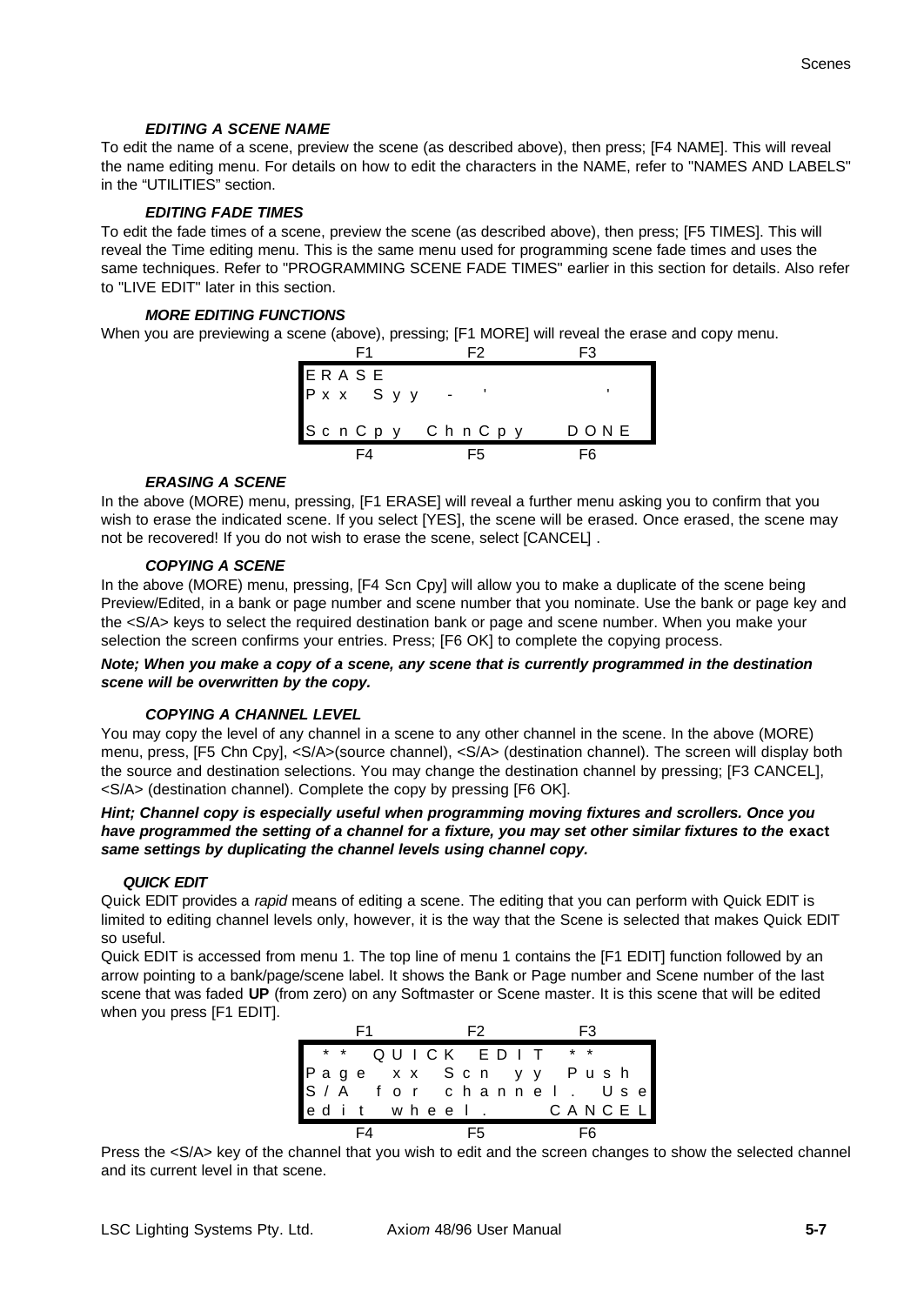#### *EDITING A SCENE NAME*

To edit the name of a scene, preview the scene (as described above), then press; [F4 NAME]. This will reveal the name editing menu. For details on how to edit the characters in the NAME, refer to "NAMES AND LABELS" in the "UTILITIES" section.

#### *EDITING FADE TIMES*

To edit the fade times of a scene, preview the scene (as described above), then press; [F5 TIMES]. This will reveal the Time editing menu. This is the same menu used for programming scene fade times and uses the same techniques. Refer to "PROGRAMMING SCENE FADE TIMES" earlier in this section for details. Also refer to "LIVE EDIT" later in this section.

#### *MORE EDITING FUNCTIONS*

When you are previewing a scene (above), pressing; [F1 MORE] will reveal the erase and copy menu.

```
   F1          F2          F3
ERASE
Pxx  Syy    -    '          '

ScnCpy  ChnCpy      DONE
   F4          F5          F6
```

#### *ERASING A SCENE*

In the above (MORE) menu, pressing, [F1 ERASE] will reveal a further menu asking you to confirm that you wish to erase the indicated scene. If you select [YES], the scene will be erased. Once erased, the scene may not be recovered! If you do not wish to erase the scene, select [CANCEL] .

#### *COPYING A SCENE*

In the above (MORE) menu, pressing, [F4 Scn Cpy] will allow you to make a duplicate of the scene being Preview/Edited, in a bank or page number and scene number that you nominate. Use the bank or page key and the <S/A> keys to select the required destination bank or page and scene number. When you make your selection the screen confirms your entries. Press; [F6 OK] to complete the copying process.

***Note; When you make a copy of a scene, any scene that is currently programmed in the destination scene will be overwritten by the copy.***

#### *COPYING A CHANNEL LEVEL*

You may copy the level of any channel in a scene to any other channel in the scene. In the above (MORE) menu, press, [F5 Chn Cpy], <S/A>(source channel), <S/A> (destination channel). The screen will display both the source and destination selections. You may change the destination channel by pressing; [F3 CANCEL], <S/A> (destination channel). Complete the copy by pressing [F6 OK].

***Hint; Channel copy is especially useful when programming moving fixtures and scrollers. Once you have programmed the setting of a channel for a fixture, you may set other similar fixtures to the exact same settings by duplicating the channel levels using channel copy.***

#### *QUICK EDIT*

Quick EDIT provides a *rapid* means of editing a scene. The editing that you can perform with Quick EDIT is limited to editing channel levels only, however, it is the way that the Scene is selected that makes Quick EDIT so useful.

Quick EDIT is accessed from menu 1. The top line of menu 1 contains the [F1 EDIT] function followed by an arrow pointing to a bank/page/scene label. It shows the Bank or Page number and Scene number of the last scene that was faded **UP** (from zero) on any Softmaster or Scene master. It is this scene that will be edited when you press [F1 EDIT].

```
   F1          F2          F3
 ** QUICK EDIT **
Page xx Scn yy Push
S/A for channel. Use
edit wheel.    CANCEL
   F4          F5          F6
```

Press the <S/A> key of the channel that you wish to edit and the screen changes to show the selected channel and its current level in that scene.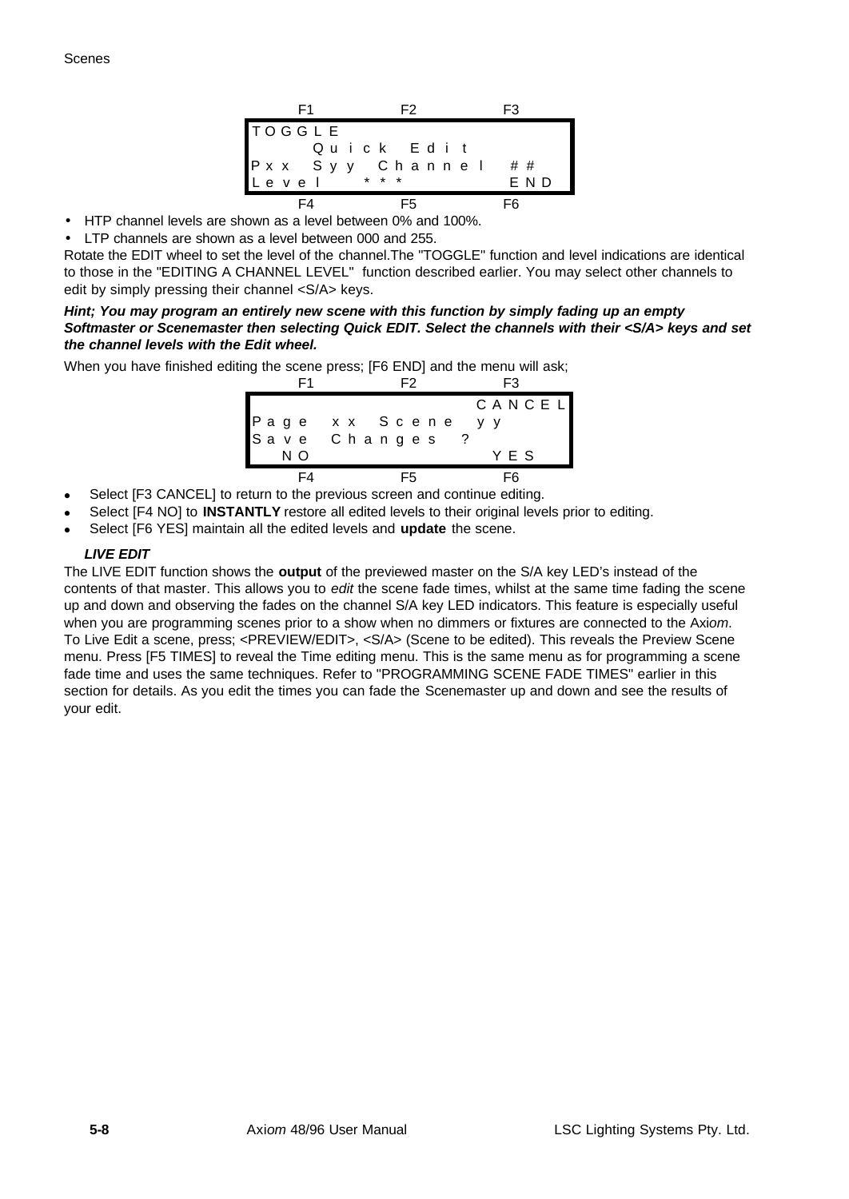```
     F1            F2            F3
TOGGLE
      Quick Edit
Pxx Syy Channel   ##
Level   ***       END
     F4            F5            F6
```

- HTP channel levels are shown as a level between 0% and 100%.
- LTP channels are shown as a level between 000 and 255.

Rotate the EDIT wheel to set the level of the channel.The "TOGGLE" function and level indications are identical to those in the "EDITING A CHANNEL LEVEL" function described earlier. You may select other channels to edit by simply pressing their channel <S/A> keys.

***Hint; You may program an entirely new scene with this function by simply fading up an empty Softmaster or Scenemaster then selecting Quick EDIT. Select the channels with their <S/A> keys and set the channel levels with the Edit wheel.***

When you have finished editing the scene press; [F6 END] and the menu will ask;

```
     F1            F2            F3
                              CANCEL
Page  xx  Scene  yy
Save  Changes  ?
  NO                         YES
     F4            F5            F6
```

- Select [F3 CANCEL] to return to the previous screen and continue editing.
- Select [F4 NO] to **INSTANTLY** restore all edited levels to their original levels prior to editing.
- Select [F6 YES] maintain all the edited levels and **update** the scene.

***LIVE EDIT***

The LIVE EDIT function shows the **output** of the previewed master on the S/A key LED's instead of the contents of that master. This allows you to *edit* the scene fade times, whilst at the same time fading the scene up and down and observing the fades on the channel S/A key LED indicators. This feature is especially useful when you are programming scenes prior to a show when no dimmers or fixtures are connected to the Axi*om*. To Live Edit a scene, press; <PREVIEW/EDIT>, <S/A> (Scene to be edited). This reveals the Preview Scene menu. Press [F5 TIMES] to reveal the Time editing menu. This is the same menu as for programming a scene fade time and uses the same techniques. Refer to "PROGRAMMING SCENE FADE TIMES" earlier in this section for details. As you edit the times you can fade the Scenemaster up and down and see the results of your edit.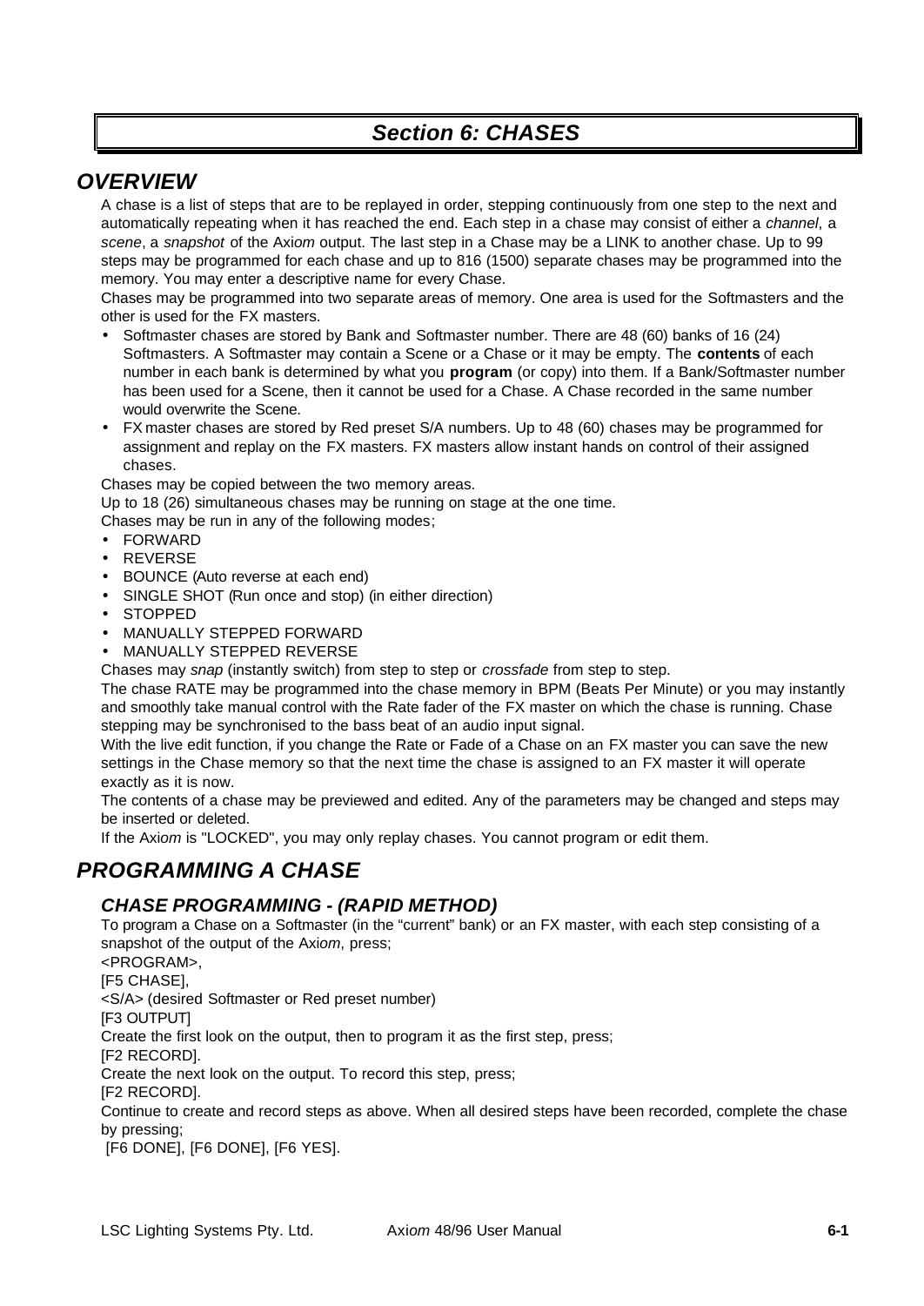# *Section 6: CHASES*

## *OVERVIEW*

A chase is a list of steps that are to be replayed in order, stepping continuously from one step to the next and automatically repeating when it has reached the end. Each step in a chase may consist of either a *channel*, a *scene*, a *snapshot* of the Axi*om* output. The last step in a Chase may be a LINK to another chase. Up to 99 steps may be programmed for each chase and up to 816 (1500) separate chases may be programmed into the memory. You may enter a descriptive name for every Chase.

Chases may be programmed into two separate areas of memory. One area is used for the Softmasters and the other is used for the FX masters.

- Softmaster chases are stored by Bank and Softmaster number. There are 48 (60) banks of 16 (24) Softmasters. A Softmaster may contain a Scene or a Chase or it may be empty. The **contents** of each number in each bank is determined by what you **program** (or copy) into them. If a Bank/Softmaster number has been used for a Scene, then it cannot be used for a Chase. A Chase recorded in the same number would overwrite the Scene.
- FX master chases are stored by Red preset S/A numbers. Up to 48 (60) chases may be programmed for assignment and replay on the FX masters. FX masters allow instant hands on control of their assigned chases.

Chases may be copied between the two memory areas.

Up to 18 (26) simultaneous chases may be running on stage at the one time.

Chases may be run in any of the following modes;

- FORWARD
- REVERSE
- BOUNCE (Auto reverse at each end)
- SINGLE SHOT (Run once and stop) (in either direction)
- STOPPED
- MANUALLY STEPPED FORWARD
- MANUALLY STEPPED REVERSE

Chases may *snap* (instantly switch) from step to step or *crossfade* from step to step.

The chase RATE may be programmed into the chase memory in BPM (Beats Per Minute) or you may instantly and smoothly take manual control with the Rate fader of the FX master on which the chase is running. Chase stepping may be synchronised to the bass beat of an audio input signal.

With the live edit function, if you change the Rate or Fade of a Chase on an FX master you can save the new settings in the Chase memory so that the next time the chase is assigned to an FX master it will operate exactly as it is now.

The contents of a chase may be previewed and edited. Any of the parameters may be changed and steps may be inserted or deleted.

If the Axi*om* is "LOCKED", you may only replay chases. You cannot program or edit them.

## *PROGRAMMING A CHASE*

### *CHASE PROGRAMMING - (RAPID METHOD)*

To program a Chase on a Softmaster (in the "current" bank) or an FX master, with each step consisting of a snapshot of the output of the Axi*om*, press;

<PROGRAM>,

[F5 CHASE],

<S/A> (desired Softmaster or Red preset number)

[F3 OUTPUT]

Create the first look on the output, then to program it as the first step, press;

[F2 RECORD].

Create the next look on the output. To record this step, press;

[F2 RECORD].

Continue to create and record steps as above. When all desired steps have been recorded, complete the chase by pressing;

[F6 DONE], [F6 DONE], [F6 YES].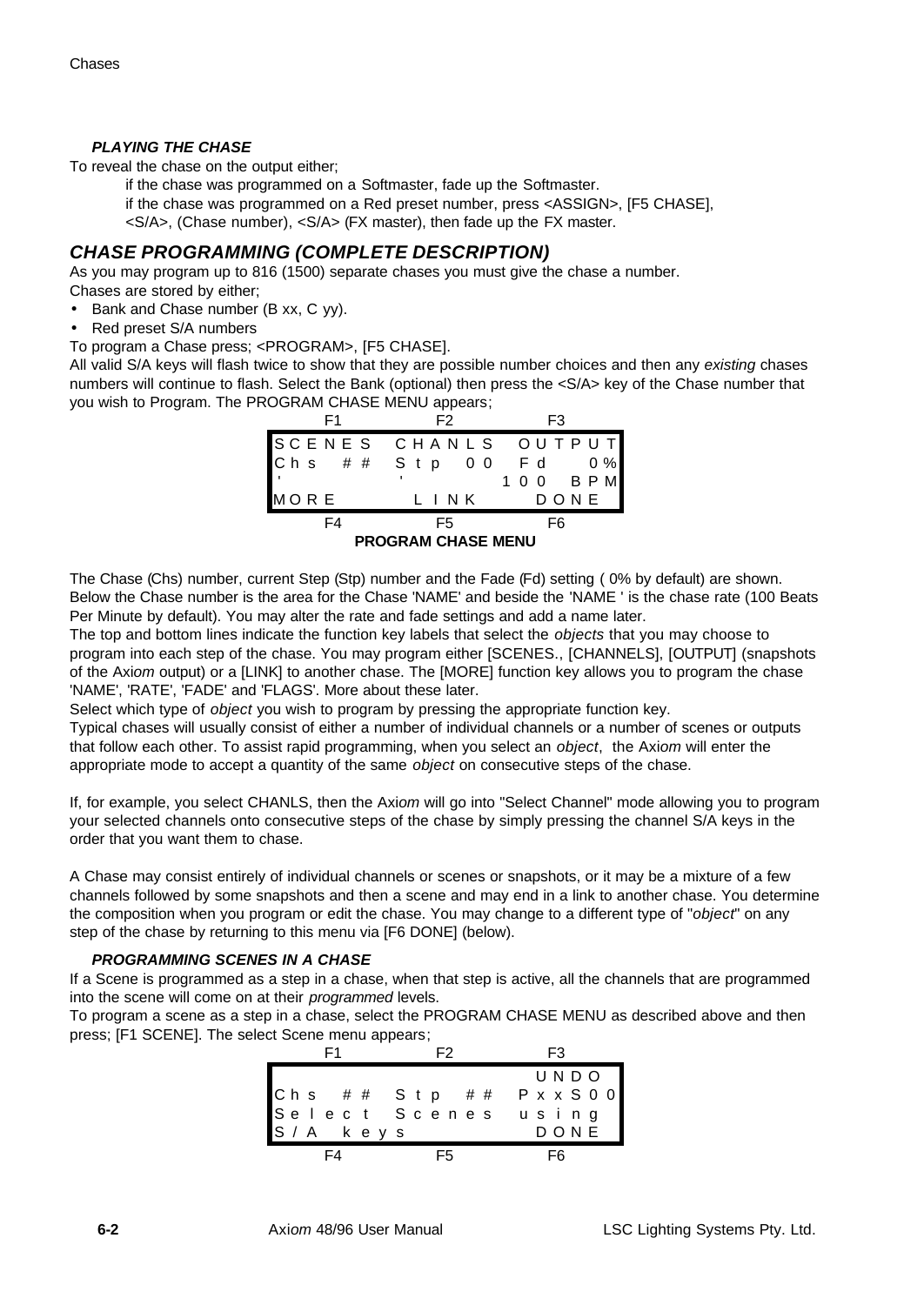#### *PLAYING THE CHASE*

To reveal the chase on the output either;

if the chase was programmed on a Softmaster, fade up the Softmaster.

if the chase was programmed on a Red preset number, press <ASSIGN>, [F5 CHASE], <S/A>, (Chase number), <S/A> (FX master), then fade up the FX master.

## *CHASE PROGRAMMING (COMPLETE DESCRIPTION)*

As you may program up to 816 (1500) separate chases you must give the chase a number.

Chases are stored by either;

- Bank and Chase number (B xx, C yy).
- Red preset S/A numbers

To program a Chase press; <PROGRAM>, [F5 CHASE].

All valid S/A keys will flash twice to show that they are possible number choices and then any *existing* chases numbers will continue to flash. Select the Bank (optional) then press the <S/A> key of the Chase number that you wish to Program. The PROGRAM CHASE MENU appears;

```
       F1           F2           F3
  SCENES       CHANLS       OUTPUT
  Chs  ##      Stp  00      Fd    0%
  '            '            100  BPM
  MORE          LINK         DONE
       F4           F5           F6
```

**PROGRAM CHASE MENU**

The Chase (Chs) number, current Step (Stp) number and the Fade (Fd) setting ( 0% by default) are shown. Below the Chase number is the area for the Chase 'NAME' and beside the 'NAME ' is the chase rate (100 Beats Per Minute by default). You may alter the rate and fade settings and add a name later.

The top and bottom lines indicate the function key labels that select the *objects* that you may choose to program into each step of the chase. You may program either [SCENES., [CHANNELS], [OUTPUT] (snapshots of the Axi*om* output) or a [LINK] to another chase. The [MORE] function key allows you to program the chase 'NAME', 'RATE', 'FADE' and 'FLAGS'. More about these later.

Select which type of *object* you wish to program by pressing the appropriate function key.

Typical chases will usually consist of either a number of individual channels or a number of scenes or outputs that follow each other. To assist rapid programming, when you select an *object*, the Axi*om* will enter the appropriate mode to accept a quantity of the same *object* on consecutive steps of the chase.

If, for example, you select CHANLS, then the Axi*om* will go into "Select Channel" mode allowing you to program your selected channels onto consecutive steps of the chase by simply pressing the channel S/A keys in the order that you want them to chase.

A Chase may consist entirely of individual channels or scenes or snapshots, or it may be a mixture of a few channels followed by some snapshots and then a scene and may end in a link to another chase. You determine the composition when you program or edit the chase. You may change to a different type of "*object*" on any step of the chase by returning to this menu via [F6 DONE] (below).

#### *PROGRAMMING SCENES IN A CHASE*

If a Scene is programmed as a step in a chase, when that step is active, all the channels that are programmed into the scene will come on at their *programmed* levels.

To program a scene as a step in a chase, select the PROGRAM CHASE MENU as described above and then press; [F1 SCENE]. The select Scene menu appears;

```
       F1           F2           F3
                                 UNDO
  Chs  ##      Stp  ##      PxxS00
  Select  Scenes  using
  S/A  keys                  DONE
       F4           F5           F6
```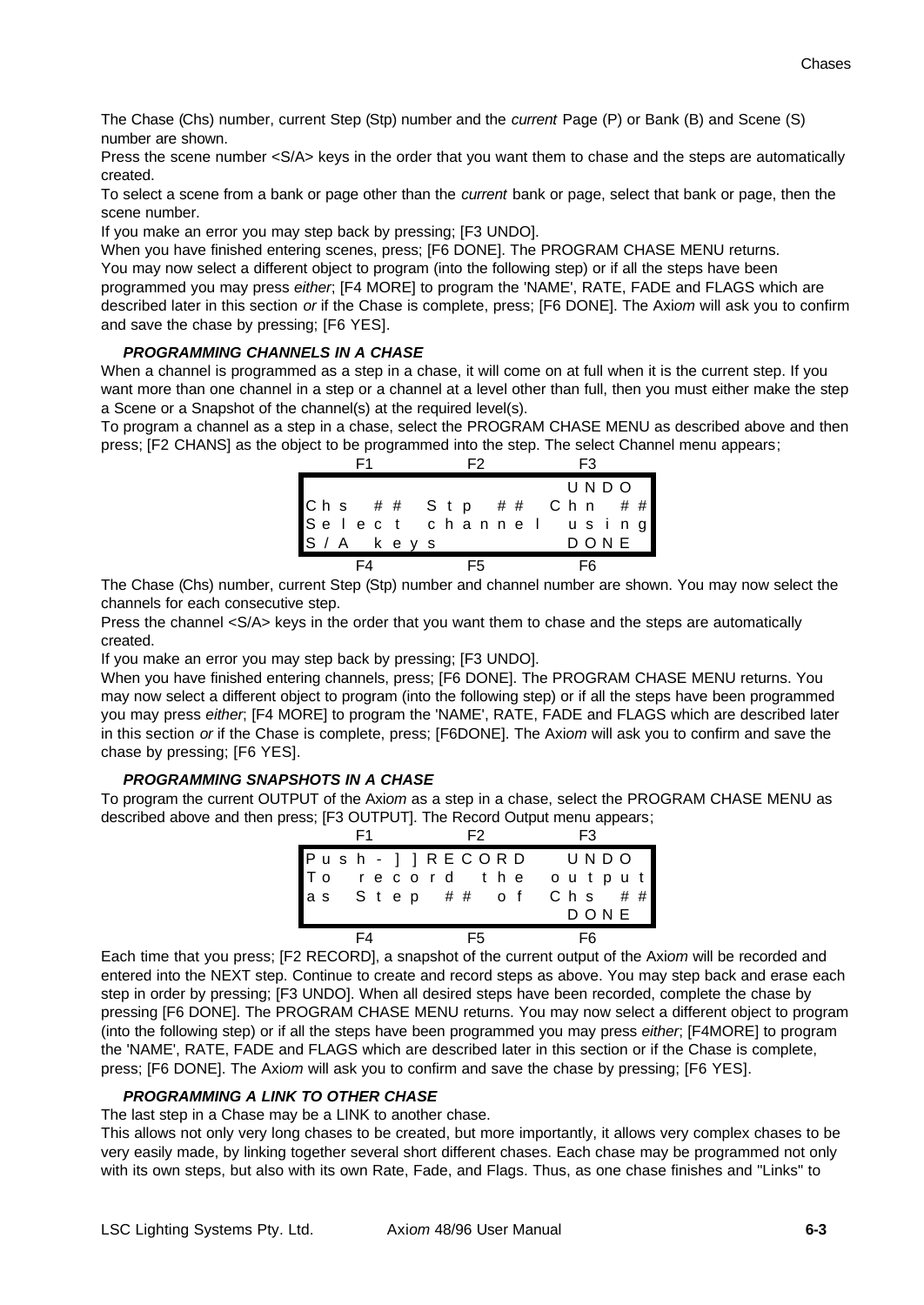The Chase (Chs) number, current Step (Stp) number and the *current* Page (P) or Bank (B) and Scene (S) number are shown.

Press the scene number <S/A> keys in the order that you want them to chase and the steps are automatically created.

To select a scene from a bank or page other than the *current* bank or page, select that bank or page, then the scene number.

If you make an error you may step back by pressing; [F3 UNDO].

When you have finished entering scenes, press; [F6 DONE]. The PROGRAM CHASE MENU returns.

You may now select a different object to program (into the following step) or if all the steps have been programmed you may press *either*; [F4 MORE] to program the 'NAME', RATE, FADE and FLAGS which are described later in this section *or* if the Chase is complete, press; [F6 DONE]. The Axi*om* will ask you to confirm and save the chase by pressing; [F6 YES].

### *PROGRAMMING CHANNELS IN A CHASE*

When a channel is programmed as a step in a chase, it will come on at full when it is the current step. If you want more than one channel in a step or a channel at a level other than full, then you must either make the step a Scene or a Snapshot of the channel(s) at the required level(s).

To program a channel as a step in a chase, select the PROGRAM CHASE MENU as described above and then press; [F2 CHANS] as the object to be programmed into the step. The select Channel menu appears;

```
      F1            F2            F3
                               UNDO
Chs  ##  Stp  ##  Chn  ##
Select  channel  using
S/A  keys                 DONE
      F4            F5            F6
```

The Chase (Chs) number, current Step (Stp) number and channel number are shown. You may now select the channels for each consecutive step.

Press the channel <S/A> keys in the order that you want them to chase and the steps are automatically created.

If you make an error you may step back by pressing; [F3 UNDO].

When you have finished entering channels, press; [F6 DONE]. The PROGRAM CHASE MENU returns. You may now select a different object to program (into the following step) or if all the steps have been programmed you may press *either*; [F4 MORE] to program the 'NAME', RATE, FADE and FLAGS which are described later in this section *or* if the Chase is complete, press; [F6DONE]. The Axi*om* will ask you to confirm and save the chase by pressing; [F6 YES].

### *PROGRAMMING SNAPSHOTS IN A CHASE*

To program the current OUTPUT of the Axi*om* as a step in a chase, select the PROGRAM CHASE MENU as described above and then press; [F3 OUTPUT]. The Record Output menu appears;

```
      F1            F2            F3
Push-]]RECORD     UNDO
To  record  the  output
as  Step  ##  of  Chs  ##
                          DONE
      F4            F5            F6
```

Each time that you press; [F2 RECORD], a snapshot of the current output of the Axi*om* will be recorded and entered into the NEXT step. Continue to create and record steps as above. You may step back and erase each step in order by pressing; [F3 UNDO]. When all desired steps have been recorded, complete the chase by pressing [F6 DONE]. The PROGRAM CHASE MENU returns. You may now select a different object to program (into the following step) or if all the steps have been programmed you may press *either*; [F4MORE] to program the 'NAME', RATE, FADE and FLAGS which are described later in this section or if the Chase is complete, press; [F6 DONE]. The Axi*om* will ask you to confirm and save the chase by pressing; [F6 YES].

### *PROGRAMMING A LINK TO OTHER CHASE*

The last step in a Chase may be a LINK to another chase.

This allows not only very long chases to be created, but more importantly, it allows very complex chases to be very easily made, by linking together several short different chases. Each chase may be programmed not only with its own steps, but also with its own Rate, Fade, and Flags. Thus, as one chase finishes and "Links" to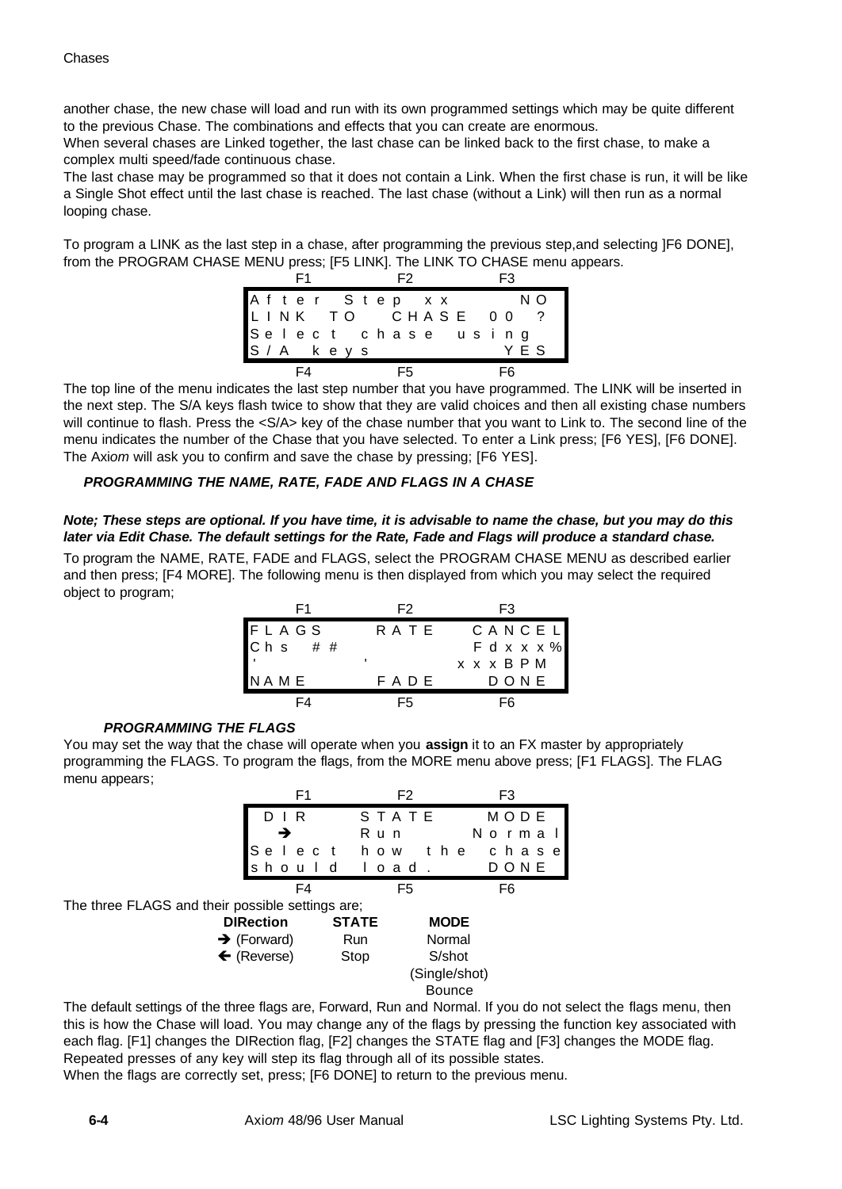another chase, the new chase will load and run with its own programmed settings which may be quite different to the previous Chase. The combinations and effects that you can create are enormous.
When several chases are Linked together, the last chase can be linked back to the first chase, to make a complex multi speed/fade continuous chase.
The last chase may be programmed so that it does not contain a Link. When the first chase is run, it will be like a Single Shot effect until the last chase is reached. The last chase (without a Link) will then run as a normal looping chase.

To program a LINK as the last step in a chase, after programming the previous step,and selecting ]F6 DONE], from the PROGRAM CHASE MENU press; [F5 LINK]. The LINK TO CHASE menu appears.

```
      F1            F2            F3
After Step xx               NO
LINK TO   CHASE 00   ?
Select chase using
S/A keys                    YES
      F4            F5            F6
```

The top line of the menu indicates the last step number that you have programmed. The LINK will be inserted in the next step. The S/A keys flash twice to show that they are valid choices and then all existing chase numbers will continue to flash. Press the <S/A> key of the chase number that you want to Link to. The second line of the menu indicates the number of the Chase that you have selected. To enter a Link press; [F6 YES], [F6 DONE]. The Axi*om* will ask you to confirm and save the chase by pressing; [F6 YES].

### *PROGRAMMING THE NAME, RATE, FADE AND FLAGS IN A CHASE*

***Note; These steps are optional. If you have time, it is advisable to name the chase, but you may do this later via Edit Chase. The default settings for the Rate, Fade and Flags will produce a standard chase.***

To program the NAME, RATE, FADE and FLAGS, select the PROGRAM CHASE MENU as described earlier and then press; [F4 MORE]. The following menu is then displayed from which you may select the required object to program;

```
      F1            F2            F3
FLAGS         RATE        CANCEL
Chs ##                    Fdxxx%
'             '           xxxBPM
NAME          FADE          DONE
      F4            F5            F6
```

#### *PROGRAMMING THE FLAGS*

You may set the way that the chase will operate when you **assign** it to an FX master by appropriately programming the FLAGS. To program the flags, from the MORE menu above press; [F1 FLAGS]. The FLAG menu appears;

```
      F1            F2            F3
 DIR          STATE         MODE
  →           Run          Normal
Select   how   the   chase
should   load.              DONE
      F4            F5            F6
```

The three FLAGS and their possible settings are;

| DIRection | STATE | MODE |
|---|---|---|
| → (Forward) | Run | Normal |
| ← (Reverse) | Stop | S/shot (Single/shot) |
| | | Bounce |

The default settings of the three flags are, Forward, Run and Normal. If you do not select the flags menu, then this is how the Chase will load. You may change any of the flags by pressing the function key associated with each flag. [F1] changes the DIRection flag, [F2] changes the STATE flag and [F3] changes the MODE flag. Repeated presses of any key will step its flag through all of its possible states.
When the flags are correctly set, press; [F6 DONE] to return to the previous menu.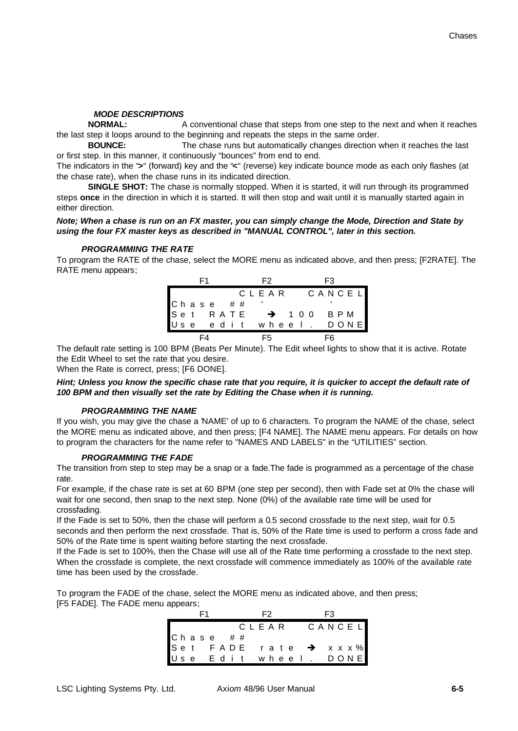### *MODE DESCRIPTIONS*

**NORMAL:** A conventional chase that steps from one step to the next and when it reaches the last step it loops around to the beginning and repeats the steps in the same order.

**BOUNCE:** The chase runs but automatically changes direction when it reaches the last or first step. In this manner, it continuously "bounces" from end to end.

The indicators in the "**>**" (forward) key and the "**<**" (reverse) key indicate bounce mode as each only flashes (at the chase rate), when the chase runs in its indicated direction.

**SINGLE SHOT:** The chase is normally stopped. When it is started, it will run through its programmed steps **once** in the direction in which it is started. It will then stop and wait until it is manually started again in either direction.

***Note; When a chase is run on an FX master, you can simply change the Mode, Direction and State by using the four FX master keys as described in "MANUAL CONTROL", later in this section.***

### *PROGRAMMING THE RATE*

To program the RATE of the chase, select the MORE menu as indicated above, and then press; [F2RATE]. The RATE menu appears;

```
   F1          F2          F3
             CLEAR    CANCEL
Chase ##   '          '
Set RATE   → 100  BPM
Use edit wheel.     DONE
   F4          F5          F6
```

The default rate setting is 100 BPM (Beats Per Minute). The Edit wheel lights to show that it is active. Rotate the Edit Wheel to set the rate that you desire.

When the Rate is correct, press; [F6 DONE].

***Hint; Unless you know the specific chase rate that you require, it is quicker to accept the default rate of 100 BPM and then visually set the rate by Editing the Chase when it is running.***

### *PROGRAMMING THE NAME*

If you wish, you may give the chase a 'NAME' of up to 6 characters. To program the NAME of the chase, select the MORE menu as indicated above, and then press; [F4 NAME]. The NAME menu appears. For details on how to program the characters for the name refer to "NAMES AND LABELS" in the "UTILITIES" section.

### *PROGRAMMING THE FADE*

The transition from step to step may be a snap or a fade.The fade is programmed as a percentage of the chase rate.

For example, if the chase rate is set at 60 BPM (one step per second), then with Fade set at 0% the chase will wait for one second, then snap to the next step. None (0%) of the available rate time will be used for crossfading.

If the Fade is set to 50%, then the chase will perform a 0.5 second crossfade to the next step, wait for 0.5 seconds and then perform the next crossfade. That is, 50% of the Rate time is used to perform a cross fade and 50% of the Rate time is spent waiting before starting the next crossfade.

If the Fade is set to 100%, then the Chase will use all of the Rate time performing a crossfade to the next step. When the crossfade is complete, the next crossfade will commence immediately as 100% of the available rate time has been used by the crossfade.

To program the FADE of the chase, select the MORE menu as indicated above, and then press; [F5 FADE]. The FADE menu appears;

```
   F1          F2          F3
             CLEAR    CANCEL
Chase ##
Set FADE rate  →  xxx%
Use Edit wheel.     DONE
```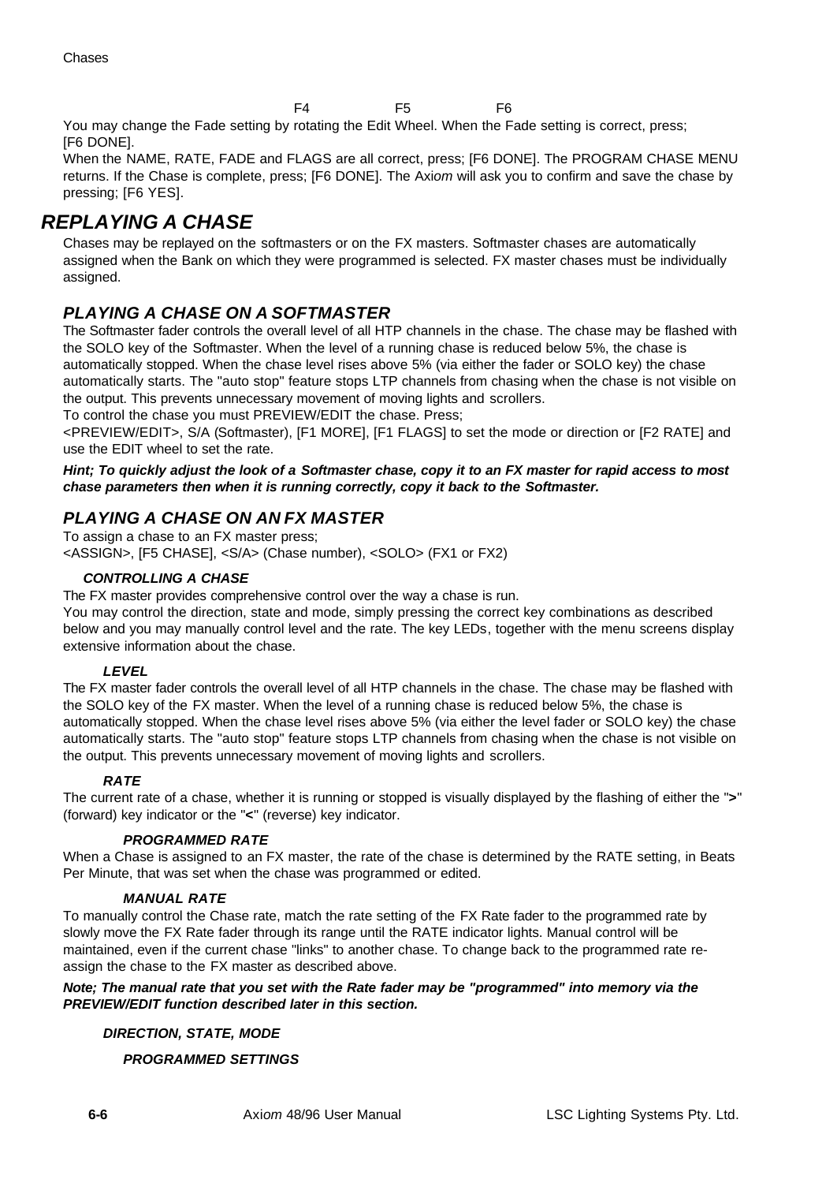F4 F5 F6

You may change the Fade setting by rotating the Edit Wheel. When the Fade setting is correct, press; [F6 DONE].

When the NAME, RATE, FADE and FLAGS are all correct, press; [F6 DONE]. The PROGRAM CHASE MENU returns. If the Chase is complete, press; [F6 DONE]. The Axi*om* will ask you to confirm and save the chase by pressing; [F6 YES].

# *REPLAYING A CHASE*

Chases may be replayed on the softmasters or on the FX masters. Softmaster chases are automatically assigned when the Bank on which they were programmed is selected. FX master chases must be individually assigned.

## *PLAYING A CHASE ON A SOFTMASTER*

The Softmaster fader controls the overall level of all HTP channels in the chase. The chase may be flashed with the SOLO key of the Softmaster. When the level of a running chase is reduced below 5%, the chase is automatically stopped. When the chase level rises above 5% (via either the fader or SOLO key) the chase automatically starts. The "auto stop" feature stops LTP channels from chasing when the chase is not visible on the output. This prevents unnecessary movement of moving lights and scrollers.

To control the chase you must PREVIEW/EDIT the chase. Press;

<PREVIEW/EDIT>, S/A (Softmaster), [F1 MORE], [F1 FLAGS] to set the mode or direction or [F2 RATE] and use the EDIT wheel to set the rate.

***Hint; To quickly adjust the look of a Softmaster chase, copy it to an FX master for rapid access to most chase parameters then when it is running correctly, copy it back to the Softmaster.***

## *PLAYING A CHASE ON AN FX MASTER*

To assign a chase to an FX master press;

<ASSIGN>, [F5 CHASE], <S/A> (Chase number), <SOLO> (FX1 or FX2)

### *CONTROLLING A CHASE*

The FX master provides comprehensive control over the way a chase is run.

You may control the direction, state and mode, simply pressing the correct key combinations as described below and you may manually control level and the rate. The key LEDs, together with the menu screens display extensive information about the chase.

#### *LEVEL*

The FX master fader controls the overall level of all HTP channels in the chase. The chase may be flashed with the SOLO key of the FX master. When the level of a running chase is reduced below 5%, the chase is automatically stopped. When the chase level rises above 5% (via either the level fader or SOLO key) the chase automatically starts. The "auto stop" feature stops LTP channels from chasing when the chase is not visible on the output. This prevents unnecessary movement of moving lights and scrollers.

#### *RATE*

The current rate of a chase, whether it is running or stopped is visually displayed by the flashing of either the "**>**" (forward) key indicator or the "**<**" (reverse) key indicator.

##### *PROGRAMMED RATE*

When a Chase is assigned to an FX master, the rate of the chase is determined by the RATE setting, in Beats Per Minute, that was set when the chase was programmed or edited.

##### *MANUAL RATE*

To manually control the Chase rate, match the rate setting of the FX Rate fader to the programmed rate by slowly move the FX Rate fader through its range until the RATE indicator lights. Manual control will be maintained, even if the current chase "links" to another chase. To change back to the programmed rate re-assign the chase to the FX master as described above.

***Note; The manual rate that you set with the Rate fader may be "programmed" into memory via the PREVIEW/EDIT function described later in this section.***

#### *DIRECTION, STATE, MODE*

##### *PROGRAMMED SETTINGS*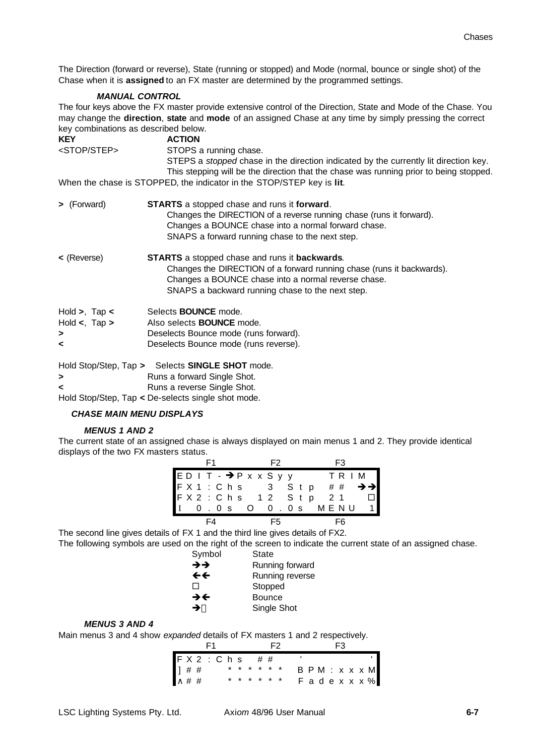The Direction (forward or reverse), State (running or stopped) and Mode (normal, bounce or single shot) of the Chase when it is **assigned** to an FX master are determined by the programmed settings.

### *MANUAL CONTROL*

The four keys above the FX master provide extensive control of the Direction, State and Mode of the Chase. You may change the **direction**, **state** and **mode** of an assigned Chase at any time by simply pressing the correct key combinations as described below.

| KEY | ACTION |
|---|---|
| <STOP/STEP> | STOPS a running chase.<br>STEPS a *stopped* chase in the direction indicated by the currently lit direction key.<br>This stepping will be the direction that the chase was running prior to being stopped. |

When the chase is STOPPED, the indicator in the STOP/STEP key is **lit**.

| KEY | ACTION |
|---|---|
| **>** (Forward) | **STARTS** a stopped chase and runs it **forward**.<br>Changes the DIRECTION of a reverse running chase (runs it forward).<br>Changes a BOUNCE chase into a normal forward chase.<br>SNAPS a forward running chase to the next step. |
| **<** (Reverse) | **STARTS** a stopped chase and runs it **backwards**.<br>Changes the DIRECTION of a forward running chase (runs it backwards).<br>Changes a BOUNCE chase into a normal reverse chase.<br>SNAPS a backward running chase to the next step. |
| Hold **>**, Tap **<** | Selects **BOUNCE** mode. |
| Hold **<**, Tap **>** | Also selects **BOUNCE** mode. |
| **>** | Deselects Bounce mode (runs forward). |
| **<** | Deselects Bounce mode (runs reverse). |
| Hold Stop/Step, Tap **>** | Selects **SINGLE SHOT** mode. |
| **>** | Runs a forward Single Shot. |
| **<** | Runs a reverse Single Shot. |
| Hold Stop/Step, Tap **<** | De-selects single shot mode. |

### *CHASE MAIN MENU DISPLAYS*

#### *MENUS 1 AND 2*

The current state of an assigned chase is always displayed on main menus 1 and 2. They provide identical displays of the two FX masters status.

```
     F1           F2           F3
EDIT-→PxxSyy         TRIM
FX1:Chs    3  Stp  ##   →→
FX2:Chs   12  Stp  21    □
I  0.0s   O  0.0s  MENU  1
     F4           F5           F6
```

The second line gives details of FX 1 and the third line gives details of FX2.

The following symbols are used on the right of the screen to indicate the current state of an assigned chase.

| Symbol | State |
|---|---|
| →→ | Running forward |
| ←← | Running reverse |
| □ | Stopped |
| →← | Bounce |
| →□ | Single Shot |

#### *MENUS 3 AND 4*

Main menus 3 and 4 show *expanded* details of FX masters 1 and 2 respectively.

```
     F1           F2           F3
FX2:Chs  ##    '           '
]##    ******   BPM:xxxM
^##    ******   Fadexxx%
```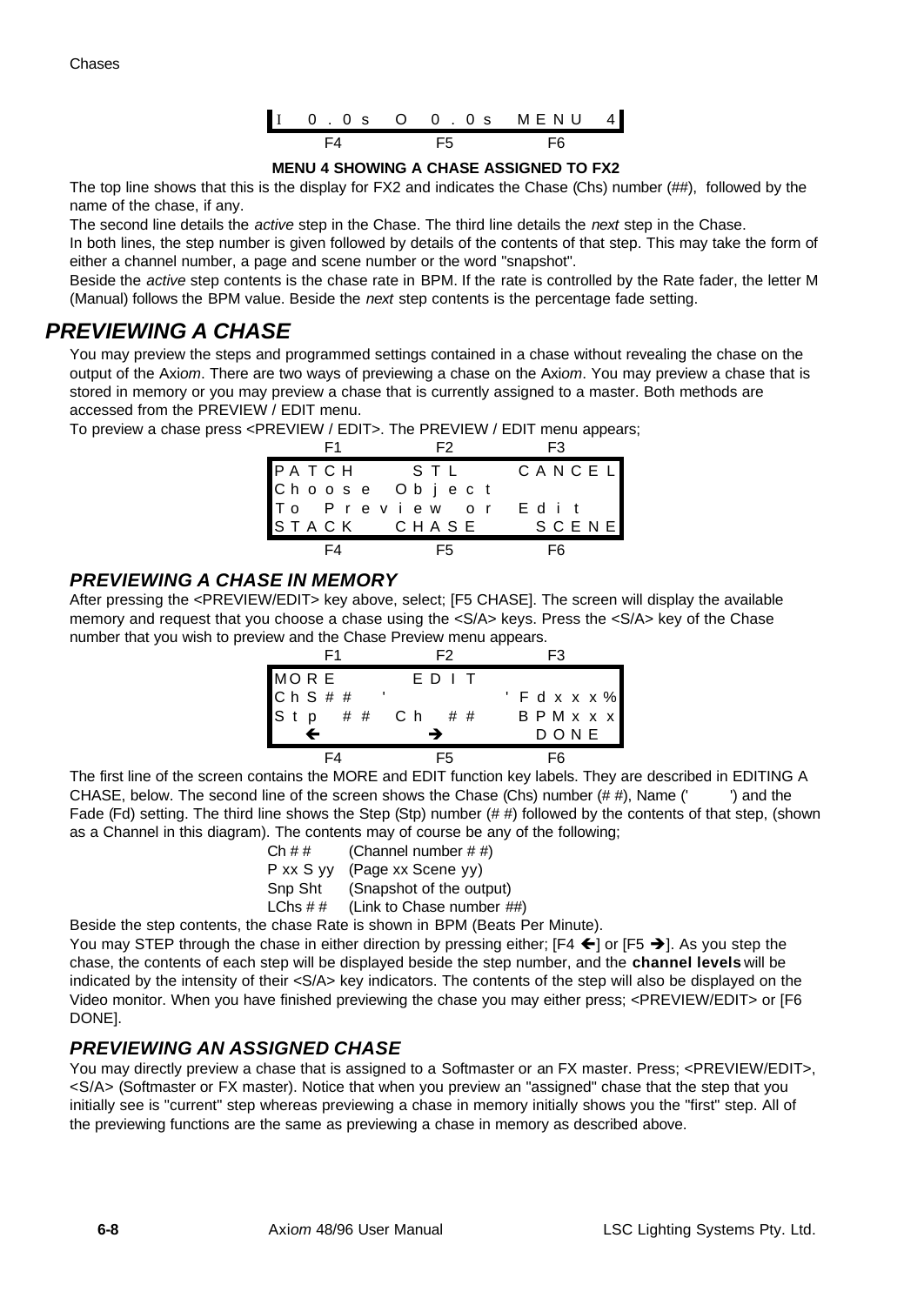```
 I  0.0s   O  0.0s   MENU 4
    F4        F5        F6
```

**MENU 4 SHOWING A CHASE ASSIGNED TO FX2**

The top line shows that this is the display for FX2 and indicates the Chase (Chs) number (##), followed by the name of the chase, if any.

The second line details the *active* step in the Chase. The third line details the *next* step in the Chase.

In both lines, the step number is given followed by details of the contents of that step. This may take the form of either a channel number, a page and scene number or the word "snapshot".

Beside the *active* step contents is the chase rate in BPM. If the rate is controlled by the Rate fader, the letter M (Manual) follows the BPM value. Beside the *next* step contents is the percentage fade setting.

## PREVIEWING A CHASE

You may preview the steps and programmed settings contained in a chase without revealing the chase on the output of the Ax*iom*. There are two ways of previewing a chase on the Ax*iom*. You may preview a chase that is stored in memory or you may preview a chase that is currently assigned to a master. Both methods are accessed from the PREVIEW / EDIT menu.

To preview a chase press <PREVIEW / EDIT>. The PREVIEW / EDIT menu appears;

```
   F1          F2          F3
PATCH         STL      CANCEL
Choose  Object
To  Preview  or  Edit
STACK      CHASE        SCENE
   F4          F5          F6
```

### PREVIEWING A CHASE IN MEMORY

After pressing the <PREVIEW/EDIT> key above, select; [F5 CHASE]. The screen will display the available memory and request that you choose a chase using the <S/A> keys. Press the <S/A> key of the Chase number that you wish to preview and the Chase Preview menu appears.

```
   F1          F2          F3
MORE          EDIT
ChS##  '                ' Fdxxx%
Stp  ##  Ch  ##        BPMxxx
   ←           →          DONE
   F4          F5          F6
```

The first line of the screen contains the MORE and EDIT function key labels. They are described in EDITING A CHASE, below. The second line of the screen shows the Chase (Chs) number (# #), Name (' ') and the Fade (Fd) setting. The third line shows the Step (Stp) number (# #) followed by the contents of that step, (shown as a Channel in this diagram). The contents may of course be any of the following;

- Ch # # (Channel number # #)
- P xx S yy (Page xx Scene yy)
- Snp Sht (Snapshot of the output)
- LChs # # (Link to Chase number ##)

Beside the step contents, the chase Rate is shown in BPM (Beats Per Minute).

You may STEP through the chase in either direction by pressing either; [F4 ←] or [F5 →]. As you step the chase, the contents of each step will be displayed beside the step number, and the **channel levels** will be indicated by the intensity of their <S/A> key indicators. The contents of the step will also be displayed on the Video monitor. When you have finished previewing the chase you may either press; <PREVIEW/EDIT> or [F6 DONE].

### PREVIEWING AN ASSIGNED CHASE

You may directly preview a chase that is assigned to a Softmaster or an FX master. Press; <PREVIEW/EDIT>, <S/A> (Softmaster or FX master). Notice that when you preview an "assigned" chase that the step that you initially see is "current" step whereas previewing a chase in memory initially shows you the "first" step. All of the previewing functions are the same as previewing a chase in memory as described above.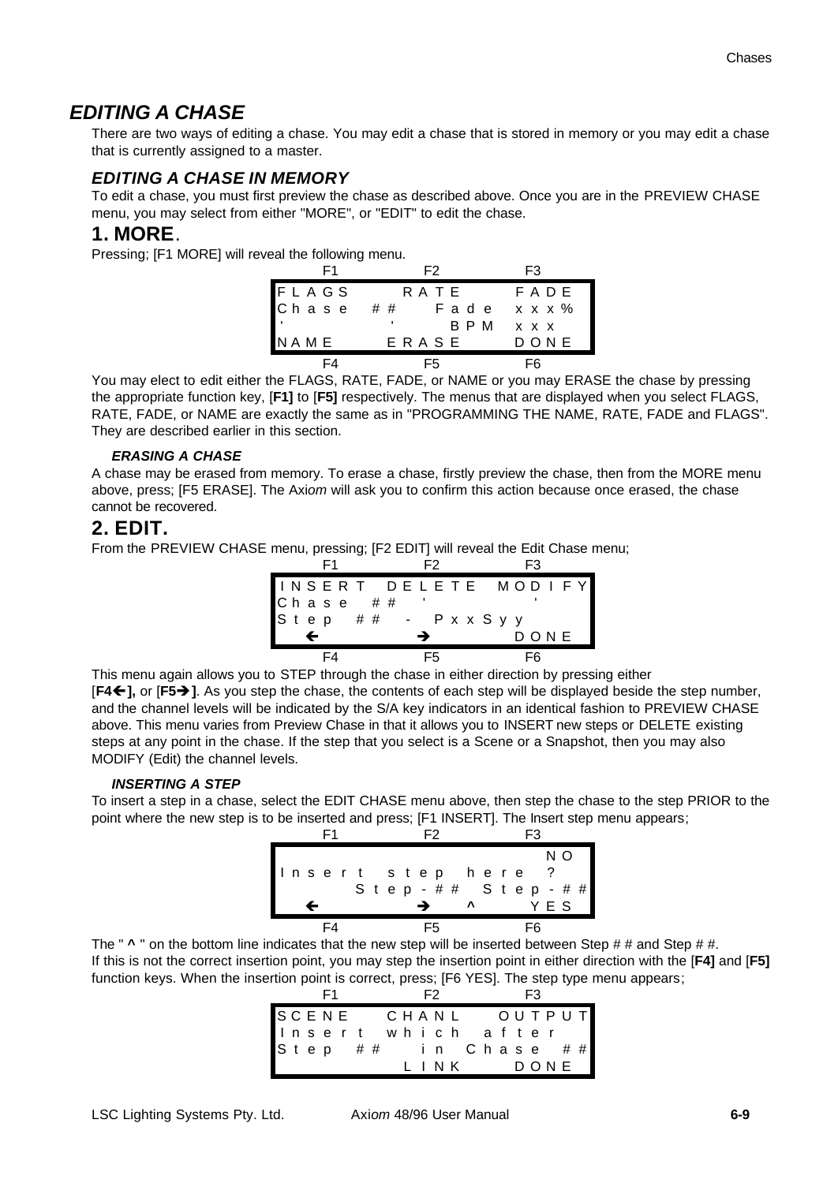## *EDITING A CHASE*

There are two ways of editing a chase. You may edit a chase that is stored in memory or you may edit a chase that is currently assigned to a master.

### *EDITING A CHASE IN MEMORY*

To edit a chase, you must first preview the chase as described above. Once you are in the PREVIEW CHASE menu, you may select from either "MORE", or "EDIT" to edit the chase.

### 1. MORE.

Pressing; [F1 MORE] will reveal the following menu.

```
      F1            F2            F3
FLAGS         RATE          FADE
Chase  ##       Fade  xxx%
'             '       BPM  xxx
NAME          ERASE         DONE
      F4            F5            F6
```

You may elect to edit either the FLAGS, RATE, FADE, or NAME or you may ERASE the chase by pressing the appropriate function key, [**F1]** to [**F5]** respectively. The menus that are displayed when you select FLAGS, RATE, FADE, or NAME are exactly the same as in "PROGRAMMING THE NAME, RATE, FADE and FLAGS". They are described earlier in this section.

#### *ERASING A CHASE*

A chase may be erased from memory. To erase a chase, firstly preview the chase, then from the MORE menu above, press; [F5 ERASE]. The Axi*om* will ask you to confirm this action because once erased, the chase cannot be recovered.

### 2. EDIT.

From the PREVIEW CHASE menu, pressing; [F2 EDIT] will reveal the Edit Chase menu;

```
      F1            F2            F3
INSERT  DELETE  MODIFY
Chase  ##   '             '
Step  ##  -  PxxSyy
   ←             →          DONE
      F4            F5            F6
```

This menu again allows you to STEP through the chase in either direction by pressing either [**F4←],** or [**F5→]**. As you step the chase, the contents of each step will be displayed beside the step number, and the channel levels will be indicated by the S/A key indicators in an identical fashion to PREVIEW CHASE above. This menu varies from Preview Chase in that it allows you to INSERT new steps or DELETE existing steps at any point in the chase. If the step that you select is a Scene or a Snapshot, then you may also MODIFY (Edit) the channel levels.

#### *INSERTING A STEP*

To insert a step in a chase, select the EDIT CHASE menu above, then step the chase to the step PRIOR to the point where the new step is to be inserted and press; [F1 INSERT]. The Insert step menu appears;

```
      F1            F2            F3
                                NO
Insert  step  here  ?
        Step-##  Step-##
   ←             →    ^       YES
      F4            F5            F6
```

The " **^** " on the bottom line indicates that the new step will be inserted between Step # # and Step # #. If this is not the correct insertion point, you may step the insertion point in either direction with the [**F4]** and [**F5]** function keys. When the insertion point is correct, press; [F6 YES]. The step type menu appears;

```
      F1            F2            F3
SCENE   CHANL   OUTPUT
Insert  which  after
Step  ##    in  Chase  ##
              LINK        DONE
```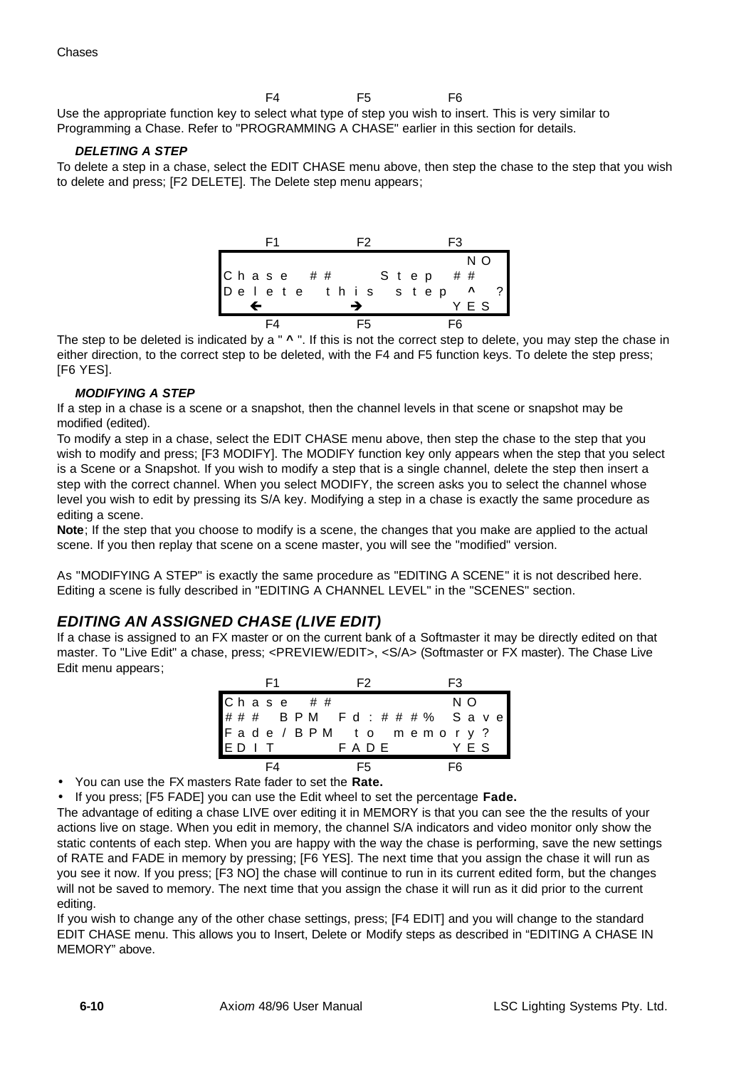F4 F5 F6

Use the appropriate function key to select what type of step you wish to insert. This is very similar to Programming a Chase. Refer to "PROGRAMMING A CHASE" earlier in this section for details.

### *DELETING A STEP*

To delete a step in a chase, select the EDIT CHASE menu above, then step the chase to the step that you wish to delete and press; [F2 DELETE]. The Delete step menu appears;

```
    F1          F2          F3
                            NO
Chase ##       Step ##
Delete this step  ^  ?
  ←          →          YES
    F4          F5          F6
```

The step to be deleted is indicated by a " ^ ". If this is not the correct step to delete, you may step the chase in either direction, to the correct step to be deleted, with the F4 and F5 function keys. To delete the step press; [F6 YES].

### *MODIFYING A STEP*

If a step in a chase is a scene or a snapshot, then the channel levels in that scene or snapshot may be modified (edited).

To modify a step in a chase, select the EDIT CHASE menu above, then step the chase to the step that you wish to modify and press; [F3 MODIFY]. The MODIFY function key only appears when the step that you select is a Scene or a Snapshot. If you wish to modify a step that is a single channel, delete the step then insert a step with the correct channel. When you select MODIFY, the screen asks you to select the channel whose level you wish to edit by pressing its S/A key. Modifying a step in a chase is exactly the same procedure as editing a scene.

**Note**; If the step that you choose to modify is a scene, the changes that you make are applied to the actual scene. If you then replay that scene on a scene master, you will see the "modified" version.

As "MODIFYING A STEP" is exactly the same procedure as "EDITING A SCENE" it is not described here. Editing a scene is fully described in "EDITING A CHANNEL LEVEL" in the "SCENES" section.

## *EDITING AN ASSIGNED CHASE (LIVE EDIT)*

If a chase is assigned to an FX master or on the current bank of a Softmaster it may be directly edited on that master. To "Live Edit" a chase, press; <PREVIEW/EDIT>, <S/A> (Softmaster or FX master). The Chase Live Edit menu appears;

```
    F1          F2          F3
Chase ##                   NO
### BPM Fd:###% Save
Fade/BPM to memory?
EDIT       FADE         YES
    F4          F5          F6
```

- You can use the FX masters Rate fader to set the **Rate.**
- If you press; [F5 FADE] you can use the Edit wheel to set the percentage **Fade.**

The advantage of editing a chase LIVE over editing it in MEMORY is that you can see the the results of your actions live on stage. When you edit in memory, the channel S/A indicators and video monitor only show the static contents of each step. When you are happy with the way the chase is performing, save the new settings of RATE and FADE in memory by pressing; [F6 YES]. The next time that you assign the chase it will run as you see it now. If you press; [F3 NO] the chase will continue to run in its current edited form, but the changes will not be saved to memory. The next time that you assign the chase it will run as it did prior to the current editing.

If you wish to change any of the other chase settings, press; [F4 EDIT] and you will change to the standard EDIT CHASE menu. This allows you to Insert, Delete or Modify steps as described in “EDITING A CHASE IN MEMORY” above.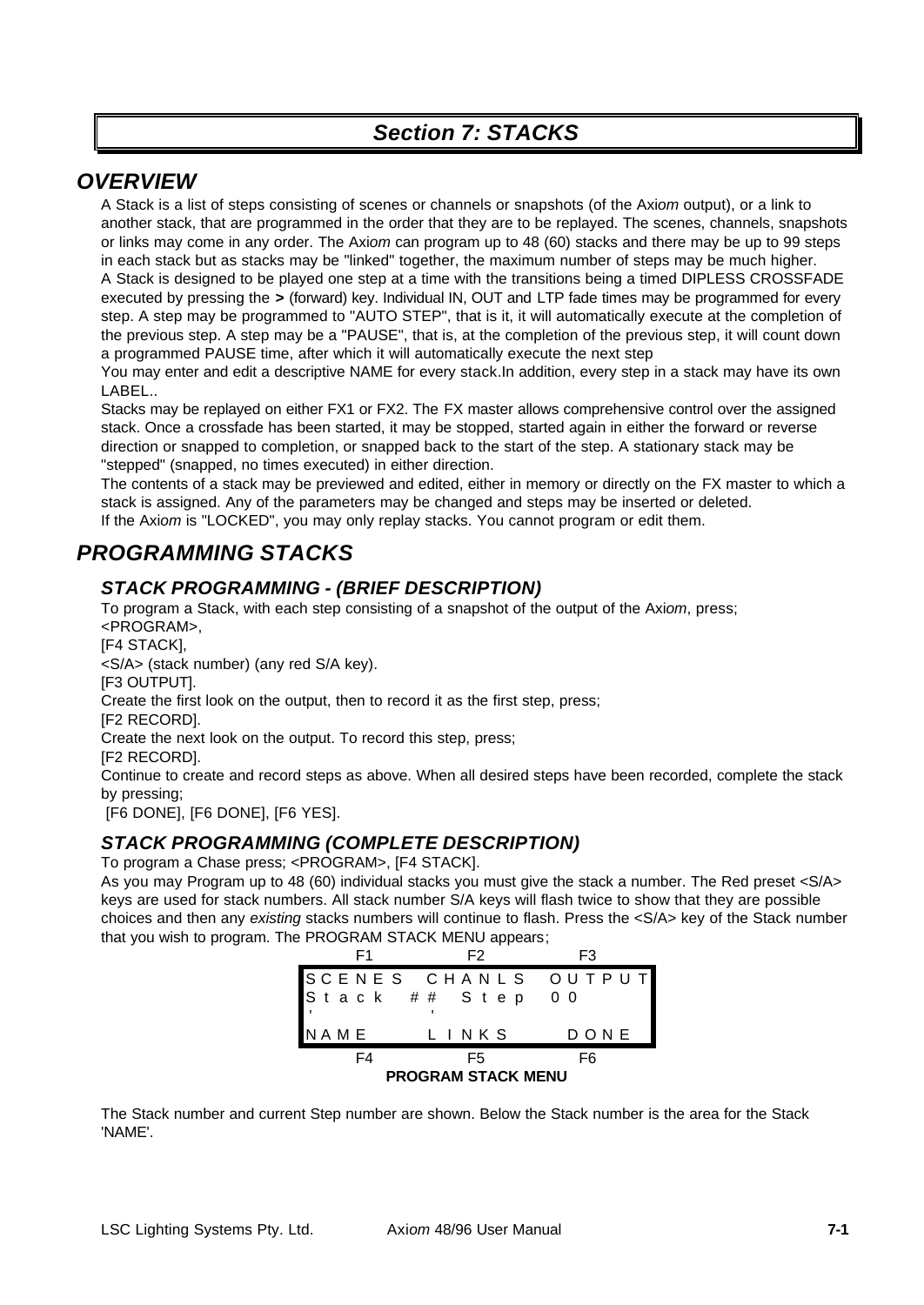# Section 7: STACKS

## OVERVIEW

A Stack is a list of steps consisting of scenes or channels or snapshots (of the Axi*om* output), or a link to another stack, that are programmed in the order that they are to be replayed. The scenes, channels, snapshots or links may come in any order. The Axi*om* can program up to 48 (60) stacks and there may be up to 99 steps in each stack but as stacks may be "linked" together, the maximum number of steps may be much higher.

A Stack is designed to be played one step at a time with the transitions being a timed DIPLESS CROSSFADE executed by pressing the **>** (forward) key. Individual IN, OUT and LTP fade times may be programmed for every step. A step may be programmed to "AUTO STEP", that is it, it will automatically execute at the completion of the previous step. A step may be a "PAUSE", that is, at the completion of the previous step, it will count down a programmed PAUSE time, after which it will automatically execute the next step

You may enter and edit a descriptive NAME for every stack.In addition, every step in a stack may have its own LABEL..

Stacks may be replayed on either FX1 or FX2. The FX master allows comprehensive control over the assigned stack. Once a crossfade has been started, it may be stopped, started again in either the forward or reverse direction or snapped to completion, or snapped back to the start of the step. A stationary stack may be "stepped" (snapped, no times executed) in either direction.

The contents of a stack may be previewed and edited, either in memory or directly on the FX master to which a stack is assigned. Any of the parameters may be changed and steps may be inserted or deleted.

If the Axi*om* is "LOCKED", you may only replay stacks. You cannot program or edit them.

## PROGRAMMING STACKS

### STACK PROGRAMMING - (BRIEF DESCRIPTION)

To program a Stack, with each step consisting of a snapshot of the output of the Axi*om*, press;
<PROGRAM>,
[F4 STACK],
<S/A> (stack number) (any red S/A key).
[F3 OUTPUT].
Create the first look on the output, then to record it as the first step, press;
[F2 RECORD].
Create the next look on the output. To record this step, press;
[F2 RECORD].
Continue to create and record steps as above. When all desired steps have been recorded, complete the stack by pressing;
[F6 DONE], [F6 DONE], [F6 YES].

### STACK PROGRAMMING (COMPLETE DESCRIPTION)

To program a Chase press; <PROGRAM>, [F4 STACK].

As you may Program up to 48 (60) individual stacks you must give the stack a number. The Red preset <S/A> keys are used for stack numbers. All stack number S/A keys will flash twice to show that they are possible choices and then any *existing* stacks numbers will continue to flash. Press the <S/A> key of the Stack number that you wish to program. The PROGRAM STACK MENU appears;

```
     F1            F2            F3
SCENES    CHANLS    OUTPUT
Stack ##  Step 00
'          '
NAME      LINKS     DONE
     F4            F5            F6
```

**PROGRAM STACK MENU**

The Stack number and current Step number are shown. Below the Stack number is the area for the Stack 'NAME'.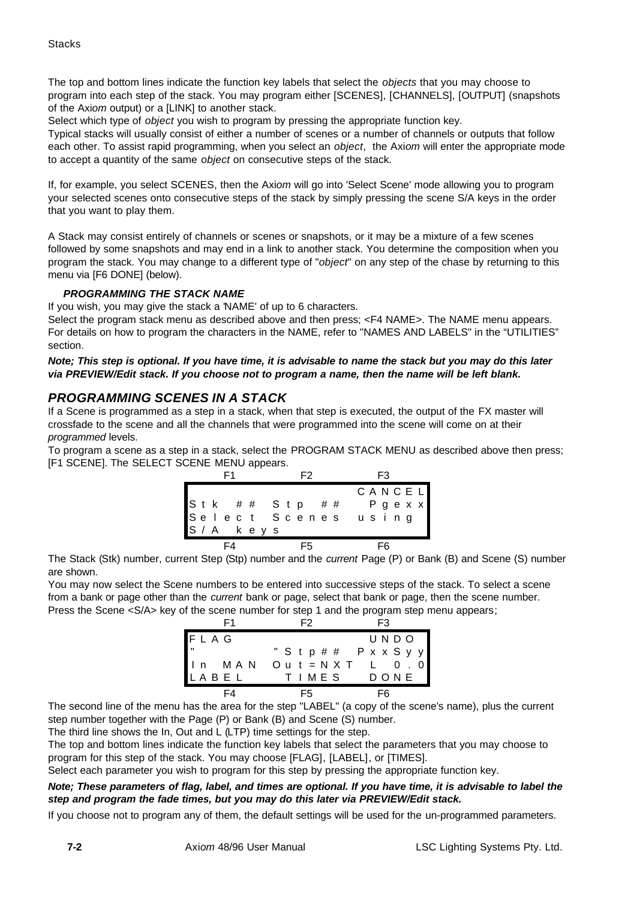The top and bottom lines indicate the function key labels that select the *objects* that you may choose to program into each step of the stack. You may program either [SCENES], [CHANNELS], [OUTPUT] (snapshots of the Ax*iom* output) or a [LINK] to another stack.

Select which type of *object* you wish to program by pressing the appropriate function key.

Typical stacks will usually consist of either a number of scenes or a number of channels or outputs that follow each other. To assist rapid programming, when you select an *object*, the Ax*iom* will enter the appropriate mode to accept a quantity of the same *object* on consecutive steps of the stack.

If, for example, you select SCENES, then the Ax*iom* will go into 'Select Scene' mode allowing you to program your selected scenes onto consecutive steps of the stack by simply pressing the scene S/A keys in the order that you want to play them.

A Stack may consist entirely of channels or scenes or snapshots, or it may be a mixture of a few scenes followed by some snapshots and may end in a link to another stack. You determine the composition when you program the stack. You may change to a different type of "*object*" on any step of the chase by returning to this menu via [F6 DONE] (below).

#### *PROGRAMMING THE STACK NAME*

If you wish, you may give the stack a 'NAME' of up to 6 characters.

Select the program stack menu as described above and then press; <F4 NAME>. The NAME menu appears. For details on how to program the characters in the NAME, refer to "NAMES AND LABELS" in the “UTILITIES” section.

***Note; This step is optional. If you have time, it is advisable to name the stack but you may do this later via PREVIEW/Edit stack. If you choose not to program a name, then the name will be left blank.***

## *PROGRAMMING SCENES IN A STACK*

If a Scene is programmed as a step in a stack, when that step is executed, the output of the FX master will crossfade to the scene and all the channels that were programmed into the scene will come on at their *programmed* levels.

To program a scene as a step in a stack, select the PROGRAM STACK MENU as described above then press; [F1 SCENE]. The SELECT SCENE MENU appears.

```
      F1          F2          F3
                          CANCEL
Stk ## Stp ##           Pgexx
Select Scenes using
S/A keys
      F4          F5          F6
```

The Stack (Stk) number, current Step (Stp) number and the *current* Page (P) or Bank (B) and Scene (S) number are shown.

You may now select the Scene numbers to be entered into successive steps of the stack. To select a scene from a bank or page other than the *current* bank or page, select that bank or page, then the scene number. Press the Scene <S/A> key of the scene number for step 1 and the program step menu appears;

```
      F1          F2          F3
FLAG                    UNDO
"          "Stp##  PxxSyy
In MAN   Out=NXT   L  0.0
LABEL       TIMES       DONE
      F4          F5          F6
```

The second line of the menu has the area for the step "LABEL" (a copy of the scene's name), plus the current step number together with the Page (P) or Bank (B) and Scene (S) number.

The third line shows the In, Out and L (LTP) time settings for the step.

The top and bottom lines indicate the function key labels that select the parameters that you may choose to program for this step of the stack. You may choose [FLAG], [LABEL], or [TIMES].

Select each parameter you wish to program for this step by pressing the appropriate function key.

***Note; These parameters of flag, label, and times are optional. If you have time, it is advisable to label the step and program the fade times, but you may do this later via PREVIEW/Edit stack.***

If you choose not to program any of them, the default settings will be used for the un-programmed parameters.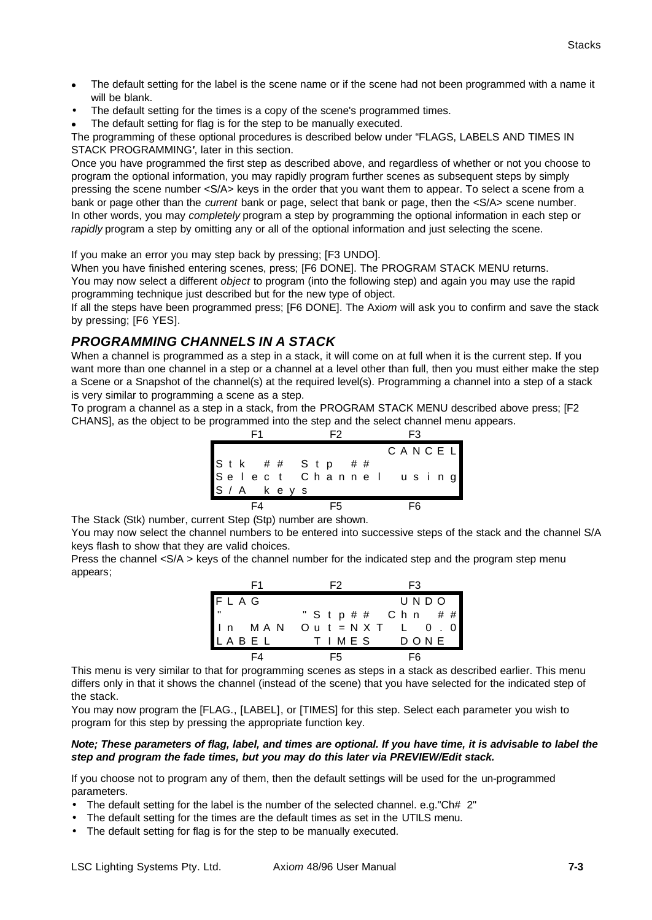- The default setting for the label is the scene name or if the scene had not been programmed with a name it will be blank.
- The default setting for the times is a copy of the scene's programmed times.
- The default setting for flag is for the step to be manually executed.

The programming of these optional procedures is described below under "FLAGS, LABELS AND TIMES IN STACK PROGRAMMING", later in this section.

Once you have programmed the first step as described above, and regardless of whether or not you choose to program the optional information, you may rapidly program further scenes as subsequent steps by simply pressing the scene number <S/A> keys in the order that you want them to appear. To select a scene from a bank or page other than the *current* bank or page, select that bank or page, then the <S/A> scene number.

In other words, you may *completely* program a step by programming the optional information in each step or *rapidly* program a step by omitting any or all of the optional information and just selecting the scene.

If you make an error you may step back by pressing; [F3 UNDO].

When you have finished entering scenes, press; [F6 DONE]. The PROGRAM STACK MENU returns.

You may now select a different *object* to program (into the following step) and again you may use the rapid programming technique just described but for the new type of object.

If all the steps have been programmed press; [F6 DONE]. The Axi*om* will ask you to confirm and save the stack by pressing; [F6 YES].

## *PROGRAMMING CHANNELS IN A STACK*

When a channel is programmed as a step in a stack, it will come on at full when it is the current step. If you want more than one channel in a step or a channel at a level other than full, then you must either make the step a Scene or a Snapshot of the channel(s) at the required level(s). Programming a channel into a step of a stack is very similar to programming a scene as a step.

To program a channel as a step in a stack, from the PROGRAM STACK MENU described above press; [F2 CHANS], as the object to be programmed into the step and the select channel menu appears.

```
     F1          F2          F3
                         CANCEL
Stk ## Stp ##
Select Channel using
S/A keys
     F4          F5          F6
```

The Stack (Stk) number, current Step (Stp) number are shown.

You may now select the channel numbers to be entered into successive steps of the stack and the channel S/A keys flash to show that they are valid choices.

Press the channel <S/A > keys of the channel number for the indicated step and the program step menu appears;

```
     F1          F2          F3
FLAG                     UNDO
"           "Stp## Chn ##
In MAN  Out=NXT  L  0.0
LABEL       TIMES    DONE
     F4          F5          F6
```

This menu is very similar to that for programming scenes as steps in a stack as described earlier. This menu differs only in that it shows the channel (instead of the scene) that you have selected for the indicated step of the stack.

You may now program the [FLAG., [LABEL], or [TIMES] for this step. Select each parameter you wish to program for this step by pressing the appropriate function key.

***Note; These parameters of flag, label, and times are optional. If you have time, it is advisable to label the step and program the fade times, but you may do this later via PREVIEW/Edit stack.***

If you choose not to program any of them, then the default settings will be used for the un-programmed parameters.

- The default setting for the label is the number of the selected channel. e.g."Ch# 2"
- The default setting for the times are the default times as set in the UTILS menu.
- The default setting for flag is for the step to be manually executed.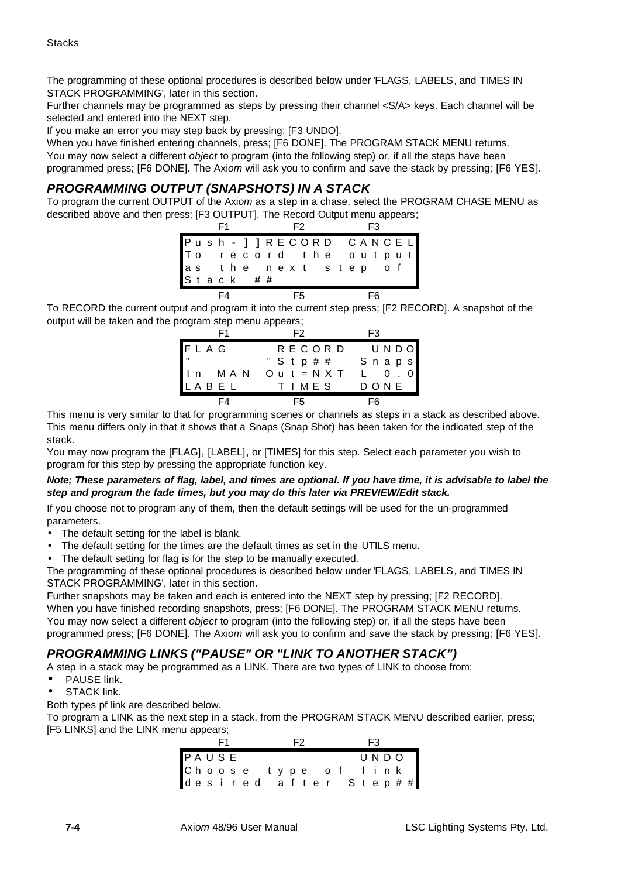The programming of these optional procedures is described below under 'FLAGS, LABELS, and TIMES IN STACK PROGRAMMING', later in this section.

Further channels may be programmed as steps by pressing their channel <S/A> keys. Each channel will be selected and entered into the NEXT step.

If you make an error you may step back by pressing; [F3 UNDO].

When you have finished entering channels, press; [F6 DONE]. The PROGRAM STACK MENU returns.

You may now select a different *object* to program (into the following step) or, if all the steps have been programmed press; [F6 DONE]. The Axi*om* will ask you to confirm and save the stack by pressing; [F6 YES].

## *PROGRAMMING OUTPUT (SNAPSHOTS) IN A STACK*

To program the current OUTPUT of the Axi*om* as a step in a chase, select the PROGRAM CHASE MENU as described above and then press; [F3 OUTPUT]. The Record Output menu appears;

```
     F1          F2          F3
Push-]]RECORD  CANCEL
To  record  the  output
as  the  next  step  of
Stack  ##
     F4          F5          F6
```

To RECORD the current output and program it into the current step press; [F2 RECORD]. A snapshot of the output will be taken and the program step menu appears;

```
     F1          F2          F3
FLAG        RECORD    UNDO
"           "Stp##    Snaps
In  MAN  Out=NXT  L  0.0
LABEL       TIMES     DONE
     F4          F5          F6
```

This menu is very similar to that for programming scenes or channels as steps in a stack as described above. This menu differs only in that it shows that a Snaps (Snap Shot) has been taken for the indicated step of the stack.

You may now program the [FLAG], [LABEL], or [TIMES] for this step. Select each parameter you wish to program for this step by pressing the appropriate function key.

***Note; These parameters of flag, label, and times are optional. If you have time, it is advisable to label the step and program the fade times, but you may do this later via PREVIEW/Edit stack.***

If you choose not to program any of them, then the default settings will be used for the un-programmed parameters.

- The default setting for the label is blank.
- The default setting for the times are the default times as set in the UTILS menu.
- The default setting for flag is for the step to be manually executed.

The programming of these optional procedures is described below under 'FLAGS, LABELS, and TIMES IN STACK PROGRAMMING', later in this section.

Further snapshots may be taken and each is entered into the NEXT step by pressing; [F2 RECORD].

When you have finished recording snapshots, press; [F6 DONE]. The PROGRAM STACK MENU returns.

You may now select a different *object* to program (into the following step) or, if all the steps have been programmed press; [F6 DONE]. The Axi*om* will ask you to confirm and save the stack by pressing; [F6 YES].

## *PROGRAMMING LINKS ("PAUSE" OR "LINK TO ANOTHER STACK")*

A step in a stack may be programmed as a LINK. There are two types of LINK to choose from;

- PAUSE link.
- STACK link.

Both types pf link are described below.

To program a LINK as the next step in a stack, from the PROGRAM STACK MENU described earlier, press; [F5 LINKS] and the LINK menu appears;

```
     F1          F2          F3
PAUSE                 UNDO
Choose  type  of  link
desired  after  Step##
```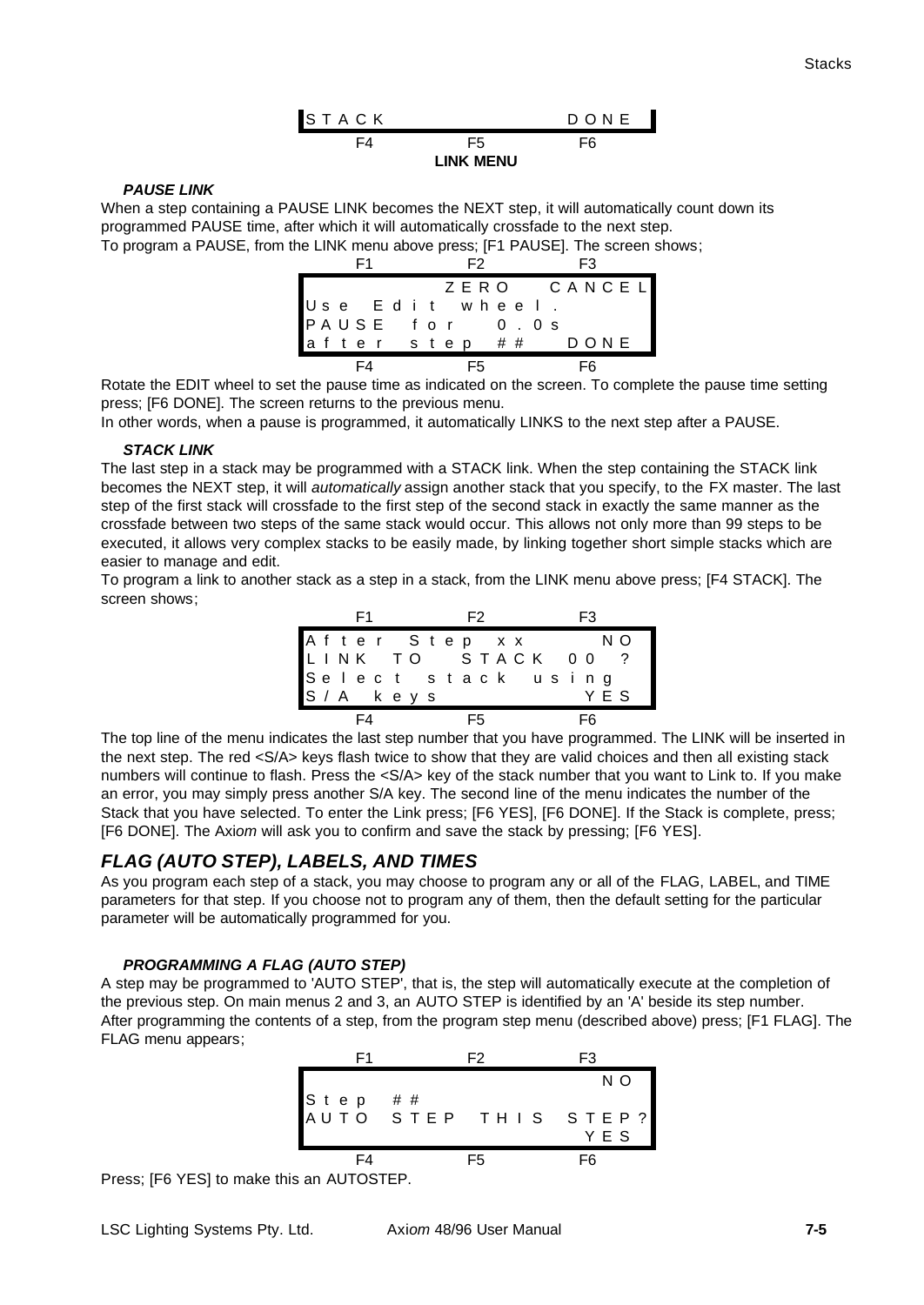```
STACK                          DONE
 F4            F5               F6
```

**LINK MENU**

***PAUSE LINK***

When a step containing a PAUSE LINK becomes the NEXT step, it will automatically count down its programmed PAUSE time, after which it will automatically crossfade to the next step.
To program a PAUSE, from the LINK menu above press; [F1 PAUSE]. The screen shows;

```
 F1            F2               F3
               ZERO       CANCEL
Use Edit wheel.
PAUSE for    0.0s
after step ##            DONE
 F4            F5               F6
```

Rotate the EDIT wheel to set the pause time as indicated on the screen. To complete the pause time setting press; [F6 DONE]. The screen returns to the previous menu.
In other words, when a pause is programmed, it automatically LINKS to the next step after a PAUSE.

***STACK LINK***

The last step in a stack may be programmed with a STACK link. When the step containing the STACK link becomes the NEXT step, it will *automatically* assign another stack that you specify, to the FX master. The last step of the first stack will crossfade to the first step of the second stack in exactly the same manner as the crossfade between two steps of the same stack would occur. This allows not only more than 99 steps to be executed, it allows very complex stacks to be easily made, by linking together short simple stacks which are easier to manage and edit.
To program a link to another stack as a step in a stack, from the LINK menu above press; [F4 STACK]. The screen shows;

```
 F1            F2               F3
After Step xx              NO
LINK TO   STACK 00  ?
Select stack using
S/A keys                  YES
 F4            F5               F6
```

The top line of the menu indicates the last step number that you have programmed. The LINK will be inserted in the next step. The red <S/A> keys flash twice to show that they are valid choices and then all existing stack numbers will continue to flash. Press the <S/A> key of the stack number that you want to Link to. If you make an error, you may simply press another S/A key. The second line of the menu indicates the number of the Stack that you have selected. To enter the Link press; [F6 YES], [F6 DONE]. If the Stack is complete, press; [F6 DONE]. The Axi*om* will ask you to confirm and save the stack by pressing; [F6 YES].

## *FLAG (AUTO STEP), LABELS, AND TIMES*

As you program each step of a stack, you may choose to program any or all of the FLAG, LABEL, and TIME parameters for that step. If you choose not to program any of them, then the default setting for the particular parameter will be automatically programmed for you.

***PROGRAMMING A FLAG (AUTO STEP)***

A step may be programmed to 'AUTO STEP', that is, the step will automatically execute at the completion of the previous step. On main menus 2 and 3, an AUTO STEP is identified by an 'A' beside its step number.
After programming the contents of a step, from the program step menu (described above) press; [F1 FLAG]. The FLAG menu appears;

```
 F1            F2               F3
                           NO
Step ##
AUTO STEP THIS STEP?
                          YES
 F4            F5               F6
```

Press; [F6 YES] to make this an AUTOSTEP.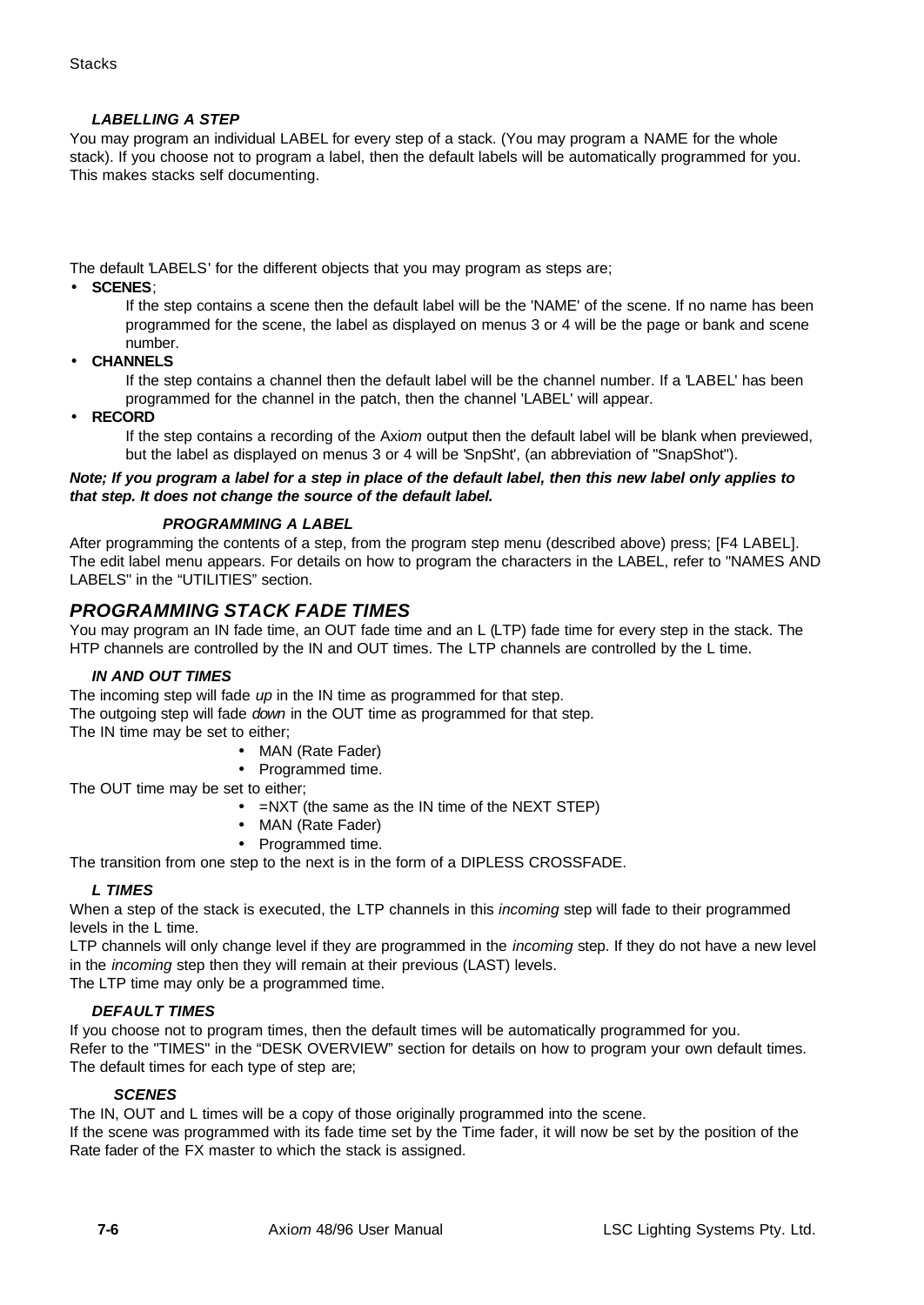#### *LABELLING A STEP*

You may program an individual LABEL for every step of a stack. (You may program a NAME for the whole stack). If you choose not to program a label, then the default labels will be automatically programmed for you. This makes stacks self documenting.

The default 'LABELS' for the different objects that you may program as steps are;

- **SCENES**;

  If the step contains a scene then the default label will be the 'NAME' of the scene. If no name has been programmed for the scene, the label as displayed on menus 3 or 4 will be the page or bank and scene number.

- **CHANNELS**

  If the step contains a channel then the default label will be the channel number. If a 'LABEL' has been programmed for the channel in the patch, then the channel 'LABEL' will appear.

- **RECORD**

  If the step contains a recording of the Axi*om* output then the default label will be blank when previewed, but the label as displayed on menus 3 or 4 will be 'SnpSht', (an abbreviation of "SnapShot").

***Note; If you program a label for a step in place of the default label, then this new label only applies to that step. It does not change the source of the default label.***

##### *PROGRAMMING A LABEL*

After programming the contents of a step, from the program step menu (described above) press; [F4 LABEL]. The edit label menu appears. For details on how to program the characters in the LABEL, refer to "NAMES AND LABELS" in the "UTILITIES" section.

### *PROGRAMMING STACK FADE TIMES*

You may program an IN fade time, an OUT fade time and an L (LTP) fade time for every step in the stack. The HTP channels are controlled by the IN and OUT times. The LTP channels are controlled by the L time.

#### *IN AND OUT TIMES*

The incoming step will fade *up* in the IN time as programmed for that step.
The outgoing step will fade *down* in the OUT time as programmed for that step.
The IN time may be set to either;

- MAN (Rate Fader)
- Programmed time.

The OUT time may be set to either;

- =NXT (the same as the IN time of the NEXT STEP)
- MAN (Rate Fader)
- Programmed time.

The transition from one step to the next is in the form of a DIPLESS CROSSFADE.

#### *L TIMES*

When a step of the stack is executed, the LTP channels in this *incoming* step will fade to their programmed levels in the L time.
LTP channels will only change level if they are programmed in the *incoming* step. If they do not have a new level in the *incoming* step then they will remain at their previous (LAST) levels.
The LTP time may only be a programmed time.

#### *DEFAULT TIMES*

If you choose not to program times, then the default times will be automatically programmed for you.
Refer to the "TIMES" in the "DESK OVERVIEW" section for details on how to program your own default times.
The default times for each type of step are;

##### *SCENES*

The IN, OUT and L times will be a copy of those originally programmed into the scene.
If the scene was programmed with its fade time set by the Time fader, it will now be set by the position of the Rate fader of the FX master to which the stack is assigned.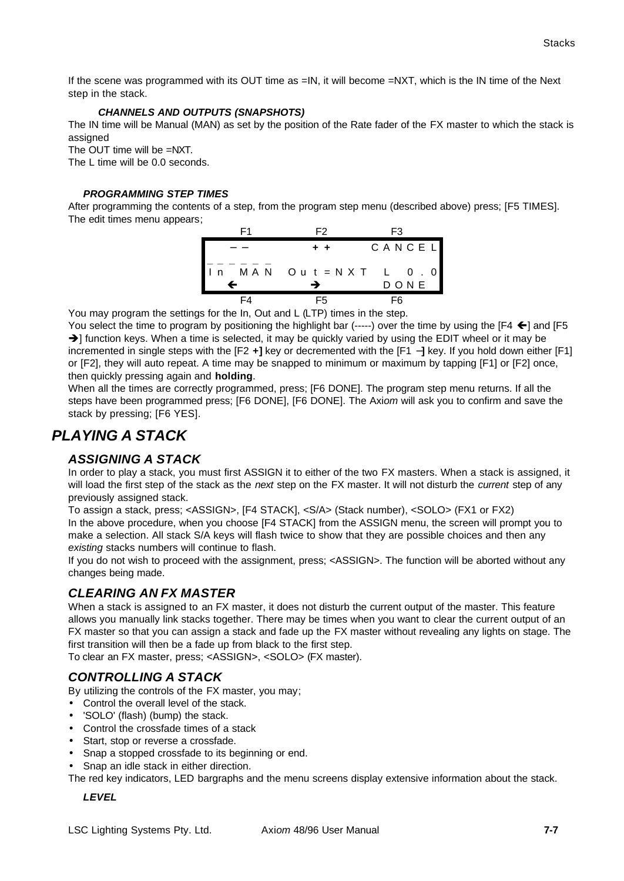If the scene was programmed with its OUT time as =IN, it will become =NXT, which is the IN time of the Next step in the stack.

#### *CHANNELS AND OUTPUTS (SNAPSHOTS)*

The IN time will be Manual (MAN) as set by the position of the Rate fader of the FX master to which the stack is assigned

The OUT time will be =NXT.

The L time will be 0.0 seconds.

#### *PROGRAMMING STEP TIMES*

After programming the contents of a step, from the program step menu (described above) press; [F5 TIMES]. The edit times menu appears;

```
    F1           F2          F3
    – –          + +         CANCEL
 ______
 In  MAN    Out=NXT      L   0.0
    ←            →           DONE
    F4           F5          F6
```

You may program the settings for the In, Out and L (LTP) times in the step.

You select the time to program by positioning the highlight bar (-----) over the time by using the [F4 ←] and [F5 →] function keys. When a time is selected, it may be quickly varied by using the EDIT wheel or it may be incremented in single steps with the [F2 **+]** key or decremented with the [F1 **–]** key. If you hold down either [F1] or [F2], they will auto repeat. A time may be snapped to minimum or maximum by tapping [F1] or [F2] once, then quickly pressing again and **holding**.

When all the times are correctly programmed, press; [F6 DONE]. The program step menu returns. If all the steps have been programmed press; [F6 DONE], [F6 DONE]. The Axi*om* will ask you to confirm and save the stack by pressing; [F6 YES].

# *PLAYING A STACK*

## *ASSIGNING A STACK*

In order to play a stack, you must first ASSIGN it to either of the two FX masters. When a stack is assigned, it will load the first step of the stack as the *next* step on the FX master. It will not disturb the *current* step of any previously assigned stack.

To assign a stack, press; <ASSIGN>, [F4 STACK], <S/A> (Stack number), <SOLO> (FX1 or FX2)

In the above procedure, when you choose [F4 STACK] from the ASSIGN menu, the screen will prompt you to make a selection. All stack S/A keys will flash twice to show that they are possible choices and then any *existing* stacks numbers will continue to flash.

If you do not wish to proceed with the assignment, press; <ASSIGN>. The function will be aborted without any changes being made.

## *CLEARING AN FX MASTER*

When a stack is assigned to an FX master, it does not disturb the current output of the master. This feature allows you manually link stacks together. There may be times when you want to clear the current output of an FX master so that you can assign a stack and fade up the FX master without revealing any lights on stage. The first transition will then be a fade up from black to the first step.

To clear an FX master, press; <ASSIGN>, <SOLO> (FX master).

## *CONTROLLING A STACK*

By utilizing the controls of the FX master, you may;

- Control the overall level of the stack.
- 'SOLO' (flash) (bump) the stack.
- Control the crossfade times of a stack
- Start, stop or reverse a crossfade.
- Snap a stopped crossfade to its beginning or end.
- Snap an idle stack in either direction.

The red key indicators, LED bargraphs and the menu screens display extensive information about the stack.

#### *LEVEL*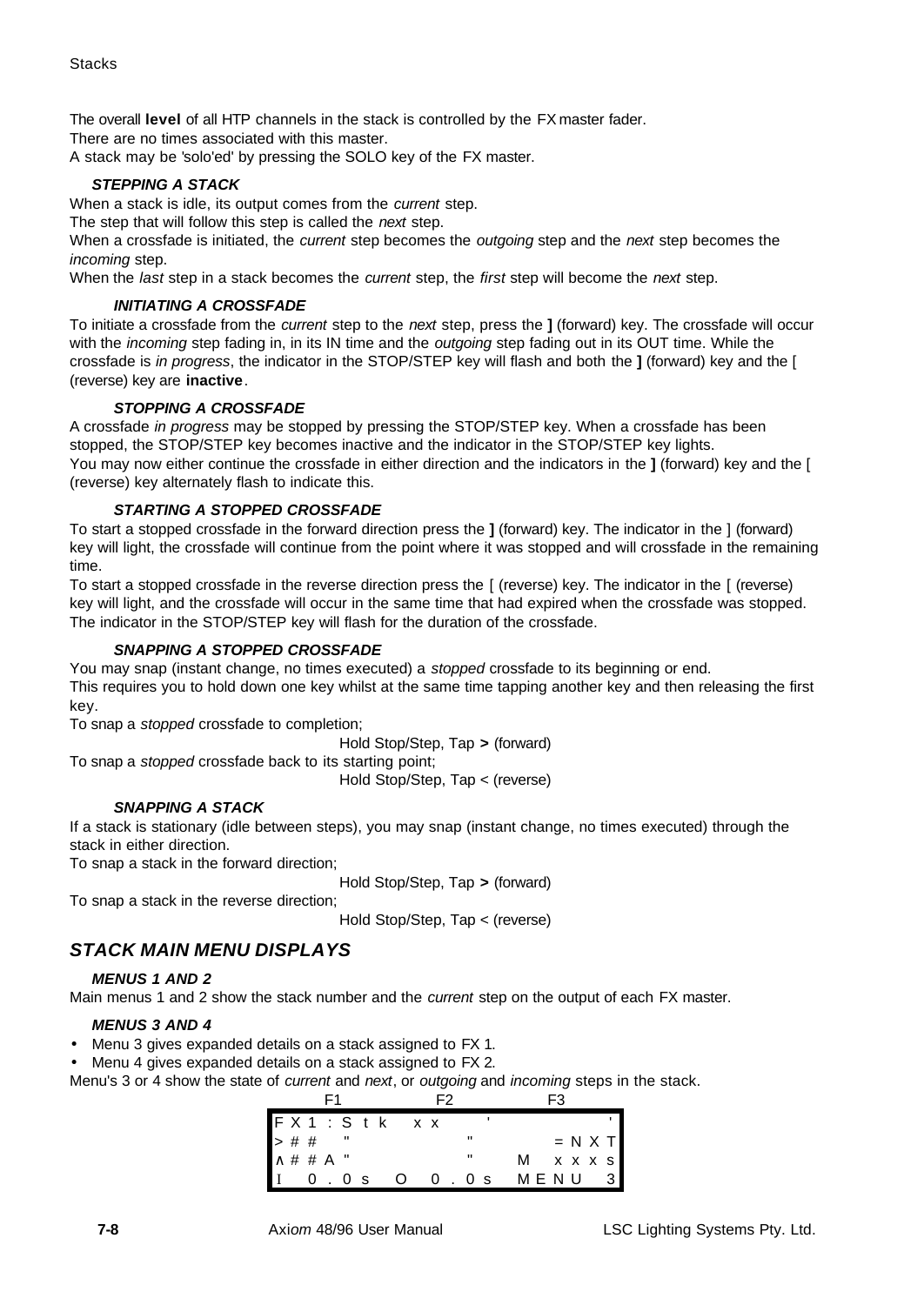The overall **level** of all HTP channels in the stack is controlled by the FX master fader.
There are no times associated with this master.
A stack may be 'solo'ed' by pressing the SOLO key of the FX master.

#### *STEPPING A STACK*

When a stack is idle, its output comes from the *current* step.
The step that will follow this step is called the *next* step.
When a crossfade is initiated, the *current* step becomes the *outgoing* step and the *next* step becomes the *incoming* step.
When the *last* step in a stack becomes the *current* step, the *first* step will become the *next* step.

#### *INITIATING A CROSSFADE*

To initiate a crossfade from the *current* step to the *next* step, press the **]** (forward) key. The crossfade will occur with the *incoming* step fading in, in its IN time and the *outgoing* step fading out in its OUT time. While the crossfade is *in progress*, the indicator in the STOP/STEP key will flash and both the **]** (forward) key and the [ (reverse) key are **inactive**.

#### *STOPPING A CROSSFADE*

A crossfade *in progress* may be stopped by pressing the STOP/STEP key. When a crossfade has been stopped, the STOP/STEP key becomes inactive and the indicator in the STOP/STEP key lights.
You may now either continue the crossfade in either direction and the indicators in the **]** (forward) key and the [ (reverse) key alternately flash to indicate this.

#### *STARTING A STOPPED CROSSFADE*

To start a stopped crossfade in the forward direction press the **]** (forward) key. The indicator in the ] (forward) key will light, the crossfade will continue from the point where it was stopped and will crossfade in the remaining time.
To start a stopped crossfade in the reverse direction press the [ (reverse) key. The indicator in the [ (reverse) key will light, and the crossfade will occur in the same time that had expired when the crossfade was stopped. The indicator in the STOP/STEP key will flash for the duration of the crossfade.

#### *SNAPPING A STOPPED CROSSFADE*

You may snap (instant change, no times executed) a *stopped* crossfade to its beginning or end.
This requires you to hold down one key whilst at the same time tapping another key and then releasing the first key.
To snap a *stopped* crossfade to completion;

Hold Stop/Step, Tap **>** (forward)

To snap a *stopped* crossfade back to its starting point;

Hold Stop/Step, Tap < (reverse)

#### *SNAPPING A STACK*

If a stack is stationary (idle between steps), you may snap (instant change, no times executed) through the stack in either direction.
To snap a stack in the forward direction;

Hold Stop/Step, Tap **>** (forward)

To snap a stack in the reverse direction;

Hold Stop/Step, Tap < (reverse)

## *STACK MAIN MENU DISPLAYS*

#### *MENUS 1 AND 2*

Main menus 1 and 2 show the stack number and the *current* step on the output of each FX master.

#### *MENUS 3 AND 4*

- Menu 3 gives expanded details on a stack assigned to FX 1.
- Menu 4 gives expanded details on a stack assigned to FX 2.

Menu's 3 or 4 show the state of *current* and *next*, or *outgoing* and *incoming* steps in the stack.

```
      F1              F2            F3
F X 1 : S t k   x x     '              '
> # #   "               "        = N X T
∧ # # A "               "      M   x x x s
I   0 . 0 s   O   0 . 0 s   M E N U     3
```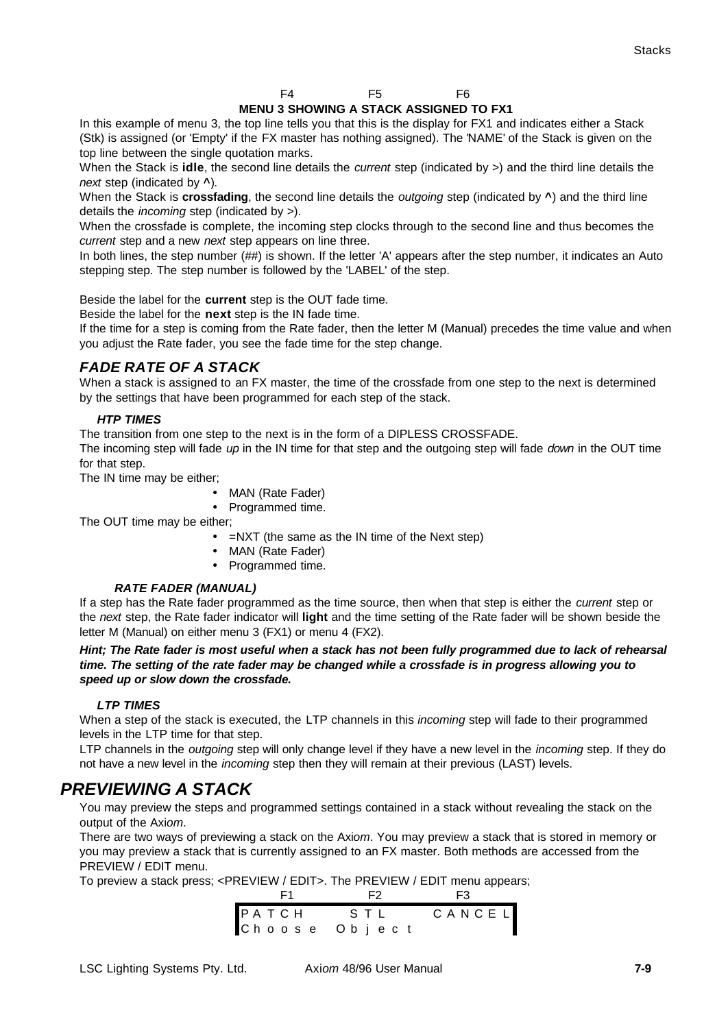F4 F5 F6

**MENU 3 SHOWING A STACK ASSIGNED TO FX1**

In this example of menu 3, the top line tells you that this is the display for FX1 and indicates either a Stack (Stk) is assigned (or 'Empty' if the FX master has nothing assigned). The 'NAME' of the Stack is given on the top line between the single quotation marks.

When the Stack is **idle**, the second line details the *current* step (indicated by >) and the third line details the *next* step (indicated by **^**).

When the Stack is **crossfading**, the second line details the *outgoing* step (indicated by **^**) and the third line details the *incoming* step (indicated by >).

When the crossfade is complete, the incoming step clocks through to the second line and thus becomes the *current* step and a new *next* step appears on line three.

In both lines, the step number (##) is shown. If the letter 'A' appears after the step number, it indicates an Auto stepping step. The step number is followed by the 'LABEL' of the step.

Beside the label for the **current** step is the OUT fade time.

Beside the label for the **next** step is the IN fade time.

If the time for a step is coming from the Rate fader, then the letter M (Manual) precedes the time value and when you adjust the Rate fader, you see the fade time for the step change.

## *FADE RATE OF A STACK*

When a stack is assigned to an FX master, the time of the crossfade from one step to the next is determined by the settings that have been programmed for each step of the stack.

#### *HTP TIMES*

The transition from one step to the next is in the form of a DIPLESS CROSSFADE.

The incoming step will fade *up* in the IN time for that step and the outgoing step will fade *down* in the OUT time for that step.

The IN time may be either;

- MAN (Rate Fader)
- Programmed time.

The OUT time may be either;

- =NXT (the same as the IN time of the Next step)
- MAN (Rate Fader)
- Programmed time.

#### *RATE FADER (MANUAL)*

If a step has the Rate fader programmed as the time source, then when that step is either the *current* step or the *next* step, the Rate fader indicator will **light** and the time setting of the Rate fader will be shown beside the letter M (Manual) on either menu 3 (FX1) or menu 4 (FX2).

***Hint; The Rate fader is most useful when a stack has not been fully programmed due to lack of rehearsal time. The setting of the rate fader may be changed while a crossfade is in progress allowing you to speed up or slow down the crossfade.***

#### *LTP TIMES*

When a step of the stack is executed, the LTP channels in this *incoming* step will fade to their programmed levels in the LTP time for that step.

LTP channels in the *outgoing* step will only change level if they have a new level in the *incoming* step. If they do not have a new level in the *incoming* step then they will remain at their previous (LAST) levels.

# *PREVIEWING A STACK*

You may preview the steps and programmed settings contained in a stack without revealing the stack on the output of the Axi*om*.

There are two ways of previewing a stack on the Axi*om*. You may preview a stack that is stored in memory or you may preview a stack that is currently assigned to an FX master. Both methods are accessed from the PREVIEW / EDIT menu.

To preview a stack press; <PREVIEW / EDIT>. The PREVIEW / EDIT menu appears;

```
  F1          F2          F3
PATCH        STL        CANCEL
Choose  Object
```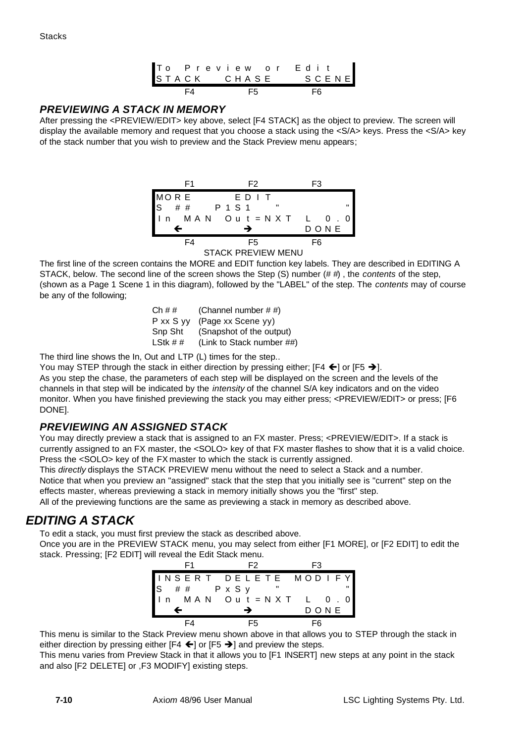```
To Preview or Edit
STACK   CHASE    SCENE
  F4      F5       F6
```

### PREVIEWING A STACK IN MEMORY

After pressing the <PREVIEW/EDIT> key above, select [F4 STACK] as the object to preview. The screen will display the available memory and request that you choose a stack using the <S/A> keys. Press the <S/A> key of the stack number that you wish to preview and the Stack Preview menu appears;

```
  F1        F2         F3
MORE       EDIT
S  ##   P1S1    "          "
In  MAN  Out=NXT  L  0.0
  ←         →        DONE
  F4        F5         F6
```

STACK PREVIEW MENU

The first line of the screen contains the MORE and EDIT function key labels. They are described in EDITING A STACK, below. The second line of the screen shows the Step (S) number (# #) , the *contents* of the step, (shown as a Page 1 Scene 1 in this diagram), followed by the "LABEL" of the step. The *contents* may of course be any of the following;

| | |
|---|---|
| Ch # # | (Channel number # #) |
| P xx S yy | (Page xx Scene yy) |
| Snp Sht | (Snapshot of the output) |
| LStk # # | (Link to Stack number ##) |

The third line shows the In, Out and LTP (L) times for the step..

You may STEP through the stack in either direction by pressing either; [F4 ←] or [F5 →].

As you step the chase, the parameters of each step will be displayed on the screen and the levels of the channels in that step will be indicated by the *intensity* of the channel S/A key indicators and on the video monitor. When you have finished previewing the stack you may either press; <PREVIEW/EDIT> or press; [F6 DONE].

### PREVIEWING AN ASSIGNED STACK

You may directly preview a stack that is assigned to an FX master. Press; <PREVIEW/EDIT>. If a stack is currently assigned to an FX master, the <SOLO> key of that FX master flashes to show that it is a valid choice. Press the <SOLO> key of the FX master to which the stack is currently assigned.

This *directly* displays the STACK PREVIEW menu without the need to select a Stack and a number.

Notice that when you preview an "assigned" stack that the step that you initially see is "current" step on the effects master, whereas previewing a stack in memory initially shows you the "first" step.

All of the previewing functions are the same as previewing a stack in memory as described above.

## EDITING A STACK

To edit a stack, you must first preview the stack as described above.

Once you are in the PREVIEW STACK menu, you may select from either [F1 MORE], or [F2 EDIT] to edit the stack. Pressing; [F2 EDIT] will reveal the Edit Stack menu.

```
  F1        F2         F3
INSERT  DELETE  MODIFY
S  ##   PxSy    "          "
In  MAN  Out=NXT  L  0.0
  ←         →        DONE
  F4        F5         F6
```

This menu is similar to the Stack Preview menu shown above in that allows you to STEP through the stack in either direction by pressing either [F4 ←] or [F5 →] and preview the steps.

This menu varies from Preview Stack in that it allows you to [F1 INSERT] new steps at any point in the stack and also [F2 DELETE] or ,F3 MODIFY] existing steps.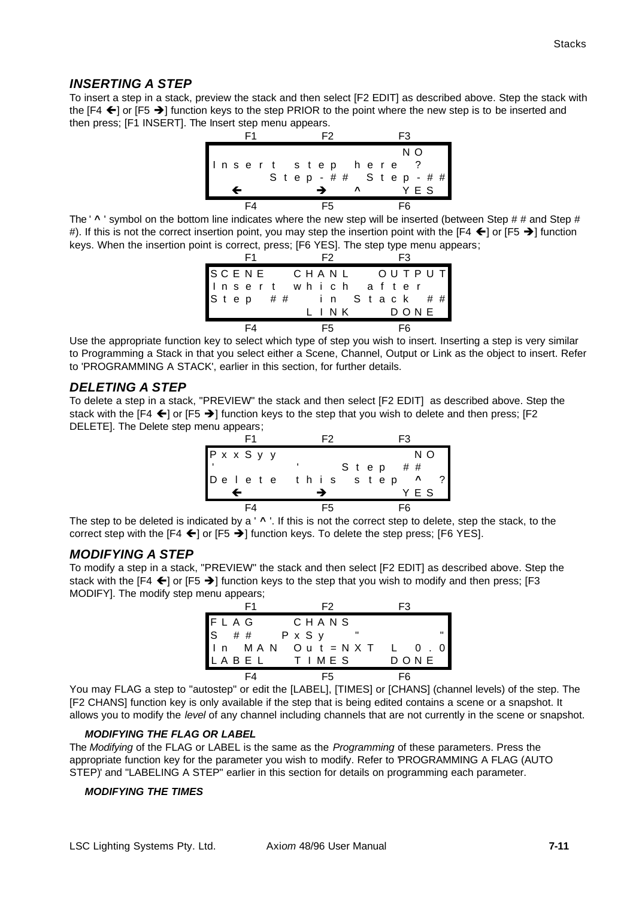## *INSERTING A STEP*

To insert a step in a stack, preview the stack and then select [F2 EDIT] as described above. Step the stack with the [F4 ←] or [F5 →] function keys to the step PRIOR to the point where the new step is to be inserted and then press; [F1 INSERT]. The Insert step menu appears.

```
      F1            F2            F3
                                  NO
Insert step here ?
      Step-## Step-##
  ←           →     ^         YES
      F4            F5            F6
```

The ' ^ ' symbol on the bottom line indicates where the new step will be inserted (between Step # # and Step # #). If this is not the correct insertion point, you may step the insertion point with the [F4 ←] or [F5 →] function keys. When the insertion point is correct, press; [F6 YES]. The step type menu appears;

```
      F1            F2            F3
SCENE      CHANL       OUTPUT
Insert which after
Step ##    in Stack ##
           LINK        DONE
      F4            F5            F6
```

Use the appropriate function key to select which type of step you wish to insert. Inserting a step is very similar to Programming a Stack in that you select either a Scene, Channel, Output or Link as the object to insert. Refer to 'PROGRAMMING A STACK', earlier in this section, for further details.

## *DELETING A STEP*

To delete a step in a stack, "PREVIEW" the stack and then select [F2 EDIT] as described above. Step the stack with the [F4 ←] or [F5 →] function keys to the step that you wish to delete and then press; [F2 DELETE]. The Delete step menu appears;

```
      F1            F2            F3
PxxSyy                        NO
'           '    Step ##
Delete this step ^ ?
  ←           →              YES
      F4            F5            F6
```

The step to be deleted is indicated by a ' ^ '. If this is not the correct step to delete, step the stack, to the correct step with the [F4 ←] or [F5 →] function keys. To delete the step press; [F6 YES].

## *MODIFYING A STEP*

To modify a step in a stack, "PREVIEW" the stack and then select [F2 EDIT] as described above. Step the stack with the [F4 ←] or [F5 →] function keys to the step that you wish to modify and then press; [F3 MODIFY]. The modify step menu appears;

```
      F1            F2            F3
FLAG     CHANS
S ##   PxSy   "                "
In MAN  Out=NXT   L  0.0
LABEL    TIMES        DONE
      F4            F5            F6
```

You may FLAG a step to "autostep" or edit the [LABEL], [TIMES] or [CHANS] (channel levels) of the step. The [F2 CHANS] function key is only available if the step that is being edited contains a scene or a snapshot. It allows you to modify the *level* of any channel including channels that are not currently in the scene or snapshot.

#### *MODIFYING THE FLAG OR LABEL*

The *Modifying* of the FLAG or LABEL is the same as the *Programming* of these parameters. Press the appropriate function key for the parameter you wish to modify. Refer to 'PROGRAMMING A FLAG (AUTO STEP)' and "LABELING A STEP" earlier in this section for details on programming each parameter.

#### *MODIFYING THE TIMES*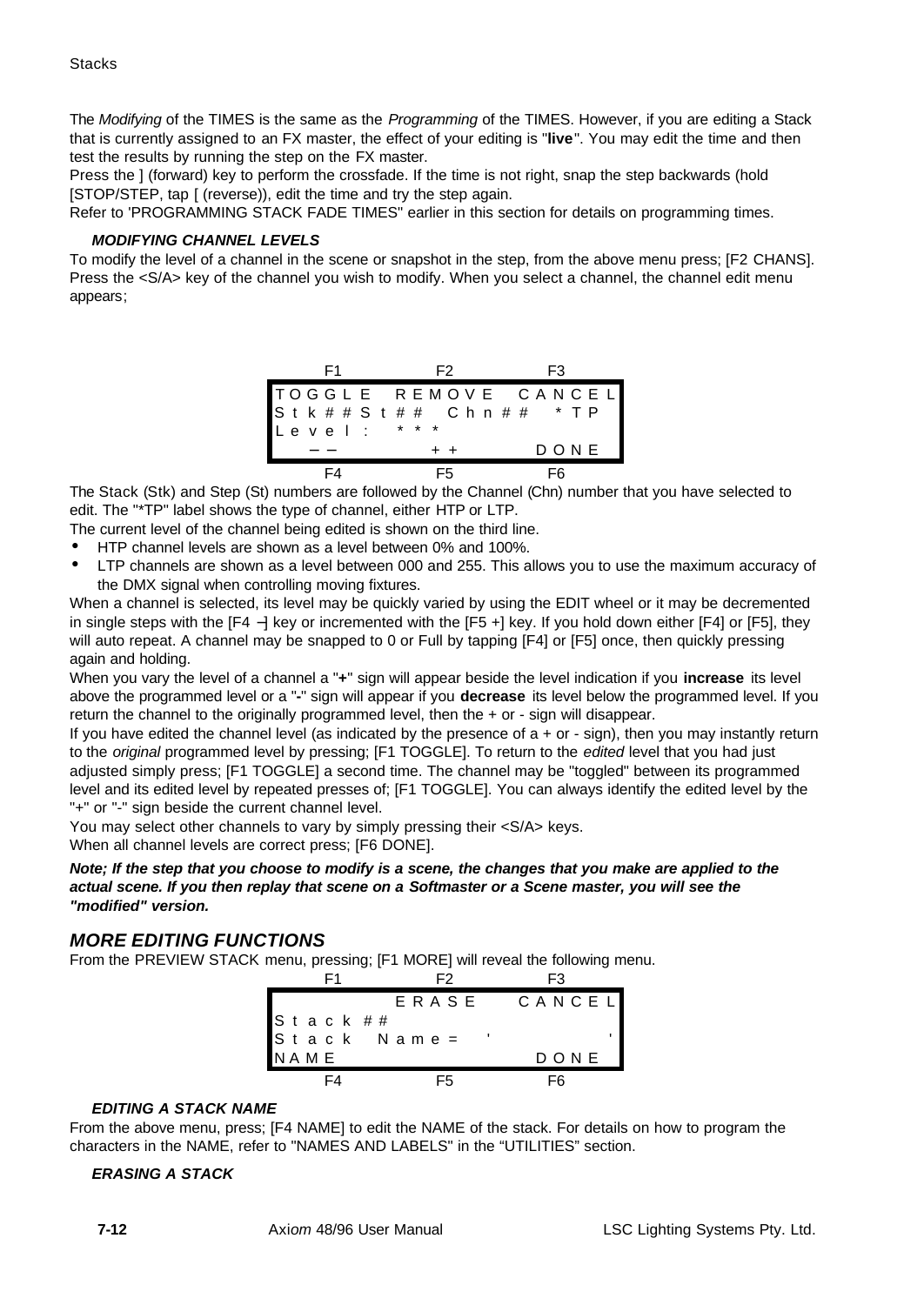The *Modifying* of the TIMES is the same as the *Programming* of the TIMES. However, if you are editing a Stack that is currently assigned to an FX master, the effect of your editing is "**live**". You may edit the time and then test the results by running the step on the FX master.

Press the ] (forward) key to perform the crossfade. If the time is not right, snap the step backwards (hold [STOP/STEP, tap [ (reverse)), edit the time and try the step again.

Refer to 'PROGRAMMING STACK FADE TIMES" earlier in this section for details on programming times.

#### *MODIFYING CHANNEL LEVELS*

To modify the level of a channel in the scene or snapshot in the step, from the above menu press; [F2 CHANS]. Press the <S/A> key of the channel you wish to modify. When you select a channel, the channel edit menu appears;

```
     F1              F2              F3
TOGGLE   REMOVE   CANCEL
Stk##St##  Chn##   *TP
Level:  ***
  --              ++              DONE
     F4              F5              F6
```

The Stack (Stk) and Step (St) numbers are followed by the Channel (Chn) number that you have selected to edit. The "*TP" label shows the type of channel, either HTP or LTP.

The current level of the channel being edited is shown on the third line.

- HTP channel levels are shown as a level between 0% and 100%.
- LTP channels are shown as a level between 000 and 255. This allows you to use the maximum accuracy of the DMX signal when controlling moving fixtures.

When a channel is selected, its level may be quickly varied by using the EDIT wheel or it may be decremented in single steps with the [F4 –] key or incremented with the [F5 +] key. If you hold down either [F4] or [F5], they will auto repeat. A channel may be snapped to 0 or Full by tapping [F4] or [F5] once, then quickly pressing again and holding.

When you vary the level of a channel a "**+**" sign will appear beside the level indication if you **increase** its level above the programmed level or a "**-**" sign will appear if you **decrease** its level below the programmed level. If you return the channel to the originally programmed level, then the + or - sign will disappear.

If you have edited the channel level (as indicated by the presence of a + or - sign), then you may instantly return to the *original* programmed level by pressing; [F1 TOGGLE]. To return to the *edited* level that you had just adjusted simply press; [F1 TOGGLE] a second time. The channel may be "toggled" between its programmed level and its edited level by repeated presses of; [F1 TOGGLE]. You can always identify the edited level by the "+" or "-" sign beside the current channel level.

You may select other channels to vary by simply pressing their <S/A> keys.

When all channel levels are correct press; [F6 DONE].

***Note; If the step that you choose to modify is a scene, the changes that you make are applied to the actual scene. If you then replay that scene on a Softmaster or a Scene master, you will see the "modified" version.***

### *MORE EDITING FUNCTIONS*

From the PREVIEW STACK menu, pressing; [F1 MORE] will reveal the following menu.

```
     F1              F2              F3
                 ERASE        CANCEL
Stack##
Stack Name= '                 '
NAME                          DONE
     F4              F5              F6
```

#### *EDITING A STACK NAME*

From the above menu, press; [F4 NAME] to edit the NAME of the stack. For details on how to program the characters in the NAME, refer to "NAMES AND LABELS" in the “UTILITIES” section.

#### *ERASING A STACK*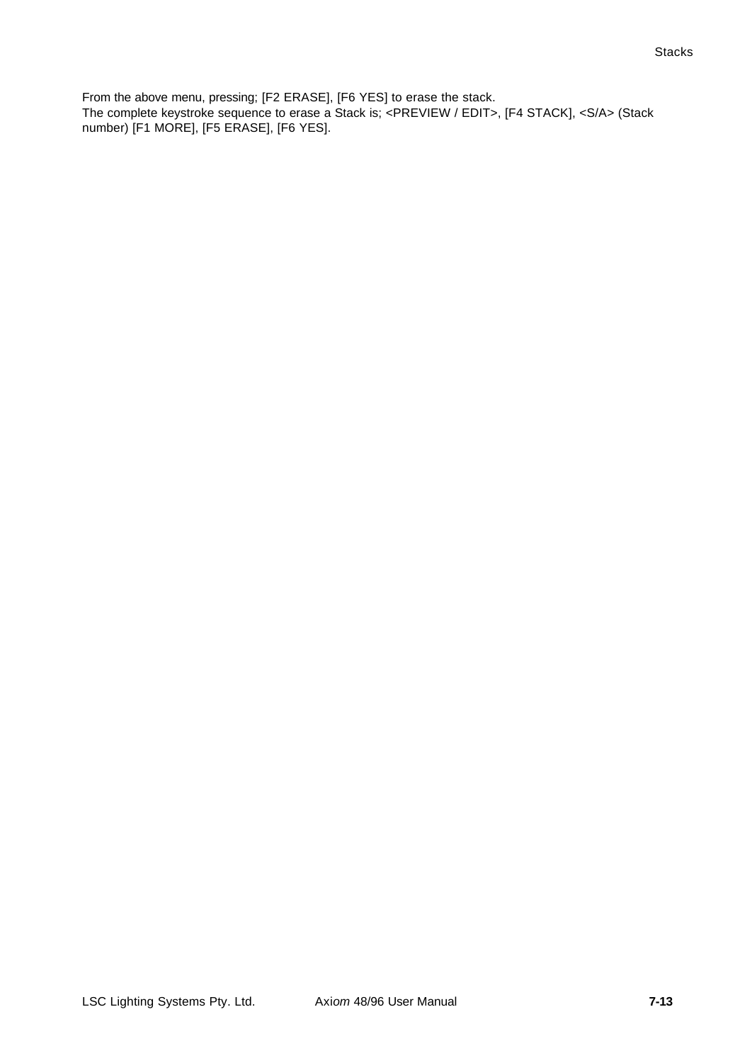From the above menu, pressing; [F2 ERASE], [F6 YES] to erase the stack.
The complete keystroke sequence to erase a Stack is; <PREVIEW / EDIT>, [F4 STACK], <S/A> (Stack number) [F1 MORE], [F5 ERASE], [F6 YES].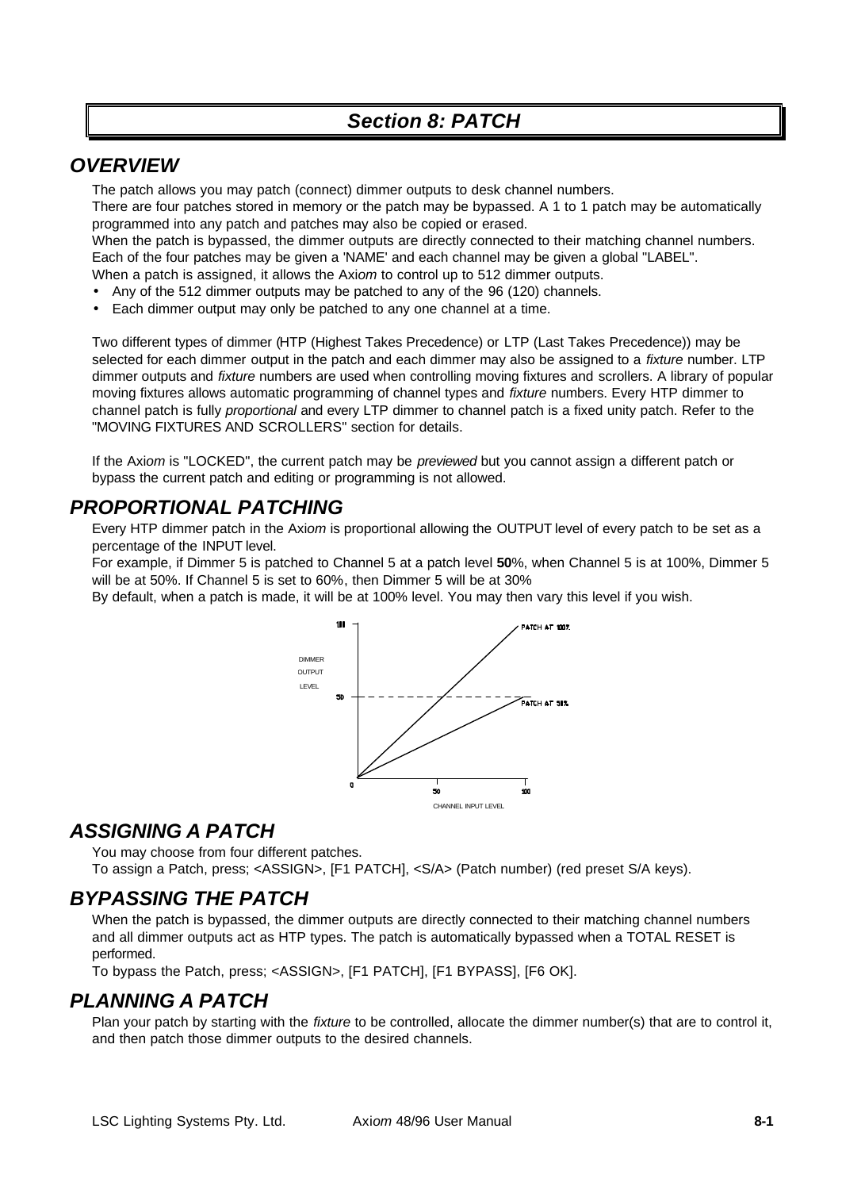# Section 8: PATCH

## OVERVIEW

The patch allows you may patch (connect) dimmer outputs to desk channel numbers.
There are four patches stored in memory or the patch may be bypassed. A 1 to 1 patch may be automatically programmed into any patch and patches may also be copied or erased.
When the patch is bypassed, the dimmer outputs are directly connected to their matching channel numbers.
Each of the four patches may be given a 'NAME' and each channel may be given a global "LABEL".
When a patch is assigned, it allows the Axi*om* to control up to 512 dimmer outputs.

- Any of the 512 dimmer outputs may be patched to any of the 96 (120) channels.
- Each dimmer output may only be patched to any one channel at a time.

Two different types of dimmer (HTP (Highest Takes Precedence) or LTP (Last Takes Precedence)) may be selected for each dimmer output in the patch and each dimmer may also be assigned to a *fixture* number. LTP dimmer outputs and *fixture* numbers are used when controlling moving fixtures and scrollers. A library of popular moving fixtures allows automatic programming of channel types and *fixture* numbers. Every HTP dimmer to channel patch is fully *proportional* and every LTP dimmer to channel patch is a fixed unity patch. Refer to the "MOVING FIXTURES AND SCROLLERS" section for details.

If the Axi*om* is "LOCKED", the current patch may be *previewed* but you cannot assign a different patch or bypass the current patch and editing or programming is not allowed.

## PROPORTIONAL PATCHING

Every HTP dimmer patch in the Axi*om* is proportional allowing the OUTPUT level of every patch to be set as a percentage of the INPUT level.
For example, if Dimmer 5 is patched to Channel 5 at a patch level **50**%, when Channel 5 is at 100%, Dimmer 5 will be at 50%. If Channel 5 is set to 60%, then Dimmer 5 will be at 30%
By default, when a patch is made, it will be at 100% level. You may then vary this level if you wish.

## ASSIGNING A PATCH

You may choose from four different patches.
To assign a Patch, press; <ASSIGN>, [F1 PATCH], <S/A> (Patch number) (red preset S/A keys).

## BYPASSING THE PATCH

When the patch is bypassed, the dimmer outputs are directly connected to their matching channel numbers and all dimmer outputs act as HTP types. The patch is automatically bypassed when a TOTAL RESET is performed.
To bypass the Patch, press; <ASSIGN>, [F1 PATCH], [F1 BYPASS], [F6 OK].

## PLANNING A PATCH

Plan your patch by starting with the *fixture* to be controlled, allocate the dimmer number(s) that are to control it, and then patch those dimmer outputs to the desired channels.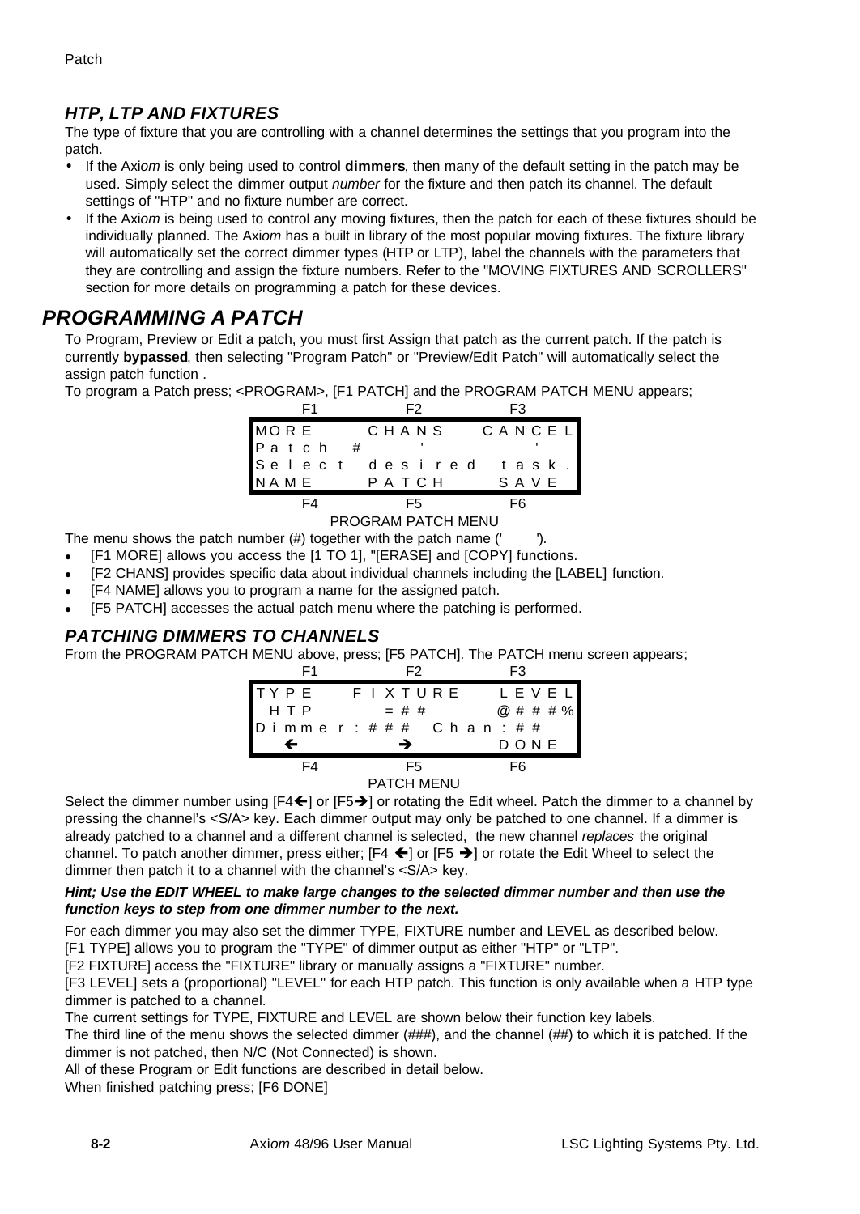### *HTP, LTP AND FIXTURES*

The type of fixture that you are controlling with a channel determines the settings that you program into the patch.

- If the Axi*om* is only being used to control **dimmers**, then many of the default setting in the patch may be used. Simply select the dimmer output *number* for the fixture and then patch its channel. The default settings of "HTP" and no fixture number are correct.
- If the Axi*om* is being used to control any moving fixtures, then the patch for each of these fixtures should be individually planned. The Axi*om* has a built in library of the most popular moving fixtures. The fixture library will automatically set the correct dimmer types (HTP or LTP), label the channels with the parameters that they are controlling and assign the fixture numbers. Refer to the "MOVING FIXTURES AND SCROLLERS" section for more details on programming a patch for these devices.

## *PROGRAMMING A PATCH*

To Program, Preview or Edit a patch, you must first Assign that patch as the current patch. If the patch is currently **bypassed**, then selecting "Program Patch" or "Preview/Edit Patch" will automatically select the assign patch function .

To program a Patch press; <PROGRAM>, [F1 PATCH] and the PROGRAM PATCH MENU appears;

```
      F1              F2              F3
MORE          CHANS          CANCEL
Patch  #        '              '
Select  desired  task.
NAME          PATCH          SAVE
      F4              F5              F6
```

PROGRAM PATCH MENU

The menu shows the patch number (#) together with the patch name ('        ').

- [F1 MORE] allows you access the [1 TO 1], "[ERASE] and [COPY] functions.
- [F2 CHANS] provides specific data about individual channels including the [LABEL] function.
- [F4 NAME] allows you to program a name for the assigned patch.
- [F5 PATCH] accesses the actual patch menu where the patching is performed.

### *PATCHING DIMMERS TO CHANNELS*

From the PROGRAM PATCH MENU above, press; [F5 PATCH]. The PATCH menu screen appears;

```
      F1              F2              F3
TYPE      FIXTURE      LEVEL
 HTP         =##         @###%
Dimmer:###  Chan:##
  ←            →          DONE
      F4              F5              F6
```

PATCH MENU

Select the dimmer number using [F4←] or [F5→] or rotating the Edit wheel. Patch the dimmer to a channel by pressing the channel's <S/A> key. Each dimmer output may only be patched to one channel. If a dimmer is already patched to a channel and a different channel is selected, the new channel *replaces* the original channel. To patch another dimmer, press either; [F4 ←] or [F5 →] or rotate the Edit Wheel to select the dimmer then patch it to a channel with the channel's <S/A> key.

***Hint; Use the EDIT WHEEL to make large changes to the selected dimmer number and then use the function keys to step from one dimmer number to the next.***

For each dimmer you may also set the dimmer TYPE, FIXTURE number and LEVEL as described below.

[F1 TYPE] allows you to program the "TYPE" of dimmer output as either "HTP" or "LTP".

[F2 FIXTURE] access the "FIXTURE" library or manually assigns a "FIXTURE" number.

[F3 LEVEL] sets a (proportional) "LEVEL" for each HTP patch. This function is only available when a HTP type dimmer is patched to a channel.

The current settings for TYPE, FIXTURE and LEVEL are shown below their function key labels.

The third line of the menu shows the selected dimmer (###), and the channel (##) to which it is patched. If the dimmer is not patched, then N/C (Not Connected) is shown.

All of these Program or Edit functions are described in detail below.

When finished patching press; [F6 DONE]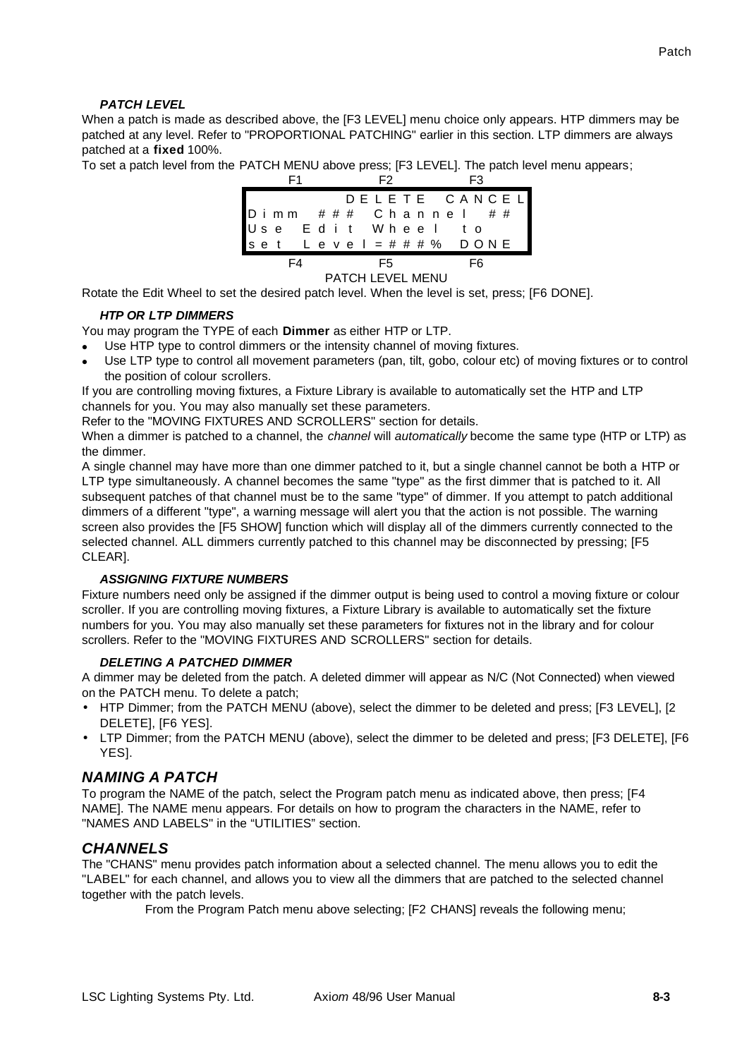### *PATCH LEVEL*

When a patch is made as described above, the [F3 LEVEL] menu choice only appears. HTP dimmers may be patched at any level. Refer to "PROPORTIONAL PATCHING" earlier in this section. LTP dimmers are always patched at a **fixed** 100%.

To set a patch level from the PATCH MENU above press; [F3 LEVEL]. The patch level menu appears;

```
  F1          F2          F3
        DELETE  CANCEL
Dimm  ###  Channel  ##
Use  Edit  Wheel  to
set  Level=###%  DONE
  F4          F5          F6
```

PATCH LEVEL MENU

Rotate the Edit Wheel to set the desired patch level. When the level is set, press; [F6 DONE].

### *HTP OR LTP DIMMERS*

You may program the TYPE of each **Dimmer** as either HTP or LTP.

- Use HTP type to control dimmers or the intensity channel of moving fixtures.
- Use LTP type to control all movement parameters (pan, tilt, gobo, colour etc) of moving fixtures or to control the position of colour scrollers.

If you are controlling moving fixtures, a Fixture Library is available to automatically set the HTP and LTP channels for you. You may also manually set these parameters.

Refer to the "MOVING FIXTURES AND SCROLLERS" section for details.

When a dimmer is patched to a channel, the *channel* will *automatically* become the same type (HTP or LTP) as the dimmer.

A single channel may have more than one dimmer patched to it, but a single channel cannot be both a HTP or LTP type simultaneously. A channel becomes the same "type" as the first dimmer that is patched to it. All subsequent patches of that channel must be to the same "type" of dimmer. If you attempt to patch additional dimmers of a different "type", a warning message will alert you that the action is not possible. The warning screen also provides the [F5 SHOW] function which will display all of the dimmers currently connected to the selected channel. ALL dimmers currently patched to this channel may be disconnected by pressing; [F5 CLEAR].

### *ASSIGNING FIXTURE NUMBERS*

Fixture numbers need only be assigned if the dimmer output is being used to control a moving fixture or colour scroller. If you are controlling moving fixtures, a Fixture Library is available to automatically set the fixture numbers for you. You may also manually set these parameters for fixtures not in the library and for colour scrollers. Refer to the "MOVING FIXTURES AND SCROLLERS" section for details.

### *DELETING A PATCHED DIMMER*

A dimmer may be deleted from the patch. A deleted dimmer will appear as N/C (Not Connected) when viewed on the PATCH menu. To delete a patch;

- HTP Dimmer; from the PATCH MENU (above), select the dimmer to be deleted and press; [F3 LEVEL], [2 DELETE], [F6 YES].
- LTP Dimmer; from the PATCH MENU (above), select the dimmer to be deleted and press; [F3 DELETE], [F6 YES].

## *NAMING A PATCH*

To program the NAME of the patch, select the Program patch menu as indicated above, then press; [F4 NAME]. The NAME menu appears. For details on how to program the characters in the NAME, refer to "NAMES AND LABELS" in the "UTILITIES" section.

## *CHANNELS*

The "CHANS" menu provides patch information about a selected channel. The menu allows you to edit the "LABEL" for each channel, and allows you to view all the dimmers that are patched to the selected channel together with the patch levels.

From the Program Patch menu above selecting; [F2 CHANS] reveals the following menu;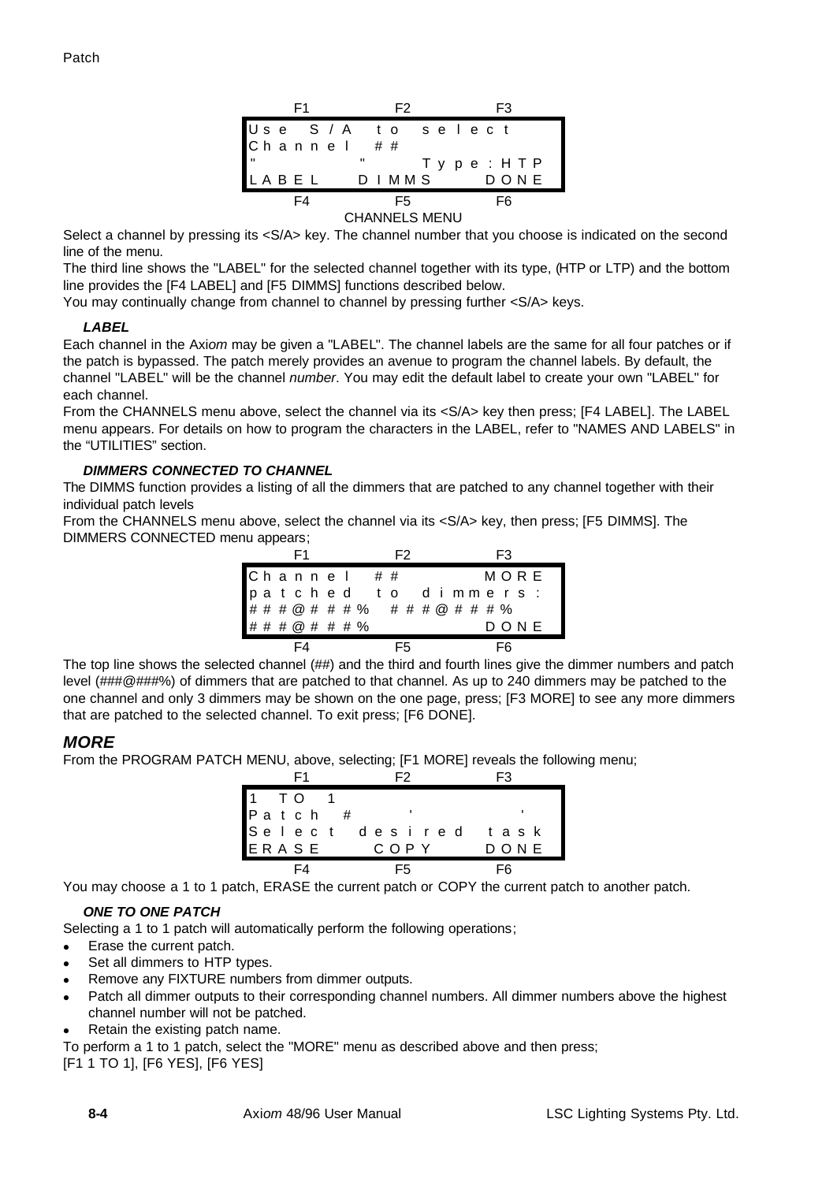```
     F1            F2            F3
 Use S/A to select
 Channel ##
 "       "       Type:HTP
 LABEL   DIMMS      DONE
     F4            F5            F6
```

CHANNELS MENU

Select a channel by pressing its <S/A> key. The channel number that you choose is indicated on the second line of the menu.

The third line shows the "LABEL" for the selected channel together with its type, (HTP or LTP) and the bottom line provides the [F4 LABEL] and [F5 DIMMS] functions described below.

You may continually change from channel to channel by pressing further <S/A> keys.

### *LABEL*

Each channel in the Axi*om* may be given a "LABEL". The channel labels are the same for all four patches or if the patch is bypassed. The patch merely provides an avenue to program the channel labels. By default, the channel "LABEL" will be the channel *number*. You may edit the default label to create your own "LABEL" for each channel.

From the CHANNELS menu above, select the channel via its <S/A> key then press; [F4 LABEL]. The LABEL menu appears. For details on how to program the characters in the LABEL, refer to "NAMES AND LABELS" in the "UTILITIES" section.

### *DIMMERS CONNECTED TO CHANNEL*

The DIMMS function provides a listing of all the dimmers that are patched to any channel together with their individual patch levels

From the CHANNELS menu above, select the channel via its <S/A> key, then press; [F5 DIMMS]. The DIMMERS CONNECTED menu appears;

```
     F1            F2            F3
 Channel ##            MORE
 patched to dimmers:
 ###@###%  ###@###%
 ###@###%              DONE
     F4            F5            F6
```

The top line shows the selected channel (##) and the third and fourth lines give the dimmer numbers and patch level (###@###%) of dimmers that are patched to that channel. As up to 240 dimmers may be patched to the one channel and only 3 dimmers may be shown on the one page, press; [F3 MORE] to see any more dimmers that are patched to the selected channel. To exit press; [F6 DONE].

## *MORE*

From the PROGRAM PATCH MENU, above, selecting; [F1 MORE] reveals the following menu;

```
     F1            F2            F3
 1 TO 1
 Patch #     '            '
 Select desired task
 ERASE    COPY         DONE
     F4            F5            F6
```

You may choose a 1 to 1 patch, ERASE the current patch or COPY the current patch to another patch.

### *ONE TO ONE PATCH*

Selecting a 1 to 1 patch will automatically perform the following operations;

- Erase the current patch.
- Set all dimmers to HTP types.
- Remove any FIXTURE numbers from dimmer outputs.
- Patch all dimmer outputs to their corresponding channel numbers. All dimmer numbers above the highest channel number will not be patched.
- Retain the existing patch name.

To perform a 1 to 1 patch, select the "MORE" menu as described above and then press;
[F1 1 TO 1], [F6 YES], [F6 YES]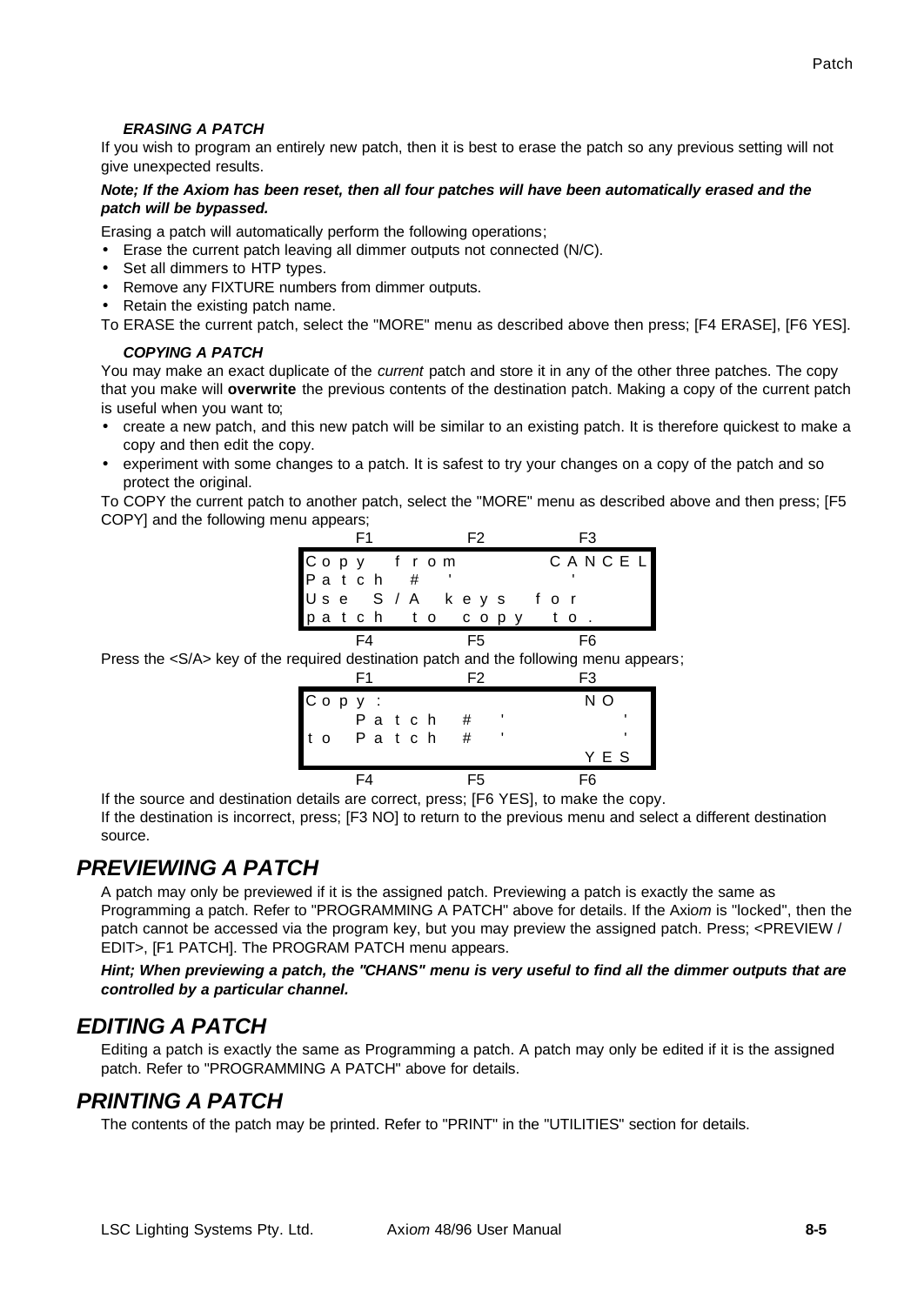### *ERASING A PATCH*

If you wish to program an entirely new patch, then it is best to erase the patch so any previous setting will not give unexpected results.

***Note; If the Axiom has been reset, then all four patches will have been automatically erased and the patch will be bypassed.***

Erasing a patch will automatically perform the following operations;

- Erase the current patch leaving all dimmer outputs not connected (N/C).
- Set all dimmers to HTP types.
- Remove any FIXTURE numbers from dimmer outputs.
- Retain the existing patch name.

To ERASE the current patch, select the "MORE" menu as described above then press; [F4 ERASE], [F6 YES].

### *COPYING A PATCH*

You may make an exact duplicate of the *current* patch and store it in any of the other three patches. The copy that you make will **overwrite** the previous contents of the destination patch. Making a copy of the current patch is useful when you want to;

- create a new patch, and this new patch will be similar to an existing patch. It is therefore quickest to make a copy and then edit the copy.
- experiment with some changes to a patch. It is safest to try your changes on a copy of the patch and so protect the original.

To COPY the current patch to another patch, select the "MORE" menu as described above and then press; [F5 COPY] and the following menu appears;

```
        F1              F2              F3
Copy from                         CANCEL
Patch  #  '                       '
Use S/A keys for
patch to copy to.
        F4              F5              F6
```

Press the <S/A> key of the required destination patch and the following menu appears;

```
        F1              F2              F3
Copy:                              NO
   Patch  #  '                      '
to Patch  #  '                      '
                                   YES
        F4              F5              F6
```

If the source and destination details are correct, press; [F6 YES], to make the copy.

If the destination is incorrect, press; [F3 NO] to return to the previous menu and select a different destination source.

## *PREVIEWING A PATCH*

A patch may only be previewed if it is the assigned patch. Previewing a patch is exactly the same as Programming a patch. Refer to "PROGRAMMING A PATCH" above for details. If the Axi*om* is "locked", then the patch cannot be accessed via the program key, but you may preview the assigned patch. Press; <PREVIEW / EDIT>, [F1 PATCH]. The PROGRAM PATCH menu appears.

***Hint; When previewing a patch, the "CHANS" menu is very useful to find all the dimmer outputs that are controlled by a particular channel.***

## *EDITING A PATCH*

Editing a patch is exactly the same as Programming a patch. A patch may only be edited if it is the assigned patch. Refer to "PROGRAMMING A PATCH" above for details.

## *PRINTING A PATCH*

The contents of the patch may be printed. Refer to "PRINT" in the "UTILITIES" section for details.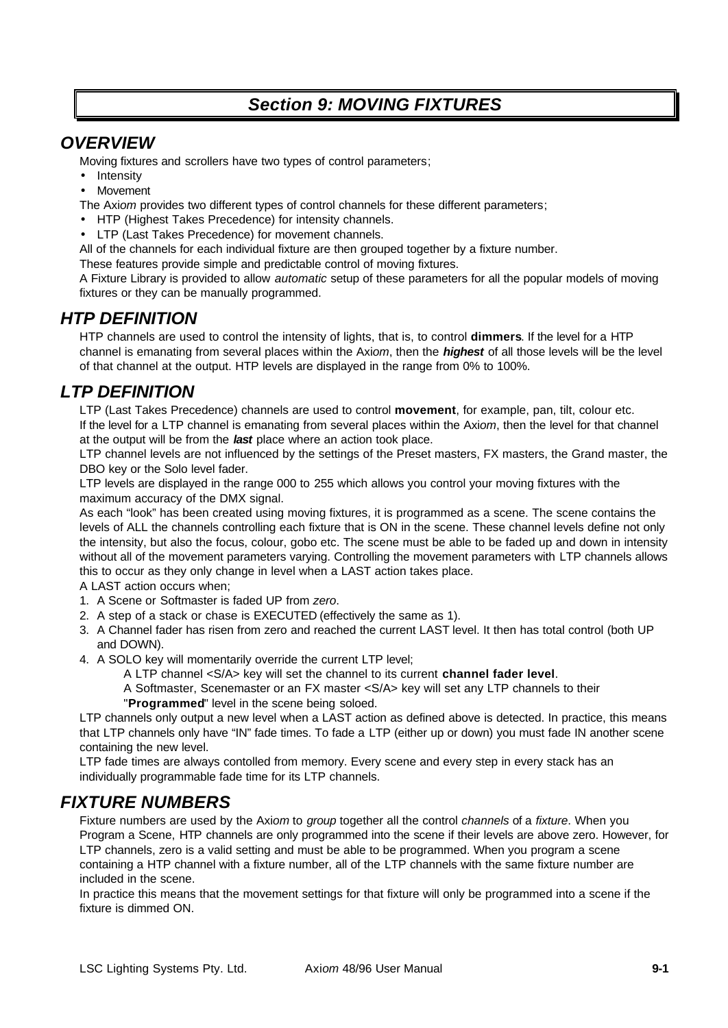# Section 9: MOVING FIXTURES

## OVERVIEW

Moving fixtures and scrollers have two types of control parameters;

- Intensity
- Movement

The Axi*om* provides two different types of control channels for these different parameters;

- HTP (Highest Takes Precedence) for intensity channels.
- LTP (Last Takes Precedence) for movement channels.

All of the channels for each individual fixture are then grouped together by a fixture number.

These features provide simple and predictable control of moving fixtures.

A Fixture Library is provided to allow *automatic* setup of these parameters for all the popular models of moving fixtures or they can be manually programmed.

## HTP DEFINITION

HTP channels are used to control the intensity of lights, that is, to control **dimmers**. If the level for a HTP channel is emanating from several places within the Axi*om*, then the ***highest*** of all those levels will be the level of that channel at the output. HTP levels are displayed in the range from 0% to 100%.

## LTP DEFINITION

LTP (Last Takes Precedence) channels are used to control **movement**, for example, pan, tilt, colour etc.

If the level for a LTP channel is emanating from several places within the Axi*om*, then the level for that channel at the output will be from the ***last*** place where an action took place.

LTP channel levels are not influenced by the settings of the Preset masters, FX masters, the Grand master, the DBO key or the Solo level fader.

LTP levels are displayed in the range 000 to 255 which allows you control your moving fixtures with the maximum accuracy of the DMX signal.

As each "look" has been created using moving fixtures, it is programmed as a scene. The scene contains the levels of ALL the channels controlling each fixture that is ON in the scene. These channel levels define not only the intensity, but also the focus, colour, gobo etc. The scene must be able to be faded up and down in intensity without all of the movement parameters varying. Controlling the movement parameters with LTP channels allows this to occur as they only change in level when a LAST action takes place.

A LAST action occurs when;

1. A Scene or Softmaster is faded UP from *zero*.
2. A step of a stack or chase is EXECUTED (effectively the same as 1).
3. A Channel fader has risen from zero and reached the current LAST level. It then has total control (both UP and DOWN).
4. A SOLO key will momentarily override the current LTP level;

   A LTP channel <S/A> key will set the channel to its current **channel fader level**.

   A Softmaster, Scenemaster or an FX master <S/A> key will set any LTP channels to their "**Programmed**" level in the scene being soloed.

LTP channels only output a new level when a LAST action as defined above is detected. In practice, this means that LTP channels only have "IN" fade times. To fade a LTP (either up or down) you must fade IN another scene containing the new level.

LTP fade times are always contolled from memory. Every scene and every step in every stack has an individually programmable fade time for its LTP channels.

## FIXTURE NUMBERS

Fixture numbers are used by the Axi*om* to *group* together all the control *channels* of a *fixture*. When you Program a Scene, HTP channels are only programmed into the scene if their levels are above zero. However, for LTP channels, zero is a valid setting and must be able to be programmed. When you program a scene containing a HTP channel with a fixture number, all of the LTP channels with the same fixture number are included in the scene.

In practice this means that the movement settings for that fixture will only be programmed into a scene if the fixture is dimmed ON.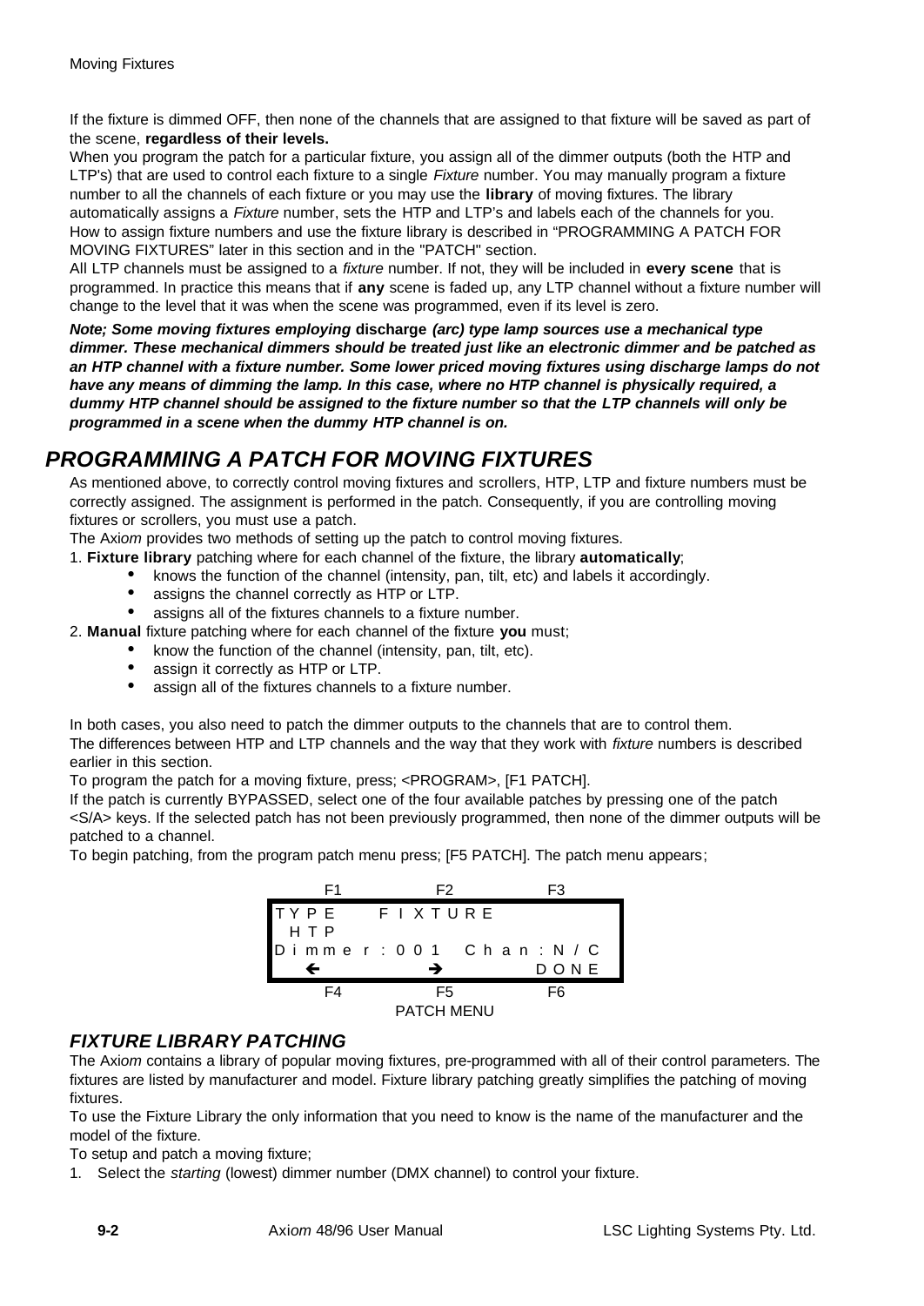If the fixture is dimmed OFF, then none of the channels that are assigned to that fixture will be saved as part of the scene, **regardless of their levels.**

When you program the patch for a particular fixture, you assign all of the dimmer outputs (both the HTP and LTP's) that are used to control each fixture to a single *Fixture* number. You may manually program a fixture number to all the channels of each fixture or you may use the **library** of moving fixtures. The library automatically assigns a *Fixture* number, sets the HTP and LTP's and labels each of the channels for you. How to assign fixture numbers and use the fixture library is described in "PROGRAMMING A PATCH FOR MOVING FIXTURES" later in this section and in the "PATCH" section.

All LTP channels must be assigned to a *fixture* number. If not, they will be included in **every scene** that is programmed. In practice this means that if **any** scene is faded up, any LTP channel without a fixture number will change to the level that it was when the scene was programmed, even if its level is zero.

***Note; Some moving fixtures employing discharge (arc) type lamp sources use a mechanical type dimmer. These mechanical dimmers should be treated just like an electronic dimmer and be patched as an HTP channel with a fixture number. Some lower priced moving fixtures using discharge lamps do not have any means of dimming the lamp. In this case, where no HTP channel is physically required, a dummy HTP channel should be assigned to the fixture number so that the LTP channels will only be programmed in a scene when the dummy HTP channel is on.***

## *PROGRAMMING A PATCH FOR MOVING FIXTURES*

As mentioned above, to correctly control moving fixtures and scrollers, HTP, LTP and fixture numbers must be correctly assigned. The assignment is performed in the patch. Consequently, if you are controlling moving fixtures or scrollers, you must use a patch.

The Axi*om* provides two methods of setting up the patch to control moving fixtures.

1. **Fixture library** patching where for each channel of the fixture, the library **automatically**;
   - knows the function of the channel (intensity, pan, tilt, etc) and labels it accordingly.
   - assigns the channel correctly as HTP or LTP.
   - assigns all of the fixtures channels to a fixture number.
2. **Manual** fixture patching where for each channel of the fixture **you** must;
   - know the function of the channel (intensity, pan, tilt, etc).
   - assign it correctly as HTP or LTP.
   - assign all of the fixtures channels to a fixture number.

In both cases, you also need to patch the dimmer outputs to the channels that are to control them.

The differences between HTP and LTP channels and the way that they work with *fixture* numbers is described earlier in this section.

To program the patch for a moving fixture, press; <PROGRAM>, [F1 PATCH].

If the patch is currently BYPASSED, select one of the four available patches by pressing one of the patch <S/A> keys. If the selected patch has not been previously programmed, then none of the dimmer outputs will be patched to a channel.

To begin patching, from the program patch menu press; [F5 PATCH]. The patch menu appears;

```
     F1            F2            F3
TYPE     FIXTURE
 HTP
Dimmer:001   Chan:N/C
  ←            →           DONE
     F4            F5            F6
```

PATCH MENU

### *FIXTURE LIBRARY PATCHING*

The Axi*om* contains a library of popular moving fixtures, pre-programmed with all of their control parameters. The fixtures are listed by manufacturer and model. Fixture library patching greatly simplifies the patching of moving fixtures.

To use the Fixture Library the only information that you need to know is the name of the manufacturer and the model of the fixture.

To setup and patch a moving fixture;

1. Select the *starting* (lowest) dimmer number (DMX channel) to control your fixture.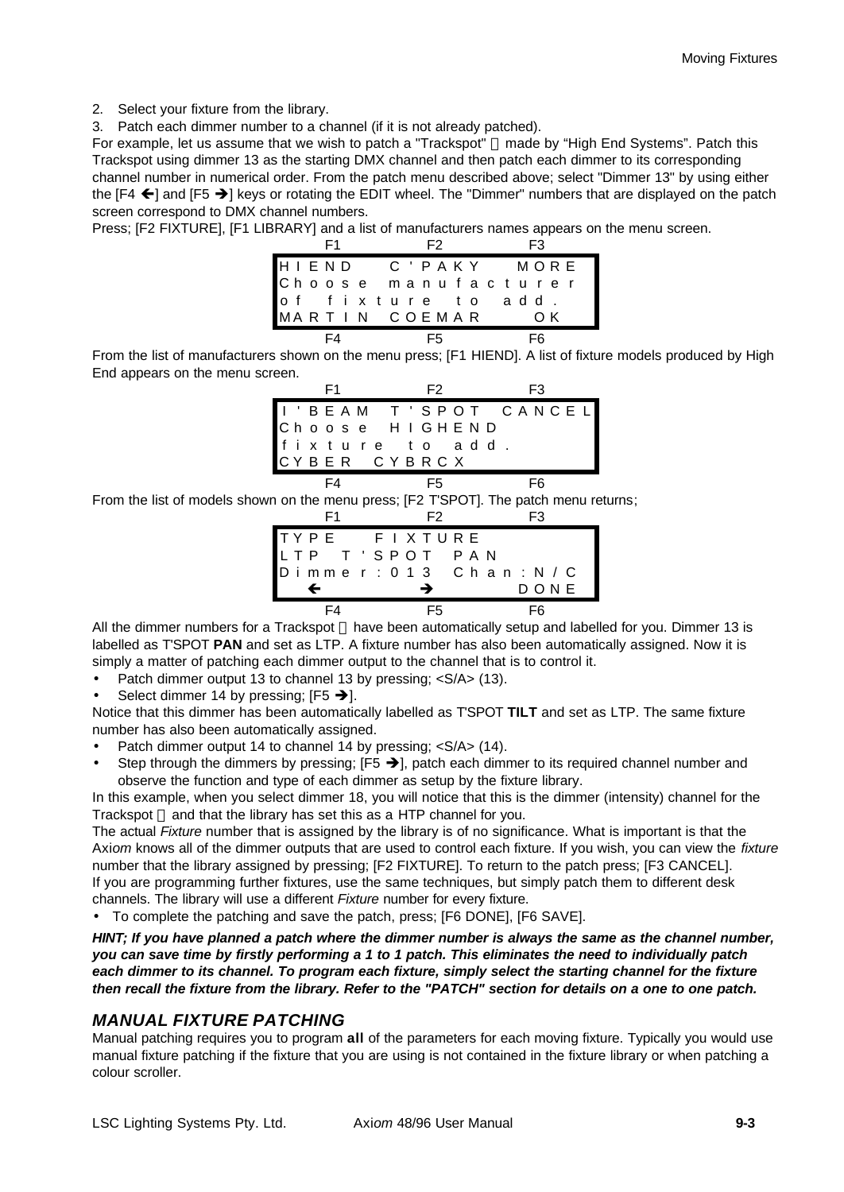2. Select your fixture from the library.
3. Patch each dimmer number to a channel (if it is not already patched).

For example, let us assume that we wish to patch a "Trackspot" made by "High End Systems". Patch this Trackspot using dimmer 13 as the starting DMX channel and then patch each dimmer to its corresponding channel number in numerical order. From the patch menu described above; select "Dimmer 13" by using either the [F4 ←] and [F5 →] keys or rotating the EDIT wheel. The "Dimmer" numbers that are displayed on the patch screen correspond to DMX channel numbers.

Press; [F2 FIXTURE], [F1 LIBRARY] and a list of manufacturers names appears on the menu screen.

```
     F1          F2          F3
HIEND     C'PAKY      MORE
Choose manufacturer
of fixture to add.
MARTIN  COEMAR        OK
     F4          F5          F6
```

From the list of manufacturers shown on the menu press; [F1 HIEND]. A list of fixture models produced by High End appears on the menu screen.

```
     F1          F2          F3
I'BEAM  T'SPOT  CANCEL
Choose HIGHEND
fixture to add.
CYBER  CYBRCX
     F4          F5          F6
```

From the list of models shown on the menu press; [F2 T'SPOT]. The patch menu returns;

```
     F1          F2          F3
TYPE   FIXTURE
LTP  T'SPOT  PAN
Dimmer:013  Chan:N/C
  ←          →        DONE
     F4          F5          F6
```

All the dimmer numbers for a Trackspot have been automatically setup and labelled for you. Dimmer 13 is labelled as T'SPOT **PAN** and set as LTP. A fixture number has also been automatically assigned. Now it is simply a matter of patching each dimmer output to the channel that is to control it.

- Patch dimmer output 13 to channel 13 by pressing; <S/A> (13).
- Select dimmer 14 by pressing; [F5 →].

Notice that this dimmer has been automatically labelled as T'SPOT **TILT** and set as LTP. The same fixture number has also been automatically assigned.

- Patch dimmer output 14 to channel 14 by pressing; <S/A> (14).
- Step through the dimmers by pressing; [F5 →], patch each dimmer to its required channel number and observe the function and type of each dimmer as setup by the fixture library.

In this example, when you select dimmer 18, you will notice that this is the dimmer (intensity) channel for the Trackspot and that the library has set this as a HTP channel for you.

The actual *Fixture* number that is assigned by the library is of no significance. What is important is that the Axi*om* knows all of the dimmer outputs that are used to control each fixture. If you wish, you can view the *fixture* number that the library assigned by pressing; [F2 FIXTURE]. To return to the patch press; [F3 CANCEL].

If you are programming further fixtures, use the same techniques, but simply patch them to different desk channels. The library will use a different *Fixture* number for every fixture.

- To complete the patching and save the patch, press; [F6 DONE], [F6 SAVE].

***HINT; If you have planned a patch where the dimmer number is always the same as the channel number, you can save time by firstly performing a 1 to 1 patch. This eliminates the need to individually patch each dimmer to its channel. To program each fixture, simply select the starting channel for the fixture then recall the fixture from the library. Refer to the "PATCH" section for details on a one to one patch.***

## *MANUAL FIXTURE PATCHING*

Manual patching requires you to program **all** of the parameters for each moving fixture. Typically you would use manual fixture patching if the fixture that you are using is not contained in the fixture library or when patching a colour scroller.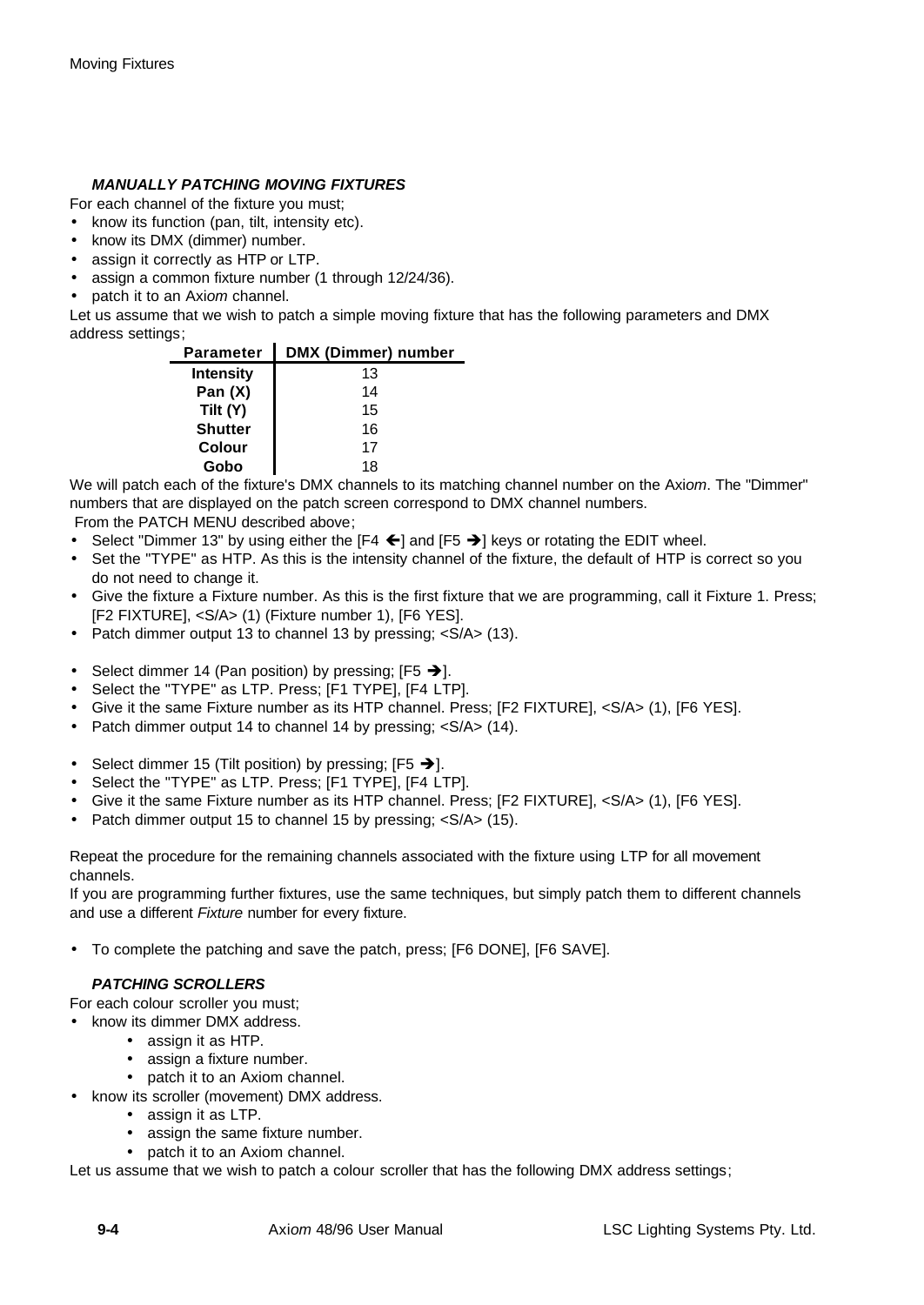### *MANUALLY PATCHING MOVING FIXTURES*

For each channel of the fixture you must;

- know its function (pan, tilt, intensity etc).
- know its DMX (dimmer) number.
- assign it correctly as HTP or LTP.
- assign a common fixture number (1 through 12/24/36).
- patch it to an Axi*om* channel.

Let us assume that we wish to patch a simple moving fixture that has the following parameters and DMX address settings;

| Parameter | DMX (Dimmer) number |
|---|---|
| **Intensity** | 13 |
| **Pan (X)** | 14 |
| **Tilt (Y)** | 15 |
| **Shutter** | 16 |
| **Colour** | 17 |
| **Gobo** | 18 |

We will patch each of the fixture's DMX channels to its matching channel number on the Axi*om*. The "Dimmer" numbers that are displayed on the patch screen correspond to DMX channel numbers.

From the PATCH MENU described above;

- Select "Dimmer 13" by using either the [F4 ←] and [F5 →] keys or rotating the EDIT wheel.
- Set the "TYPE" as HTP. As this is the intensity channel of the fixture, the default of HTP is correct so you do not need to change it.
- Give the fixture a Fixture number. As this is the first fixture that we are programming, call it Fixture 1. Press; [F2 FIXTURE], <S/A> (1) (Fixture number 1), [F6 YES].
- Patch dimmer output 13 to channel 13 by pressing; <S/A> (13).

- Select dimmer 14 (Pan position) by pressing; [F5 →].
- Select the "TYPE" as LTP. Press; [F1 TYPE], [F4 LTP].
- Give it the same Fixture number as its HTP channel. Press; [F2 FIXTURE], <S/A> (1), [F6 YES].
- Patch dimmer output 14 to channel 14 by pressing; <S/A> (14).

- Select dimmer 15 (Tilt position) by pressing; [F5 →].
- Select the "TYPE" as LTP. Press; [F1 TYPE], [F4 LTP].
- Give it the same Fixture number as its HTP channel. Press; [F2 FIXTURE], <S/A> (1), [F6 YES].
- Patch dimmer output 15 to channel 15 by pressing; <S/A> (15).

Repeat the procedure for the remaining channels associated with the fixture using LTP for all movement channels.

If you are programming further fixtures, use the same techniques, but simply patch them to different channels and use a different *Fixture* number for every fixture.

- To complete the patching and save the patch, press; [F6 DONE], [F6 SAVE].

### *PATCHING SCROLLERS*

For each colour scroller you must;

- know its dimmer DMX address.
  - assign it as HTP.
  - assign a fixture number.
  - patch it to an Axiom channel.
- know its scroller (movement) DMX address.
  - assign it as LTP.
  - assign the same fixture number.
  - patch it to an Axiom channel.

Let us assume that we wish to patch a colour scroller that has the following DMX address settings;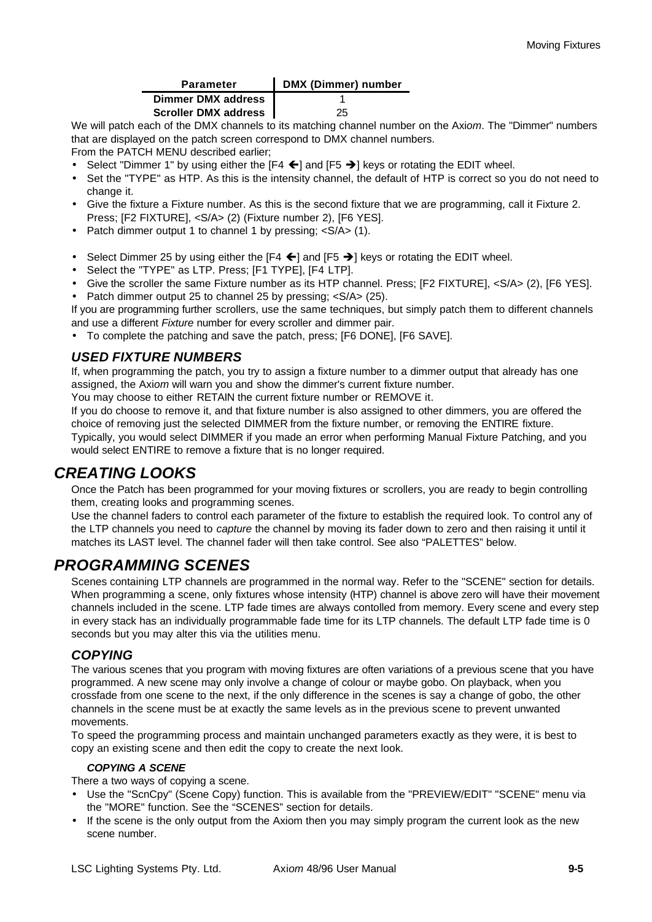| Parameter | DMX (Dimmer) number |
|---|---|
| Dimmer DMX address | 1 |
| Scroller DMX address | 25 |

We will patch each of the DMX channels to its matching channel number on the Axi*om*. The "Dimmer" numbers that are displayed on the patch screen correspond to DMX channel numbers.

From the PATCH MENU described earlier;

- Select "Dimmer 1" by using either the [F4 ←] and [F5 →] keys or rotating the EDIT wheel.
- Set the "TYPE" as HTP. As this is the intensity channel, the default of HTP is correct so you do not need to change it.
- Give the fixture a Fixture number. As this is the second fixture that we are programming, call it Fixture 2. Press; [F2 FIXTURE], <S/A> (2) (Fixture number 2), [F6 YES].
- Patch dimmer output 1 to channel 1 by pressing; <S/A> (1).

- Select Dimmer 25 by using either the [F4 ←] and [F5 →] keys or rotating the EDIT wheel.
- Select the "TYPE" as LTP. Press; [F1 TYPE], [F4 LTP].
- Give the scroller the same Fixture number as its HTP channel. Press; [F2 FIXTURE], <S/A> (2), [F6 YES].
- Patch dimmer output 25 to channel 25 by pressing; <S/A> (25).

If you are programming further scrollers, use the same techniques, but simply patch them to different channels and use a different *Fixture* number for every scroller and dimmer pair.

- To complete the patching and save the patch, press; [F6 DONE], [F6 SAVE].

### USED FIXTURE NUMBERS

If, when programming the patch, you try to assign a fixture number to a dimmer output that already has one assigned, the Axi*om* will warn you and show the dimmer's current fixture number.

You may choose to either RETAIN the current fixture number or REMOVE it.

If you do choose to remove it, and that fixture number is also assigned to other dimmers, you are offered the choice of removing just the selected DIMMER from the fixture number, or removing the ENTIRE fixture.

Typically, you would select DIMMER if you made an error when performing Manual Fixture Patching, and you would select ENTIRE to remove a fixture that is no longer required.

## CREATING LOOKS

Once the Patch has been programmed for your moving fixtures or scrollers, you are ready to begin controlling them, creating looks and programming scenes.

Use the channel faders to control each parameter of the fixture to establish the required look. To control any of the LTP channels you need to *capture* the channel by moving its fader down to zero and then raising it until it matches its LAST level. The channel fader will then take control. See also "PALETTES" below.

## PROGRAMMING SCENES

Scenes containing LTP channels are programmed in the normal way. Refer to the "SCENE" section for details. When programming a scene, only fixtures whose intensity (HTP) channel is above zero will have their movement channels included in the scene. LTP fade times are always contolled from memory. Every scene and every step in every stack has an individually programmable fade time for its LTP channels. The default LTP fade time is 0 seconds but you may alter this via the utilities menu.

### COPYING

The various scenes that you program with moving fixtures are often variations of a previous scene that you have programmed. A new scene may only involve a change of colour or maybe gobo. On playback, when you crossfade from one scene to the next, if the only difference in the scenes is say a change of gobo, the other channels in the scene must be at exactly the same levels as in the previous scene to prevent unwanted movements.

To speed the programming process and maintain unchanged parameters exactly as they were, it is best to copy an existing scene and then edit the copy to create the next look.

#### COPYING A SCENE

There a two ways of copying a scene.

- Use the "ScnCpy" (Scene Copy) function. This is available from the "PREVIEW/EDIT" "SCENE" menu via the "MORE" function. See the "SCENES" section for details.
- If the scene is the only output from the Axiom then you may simply program the current look as the new scene number.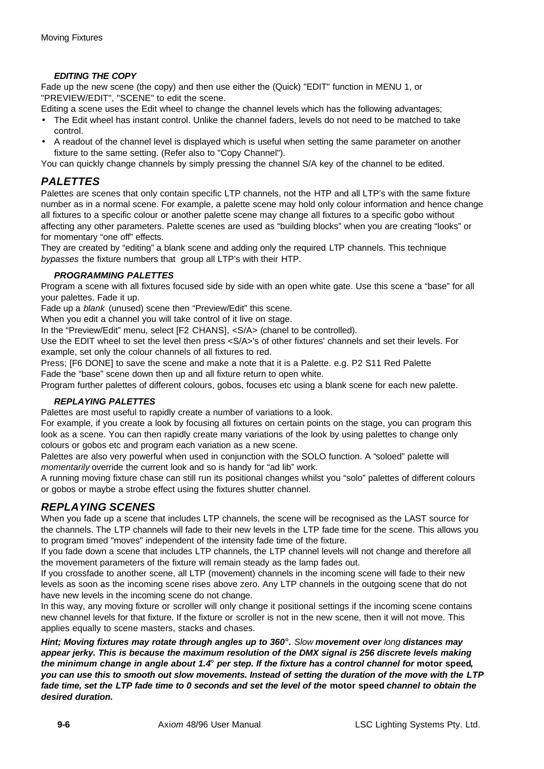### *EDITING THE COPY*

Fade up the new scene (the copy) and then use either the (Quick) "EDIT" function in MENU 1, or "PREVIEW/EDIT", "SCENE" to edit the scene.

Editing a scene uses the Edit wheel to change the channel levels which has the following advantages;

- The Edit wheel has instant control. Unlike the channel faders, levels do not need to be matched to take control.
- A readout of the channel level is displayed which is useful when setting the same parameter on another fixture to the same setting. (Refer also to "Copy Channel").

You can quickly change channels by simply pressing the channel S/A key of the channel to be edited.

## *PALETTES*

Palettes are scenes that only contain specific LTP channels, not the HTP and all LTP's with the same fixture number as in a normal scene. For example, a palette scene may hold only colour information and hence change all fixtures to a specific colour or another palette scene may change all fixtures to a specific gobo without affecting any other parameters. Palette scenes are used as "building blocks" when you are creating "looks" or for momentary "one off" effects.

They are created by "editing" a blank scene and adding only the required LTP channels. This technique *bypasses* the fixture numbers that group all LTP's with their HTP.

### *PROGRAMMING PALETTES*

Program a scene with all fixtures focused side by side with an open white gate. Use this scene a "base" for all your palettes. Fade it up.

Fade up a *blank* (unused) scene then "Preview/Edit" this scene.

When you edit a channel you will take control of it live on stage.

In the "Preview/Edit" menu, select [F2 CHANS], <S/A> (chanel to be controlled).

Use the EDIT wheel to set the level then press <S/A>'s of other fixtures' channels and set their levels. For example, set only the colour channels of all fixtures to red.

Press; [F6 DONE] to save the scene and make a note that it is a Palette. e.g. P2 S11 Red Palette

Fade the "base" scene down then up and all fixture return to open white.

Program further palettes of different colours, gobos, focuses etc using a blank scene for each new palette.

### *REPLAYING PALETTES*

Palettes are most useful to rapidly create a number of variations to a look.

For example, if you create a look by focusing all fixtures on certain points on the stage, you can program this look as a scene. You can then rapidly create many variations of the look by using palettes to change only colours or gobos etc and program each variation as a new scene.

Palettes are also very powerful when used in conjunction with the SOLO function. A "soloed" palette will *momentarily* override the current look and so is handy for "ad lib" work.

A running moving fixture chase can still run its positional changes whilst you "solo" palettes of different colours or gobos or maybe a strobe effect using the fixtures shutter channel.

## *REPLAYING SCENES*

When you fade up a scene that includes LTP channels, the scene will be recognised as the LAST source for the channels. The LTP channels will fade to their new levels in the LTP fade time for the scene. This allows you to program timed "moves" independent of the intensity fade time of the fixture.

If you fade down a scene that includes LTP channels, the LTP channel levels will not change and therefore all the movement parameters of the fixture will remain steady as the lamp fades out.

If you crossfade to another scene, all LTP (movement) channels in the incoming scene will fade to their new levels as soon as the incoming scene rises above zero. Any LTP channels in the outgoing scene that do not have new levels in the incoming scene do not change.

In this way, any moving fixture or scroller will only change it positional settings if the incoming scene contains new channel levels for that fixture. If the fixture or scroller is not in the new scene, then it will not move. This applies equally to scene masters, stacks and chases.

***Hint; Moving fixtures may rotate through angles up to 360°.*** *Slow* ***movement over*** *long* ***distances may appear jerky. This is because the maximum resolution of the DMX signal is 256 discrete levels making the minimum change in angle about 1.4° per step. If the fixture has a control channel for*** **motor speed*****, you can use this to smooth out slow movements. Instead of setting the duration of the move with the LTP fade time, set the LTP fade time to 0 seconds and set the level of the*** **motor speed** ***channel to obtain the desired duration.***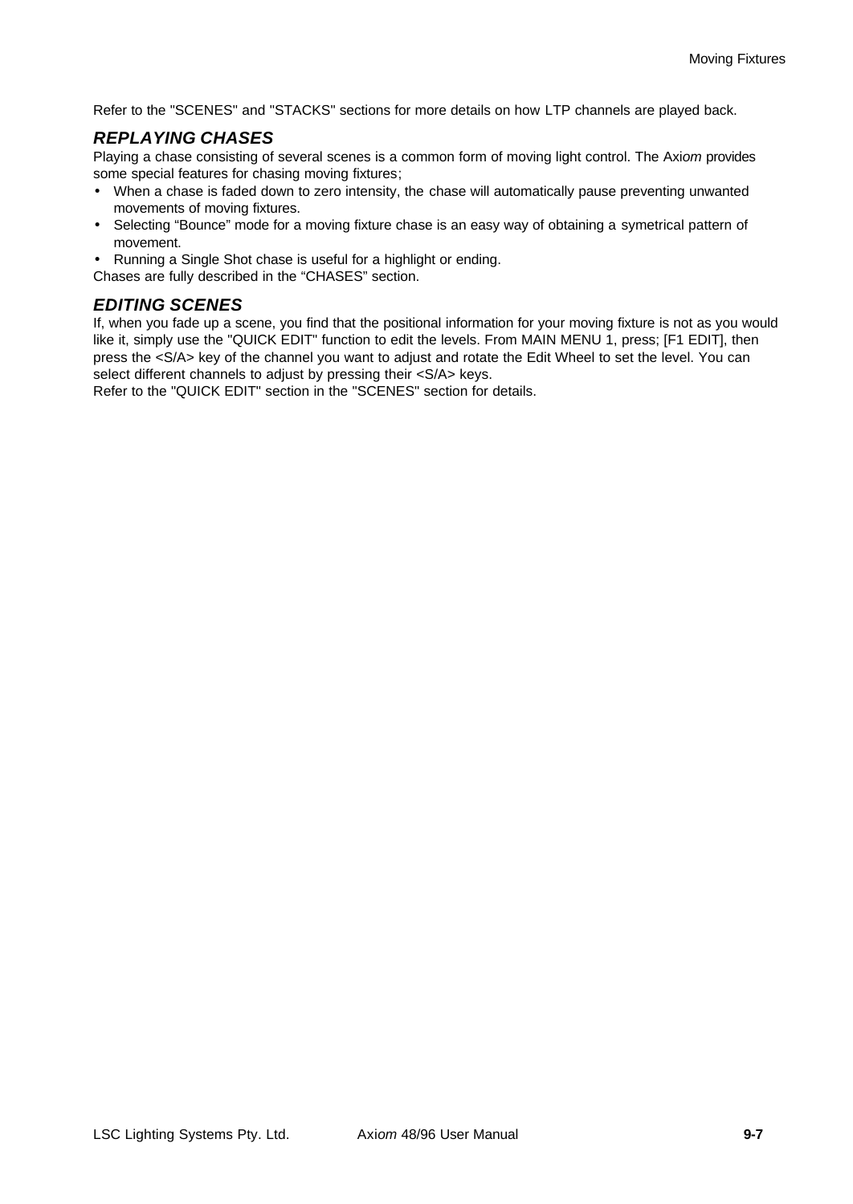Refer to the "SCENES" and "STACKS" sections for more details on how LTP channels are played back.

## *REPLAYING CHASES*

Playing a chase consisting of several scenes is a common form of moving light control. The Axi*om* provides some special features for chasing moving fixtures;

- When a chase is faded down to zero intensity, the chase will automatically pause preventing unwanted movements of moving fixtures.
- Selecting “Bounce” mode for a moving fixture chase is an easy way of obtaining a symetrical pattern of movement.
- Running a Single Shot chase is useful for a highlight or ending.

Chases are fully described in the “CHASES” section.

## *EDITING SCENES*

If, when you fade up a scene, you find that the positional information for your moving fixture is not as you would like it, simply use the "QUICK EDIT" function to edit the levels. From MAIN MENU 1, press; [F1 EDIT], then press the <S/A> key of the channel you want to adjust and rotate the Edit Wheel to set the level. You can select different channels to adjust by pressing their <S/A> keys.

Refer to the "QUICK EDIT" section in the "SCENES" section for details.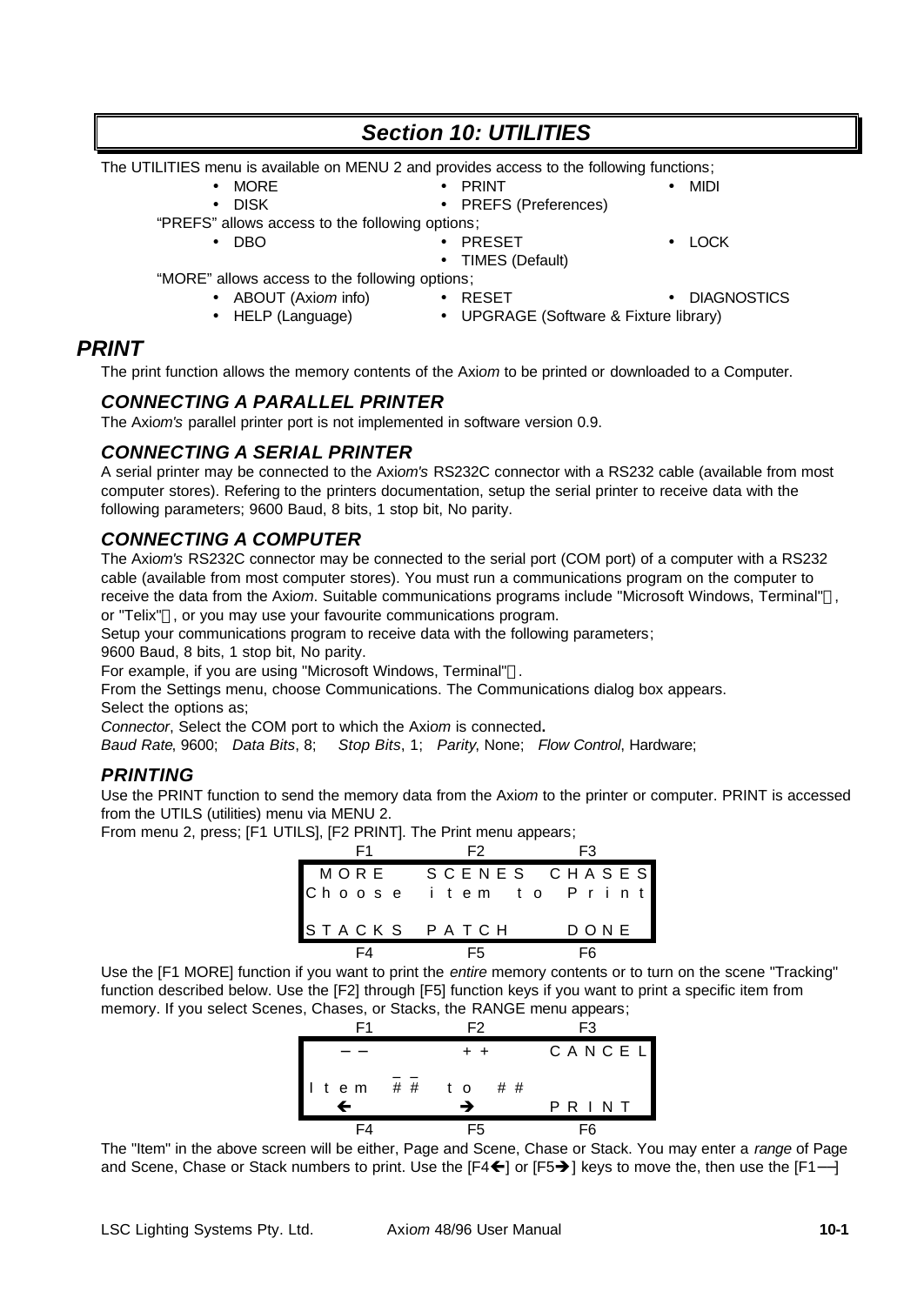# Section 10: UTILITIES

The UTILITIES menu is available on MENU 2 and provides access to the following functions;

- MORE
- PRINT
- MIDI
- DISK
- PREFS (Preferences)

"PREFS" allows access to the following options;

- DBO
- PRESET
- LOCK
- TIMES (Default)

"MORE" allows access to the following options;

- ABOUT (Axi*om* info)
- RESET
- DIAGNOSTICS
- HELP (Language)
- UPGRAGE (Software & Fixture library)

## PRINT

The print function allows the memory contents of the Axi*om* to be printed or downloaded to a Computer.

### CONNECTING A PARALLEL PRINTER

The Axi*om's* parallel printer port is not implemented in software version 0.9.

### CONNECTING A SERIAL PRINTER

A serial printer may be connected to the Axi*om's* RS232C connector with a RS232 cable (available from most computer stores). Refering to the printers documentation, setup the serial printer to receive data with the following parameters; 9600 Baud, 8 bits, 1 stop bit, No parity.

### CONNECTING A COMPUTER

The Axi*om's* RS232C connector may be connected to the serial port (COM port) of a computer with a RS232 cable (available from most computer stores). You must run a communications program on the computer to receive the data from the Axi*om*. Suitable communications programs include "Microsoft Windows, Terminal"™, or "Telix"™, or you may use your favourite communications program.

Setup your communications program to receive data with the following parameters;

9600 Baud, 8 bits, 1 stop bit, No parity.

For example, if you are using "Microsoft Windows, Terminal"™.

From the Settings menu, choose Communications. The Communications dialog box appears.

Select the options as;

*Connector*, Select the COM port to which the Axi*om* is connected**.**

*Baud Rate*, 9600; *Data Bits*, 8; *Stop Bits*, 1; *Parity*, None; *Flow Control*, Hardware;

### PRINTING

Use the PRINT function to send the memory data from the Axi*om* to the printer or computer. PRINT is accessed from the UTILS (utilities) menu via MENU 2.

From menu 2, press; [F1 UTILS], [F2 PRINT]. The Print menu appears;

```
     F1           F2           F3
  MORE      SCENES    CHASES
 Choose   item   to   Print

 STACKS   PATCH        DONE
     F4           F5           F6
```

Use the [F1 MORE] function if you want to print the *entire* memory contents or to turn on the scene "Tracking" function described below. Use the [F2] through [F5] function keys if you want to print a specific item from memory. If you select Scenes, Chases, or Stacks, the RANGE menu appears;

```
     F1           F2           F3
     --           ++        CANCEL
              _ _
 Item     ##    to    ##
     ←            →         PRINT
     F4           F5           F6
```

The "Item" in the above screen will be either, Page and Scene, Chase or Stack. You may enter a *range* of Page and Scene, Chase or Stack numbers to print. Use the [F4←] or [F5→] keys to move the, then use the [F1—]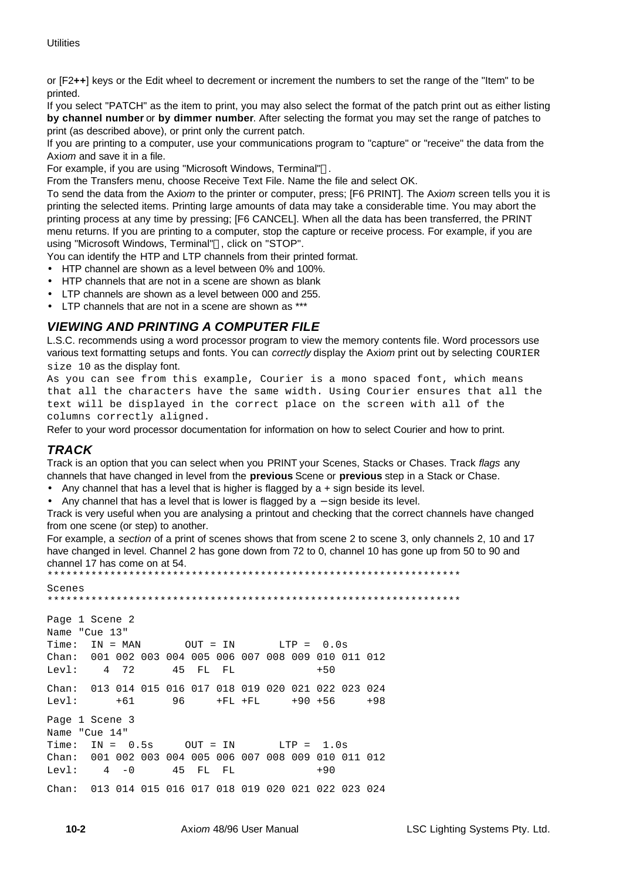or [F2**++**] keys or the Edit wheel to decrement or increment the numbers to set the range of the "Item" to be printed.

If you select "PATCH" as the item to print, you may also select the format of the patch print out as either listing **by channel number** or **by dimmer number**. After selecting the format you may set the range of patches to print (as described above), or print only the current patch.

If you are printing to a computer, use your communications program to "capture" or "receive" the data from the Axi*om* and save it in a file.

For example, if you are using "Microsoft Windows, Terminal".

From the Transfers menu, choose Receive Text File. Name the file and select OK.

To send the data from the Axi*om* to the printer or computer, press; [F6 PRINT]. The Axi*om* screen tells you it is printing the selected items. Printing large amounts of data may take a considerable time. You may abort the printing process at any time by pressing; [F6 CANCEL]. When all the data has been transferred, the PRINT menu returns. If you are printing to a computer, stop the capture or receive process. For example, if you are using "Microsoft Windows, Terminal", click on "STOP".

You can identify the HTP and LTP channels from their printed format.

- HTP channel are shown as a level between 0% and 100%.
- HTP channels that are not in a scene are shown as blank
- LTP channels are shown as a level between 000 and 255.
- LTP channels that are not in a scene are shown as ***

### VIEWING AND PRINTING A COMPUTER FILE

L.S.C. recommends using a word processor program to view the memory contents file. Word processors use various text formatting setups and fonts. You can *correctly* display the Axi*om* print out by selecting `COURIER size 10` as the display font.

```
As you can see from this example, Courier is a mono spaced font, which means
that all the characters have the same width. Using Courier ensures that all the
text will be displayed in the correct place on the screen with all of the
columns correctly aligned.
```

Refer to your word processor documentation for information on how to select Courier and how to print.

### TRACK

Track is an option that you can select when you PRINT your Scenes, Stacks or Chases. Track *flags* any channels that have changed in level from the **previous** Scene or **previous** step in a Stack or Chase.

- Any channel that has a level that is higher is flagged by a + sign beside its level.
- Any channel that has a level that is lower is flagged by a − sign beside its level.

Track is very useful when you are analysing a printout and checking that the correct channels have changed from one scene (or step) to another.

For example, a *section* of a print of scenes shows that from scene 2 to scene 3, only channels 2, 10 and 17 have changed in level. Channel 2 has gone down from 72 to 0, channel 10 has gone up from 50 to 90 and channel 17 has come on at 54.

```
*******************************************************************
Scenes
*******************************************************************

Page 1 Scene 2
Name "Cue 13"
Time:  IN = MAN       OUT = IN       LTP =  0.0s
Chan:  001 002 003 004 005 006 007 008 009 010 011 012
Levl:    4  72      45  FL  FL             +50

Chan:  013 014 015 016 017 018 019 020 021 022 023 024
Levl:      +61      96     +FL +FL     +90 +56     +98

Page 1 Scene 3
Name "Cue 14"
Time:  IN =  0.5s     OUT = IN       LTP =  1.0s
Chan:  001 002 003 004 005 006 007 008 009 010 011 012
Levl:    4  -0      45  FL  FL             +90

Chan:  013 014 015 016 017 018 019 020 021 022 023 024
```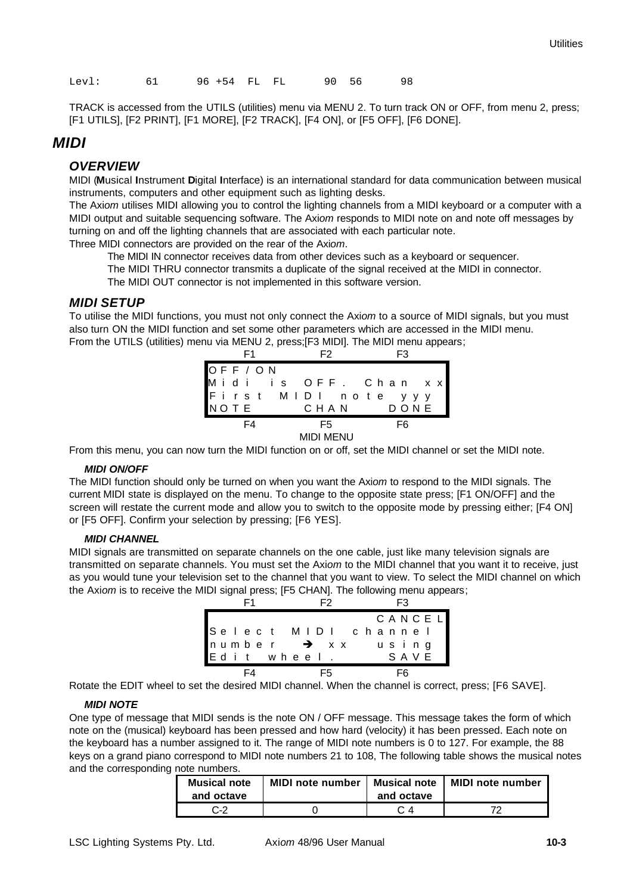```
Levl:        61      96 +54  FL  FL      90  56      98
```

TRACK is accessed from the UTILS (utilities) menu via MENU 2. To turn track ON or OFF, from menu 2, press; [F1 UTILS], [F2 PRINT], [F1 MORE], [F2 TRACK], [F4 ON], or [F5 OFF], [F6 DONE].

# *MIDI*

## *OVERVIEW*

MIDI (**M**usical **I**nstrument **D**igital **I**nterface) is an international standard for data communication between musical instruments, computers and other equipment such as lighting desks.

The Axi*om* utilises MIDI allowing you to control the lighting channels from a MIDI keyboard or a computer with a MIDI output and suitable sequencing software. The Axi*om* responds to MIDI note on and note off messages by turning on and off the lighting channels that are associated with each particular note.

Three MIDI connectors are provided on the rear of the Axi*om*.

The MIDI IN connector receives data from other devices such as a keyboard or sequencer.

The MIDI THRU connector transmits a duplicate of the signal received at the MIDI in connector.

The MIDI OUT connector is not implemented in this software version.

## *MIDI SETUP*

To utilise the MIDI functions, you must not only connect the Axi*om* to a source of MIDI signals, but you must also turn ON the MIDI function and set some other parameters which are accessed in the MIDI menu.

From the UTILS (utilities) menu via MENU 2, press;[F3 MIDI]. The MIDI menu appears;

```
     F1            F2            F3
OFF/ON
Midi is OFF. Chan xx
First MIDI note yyy
NOTE       CHAN      DONE
     F4            F5            F6
```

MIDI MENU

From this menu, you can now turn the MIDI function on or off, set the MIDI channel or set the MIDI note.

#### *MIDI ON/OFF*

The MIDI function should only be turned on when you want the Axi*om* to respond to the MIDI signals. The current MIDI state is displayed on the menu. To change to the opposite state press; [F1 ON/OFF] and the screen will restate the current mode and allow you to switch to the opposite mode by pressing either; [F4 ON] or [F5 OFF]. Confirm your selection by pressing; [F6 YES].

#### *MIDI CHANNEL*

MIDI signals are transmitted on separate channels on the one cable, just like many television signals are transmitted on separate channels. You must set the Axi*om* to the MIDI channel that you want it to receive, just as you would tune your television set to the channel that you want to view. To select the MIDI channel on which the Axi*om* is to receive the MIDI signal press; [F5 CHAN]. The following menu appears;

```
     F1            F2            F3
                         CANCEL
Select MIDI channel
number  → xx   using
Edit wheel.       SAVE
     F4            F5            F6
```

Rotate the EDIT wheel to set the desired MIDI channel. When the channel is correct, press; [F6 SAVE].

#### *MIDI NOTE*

One type of message that MIDI sends is the note ON / OFF message. This message takes the form of which note on the (musical) keyboard has been pressed and how hard (velocity) it has been pressed. Each note on the keyboard has a number assigned to it. The range of MIDI note numbers is 0 to 127. For example, the 88 keys on a grand piano correspond to MIDI note numbers 21 to 108, The following table shows the musical notes and the corresponding note numbers.

| Musical note and octave | MIDI note number | Musical note and octave | MIDI note number |
|---|---|---|---|
| C-2 | 0 | C 4 | 72 |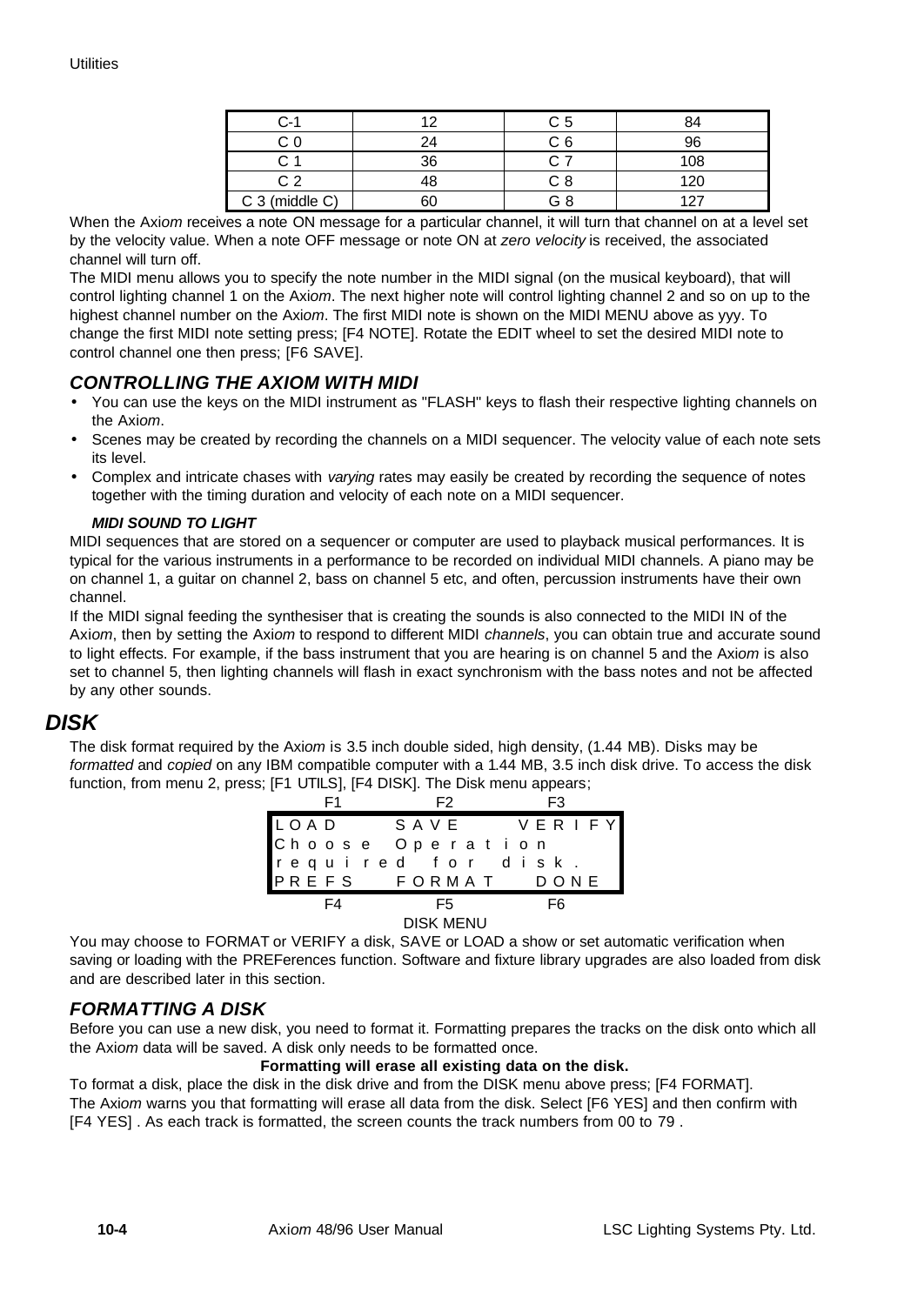| C-1 | 12 | C 5 | 84 |
|---|---|---|---|
| C 0 | 24 | C 6 | 96 |
| C 1 | 36 | C 7 | 108 |
| C 2 | 48 | C 8 | 120 |
| C 3 (middle C) | 60 | G 8 | 127 |

When the Axi*om* receives a note ON message for a particular channel, it will turn that channel on at a level set by the velocity value. When a note OFF message or note ON at *zero velocity* is received, the associated channel will turn off.

The MIDI menu allows you to specify the note number in the MIDI signal (on the musical keyboard), that will control lighting channel 1 on the Axi*om*. The next higher note will control lighting channel 2 and so on up to the highest channel number on the Axi*om*. The first MIDI note is shown on the MIDI MENU above as yyy. To change the first MIDI note setting press; [F4 NOTE]. Rotate the EDIT wheel to set the desired MIDI note to control channel one then press; [F6 SAVE].

### *CONTROLLING THE AXIOM WITH MIDI*

- You can use the keys on the MIDI instrument as "FLASH" keys to flash their respective lighting channels on the Axi*om*.
- Scenes may be created by recording the channels on a MIDI sequencer. The velocity value of each note sets its level.
- Complex and intricate chases with *varying* rates may easily be created by recording the sequence of notes together with the timing duration and velocity of each note on a MIDI sequencer.

#### *MIDI SOUND TO LIGHT*

MIDI sequences that are stored on a sequencer or computer are used to playback musical performances. It is typical for the various instruments in a performance to be recorded on individual MIDI channels. A piano may be on channel 1, a guitar on channel 2, bass on channel 5 etc, and often, percussion instruments have their own channel.

If the MIDI signal feeding the synthesiser that is creating the sounds is also connected to the MIDI IN of the Axi*om*, then by setting the Axi*om* to respond to different MIDI *channels*, you can obtain true and accurate sound to light effects. For example, if the bass instrument that you are hearing is on channel 5 and the Axi*om* is also set to channel 5, then lighting channels will flash in exact synchronism with the bass notes and not be affected by any other sounds.

## *DISK*

The disk format required by the Axi*om* is 3.5 inch double sided, high density, (1.44 MB). Disks may be *formatted* and *copied* on any IBM compatible computer with a 1.44 MB, 3.5 inch disk drive. To access the disk function, from menu 2, press; [F1 UTILS], [F4 DISK]. The Disk menu appears;

```
     F1            F2            F3
LOAD       SAVE        VERIFY
Choose Operation
required for disk.
PREFS    FORMAT      DONE
     F4            F5            F6
```

DISK MENU

You may choose to FORMAT or VERIFY a disk, SAVE or LOAD a show or set automatic verification when saving or loading with the PREFerences function. Software and fixture library upgrades are also loaded from disk and are described later in this section.

### *FORMATTING A DISK*

Before you can use a new disk, you need to format it. Formatting prepares the tracks on the disk onto which all the Axi*om* data will be saved. A disk only needs to be formatted once.

**Formatting will erase all existing data on the disk.**

To format a disk, place the disk in the disk drive and from the DISK menu above press; [F4 FORMAT].
The Axi*om* warns you that formatting will erase all data from the disk. Select [F6 YES] and then confirm with [F4 YES] . As each track is formatted, the screen counts the track numbers from 00 to 79 .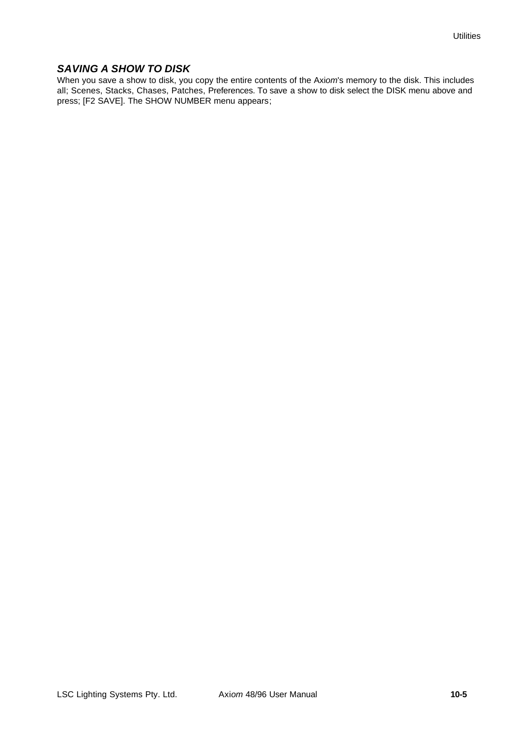### ***SAVING A SHOW TO DISK***

When you save a show to disk, you copy the entire contents of the Axi*om*'s memory to the disk. This includes all; Scenes, Stacks, Chases, Patches, Preferences. To save a show to disk select the DISK menu above and press; [F2 SAVE]. The SHOW NUMBER menu appears;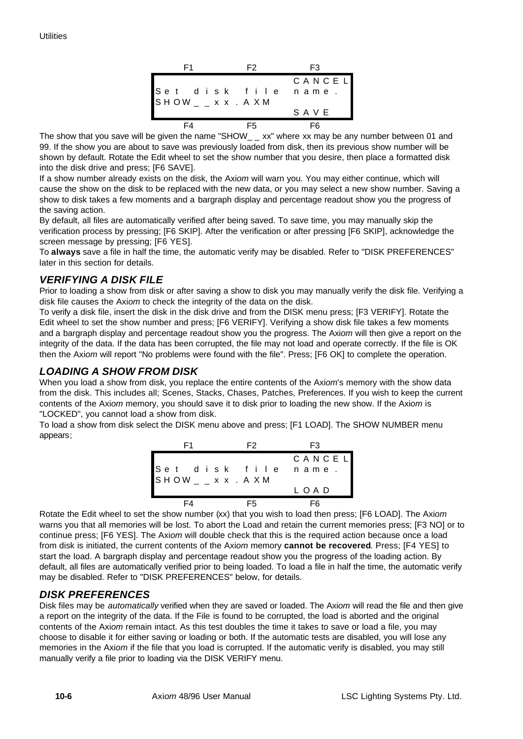```
   F1            F2            F3
                             CANCEL
Set disk file name.
SHOW__xx.AXM
                             SAVE
   F4            F5            F6
```

The show that you save will be given the name "SHOW_ _ xx" where xx may be any number between 01 and 99. If the show you are about to save was previously loaded from disk, then its previous show number will be shown by default. Rotate the Edit wheel to set the show number that you desire, then place a formatted disk into the disk drive and press; [F6 SAVE].

If a show number already exists on the disk, the Axi*om* will warn you. You may either continue, which will cause the show on the disk to be replaced with the new data, or you may select a new show number. Saving a show to disk takes a few moments and a bargraph display and percentage readout show you the progress of the saving action.

By default, all files are automatically verified after being saved. To save time, you may manually skip the verification process by pressing; [F6 SKIP]. After the verification or after pressing [F6 SKIP], acknowledge the screen message by pressing; [F6 YES].

To **always** save a file in half the time, the automatic verify may be disabled. Refer to "DISK PREFERENCES" later in this section for details.

## VERIFYING A DISK FILE

Prior to loading a show from disk or after saving a show to disk you may manually verify the disk file. Verifying a disk file causes the Axi*om* to check the integrity of the data on the disk.

To verify a disk file, insert the disk in the disk drive and from the DISK menu press; [F3 VERIFY]. Rotate the Edit wheel to set the show number and press; [F6 VERIFY]. Verifying a show disk file takes a few moments and a bargraph display and percentage readout show you the progress. The Axi*om* will then give a report on the integrity of the data. If the data has been corrupted, the file may not load and operate correctly. If the file is OK then the Axi*om* will report "No problems were found with the file". Press; [F6 OK] to complete the operation.

## LOADING A SHOW FROM DISK

When you load a show from disk, you replace the entire contents of the Axi*om*'s memory with the show data from the disk. This includes all; Scenes, Stacks, Chases, Patches, Preferences. If you wish to keep the current contents of the Axi*om* memory, you should save it to disk prior to loading the new show. If the Axi*om* is "LOCKED", you cannot load a show from disk.

To load a show from disk select the DISK menu above and press; [F1 LOAD]. The SHOW NUMBER menu appears;

```
   F1            F2            F3
                             CANCEL
Set disk file name.
SHOW__xx.AXM
                             LOAD
   F4            F5            F6
```

Rotate the Edit wheel to set the show number (xx) that you wish to load then press; [F6 LOAD]. The Axi*om* warns you that all memories will be lost. To abort the Load and retain the current memories press; [F3 NO] or to continue press; [F6 YES]. The Axi*om* will double check that this is the required action because once a load from disk is initiated, the current contents of the Axi*om* memory **cannot be recovered**. Press; [F4 YES] to start the load. A bargraph display and percentage readout show you the progress of the loading action. By default, all files are automatically verified prior to being loaded. To load a file in half the time, the automatic verify may be disabled. Refer to "DISK PREFERENCES" below, for details.

## DISK PREFERENCES

Disk files may be *automatically* verified when they are saved or loaded. The Axi*om* will read the file and then give a report on the integrity of the data. If the File is found to be corrupted, the load is aborted and the original contents of the Axi*om* remain intact. As this test doubles the time it takes to save or load a file, you may choose to disable it for either saving or loading or both. If the automatic tests are disabled, you will lose any memories in the Axi*om* if the file that you load is corrupted. If the automatic verify is disabled, you may still manually verify a file prior to loading via the DISK VERIFY menu.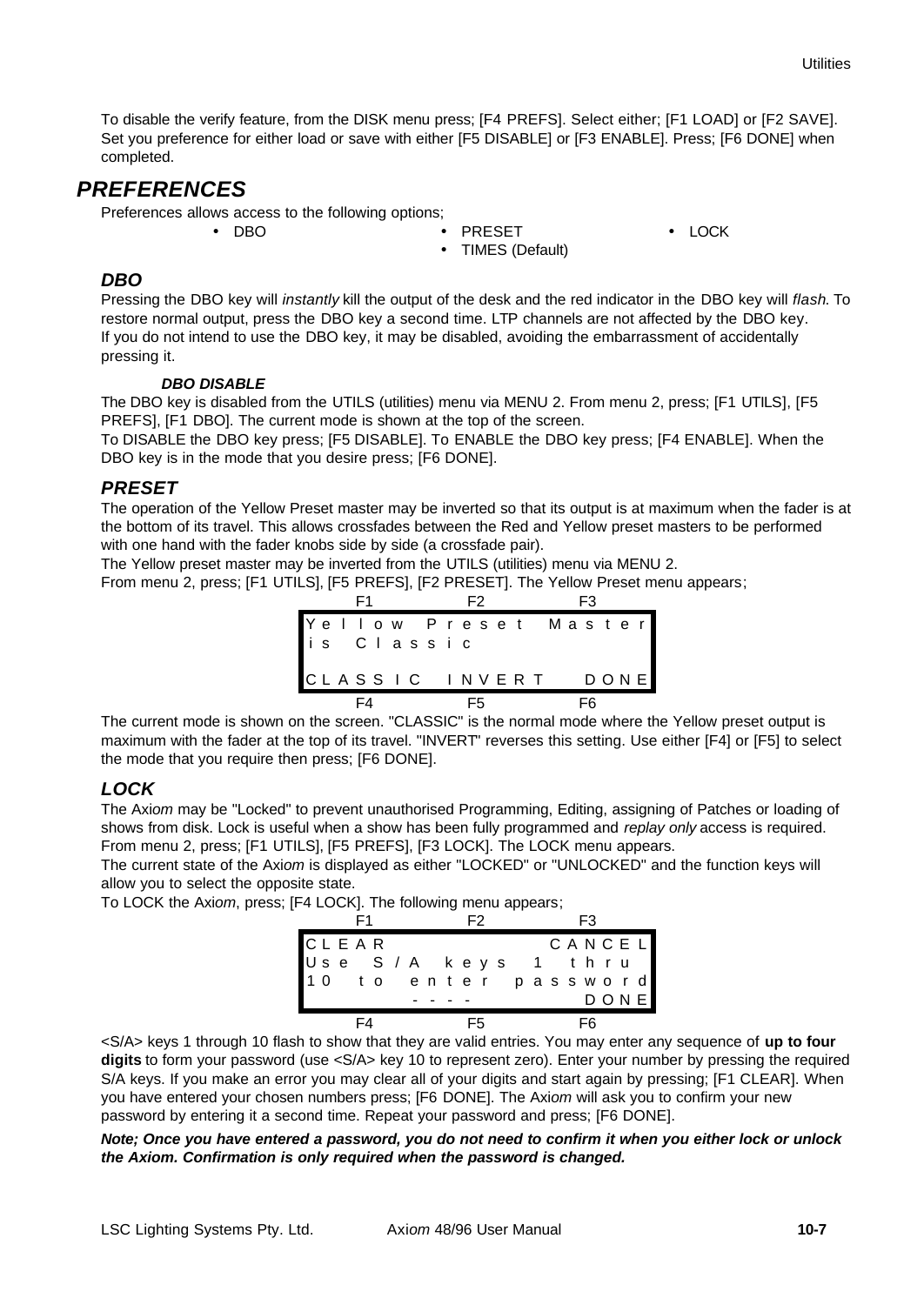To disable the verify feature, from the DISK menu press; [F4 PREFS]. Select either; [F1 LOAD] or [F2 SAVE]. Set you preference for either load or save with either [F5 DISABLE] or [F3 ENABLE]. Press; [F6 DONE] when completed.

## *PREFERENCES*

Preferences allows access to the following options;

- DBO
- PRESET
- TIMES (Default)
- LOCK

### *DBO*

Pressing the DBO key will *instantly* kill the output of the desk and the red indicator in the DBO key will *flash.* To restore normal output, press the DBO key a second time. LTP channels are not affected by the DBO key.
If you do not intend to use the DBO key, it may be disabled, avoiding the embarrassment of accidentally pressing it.

#### *DBO DISABLE*

The DBO key is disabled from the UTILS (utilities) menu via MENU 2. From menu 2, press; [F1 UTILS], [F5 PREFS], [F1 DBO]. The current mode is shown at the top of the screen.
To DISABLE the DBO key press; [F5 DISABLE]. To ENABLE the DBO key press; [F4 ENABLE]. When the DBO key is in the mode that you desire press; [F6 DONE].

### *PRESET*

The operation of the Yellow Preset master may be inverted so that its output is at maximum when the fader is at the bottom of its travel. This allows crossfades between the Red and Yellow preset masters to be performed with one hand with the fader knobs side by side (a crossfade pair).
The Yellow preset master may be inverted from the UTILS (utilities) menu via MENU 2.
From menu 2, press; [F1 UTILS], [F5 PREFS], [F2 PRESET]. The Yellow Preset menu appears;

```
     F1          F2          F3
Yellow Preset Master
is Classic

CLASSIC  INVERT   DONE
     F4          F5          F6
```

The current mode is shown on the screen. "CLASSIC" is the normal mode where the Yellow preset output is maximum with the fader at the top of its travel. "INVERT" reverses this setting. Use either [F4] or [F5] to select the mode that you require then press; [F6 DONE].

### *LOCK*

The Axi*om* may be "Locked" to prevent unauthorised Programming, Editing, assigning of Patches or loading of shows from disk. Lock is useful when a show has been fully programmed and *replay only* access is required.
From menu 2, press; [F1 UTILS], [F5 PREFS], [F3 LOCK]. The LOCK menu appears.
The current state of the Axi*om* is displayed as either "LOCKED" or "UNLOCKED" and the function keys will allow you to select the opposite state.
To LOCK the Axi*om*, press; [F4 LOCK]. The following menu appears;

```
     F1          F2          F3
CLEAR              CANCEL
Use S/A keys 1 thru
10 to enter password
          ----        DONE
     F4          F5          F6
```

<S/A> keys 1 through 10 flash to show that they are valid entries. You may enter any sequence of **up to four digits** to form your password (use <S/A> key 10 to represent zero). Enter your number by pressing the required S/A keys. If you make an error you may clear all of your digits and start again by pressing; [F1 CLEAR]. When you have entered your chosen numbers press; [F6 DONE]. The Axi*om* will ask you to confirm your new password by entering it a second time. Repeat your password and press; [F6 DONE].

***Note; Once you have entered a password, you do not need to confirm it when you either lock or unlock the Axiom. Confirmation is only required when the password is changed.***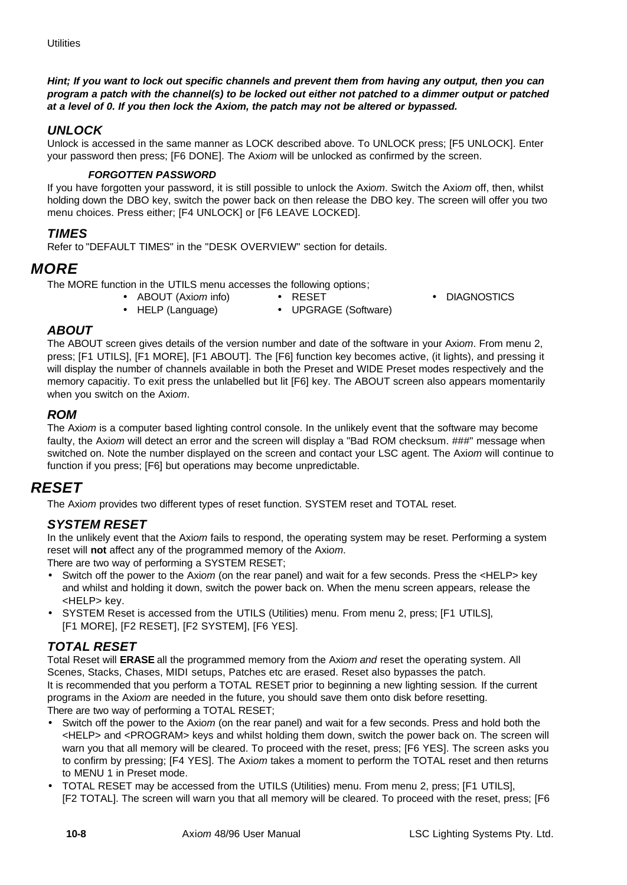***Hint; If you want to lock out specific channels and prevent them from having any output, then you can program a patch with the channel(s) to be locked out either not patched to a dimmer output or patched at a level of 0. If you then lock the Axiom, the patch may not be altered or bypassed.***

### *UNLOCK*

Unlock is accessed in the same manner as LOCK described above. To UNLOCK press; [F5 UNLOCK]. Enter your password then press; [F6 DONE]. The Axi*om* will be unlocked as confirmed by the screen.

#### *FORGOTTEN PASSWORD*

If you have forgotten your password, it is still possible to unlock the Axi*om*. Switch the Axi*om* off, then, whilst holding down the DBO key, switch the power back on then release the DBO key. The screen will offer you two menu choices. Press either; [F4 UNLOCK] or [F6 LEAVE LOCKED].

### *TIMES*

Refer to "DEFAULT TIMES" in the "DESK OVERVIEW" section for details.

## *MORE*

The MORE function in the UTILS menu accesses the following options;

- ABOUT (Axi*om* info)
- HELP (Language)
- RESET
- UPGRAGE (Software)
- DIAGNOSTICS

### *ABOUT*

The ABOUT screen gives details of the version number and date of the software in your Axi*om*. From menu 2, press; [F1 UTILS], [F1 MORE], [F1 ABOUT]. The [F6] function key becomes active, (it lights), and pressing it will display the number of channels available in both the Preset and WIDE Preset modes respectively and the memory capacitiy. To exit press the unlabelled but lit [F6] key. The ABOUT screen also appears momentarily when you switch on the Axi*om*.

### *ROM*

The Axi*om* is a computer based lighting control console. In the unlikely event that the software may become faulty, the Axi*om* will detect an error and the screen will display a "Bad ROM checksum. ###" message when switched on. Note the number displayed on the screen and contact your LSC agent. The Axi*om* will continue to function if you press; [F6] but operations may become unpredictable.

## *RESET*

The Axi*om* provides two different types of reset function. SYSTEM reset and TOTAL reset.

### *SYSTEM RESET*

In the unlikely event that the Axi*om* fails to respond, the operating system may be reset. Performing a system reset will **not** affect any of the programmed memory of the Axi*om*.

There are two way of performing a SYSTEM RESET;

- Switch off the power to the Axi*om* (on the rear panel) and wait for a few seconds. Press the <HELP> key and whilst and holding it down, switch the power back on. When the menu screen appears, release the <HELP> key.
- SYSTEM Reset is accessed from the UTILS (Utilities) menu. From menu 2, press; [F1 UTILS], [F1 MORE], [F2 RESET], [F2 SYSTEM], [F6 YES].

### *TOTAL RESET*

Total Reset will **ERASE** all the programmed memory from the Axi*om and* reset the operating system. All Scenes, Stacks, Chases, MIDI setups, Patches etc are erased. Reset also bypasses the patch.
It is recommended that you perform a TOTAL RESET prior to beginning a new lighting session*.* If the current programs in the Axi*om* are needed in the future, you should save them onto disk before resetting.
There are two way of performing a TOTAL RESET;

- Switch off the power to the Axi*om* (on the rear panel) and wait for a few seconds. Press and hold both the <HELP> and <PROGRAM> keys and whilst holding them down, switch the power back on. The screen will warn you that all memory will be cleared. To proceed with the reset, press; [F6 YES]. The screen asks you to confirm by pressing; [F4 YES]. The Axi*om* takes a moment to perform the TOTAL reset and then returns to MENU 1 in Preset mode.
- TOTAL RESET may be accessed from the UTILS (Utilities) menu. From menu 2, press; [F1 UTILS], [F2 TOTAL]. The screen will warn you that all memory will be cleared. To proceed with the reset, press; [F6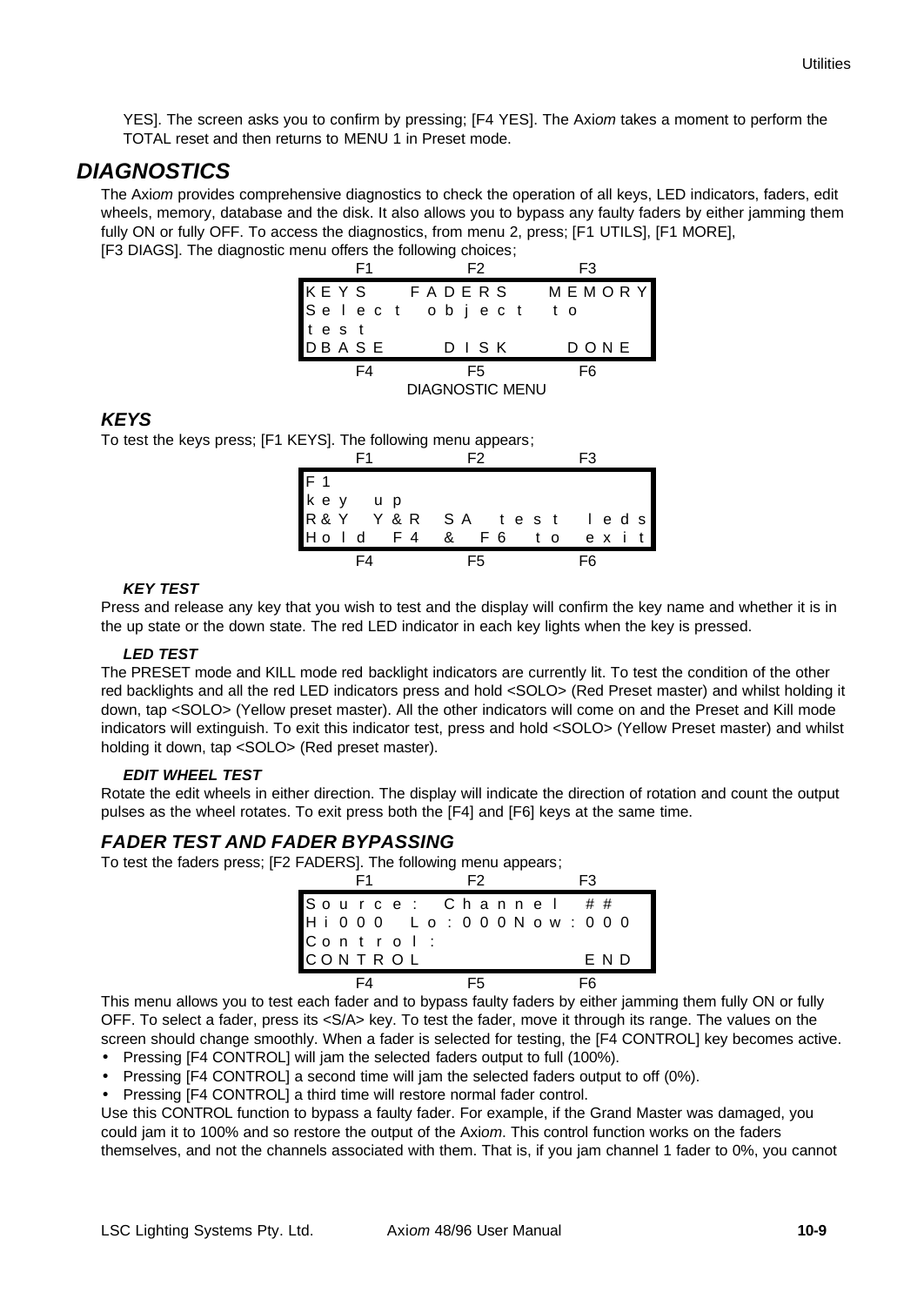YES]. The screen asks you to confirm by pressing; [F4 YES]. The Ax*iom* takes a moment to perform the TOTAL reset and then returns to MENU 1 in Preset mode.

## DIAGNOSTICS

The Ax*iom* provides comprehensive diagnostics to check the operation of all keys, LED indicators, faders, edit wheels, memory, database and the disk. It also allows you to bypass any faulty faders by either jamming them fully ON or fully OFF. To access the diagnostics, from menu 2, press; [F1 UTILS], [F1 MORE], [F3 DIAGS]. The diagnostic menu offers the following choices;

```
     F1              F2             F3
KEYS    FADERS    MEMORY
Select object to
test
DBASE     DISK     DONE
     F4              F5             F6
```

DIAGNOSTIC MENU

### KEYS

To test the keys press; [F1 KEYS]. The following menu appears;

```
     F1              F2             F3
F1
key up
R&Y Y&R SA test leds
Hold F4 & F6 to exit
     F4              F5             F6
```

#### KEY TEST

Press and release any key that you wish to test and the display will confirm the key name and whether it is in the up state or the down state. The red LED indicator in each key lights when the key is pressed.

#### LED TEST

The PRESET mode and KILL mode red backlight indicators are currently lit. To test the condition of the other red backlights and all the red LED indicators press and hold <SOLO> (Red Preset master) and whilst holding it down, tap <SOLO> (Yellow preset master). All the other indicators will come on and the Preset and Kill mode indicators will extinguish. To exit this indicator test, press and hold <SOLO> (Yellow Preset master) and whilst holding it down, tap <SOLO> (Red preset master).

#### EDIT WHEEL TEST

Rotate the edit wheels in either direction. The display will indicate the direction of rotation and count the output pulses as the wheel rotates. To exit press both the [F4] and [F6] keys at the same time.

### FADER TEST AND FADER BYPASSING

To test the faders press; [F2 FADERS]. The following menu appears;

```
     F1              F2             F3
Source: Channel ##
Hi000 Lo:000Now:000
Control:
CONTROL              END
     F4              F5             F6
```

This menu allows you to test each fader and to bypass faulty faders by either jamming them fully ON or fully OFF. To select a fader, press its <S/A> key. To test the fader, move it through its range. The values on the screen should change smoothly. When a fader is selected for testing, the [F4 CONTROL] key becomes active.

- Pressing [F4 CONTROL] will jam the selected faders output to full (100%).
- Pressing [F4 CONTROL] a second time will jam the selected faders output to off (0%).
- Pressing [F4 CONTROL] a third time will restore normal fader control.

Use this CONTROL function to bypass a faulty fader. For example, if the Grand Master was damaged, you could jam it to 100% and so restore the output of the Ax*iom*. This control function works on the faders themselves, and not the channels associated with them. That is, if you jam channel 1 fader to 0%, you cannot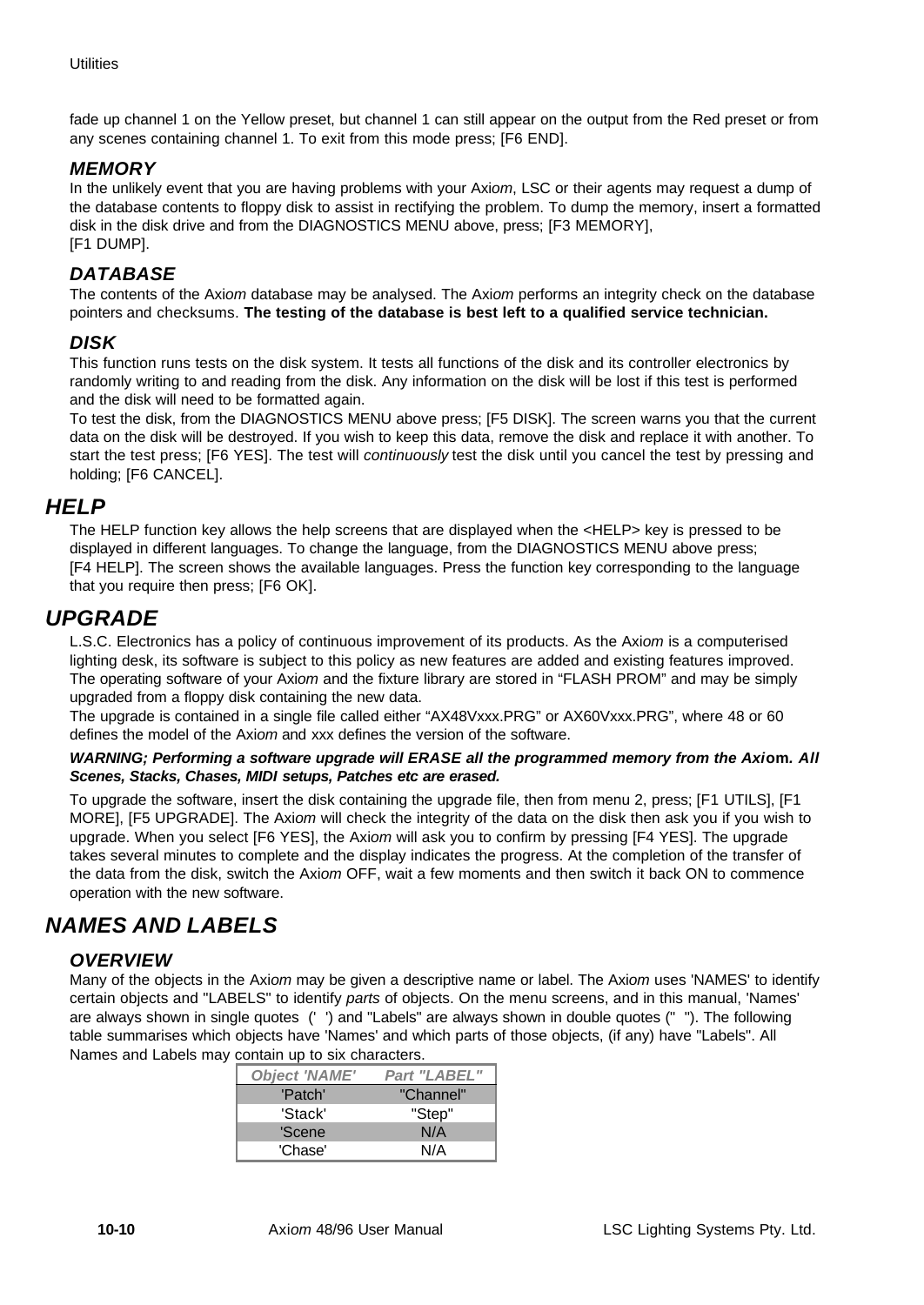fade up channel 1 on the Yellow preset, but channel 1 can still appear on the output from the Red preset or from any scenes containing channel 1. To exit from this mode press; [F6 END].

### *MEMORY*

In the unlikely event that you are having problems with your Axi*om*, LSC or their agents may request a dump of the database contents to floppy disk to assist in rectifying the problem. To dump the memory, insert a formatted disk in the disk drive and from the DIAGNOSTICS MENU above, press; [F3 MEMORY], [F1 DUMP].

### *DATABASE*

The contents of the Axi*om* database may be analysed. The Axi*om* performs an integrity check on the database pointers and checksums. **The testing of the database is best left to a qualified service technician.**

### *DISK*

This function runs tests on the disk system. It tests all functions of the disk and its controller electronics by randomly writing to and reading from the disk. Any information on the disk will be lost if this test is performed and the disk will need to be formatted again.

To test the disk, from the DIAGNOSTICS MENU above press; [F5 DISK]. The screen warns you that the current data on the disk will be destroyed. If you wish to keep this data, remove the disk and replace it with another. To start the test press; [F6 YES]. The test will *continuously* test the disk until you cancel the test by pressing and holding; [F6 CANCEL].

## *HELP*

The HELP function key allows the help screens that are displayed when the <HELP> key is pressed to be displayed in different languages. To change the language, from the DIAGNOSTICS MENU above press; [F4 HELP]. The screen shows the available languages. Press the function key corresponding to the language that you require then press; [F6 OK].

## *UPGRADE*

L.S.C. Electronics has a policy of continuous improvement of its products. As the Axi*om* is a computerised lighting desk, its software is subject to this policy as new features are added and existing features improved. The operating software of your Axi*om* and the fixture library are stored in “FLASH PROM” and may be simply upgraded from a floppy disk containing the new data.

The upgrade is contained in a single file called either “AX48Vxxx.PRG” or AX60Vxxx.PRG”, where 48 or 60 defines the model of the Axi*om* and xxx defines the version of the software.

***WARNING; Performing a software upgrade will ERASE all the programmed memory from the Axiom. All Scenes, Stacks, Chases, MIDI setups, Patches etc are erased.***

To upgrade the software, insert the disk containing the upgrade file, then from menu 2, press; [F1 UTILS], [F1 MORE], [F5 UPGRADE]. The Axi*om* will check the integrity of the data on the disk then ask you if you wish to upgrade. When you select [F6 YES], the Axi*om* will ask you to confirm by pressing [F4 YES]. The upgrade takes several minutes to complete and the display indicates the progress. At the completion of the transfer of the data from the disk, switch the Axi*om* OFF, wait a few moments and then switch it back ON to commence operation with the new software.

# *NAMES AND LABELS*

### *OVERVIEW*

Many of the objects in the Axi*om* may be given a descriptive name or label. The Axi*om* uses 'NAMES' to identify certain objects and "LABELS" to identify *parts* of objects. On the menu screens, and in this manual, 'Names' are always shown in single quotes (' ') and "Labels" are always shown in double quotes (" "). The following table summarises which objects have 'Names' and which parts of those objects, (if any) have "Labels". All Names and Labels may contain up to six characters.

| *Object 'NAME'* | *Part "LABEL"* |
|---|---|
| 'Patch' | "Channel" |
| 'Stack' | "Step" |
| 'Scene | N/A |
| 'Chase' | N/A |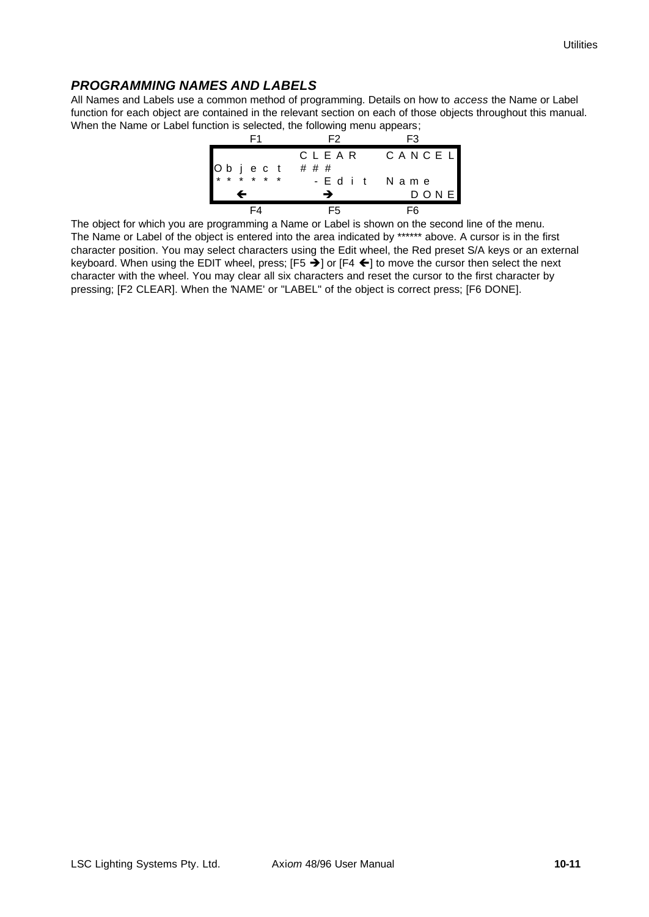## *PROGRAMMING NAMES AND LABELS*

All Names and Labels use a common method of programming. Details on how to *access* the Name or Label function for each object are contained in the relevant section on each of those objects throughout this manual. When the Name or Label function is selected, the following menu appears;

```
     F1              F2             F3
                   C L E A R     C A N C E L
O b j e c t   # # #
* * * * * *      - E d i t   N a m e
     ←               →            D O N E
     F4              F5             F6
```

The object for which you are programming a Name or Label is shown on the second line of the menu. The Name or Label of the object is entered into the area indicated by ****** above. A cursor is in the first character position. You may select characters using the Edit wheel, the Red preset S/A keys or an external keyboard. When using the EDIT wheel, press; [F5 →] or [F4 ←] to move the cursor then select the next character with the wheel. You may clear all six characters and reset the cursor to the first character by pressing; [F2 CLEAR]. When the 'NAME' or "LABEL" of the object is correct press; [F6 DONE].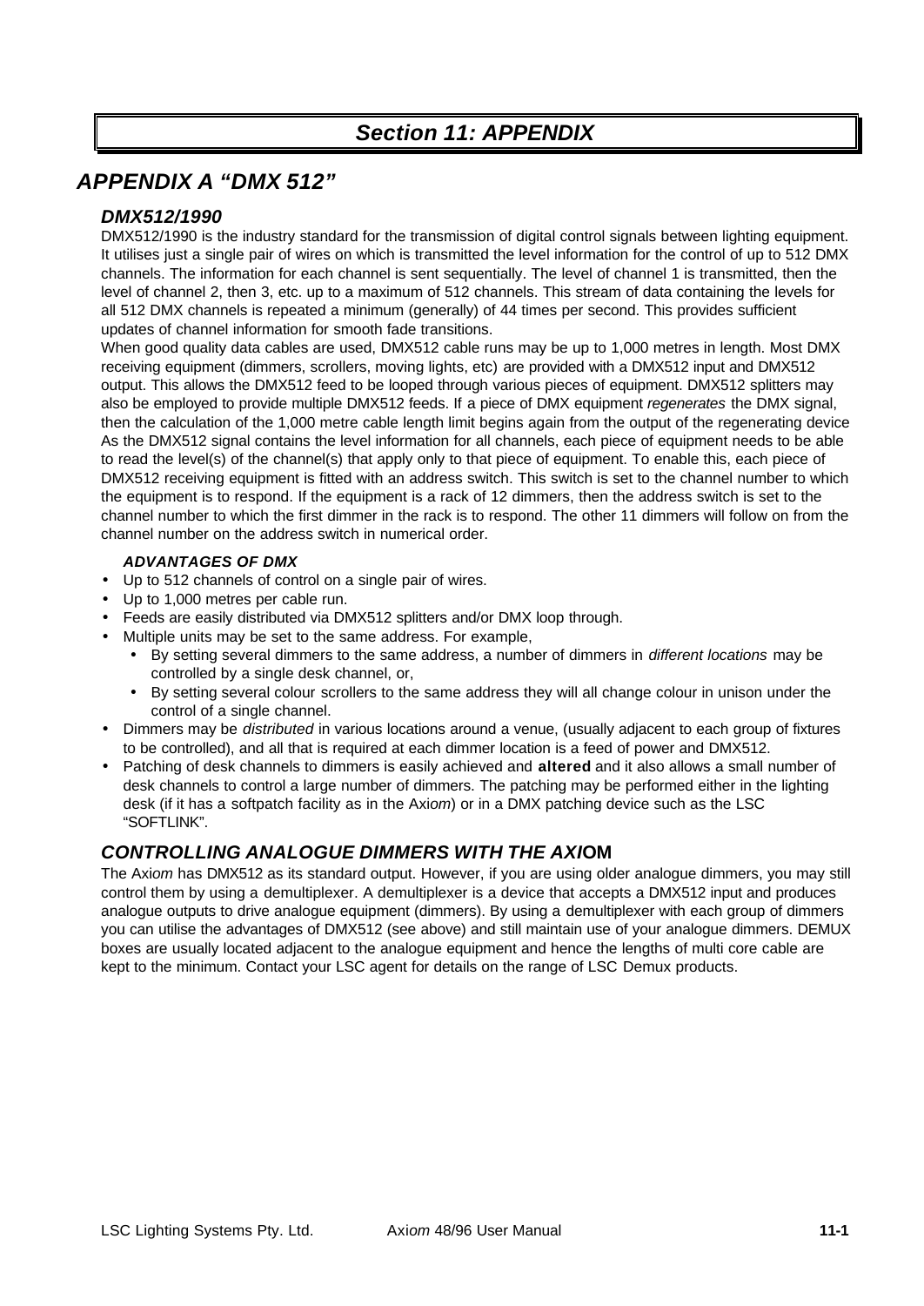# Section 11: APPENDIX

## APPENDIX A "DMX 512"

### DMX512/1990

DMX512/1990 is the industry standard for the transmission of digital control signals between lighting equipment. It utilises just a single pair of wires on which is transmitted the level information for the control of up to 512 DMX channels. The information for each channel is sent sequentially. The level of channel 1 is transmitted, then the level of channel 2, then 3, etc. up to a maximum of 512 channels. This stream of data containing the levels for all 512 DMX channels is repeated a minimum (generally) of 44 times per second. This provides sufficient updates of channel information for smooth fade transitions.

When good quality data cables are used, DMX512 cable runs may be up to 1,000 metres in length. Most DMX receiving equipment (dimmers, scrollers, moving lights, etc) are provided with a DMX512 input and DMX512 output. This allows the DMX512 feed to be looped through various pieces of equipment. DMX512 splitters may also be employed to provide multiple DMX512 feeds. If a piece of DMX equipment *regenerates* the DMX signal, then the calculation of the 1,000 metre cable length limit begins again from the output of the regenerating device As the DMX512 signal contains the level information for all channels, each piece of equipment needs to be able to read the level(s) of the channel(s) that apply only to that piece of equipment. To enable this, each piece of DMX512 receiving equipment is fitted with an address switch. This switch is set to the channel number to which the equipment is to respond. If the equipment is a rack of 12 dimmers, then the address switch is set to the channel number to which the first dimmer in the rack is to respond. The other 11 dimmers will follow on from the channel number on the address switch in numerical order.

#### ADVANTAGES OF DMX

- Up to 512 channels of control on a single pair of wires.
- Up to 1,000 metres per cable run.
- Feeds are easily distributed via DMX512 splitters and/or DMX loop through.
- Multiple units may be set to the same address. For example,
  - By setting several dimmers to the same address, a number of dimmers in *different locations* may be controlled by a single desk channel, or,
  - By setting several colour scrollers to the same address they will all change colour in unison under the control of a single channel.
- Dimmers may be *distributed* in various locations around a venue, (usually adjacent to each group of fixtures to be controlled), and all that is required at each dimmer location is a feed of power and DMX512.
- Patching of desk channels to dimmers is easily achieved and **altered** and it also allows a small number of desk channels to control a large number of dimmers. The patching may be performed either in the lighting desk (if it has a softpatch facility as in the Axi*om*) or in a DMX patching device such as the LSC "SOFTLINK".

### CONTROLLING ANALOGUE DIMMERS WITH THE AXIOM

The Axi*om* has DMX512 as its standard output. However, if you are using older analogue dimmers, you may still control them by using a demultiplexer. A demultiplexer is a device that accepts a DMX512 input and produces analogue outputs to drive analogue equipment (dimmers). By using a demultiplexer with each group of dimmers you can utilise the advantages of DMX512 (see above) and still maintain use of your analogue dimmers. DEMUX boxes are usually located adjacent to the analogue equipment and hence the lengths of multi core cable are kept to the minimum. Contact your LSC agent for details on the range of LSC Demux products.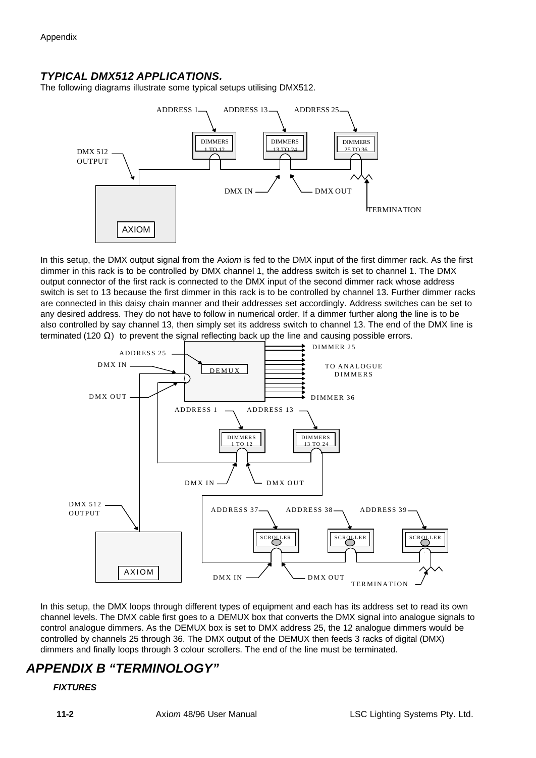### *TYPICAL DMX512 APPLICATIONS.*

The following diagrams illustrate some typical setups utilising DMX512.

ADDRESS 1 ADDRESS 13 ADDRESS 25

DIMMERS 1 TO 12 DIMMERS 13 TO 24 DIMMERS 25 TO 36

DMX 512 OUTPUT

DMX IN DMX OUT

TERMINATION

AXIOM

In this setup, the DMX output signal from the Axi*om* is fed to the DMX input of the first dimmer rack. As the first dimmer in this rack is to be controlled by DMX channel 1, the address switch is set to channel 1. The DMX output connector of the first rack is connected to the DMX input of the second dimmer rack whose address switch is set to 13 because the first dimmer in this rack is to be controlled by channel 13. Further dimmer racks are connected in this daisy chain manner and their addresses set accordingly. Address switches can be set to any desired address. They do not have to follow in numerical order. If a dimmer further along the line is to be also controlled by say channel 13, then simply set its address switch to channel 13. The end of the DMX line is terminated (120 Ω) to prevent the signal reflecting back up the line and causing possible errors.

ADDRESS 25 DIMMER 25

DMX IN DEMUX TO ANALOGUE DIMMERS

DMX OUT DIMMER 36

ADDRESS 1 ADDRESS 13

DIMMERS 1 TO 12 DIMMERS 13 TO 24

DMX IN DMX OUT

DMX 512 OUTPUT

ADDRESS 37 ADDRESS 38 ADDRESS 39

SCROLLER SCROLLER SCROLLER

AXIOM

DMX IN DMX OUT TERMINATION

In this setup, the DMX loops through different types of equipment and each has its address set to read its own channel levels. The DMX cable first goes to a DEMUX box that converts the DMX signal into analogue signals to control analogue dimmers. As the DEMUX box is set to DMX address 25, the 12 analogue dimmers would be controlled by channels 25 through 36. The DMX output of the DEMUX then feeds 3 racks of digital (DMX) dimmers and finally loops through 3 colour scrollers. The end of the line must be terminated.

## *APPENDIX B "TERMINOLOGY"*

#### ***FIXTURES***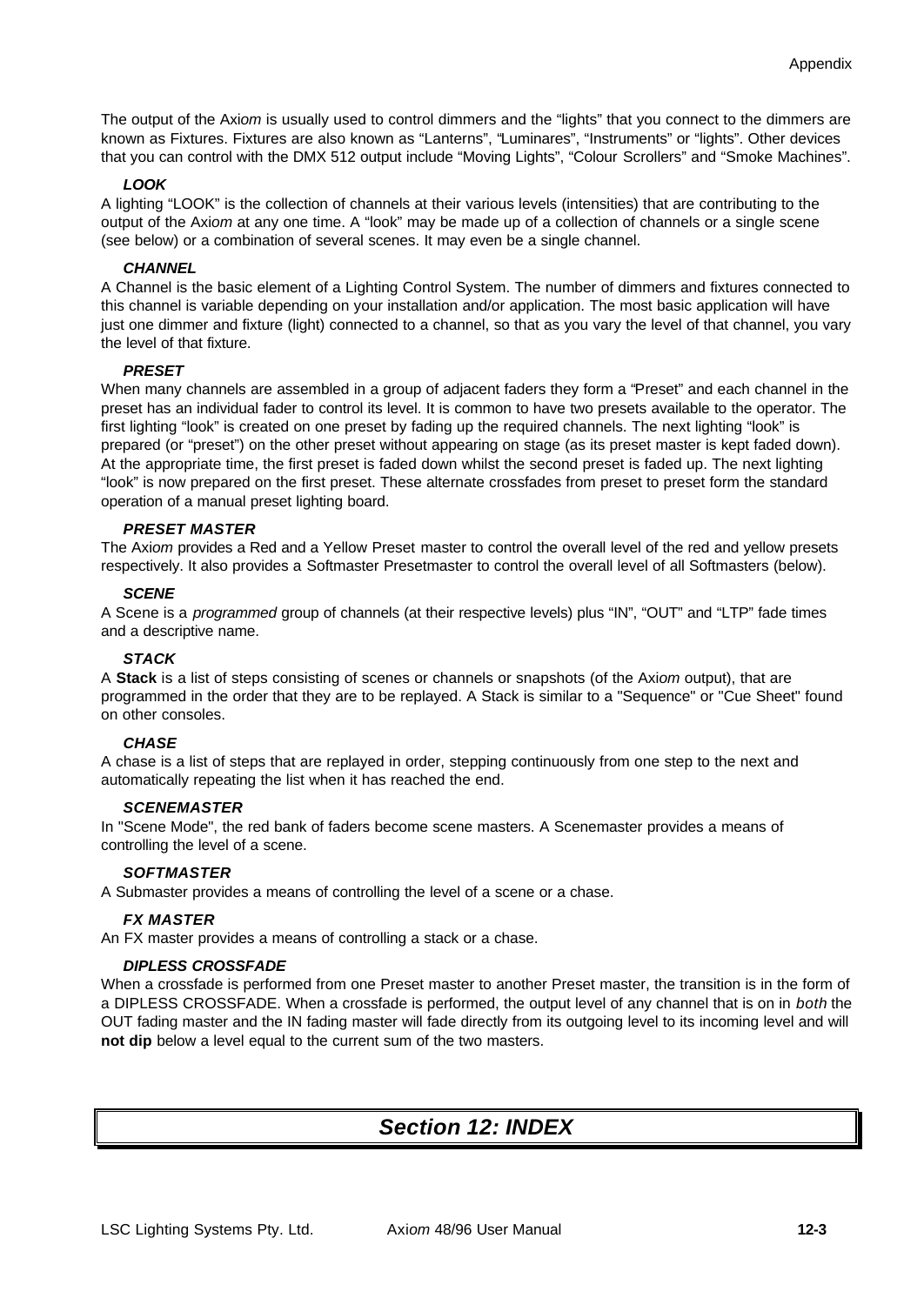The output of the Axi*om* is usually used to control dimmers and the "lights" that you connect to the dimmers are known as Fixtures. Fixtures are also known as "Lanterns", "Luminares", "Instruments" or "lights". Other devices that you can control with the DMX 512 output include "Moving Lights", "Colour Scrollers" and "Smoke Machines".

#### *LOOK*

A lighting "LOOK" is the collection of channels at their various levels (intensities) that are contributing to the output of the Axi*om* at any one time. A "look" may be made up of a collection of channels or a single scene (see below) or a combination of several scenes. It may even be a single channel.

#### *CHANNEL*

A Channel is the basic element of a Lighting Control System. The number of dimmers and fixtures connected to this channel is variable depending on your installation and/or application. The most basic application will have just one dimmer and fixture (light) connected to a channel, so that as you vary the level of that channel, you vary the level of that fixture.

#### *PRESET*

When many channels are assembled in a group of adjacent faders they form a "Preset" and each channel in the preset has an individual fader to control its level. It is common to have two presets available to the operator. The first lighting "look" is created on one preset by fading up the required channels. The next lighting "look" is prepared (or "preset") on the other preset without appearing on stage (as its preset master is kept faded down). At the appropriate time, the first preset is faded down whilst the second preset is faded up. The next lighting "look" is now prepared on the first preset. These alternate crossfades from preset to preset form the standard operation of a manual preset lighting board.

#### *PRESET MASTER*

The Axi*om* provides a Red and a Yellow Preset master to control the overall level of the red and yellow presets respectively. It also provides a Softmaster Presetmaster to control the overall level of all Softmasters (below).

#### *SCENE*

A Scene is a *programmed* group of channels (at their respective levels) plus "IN", "OUT" and "LTP" fade times and a descriptive name.

#### *STACK*

A **Stack** is a list of steps consisting of scenes or channels or snapshots (of the Axi*om* output), that are programmed in the order that they are to be replayed. A Stack is similar to a "Sequence" or "Cue Sheet" found on other consoles.

#### *CHASE*

A chase is a list of steps that are replayed in order, stepping continuously from one step to the next and automatically repeating the list when it has reached the end.

#### *SCENEMASTER*

In "Scene Mode", the red bank of faders become scene masters. A Scenemaster provides a means of controlling the level of a scene.

#### *SOFTMASTER*

A Submaster provides a means of controlling the level of a scene or a chase.

#### *FX MASTER*

An FX master provides a means of controlling a stack or a chase.

#### *DIPLESS CROSSFADE*

When a crossfade is performed from one Preset master to another Preset master, the transition is in the form of a DIPLESS CROSSFADE. When a crossfade is performed, the output level of any channel that is on in *both* the OUT fading master and the IN fading master will fade directly from its outgoing level to its incoming level and will **not dip** below a level equal to the current sum of the two masters.

# *Section 12: INDEX*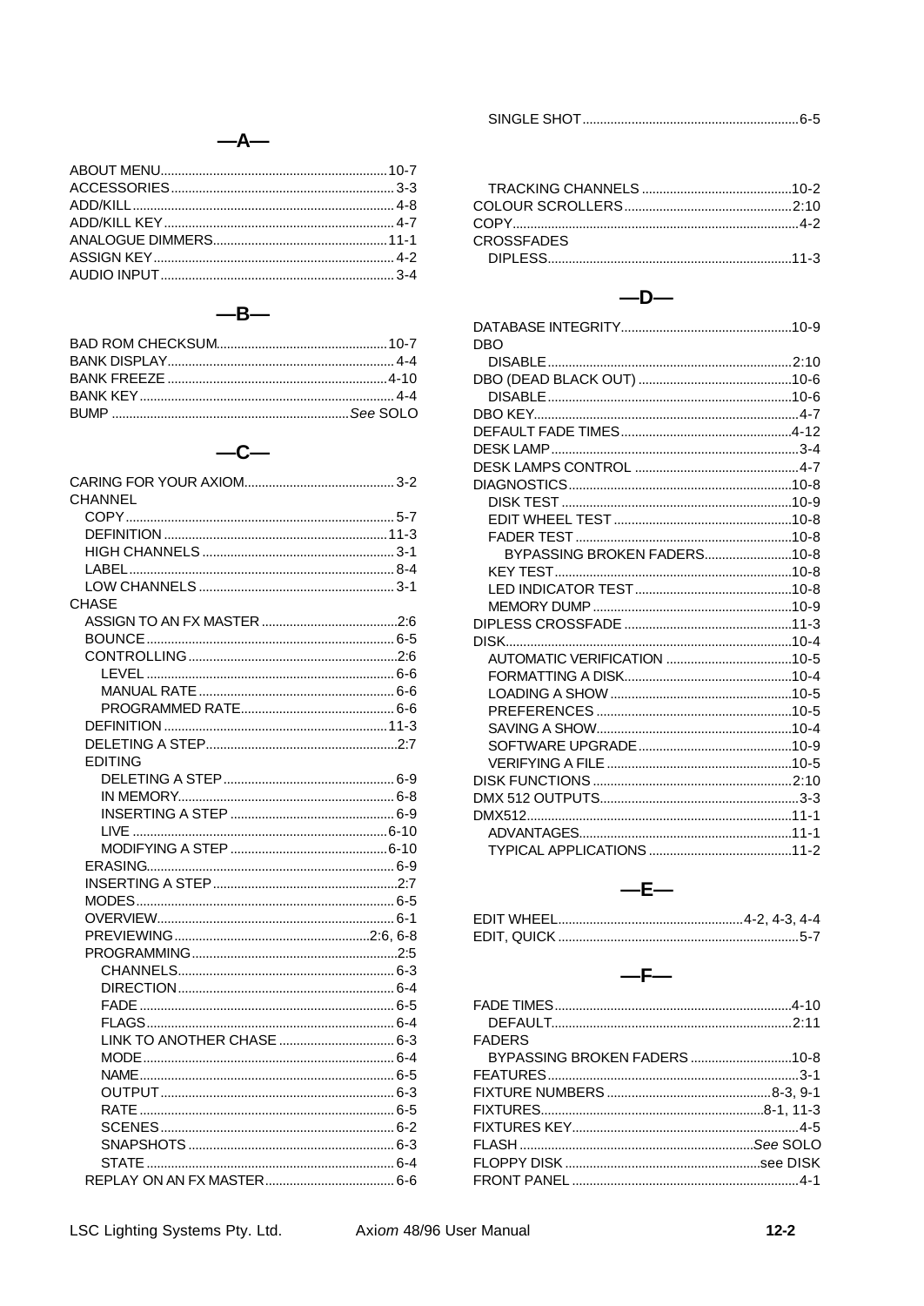## —A—

ABOUT MENU ........ 10-7
ACCESSORIES ........ 3-3
ADD/KILL ........ 4-8
ADD/KILL KEY ........ 4-7
ANALOGUE DIMMERS ........ 11-1
ASSIGN KEY ........ 4-2
AUDIO INPUT ........ 3-4

## —B—

BAD ROM CHECKSUM ........ 10-7
BANK DISPLAY ........ 4-4
BANK FREEZE ........ 4-10
BANK KEY ........ 4-4
BUMP ........ *See* SOLO

## —C—

CARING FOR YOUR AXIOM ........ 3-2
CHANNEL
- COPY ........ 5-7
- DEFINITION ........ 11-3
- HIGH CHANNELS ........ 3-1
- LABEL ........ 8-4
- LOW CHANNELS ........ 3-1

CHASE
- ASSIGN TO AN FX MASTER ........ 2:6
- BOUNCE ........ 6-5
- CONTROLLING ........ 2:6
  - LEVEL ........ 6-6
  - MANUAL RATE ........ 6-6
  - PROGRAMMED RATE ........ 6-6
- DEFINITION ........ 11-3
- DELETING A STEP ........ 2:7
- EDITING
  - DELETING A STEP ........ 6-9
  - IN MEMORY ........ 6-8
  - INSERTING A STEP ........ 6-9
  - LIVE ........ 6-10
  - MODIFYING A STEP ........ 6-10
- ERASING ........ 6-9
- INSERTING A STEP ........ 2:7
- MODES ........ 6-5
- OVERVIEW ........ 6-1
- PREVIEWING ........ 2:6, 6-8
- PROGRAMMING ........ 2:5
  - CHANNELS ........ 6-3
  - DIRECTION ........ 6-4
  - FADE ........ 6-5
  - FLAGS ........ 6-4
  - LINK TO ANOTHER CHASE ........ 6-3
  - MODE ........ 6-4
  - NAME ........ 6-5
  - OUTPUT ........ 6-3
  - RATE ........ 6-5
  - SCENES ........ 6-2
  - SNAPSHOTS ........ 6-3
  - STATE ........ 6-4
- REPLAY ON AN FX MASTER ........ 6-6
- SINGLE SHOT ........ 6-5
- TRACKING CHANNELS ........ 10-2

COLOUR SCROLLERS ........ 2:10
COPY ........ 4-2
CROSSFADES
- DIPLESS ........ 11-3

## —D—

DATABASE INTEGRITY ........ 10-9
DBO
- DISABLE ........ 2:10

DBO (DEAD BLACK OUT) ........ 10-6
- DISABLE ........ 10-6

DBO KEY ........ 4-7
DEFAULT FADE TIMES ........ 4-12
DESK LAMP ........ 3-4
DESK LAMPS CONTROL ........ 4-7
DIAGNOSTICS ........ 10-8
- DISK TEST ........ 10-9
- EDIT WHEEL TEST ........ 10-8
- FADER TEST ........ 10-8
  - BYPASSING BROKEN FADERS ........ 10-8
- KEY TEST ........ 10-8
- LED INDICATOR TEST ........ 10-8
- MEMORY DUMP ........ 10-9

DIPLESS CROSSFADE ........ 11-3
DISK ........ 10-4
- AUTOMATIC VERIFICATION ........ 10-5
- FORMATTING A DISK ........ 10-4
- LOADING A SHOW ........ 10-5
- PREFERENCES ........ 10-5
- SAVING A SHOW ........ 10-4
- SOFTWARE UPGRADE ........ 10-9
- VERIFYING A FILE ........ 10-5

DISK FUNCTIONS ........ 2:10
DMX 512 OUTPUTS ........ 3-3
DMX512 ........ 11-1
- ADVANTAGES ........ 11-1
- TYPICAL APPLICATIONS ........ 11-2

## —E—

EDIT WHEEL ........ 4-2, 4-3, 4-4
EDIT, QUICK ........ 5-7

## —F—

FADE TIMES ........ 4-10
- DEFAULT ........ 2:11

FADERS
- BYPASSING BROKEN FADERS ........ 10-8

FEATURES ........ 3-1
FIXTURE NUMBERS ........ 8-3, 9-1
FIXTURES ........ 8-1, 11-3
FIXTURES KEY ........ 4-5
FLASH ........ *See* SOLO
FLOPPY DISK ........ see DISK
FRONT PANEL ........ 4-1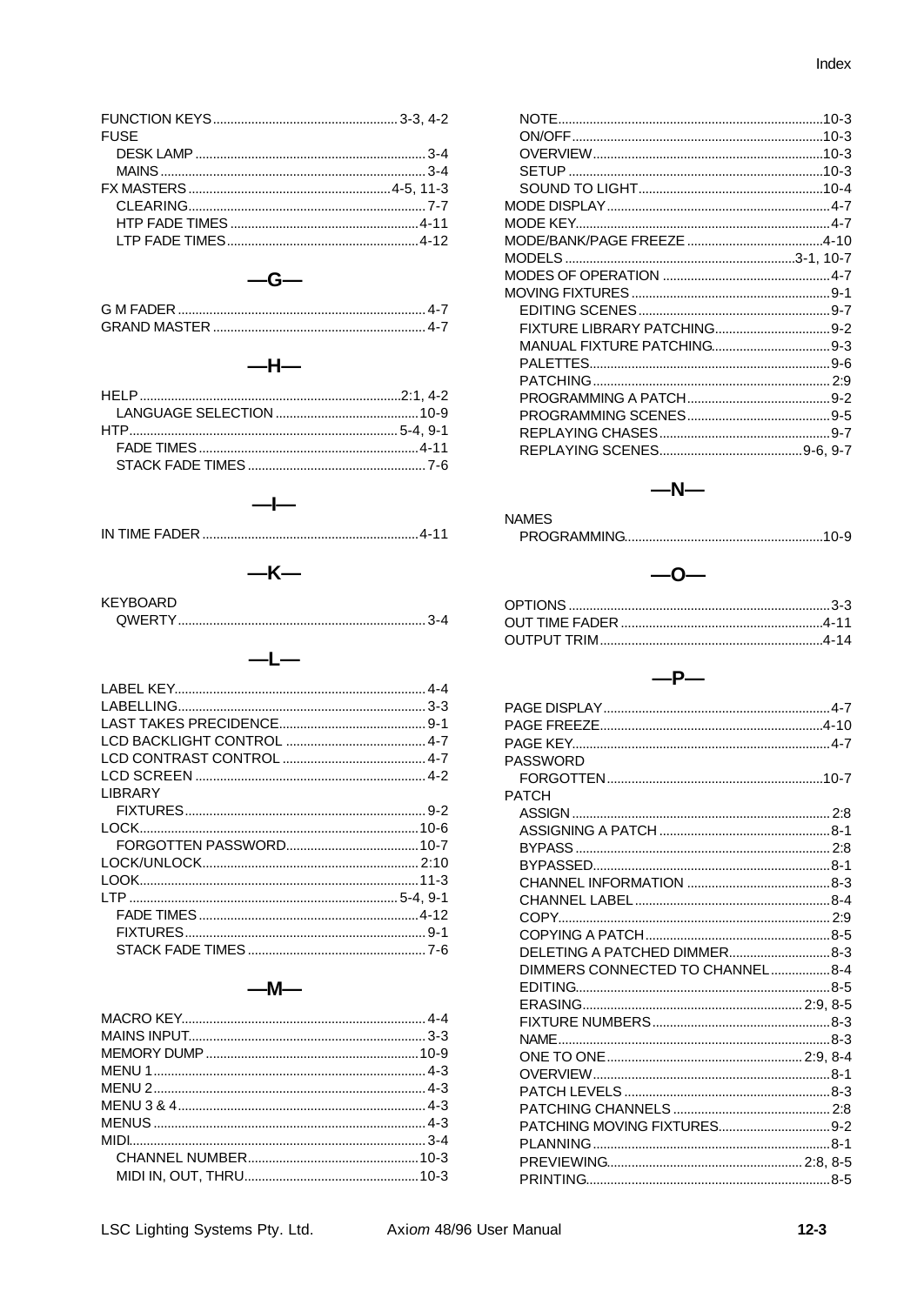FUNCTION KEYS 3-3, 4-2
FUSE
- DESK LAMP 3-4
- MAINS 3-4

FX MASTERS 4-5, 11-3
- CLEARING 7-7
- HTP FADE TIMES 4-11
- LTP FADE TIMES 4-12

## —G—

G M FADER 4-7
GRAND MASTER 4-7

## —H—

HELP 2:1, 4-2
- LANGUAGE SELECTION 10-9

HTP 5-4, 9-1
- FADE TIMES 4-11
- STACK FADE TIMES 7-6

## —I—

IN TIME FADER 4-11

## —K—

KEYBOARD
- QWERTY 3-4

## —L—

LABEL KEY 4-4
LABELLING 3-3
LAST TAKES PRECIDENCE 9-1
LCD BACKLIGHT CONTROL 4-7
LCD CONTRAST CONTROL 4-7
LCD SCREEN 4-2
LIBRARY
- FIXTURES 9-2

LOCK 10-6
- FORGOTTEN PASSWORD 10-7

LOCK/UNLOCK 2:10
LOOK 11-3
LTP 5-4, 9-1
- FADE TIMES 4-12
- FIXTURES 9-1
- STACK FADE TIMES 7-6

## —M—

MACRO KEY 4-4
MAINS INPUT 3-3
MEMORY DUMP 10-9
MENU 1 4-3
MENU 2 4-3
MENU 3 & 4 4-3
MENUS 4-3
MIDI 3-4
- CHANNEL NUMBER 10-3
- MIDI IN, OUT, THRU 10-3
- NOTE 10-3
- ON/OFF 10-3
- OVERVIEW 10-3
- SETUP 10-3
- SOUND TO LIGHT 10-4

MODE DISPLAY 4-7
MODE KEY 4-7
MODE/BANK/PAGE FREEZE 4-10
MODELS 3-1, 10-7
MODES OF OPERATION 4-7
MOVING FIXTURES 9-1
- EDITING SCENES 9-7
- FIXTURE LIBRARY PATCHING 9-2
- MANUAL FIXTURE PATCHING 9-3
- PALETTES 9-6
- PATCHING 2:9
- PROGRAMMING A PATCH 9-2
- PROGRAMMING SCENES 9-5
- REPLAYING CHASES 9-7
- REPLAYING SCENES 9-6, 9-7

## —N—

NAMES
- PROGRAMMING 10-9

## —O—

OPTIONS 3-3
OUT TIME FADER 4-11
OUTPUT TRIM 4-14

## —P—

PAGE DISPLAY 4-7
PAGE FREEZE 4-10
PAGE KEY 4-7
PASSWORD
- FORGOTTEN 10-7

PATCH
- ASSIGN 2:8
- ASSIGNING A PATCH 8-1
- BYPASS 2:8
- BYPASSED 8-1
- CHANNEL INFORMATION 8-3
- CHANNEL LABEL 8-4
- COPY 2:9
- COPYING A PATCH 8-5
- DELETING A PATCHED DIMMER 8-3
- DIMMERS CONNECTED TO CHANNEL 8-4
- EDITING 8-5
- ERASING 2:9, 8-5
- FIXTURE NUMBERS 8-3
- NAME 8-3
- ONE TO ONE 2:9, 8-4
- OVERVIEW 8-1
- PATCH LEVELS 8-3
- PATCHING CHANNELS 2:8
- PATCHING MOVING FIXTURES 9-2
- PLANNING 8-1
- PREVIEWING 2:8, 8-5
- PRINTING 8-5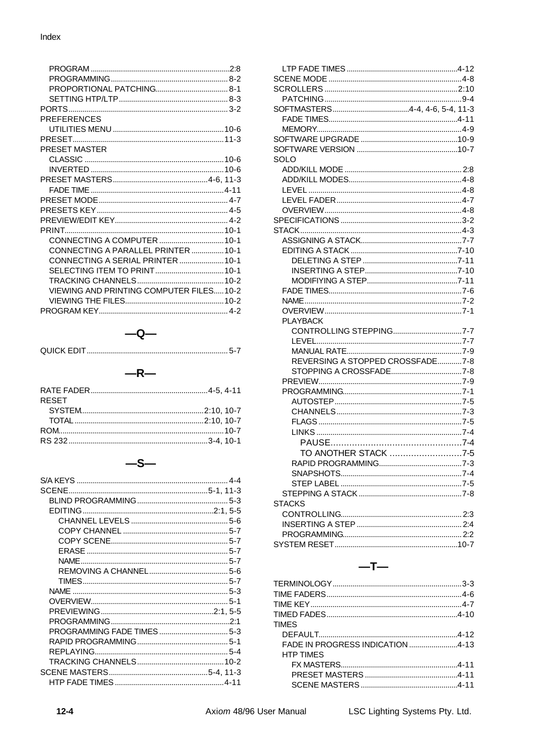PROGRAM ..... 2:8
PROGRAMMING ..... 8-2
PROPORTIONAL PATCHING ..... 8-1
SETTING HTP/LTP ..... 8-3

PORTS ..... 3-2

PREFERENCES
UTILITIES MENU ..... 10-6

PRESET ..... 11-3

PRESET MASTER
CLASSIC ..... 10-6
INVERTED ..... 10-6

PRESET MASTERS ..... 4-6, 11-3
FADE TIME ..... 4-11

PRESET MODE ..... 4-7

PRESETS KEY ..... 4-5

PREVIEW/EDIT KEY ..... 4-2

PRINT ..... 10-1
CONNECTING A COMPUTER ..... 10-1
CONNECTING A PARALLEL PRINTER ..... 10-1
CONNECTING A SERIAL PRINTER ..... 10-1
SELECTING ITEM TO PRINT ..... 10-1
TRACKING CHANNELS ..... 10-2
VIEWING AND PRINTING COMPUTER FILES ..... 10-2
VIEWING THE FILES ..... 10-2

PROGRAM KEY ..... 4-2

## —Q—

QUICK EDIT ..... 5-7

## —R—

RATE FADER ..... 4-5, 4-11

RESET
SYSTEM ..... 2:10, 10-7
TOTAL ..... 2:10, 10-7

ROM ..... 10-7

RS 232 ..... 3-4, 10-1

## —S—

S/A KEYS ..... 4-4

SCENE ..... 5-1, 11-3
BLIND PROGRAMMING ..... 5-3
EDITING ..... 2:1, 5-5
CHANNEL LEVELS ..... 5-6
COPY CHANNEL ..... 5-7
COPY SCENE ..... 5-7
ERASE ..... 5-7
NAME ..... 5-7
REMOVING A CHANNEL ..... 5-6
TIMES ..... 5-7
NAME ..... 5-3
OVERVIEW ..... 5-1
PREVIEWING ..... 2:1, 5-5
PROGRAMMING ..... 2:1
PROGRAMMING FADE TIMES ..... 5-3
RAPID PROGRAMMING ..... 5-1
REPLAYING ..... 5-4
TRACKING CHANNELS ..... 10-2

SCENE MASTERS ..... 5-4, 11-3
HTP FADE TIMES ..... 4-11
LTP FADE TIMES ..... 4-12

SCENE MODE ..... 4-8

SCROLLERS ..... 2:10
PATCHING ..... 9-4

SOFTMASTERS ..... 4-4, 4-6, 5-4, 11-3
FADE TIMES ..... 4-11
MEMORY ..... 4-9

SOFTWARE UPGRADE ..... 10-9

SOFTWARE VERSION ..... 10-7

SOLO
ADD/KILL MODE ..... 2:8
ADD/KILL MODES ..... 4-8
LEVEL ..... 4-8
LEVEL FADER ..... 4-7
OVERVIEW ..... 4-8

SPECIFICATIONS ..... 3-2

STACK ..... 4-3
ASSIGNING A STACK ..... 7-7
EDITING A STACK ..... 7-10
DELETING A STEP ..... 7-11
INSERTING A STEP ..... 7-10
MODIFIYING A STEP ..... 7-11
FADE TIMES ..... 7-6
NAME ..... 7-2
OVERVIEW ..... 7-1
PLAYBACK
CONTROLLING STEPPING ..... 7-7
LEVEL ..... 7-7
MANUAL RATE ..... 7-9
REVERSING A STOPPED CROSSFADE ..... 7-8
STOPPING A CROSSFADE ..... 7-8
PREVIEW ..... 7-9
PROGRAMMING ..... 7-1
AUTOSTEP ..... 7-5
CHANNELS ..... 7-3
FLAGS ..... 7-5
LINKS ..... 7-4
PAUSE ..... 7-4
TO ANOTHER STACK ..... 7-5
RAPID PROGRAMMING ..... 7-3
SNAPSHOTS ..... 7-4
STEP LABEL ..... 7-5
STEPPING A STACK ..... 7-8

STACKS
CONTROLLING ..... 2:3
INSERTING A STEP ..... 2:4
PROGRAMMING ..... 2:2

SYSTEM RESET ..... 10-7

## —T—

TERMINOLOGY ..... 3-3

TIME FADERS ..... 4-6

TIME KEY ..... 4-7

TIMED FADES ..... 4-10

TIMES
DEFAULT ..... 4-12
FADE IN PROGRESS INDICATION ..... 4-13
HTP TIMES
FX MASTERS ..... 4-11
PRESET MASTERS ..... 4-11
SCENE MASTERS ..... 4-11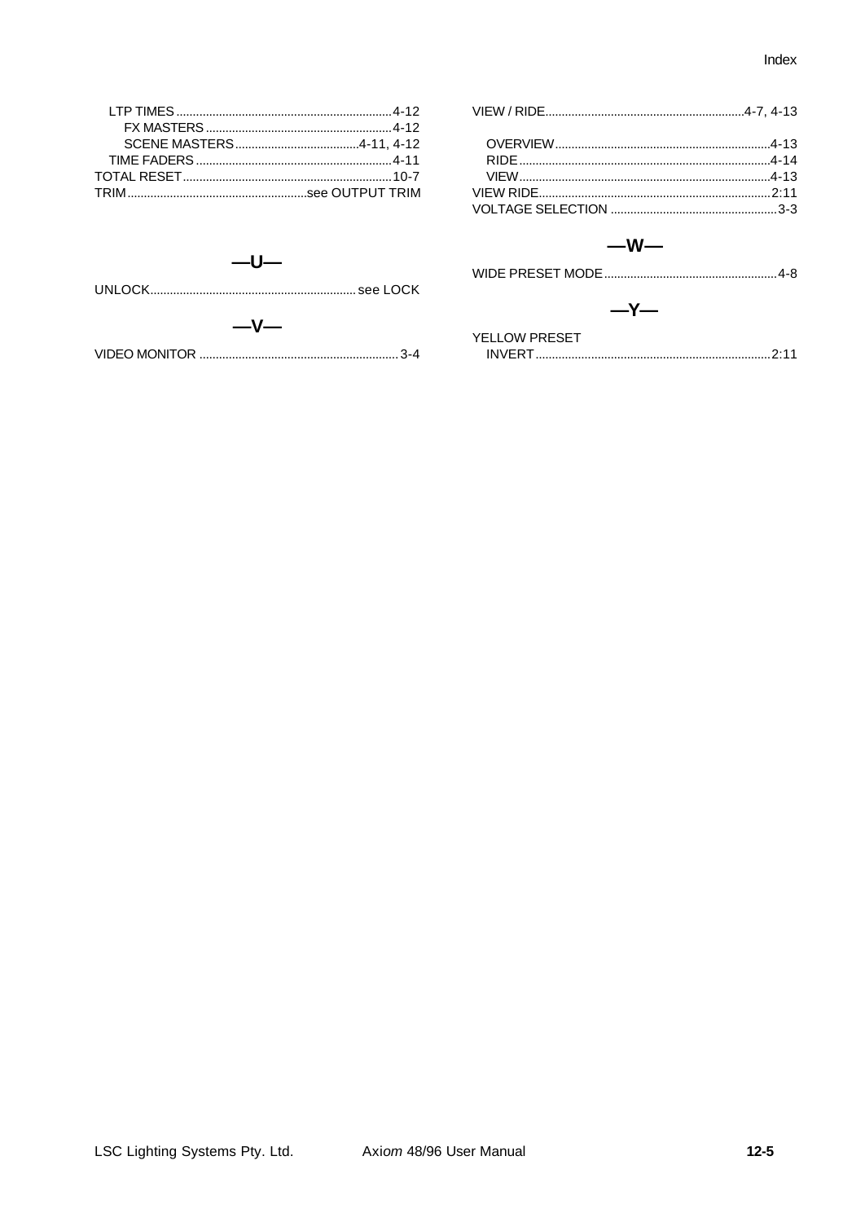LTP TIMES ................................................................ 4-12
FX MASTERS ........................................................ 4-12
SCENE MASTERS ..................................... 4-11, 4-12
TIME FADERS ........................................................... 4-11
TOTAL RESET ............................................................... 10-7
TRIM ...................................................... see OUTPUT TRIM

## —U—

UNLOCK ............................................................... see LOCK

## —V—

VIDEO MONITOR ............................................................ 3-4

VIEW / RIDE ............................................................ 4-7, 4-13

OVERVIEW ................................................................. 4-13
RIDE ........................................................................... 4-14
VIEW ........................................................................... 4-13
VIEW RIDE ..................................................................... 2:11
VOLTAGE SELECTION .................................................. 3-3

## —W—

WIDE PRESET MODE .................................................... 4-8

## —Y—

YELLOW PRESET
INVERT ....................................................................... 2:11